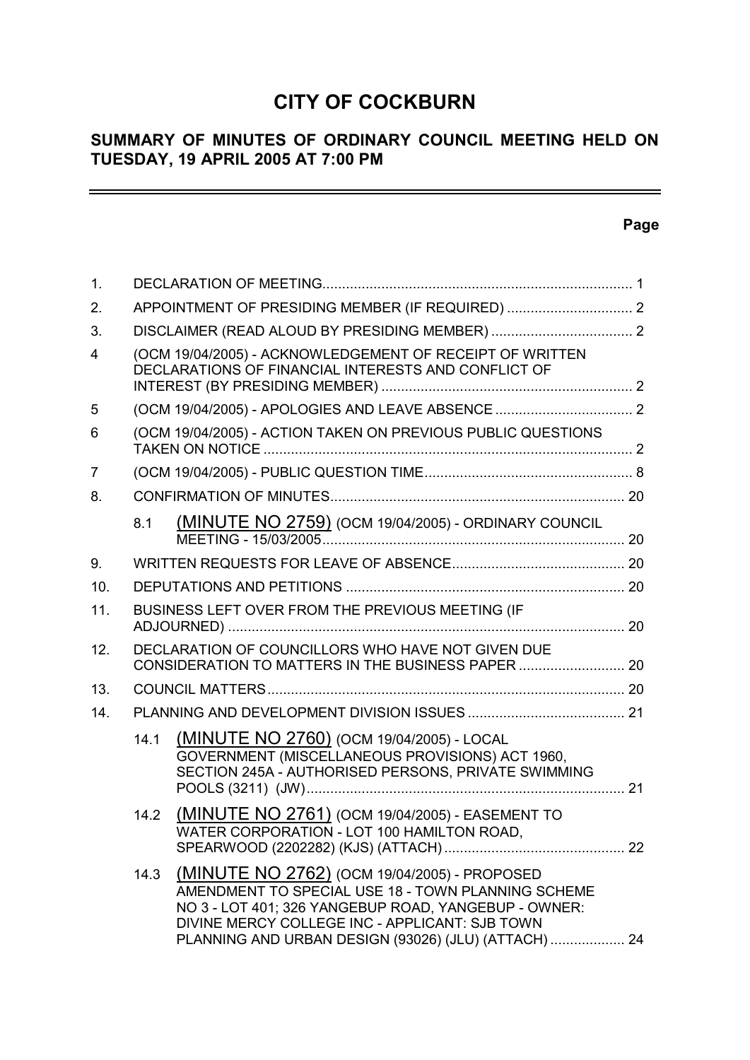# CITY OF COCKBURN

## SUMMARY OF MINUTES OF ORDINARY COUNCIL MEETING HELD ON TUESDAY, 19 APRIL 2005 AT 7:00 PM

**Page**

| | | | |
|---|---|---|---|
| 1. | DECLARATION OF MEETING | | 1 |
| 2. | APPOINTMENT OF PRESIDING MEMBER (IF REQUIRED) | | 2 |
| 3. | DISCLAIMER (READ ALOUD BY PRESIDING MEMBER) | | 2 |
| 4 | (OCM 19/04/2005) - ACKNOWLEDGEMENT OF RECEIPT OF WRITTEN DECLARATIONS OF FINANCIAL INTERESTS AND CONFLICT OF INTEREST (BY PRESIDING MEMBER) | | 2 |
| 5 | (OCM 19/04/2005) - APOLOGIES AND LEAVE ABSENCE | | 2 |
| 6 | (OCM 19/04/2005) - ACTION TAKEN ON PREVIOUS PUBLIC QUESTIONS TAKEN ON NOTICE | | 2 |
| 7 | (OCM 19/04/2005) - PUBLIC QUESTION TIME | | 8 |
| 8. | CONFIRMATION OF MINUTES | | 20 |
| | 8.1 | (MINUTE NO 2759) (OCM 19/04/2005) - ORDINARY COUNCIL MEETING - 15/03/2005 | 20 |
| 9. | WRITTEN REQUESTS FOR LEAVE OF ABSENCE | | 20 |
| 10. | DEPUTATIONS AND PETITIONS | | 20 |
| 11. | BUSINESS LEFT OVER FROM THE PREVIOUS MEETING (IF ADJOURNED) | | 20 |
| 12. | DECLARATION OF COUNCILLORS WHO HAVE NOT GIVEN DUE CONSIDERATION TO MATTERS IN THE BUSINESS PAPER | | 20 |
| 13. | COUNCIL MATTERS | | 20 |
| 14. | PLANNING AND DEVELOPMENT DIVISION ISSUES | | 21 |
| | 14.1 | (MINUTE NO 2760) (OCM 19/04/2005) - LOCAL GOVERNMENT (MISCELLANEOUS PROVISIONS) ACT 1960, SECTION 245A - AUTHORISED PERSONS, PRIVATE SWIMMING POOLS (3211) (JW) | 21 |
| | 14.2 | (MINUTE NO 2761) (OCM 19/04/2005) - EASEMENT TO WATER CORPORATION - LOT 100 HAMILTON ROAD, SPEARWOOD (2202282) (KJS) (ATTACH) | 22 |
| | 14.3 | (MINUTE NO 2762) (OCM 19/04/2005) - PROPOSED AMENDMENT TO SPECIAL USE 18 - TOWN PLANNING SCHEME NO 3 - LOT 401; 326 YANGEBUP ROAD, YANGEBUP - OWNER: DIVINE MERCY COLLEGE INC - APPLICANT: SJB TOWN PLANNING AND URBAN DESIGN (93026) (JLU) (ATTACH) | 24 |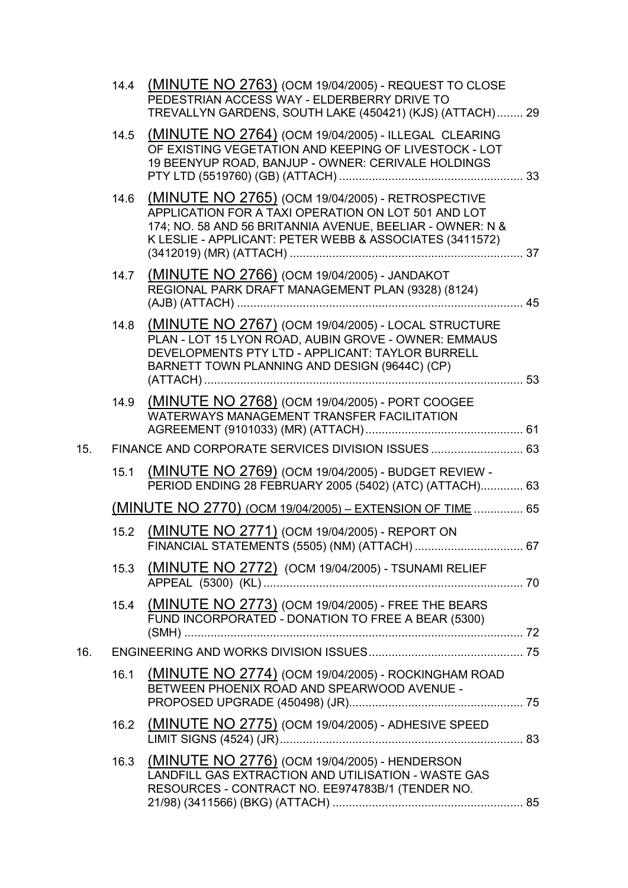14.4 (MINUTE NO 2763) (OCM 19/04/2005) - REQUEST TO CLOSE PEDESTRIAN ACCESS WAY - ELDERBERRY DRIVE TO TREVALLYN GARDENS, SOUTH LAKE (450421) (KJS) (ATTACH) ........ 29

14.5 (MINUTE NO 2764) (OCM 19/04/2005) - ILLEGAL CLEARING OF EXISTING VEGETATION AND KEEPING OF LIVESTOCK - LOT 19 BEENYUP ROAD, BANJUP - OWNER: CERIVALE HOLDINGS PTY LTD (5519760) (GB) (ATTACH) ........ 33

14.6 (MINUTE NO 2765) (OCM 19/04/2005) - RETROSPECTIVE APPLICATION FOR A TAXI OPERATION ON LOT 501 AND LOT 174; NO. 58 AND 56 BRITANNIA AVENUE, BEELIAR - OWNER: N & K LESLIE - APPLICANT: PETER WEBB & ASSOCIATES (3411572) (3412019) (MR) (ATTACH) ........ 37

14.7 (MINUTE NO 2766) (OCM 19/04/2005) - JANDAKOT REGIONAL PARK DRAFT MANAGEMENT PLAN (9328) (8124) (AJB) (ATTACH) ........ 45

14.8 (MINUTE NO 2767) (OCM 19/04/2005) - LOCAL STRUCTURE PLAN - LOT 15 LYON ROAD, AUBIN GROVE - OWNER: EMMAUS DEVELOPMENTS PTY LTD - APPLICANT: TAYLOR BURRELL BARNETT TOWN PLANNING AND DESIGN (9644C) (CP) (ATTACH) ........ 53

14.9 (MINUTE NO 2768) (OCM 19/04/2005) - PORT COOGEE WATERWAYS MANAGEMENT TRANSFER FACILITATION AGREEMENT (9101033) (MR) (ATTACH) ........ 61

15. FINANCE AND CORPORATE SERVICES DIVISION ISSUES ........ 63

15.1 (MINUTE NO 2769) (OCM 19/04/2005) - BUDGET REVIEW - PERIOD ENDING 28 FEBRUARY 2005 (5402) (ATC) (ATTACH) ........ 63

(MINUTE NO 2770) (OCM 19/04/2005) – EXTENSION OF TIME ........ 65

15.2 (MINUTE NO 2771) (OCM 19/04/2005) - REPORT ON FINANCIAL STATEMENTS (5505) (NM) (ATTACH) ........ 67

15.3 (MINUTE NO 2772) (OCM 19/04/2005) - TSUNAMI RELIEF APPEAL (5300) (KL) ........ 70

15.4 (MINUTE NO 2773) (OCM 19/04/2005) - FREE THE BEARS FUND INCORPORATED - DONATION TO FREE A BEAR (5300) (SMH) ........ 72

16. ENGINEERING AND WORKS DIVISION ISSUES ........ 75

16.1 (MINUTE NO 2774) (OCM 19/04/2005) - ROCKINGHAM ROAD BETWEEN PHOENIX ROAD AND SPEARWOOD AVENUE - PROPOSED UPGRADE (450498) (JR) ........ 75

16.2 (MINUTE NO 2775) (OCM 19/04/2005) - ADHESIVE SPEED LIMIT SIGNS (4524) (JR) ........ 83

16.3 (MINUTE NO 2776) (OCM 19/04/2005) - HENDERSON LANDFILL GAS EXTRACTION AND UTILISATION - WASTE GAS RESOURCES - CONTRACT NO. EE974783B/1 (TENDER NO. 21/98) (3411566) (BKG) (ATTACH) ........ 85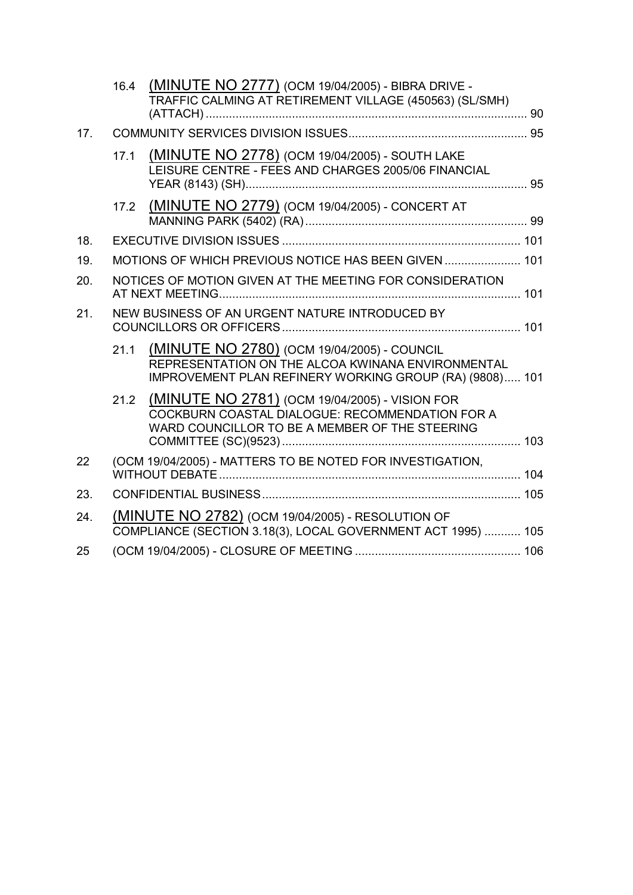16.4 (MINUTE NO 2777) (OCM 19/04/2005) - BIBRA DRIVE - TRAFFIC CALMING AT RETIREMENT VILLAGE (450563) (SL/SMH) (ATTACH) ................................................................................................ 90

17. COMMUNITY SERVICES DIVISION ISSUES ...................................................... 95

17.1 (MINUTE NO 2778) (OCM 19/04/2005) - SOUTH LAKE LEISURE CENTRE - FEES AND CHARGES 2005/06 FINANCIAL YEAR (8143) (SH) ................................................................................... 95

17.2 (MINUTE NO 2779) (OCM 19/04/2005) - CONCERT AT MANNING PARK (5402) (RA) ................................................................... 99

18. EXECUTIVE DIVISION ISSUES ....................................................................... 101

19. MOTIONS OF WHICH PREVIOUS NOTICE HAS BEEN GIVEN ....................... 101

20. NOTICES OF MOTION GIVEN AT THE MEETING FOR CONSIDERATION AT NEXT MEETING .......................................................................................... 101

21. NEW BUSINESS OF AN URGENT NATURE INTRODUCED BY COUNCILLORS OR OFFICERS ....................................................................... 101

21.1 (MINUTE NO 2780) (OCM 19/04/2005) - COUNCIL REPRESENTATION ON THE ALCOA KWINANA ENVIRONMENTAL IMPROVEMENT PLAN REFINERY WORKING GROUP (RA) (9808) ..... 101

21.2 (MINUTE NO 2781) (OCM 19/04/2005) - VISION FOR COCKBURN COASTAL DIALOGUE: RECOMMENDATION FOR A WARD COUNCILLOR TO BE A MEMBER OF THE STEERING COMMITTEE (SC)(9523) ....................................................................... 103

22 (OCM 19/04/2005) - MATTERS TO BE NOTED FOR INVESTIGATION, WITHOUT DEBATE .......................................................................................... 104

23. CONFIDENTIAL BUSINESS ............................................................................. 105

24. (MINUTE NO 2782) (OCM 19/04/2005) - RESOLUTION OF COMPLIANCE (SECTION 3.18(3), LOCAL GOVERNMENT ACT 1995) ........... 105

25 (OCM 19/04/2005) - CLOSURE OF MEETING .................................................. 106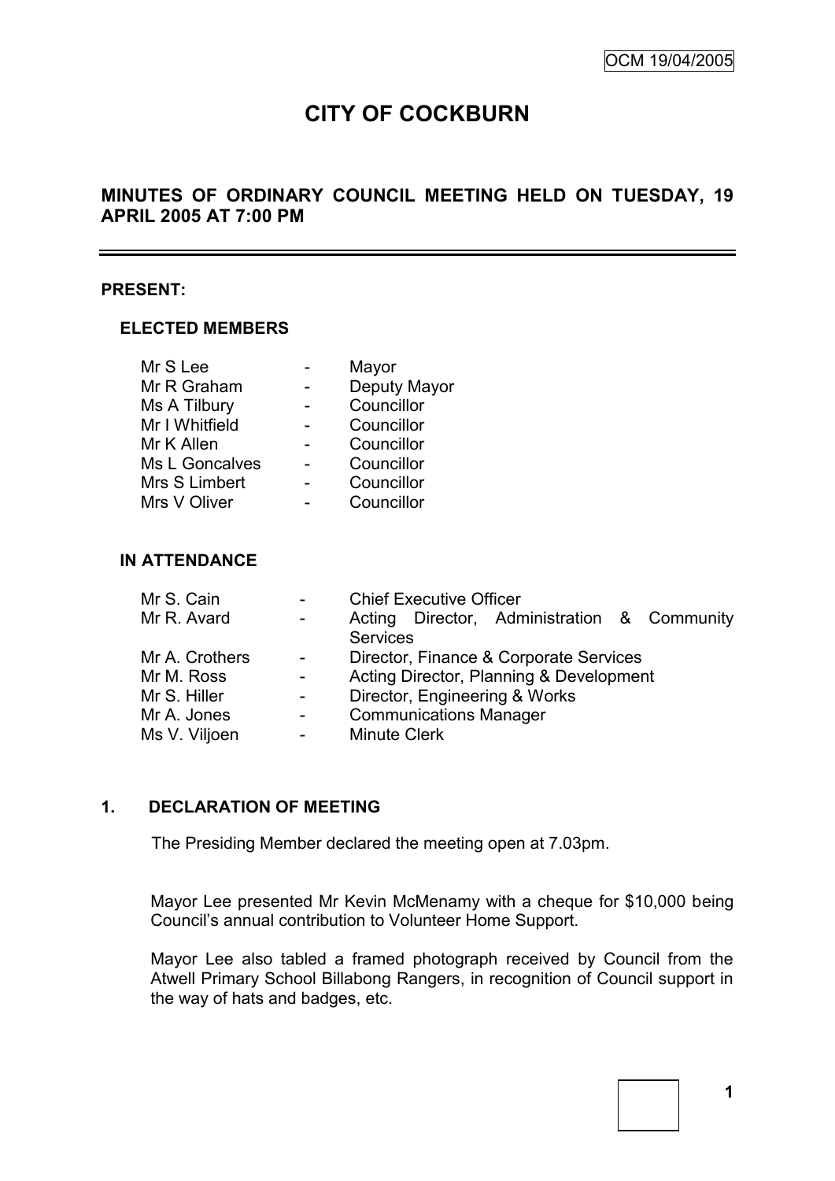OCM 19/04/2005

# CITY OF COCKBURN

## MINUTES OF ORDINARY COUNCIL MEETING HELD ON TUESDAY, 19 APRIL 2005 AT 7:00 PM

### PRESENT:

#### ELECTED MEMBERS

| | | |
|---|---|---|
| Mr S Lee | - | Mayor |
| Mr R Graham | - | Deputy Mayor |
| Ms A Tilbury | - | Councillor |
| Mr I Whitfield | - | Councillor |
| Mr K Allen | - | Councillor |
| Ms L Goncalves | - | Councillor |
| Mrs S Limbert | - | Councillor |
| Mrs V Oliver | - | Councillor |

#### IN ATTENDANCE

| | | |
|---|---|---|
| Mr S. Cain | - | Chief Executive Officer |
| Mr R. Avard | - | Acting Director, Administration & Community Services |
| Mr A. Crothers | - | Director, Finance & Corporate Services |
| Mr M. Ross | - | Acting Director, Planning & Development |
| Mr S. Hiller | - | Director, Engineering & Works |
| Mr A. Jones | - | Communications Manager |
| Ms V. Viljoen | - | Minute Clerk |

### 1. DECLARATION OF MEETING

The Presiding Member declared the meeting open at 7.03pm.

Mayor Lee presented Mr Kevin McMenamy with a cheque for $10,000 being Council's annual contribution to Volunteer Home Support.

Mayor Lee also tabled a framed photograph received by Council from the Atwell Primary School Billabong Rangers, in recognition of Council support in the way of hats and badges, etc.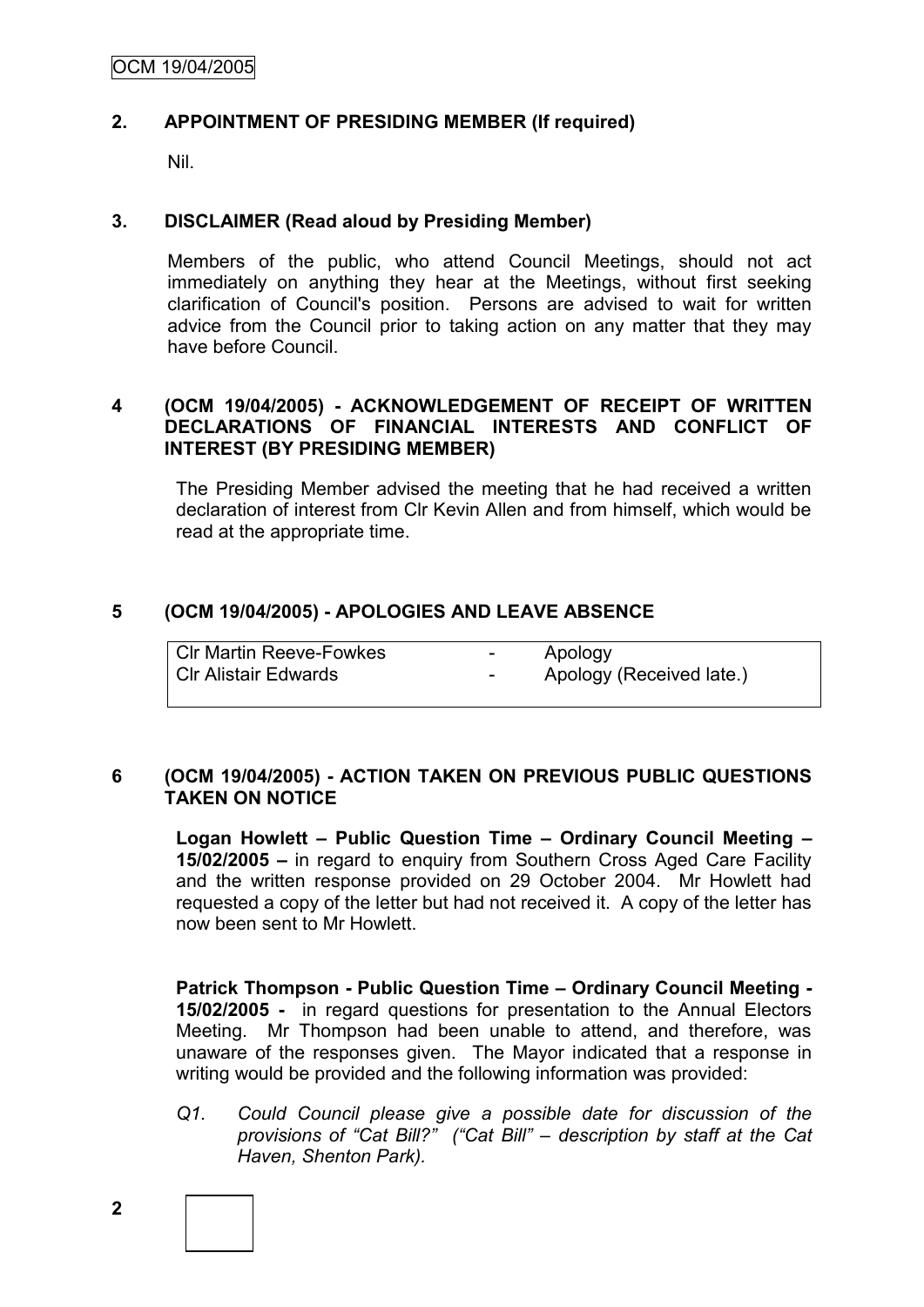## 2. APPOINTMENT OF PRESIDING MEMBER (If required)

Nil.

## 3. DISCLAIMER (Read aloud by Presiding Member)

Members of the public, who attend Council Meetings, should not act immediately on anything they hear at the Meetings, without first seeking clarification of Council's position. Persons are advised to wait for written advice from the Council prior to taking action on any matter that they may have before Council.

## 4 (OCM 19/04/2005) - ACKNOWLEDGEMENT OF RECEIPT OF WRITTEN DECLARATIONS OF FINANCIAL INTERESTS AND CONFLICT OF INTEREST (BY PRESIDING MEMBER)

The Presiding Member advised the meeting that he had received a written declaration of interest from Clr Kevin Allen and from himself, which would be read at the appropriate time.

## 5 (OCM 19/04/2005) - APOLOGIES AND LEAVE ABSENCE

| | | |
|---|---|---|
| Clr Martin Reeve-Fowkes | - | Apology |
| Clr Alistair Edwards | - | Apology (Received late.) |

## 6 (OCM 19/04/2005) - ACTION TAKEN ON PREVIOUS PUBLIC QUESTIONS TAKEN ON NOTICE

**Logan Howlett – Public Question Time – Ordinary Council Meeting – 15/02/2005 –** in regard to enquiry from Southern Cross Aged Care Facility and the written response provided on 29 October 2004. Mr Howlett had requested a copy of the letter but had not received it. A copy of the letter has now been sent to Mr Howlett.

**Patrick Thompson - Public Question Time – Ordinary Council Meeting - 15/02/2005 -** in regard questions for presentation to the Annual Electors Meeting. Mr Thompson had been unable to attend, and therefore, was unaware of the responses given. The Mayor indicated that a response in writing would be provided and the following information was provided:

*Q1. Could Council please give a possible date for discussion of the provisions of "Cat Bill?" ("Cat Bill" – description by staff at the Cat Haven, Shenton Park).*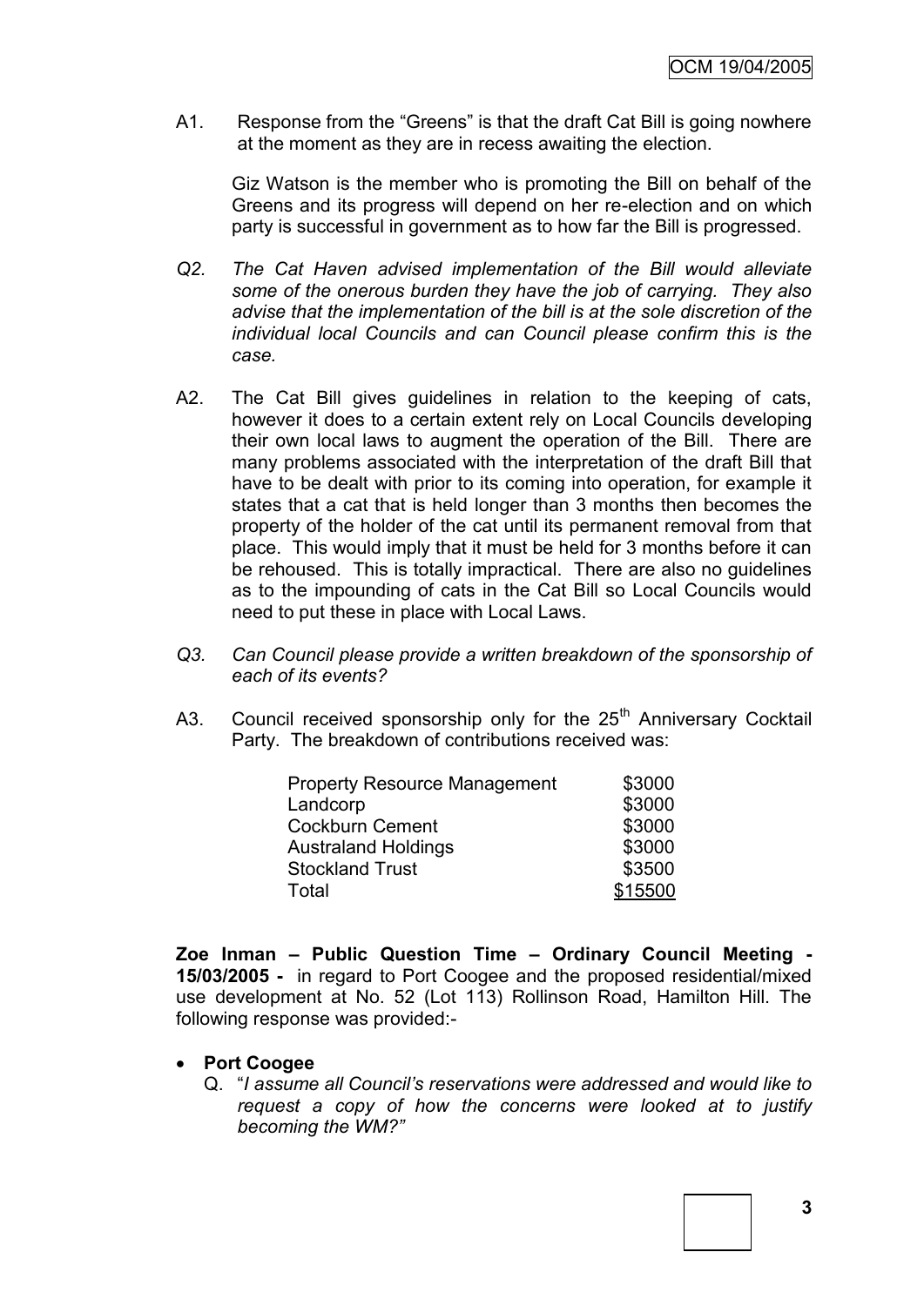A1. Response from the "Greens" is that the draft Cat Bill is going nowhere at the moment as they are in recess awaiting the election.

Giz Watson is the member who is promoting the Bill on behalf of the Greens and its progress will depend on her re-election and on which party is successful in government as to how far the Bill is progressed.

*Q2. The Cat Haven advised implementation of the Bill would alleviate some of the onerous burden they have the job of carrying. They also advise that the implementation of the bill is at the sole discretion of the individual local Councils and can Council please confirm this is the case.*

A2. The Cat Bill gives guidelines in relation to the keeping of cats, however it does to a certain extent rely on Local Councils developing their own local laws to augment the operation of the Bill. There are many problems associated with the interpretation of the draft Bill that have to be dealt with prior to its coming into operation, for example it states that a cat that is held longer than 3 months then becomes the property of the holder of the cat until its permanent removal from that place. This would imply that it must be held for 3 months before it can be rehoused. This is totally impractical. There are also no guidelines as to the impounding of cats in the Cat Bill so Local Councils would need to put these in place with Local Laws.

*Q3. Can Council please provide a written breakdown of the sponsorship of each of its events?*

A3. Council received sponsorship only for the 25th Anniversary Cocktail Party. The breakdown of contributions received was:

| | |
|---|---|
| Property Resource Management | \$3000 |
| Landcorp | \$3000 |
| Cockburn Cement | \$3000 |
| Australand Holdings | \$3000 |
| Stockland Trust | \$3500 |
| Total | <u>\$15500</u> |

**Zoe Inman – Public Question Time – Ordinary Council Meeting - 15/03/2005 -** in regard to Port Coogee and the proposed residential/mixed use development at No. 52 (Lot 113) Rollinson Road, Hamilton Hill. The following response was provided:-

- **Port Coogee**

  Q. "*I assume all Council's reservations were addressed and would like to request a copy of how the concerns were looked at to justify becoming the WM?"*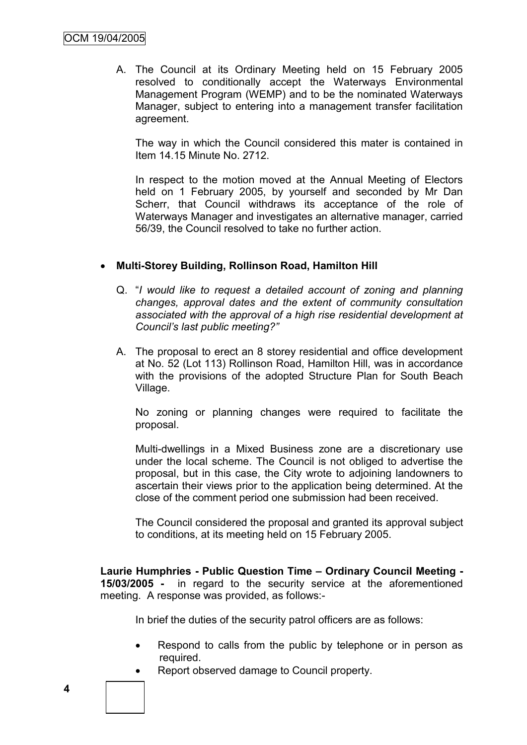A. The Council at its Ordinary Meeting held on 15 February 2005 resolved to conditionally accept the Waterways Environmental Management Program (WEMP) and to be the nominated Waterways Manager, subject to entering into a management transfer facilitation agreement.

The way in which the Council considered this mater is contained in Item 14.15 Minute No. 2712.

In respect to the motion moved at the Annual Meeting of Electors held on 1 February 2005, by yourself and seconded by Mr Dan Scherr, that Council withdraws its acceptance of the role of Waterways Manager and investigates an alternative manager, carried 56/39, the Council resolved to take no further action.

- **Multi-Storey Building, Rollinson Road, Hamilton Hill**

Q. "*I would like to request a detailed account of zoning and planning changes, approval dates and the extent of community consultation associated with the approval of a high rise residential development at Council's last public meeting?"*

A. The proposal to erect an 8 storey residential and office development at No. 52 (Lot 113) Rollinson Road, Hamilton Hill, was in accordance with the provisions of the adopted Structure Plan for South Beach Village.

No zoning or planning changes were required to facilitate the proposal.

Multi-dwellings in a Mixed Business zone are a discretionary use under the local scheme. The Council is not obliged to advertise the proposal, but in this case, the City wrote to adjoining landowners to ascertain their views prior to the application being determined. At the close of the comment period one submission had been received.

The Council considered the proposal and granted its approval subject to conditions, at its meeting held on 15 February 2005.

**Laurie Humphries - Public Question Time – Ordinary Council Meeting - 15/03/2005 -** in regard to the security service at the aforementioned meeting. A response was provided, as follows:-

In brief the duties of the security patrol officers are as follows:

- Respond to calls from the public by telephone or in person as required.
- Report observed damage to Council property.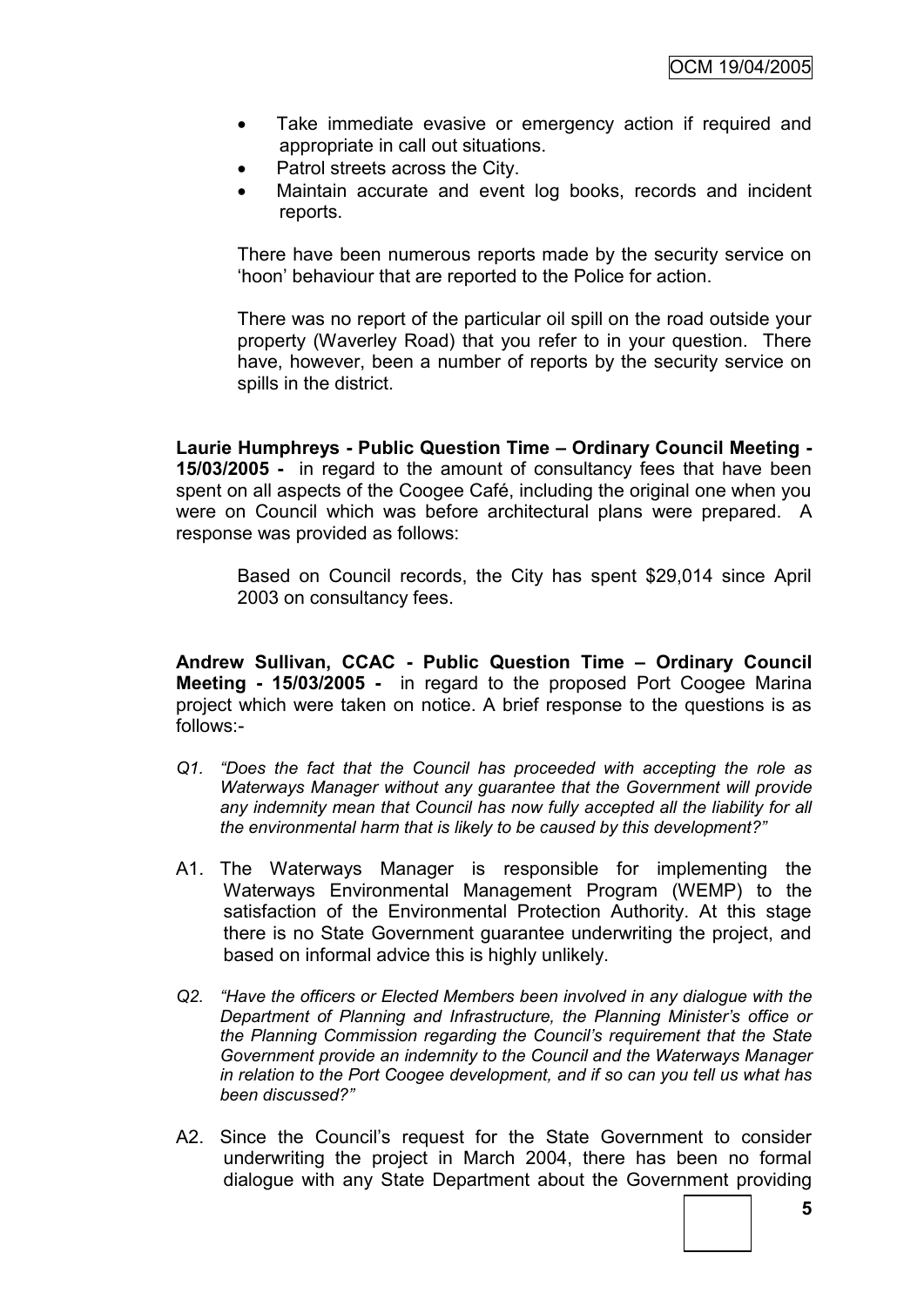- Take immediate evasive or emergency action if required and appropriate in call out situations.
- Patrol streets across the City.
- Maintain accurate and event log books, records and incident reports.

There have been numerous reports made by the security service on 'hoon' behaviour that are reported to the Police for action.

There was no report of the particular oil spill on the road outside your property (Waverley Road) that you refer to in your question. There have, however, been a number of reports by the security service on spills in the district.

**Laurie Humphreys - Public Question Time – Ordinary Council Meeting - 15/03/2005 -** in regard to the amount of consultancy fees that have been spent on all aspects of the Coogee Café, including the original one when you were on Council which was before architectural plans were prepared. A response was provided as follows:

> Based on Council records, the City has spent $29,014 since April 2003 on consultancy fees.

**Andrew Sullivan, CCAC - Public Question Time – Ordinary Council Meeting - 15/03/2005 -** in regard to the proposed Port Coogee Marina project which were taken on notice. A brief response to the questions is as follows:-

*Q1. "Does the fact that the Council has proceeded with accepting the role as Waterways Manager without any guarantee that the Government will provide any indemnity mean that Council has now fully accepted all the liability for all the environmental harm that is likely to be caused by this development?"*

A1. The Waterways Manager is responsible for implementing the Waterways Environmental Management Program (WEMP) to the satisfaction of the Environmental Protection Authority. At this stage there is no State Government guarantee underwriting the project, and based on informal advice this is highly unlikely.

*Q2. "Have the officers or Elected Members been involved in any dialogue with the Department of Planning and Infrastructure, the Planning Minister's office or the Planning Commission regarding the Council's requirement that the State Government provide an indemnity to the Council and the Waterways Manager in relation to the Port Coogee development, and if so can you tell us what has been discussed?"*

A2. Since the Council's request for the State Government to consider underwriting the project in March 2004, there has been no formal dialogue with any State Department about the Government providing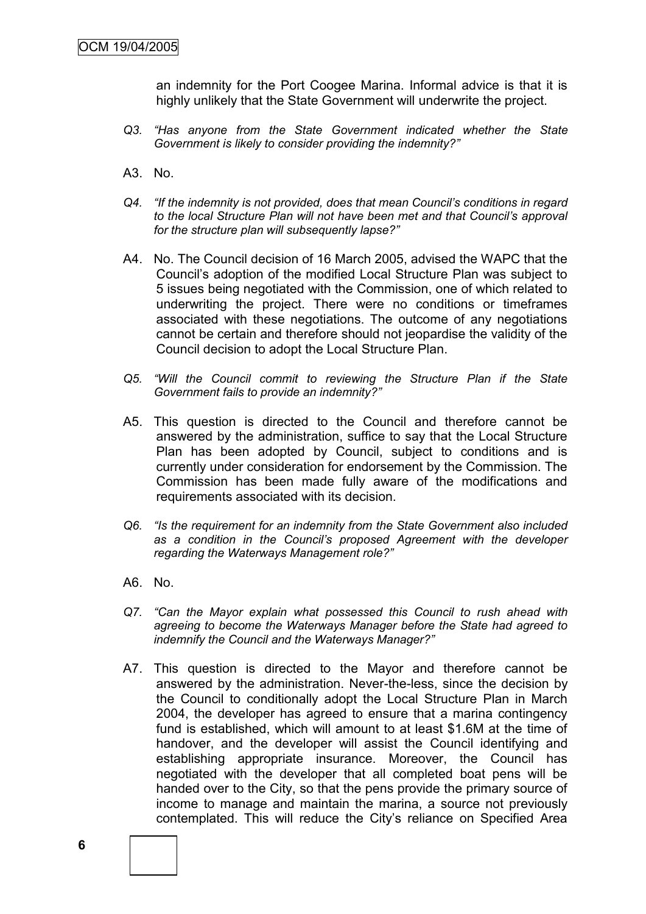an indemnity for the Port Coogee Marina. Informal advice is that it is highly unlikely that the State Government will underwrite the project.

*Q3. "Has anyone from the State Government indicated whether the State Government is likely to consider providing the indemnity?"*

A3. No.

*Q4. "If the indemnity is not provided, does that mean Council's conditions in regard to the local Structure Plan will not have been met and that Council's approval for the structure plan will subsequently lapse?"*

A4. No. The Council decision of 16 March 2005, advised the WAPC that the Council's adoption of the modified Local Structure Plan was subject to 5 issues being negotiated with the Commission, one of which related to underwriting the project. There were no conditions or timeframes associated with these negotiations. The outcome of any negotiations cannot be certain and therefore should not jeopardise the validity of the Council decision to adopt the Local Structure Plan.

*Q5. "Will the Council commit to reviewing the Structure Plan if the State Government fails to provide an indemnity?"*

A5. This question is directed to the Council and therefore cannot be answered by the administration, suffice to say that the Local Structure Plan has been adopted by Council, subject to conditions and is currently under consideration for endorsement by the Commission. The Commission has been made fully aware of the modifications and requirements associated with its decision.

*Q6. "Is the requirement for an indemnity from the State Government also included as a condition in the Council's proposed Agreement with the developer regarding the Waterways Management role?"*

A6. No.

*Q7. "Can the Mayor explain what possessed this Council to rush ahead with agreeing to become the Waterways Manager before the State had agreed to indemnify the Council and the Waterways Manager?"*

A7. This question is directed to the Mayor and therefore cannot be answered by the administration. Never-the-less, since the decision by the Council to conditionally adopt the Local Structure Plan in March 2004, the developer has agreed to ensure that a marina contingency fund is established, which will amount to at least $1.6M at the time of handover, and the developer will assist the Council identifying and establishing appropriate insurance. Moreover, the Council has negotiated with the developer that all completed boat pens will be handed over to the City, so that the pens provide the primary source of income to manage and maintain the marina, a source not previously contemplated. This will reduce the City's reliance on Specified Area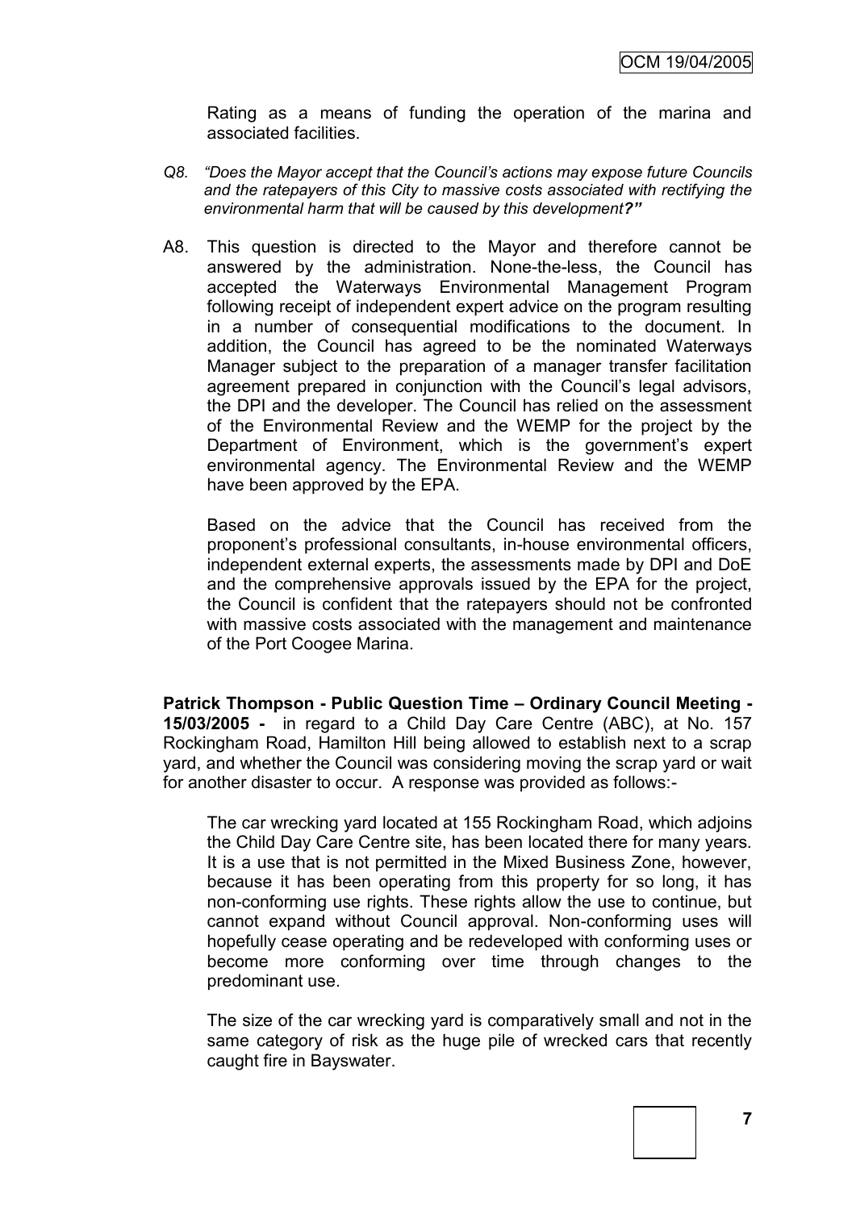Rating as a means of funding the operation of the marina and associated facilities.

*Q8. "Does the Mayor accept that the Council's actions may expose future Councils and the ratepayers of this City to massive costs associated with rectifying the environmental harm that will be caused by this development**?"***

A8. This question is directed to the Mayor and therefore cannot be answered by the administration. None-the-less, the Council has accepted the Waterways Environmental Management Program following receipt of independent expert advice on the program resulting in a number of consequential modifications to the document. In addition, the Council has agreed to be the nominated Waterways Manager subject to the preparation of a manager transfer facilitation agreement prepared in conjunction with the Council's legal advisors, the DPI and the developer. The Council has relied on the assessment of the Environmental Review and the WEMP for the project by the Department of Environment, which is the government's expert environmental agency. The Environmental Review and the WEMP have been approved by the EPA.

Based on the advice that the Council has received from the proponent's professional consultants, in-house environmental officers, independent external experts, the assessments made by DPI and DoE and the comprehensive approvals issued by the EPA for the project, the Council is confident that the ratepayers should not be confronted with massive costs associated with the management and maintenance of the Port Coogee Marina.

**Patrick Thompson - Public Question Time – Ordinary Council Meeting - 15/03/2005 -** in regard to a Child Day Care Centre (ABC), at No. 157 Rockingham Road, Hamilton Hill being allowed to establish next to a scrap yard, and whether the Council was considering moving the scrap yard or wait for another disaster to occur. A response was provided as follows:-

The car wrecking yard located at 155 Rockingham Road, which adjoins the Child Day Care Centre site, has been located there for many years. It is a use that is not permitted in the Mixed Business Zone, however, because it has been operating from this property for so long, it has non-conforming use rights. These rights allow the use to continue, but cannot expand without Council approval. Non-conforming uses will hopefully cease operating and be redeveloped with conforming uses or become more conforming over time through changes to the predominant use.

The size of the car wrecking yard is comparatively small and not in the same category of risk as the huge pile of wrecked cars that recently caught fire in Bayswater.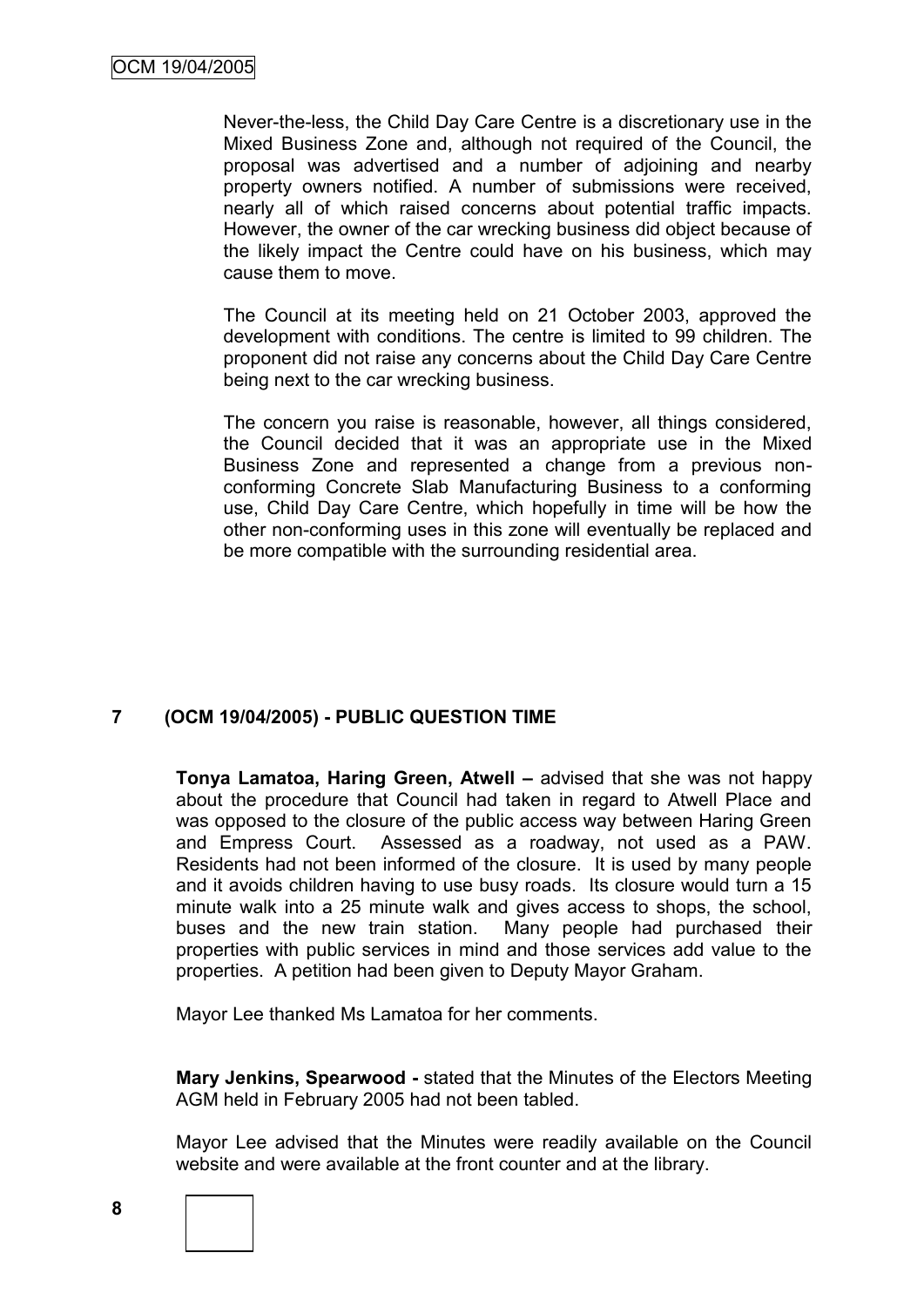Never-the-less, the Child Day Care Centre is a discretionary use in the Mixed Business Zone and, although not required of the Council, the proposal was advertised and a number of adjoining and nearby property owners notified. A number of submissions were received, nearly all of which raised concerns about potential traffic impacts. However, the owner of the car wrecking business did object because of the likely impact the Centre could have on his business, which may cause them to move.

The Council at its meeting held on 21 October 2003, approved the development with conditions. The centre is limited to 99 children. The proponent did not raise any concerns about the Child Day Care Centre being next to the car wrecking business.

The concern you raise is reasonable, however, all things considered, the Council decided that it was an appropriate use in the Mixed Business Zone and represented a change from a previous non-conforming Concrete Slab Manufacturing Business to a conforming use, Child Day Care Centre, which hopefully in time will be how the other non-conforming uses in this zone will eventually be replaced and be more compatible with the surrounding residential area.

## 7 (OCM 19/04/2005) - PUBLIC QUESTION TIME

**Tonya Lamatoa, Haring Green, Atwell –** advised that she was not happy about the procedure that Council had taken in regard to Atwell Place and was opposed to the closure of the public access way between Haring Green and Empress Court. Assessed as a roadway, not used as a PAW. Residents had not been informed of the closure. It is used by many people and it avoids children having to use busy roads. Its closure would turn a 15 minute walk into a 25 minute walk and gives access to shops, the school, buses and the new train station. Many people had purchased their properties with public services in mind and those services add value to the properties. A petition had been given to Deputy Mayor Graham.

Mayor Lee thanked Ms Lamatoa for her comments.

**Mary Jenkins, Spearwood -** stated that the Minutes of the Electors Meeting AGM held in February 2005 had not been tabled.

Mayor Lee advised that the Minutes were readily available on the Council website and were available at the front counter and at the library.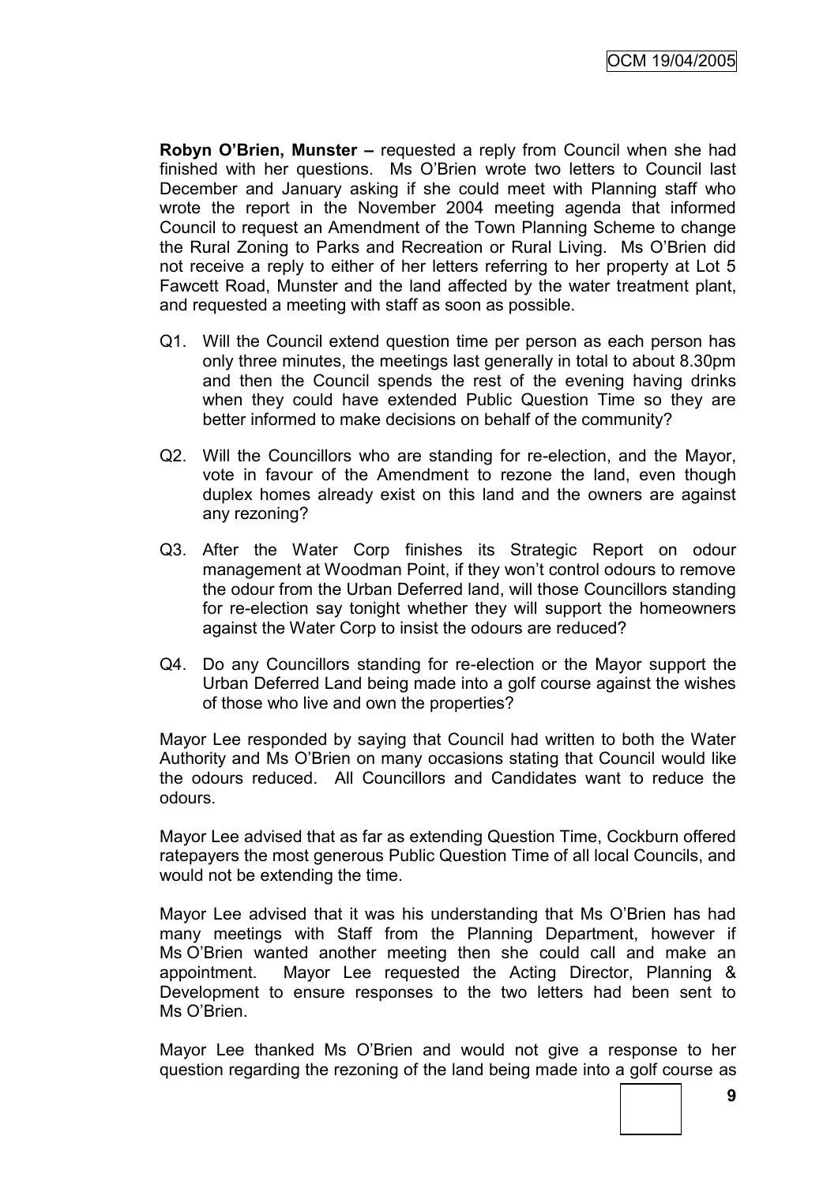**Robyn O'Brien, Munster –** requested a reply from Council when she had finished with her questions. Ms O'Brien wrote two letters to Council last December and January asking if she could meet with Planning staff who wrote the report in the November 2004 meeting agenda that informed Council to request an Amendment of the Town Planning Scheme to change the Rural Zoning to Parks and Recreation or Rural Living. Ms O'Brien did not receive a reply to either of her letters referring to her property at Lot 5 Fawcett Road, Munster and the land affected by the water treatment plant, and requested a meeting with staff as soon as possible.

Q1. Will the Council extend question time per person as each person has only three minutes, the meetings last generally in total to about 8.30pm and then the Council spends the rest of the evening having drinks when they could have extended Public Question Time so they are better informed to make decisions on behalf of the community?

Q2. Will the Councillors who are standing for re-election, and the Mayor, vote in favour of the Amendment to rezone the land, even though duplex homes already exist on this land and the owners are against any rezoning?

Q3. After the Water Corp finishes its Strategic Report on odour management at Woodman Point, if they won't control odours to remove the odour from the Urban Deferred land, will those Councillors standing for re-election say tonight whether they will support the homeowners against the Water Corp to insist the odours are reduced?

Q4. Do any Councillors standing for re-election or the Mayor support the Urban Deferred Land being made into a golf course against the wishes of those who live and own the properties?

Mayor Lee responded by saying that Council had written to both the Water Authority and Ms O'Brien on many occasions stating that Council would like the odours reduced. All Councillors and Candidates want to reduce the odours.

Mayor Lee advised that as far as extending Question Time, Cockburn offered ratepayers the most generous Public Question Time of all local Councils, and would not be extending the time.

Mayor Lee advised that it was his understanding that Ms O'Brien has had many meetings with Staff from the Planning Department, however if Ms O'Brien wanted another meeting then she could call and make an appointment. Mayor Lee requested the Acting Director, Planning & Development to ensure responses to the two letters had been sent to Ms O'Brien.

Mayor Lee thanked Ms O'Brien and would not give a response to her question regarding the rezoning of the land being made into a golf course as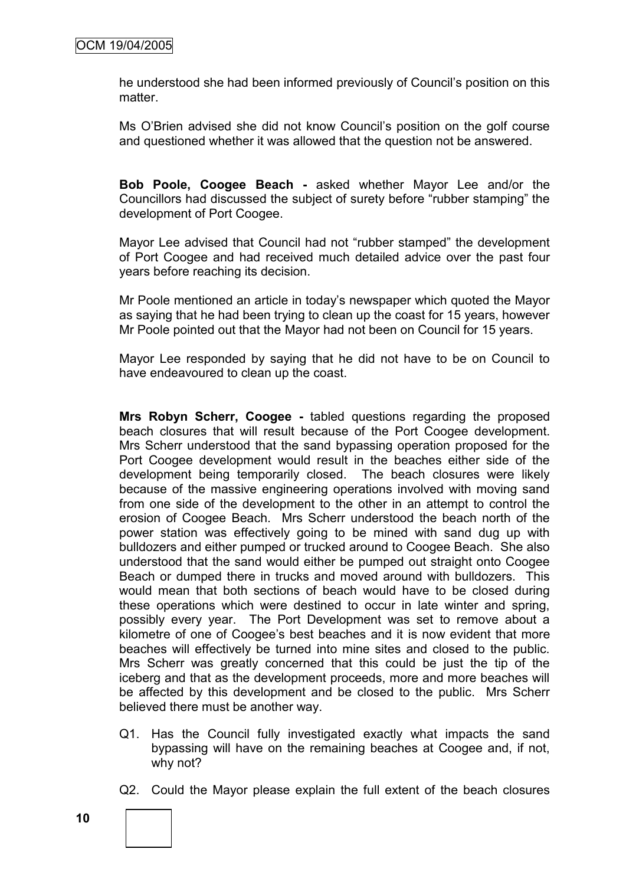he understood she had been informed previously of Council's position on this matter.

Ms O'Brien advised she did not know Council's position on the golf course and questioned whether it was allowed that the question not be answered.

**Bob Poole, Coogee Beach -** asked whether Mayor Lee and/or the Councillors had discussed the subject of surety before "rubber stamping" the development of Port Coogee.

Mayor Lee advised that Council had not "rubber stamped" the development of Port Coogee and had received much detailed advice over the past four years before reaching its decision.

Mr Poole mentioned an article in today's newspaper which quoted the Mayor as saying that he had been trying to clean up the coast for 15 years, however Mr Poole pointed out that the Mayor had not been on Council for 15 years.

Mayor Lee responded by saying that he did not have to be on Council to have endeavoured to clean up the coast.

**Mrs Robyn Scherr, Coogee -** tabled questions regarding the proposed beach closures that will result because of the Port Coogee development. Mrs Scherr understood that the sand bypassing operation proposed for the Port Coogee development would result in the beaches either side of the development being temporarily closed. The beach closures were likely because of the massive engineering operations involved with moving sand from one side of the development to the other in an attempt to control the erosion of Coogee Beach. Mrs Scherr understood the beach north of the power station was effectively going to be mined with sand dug up with bulldozers and either pumped or trucked around to Coogee Beach. She also understood that the sand would either be pumped out straight onto Coogee Beach or dumped there in trucks and moved around with bulldozers. This would mean that both sections of beach would have to be closed during these operations which were destined to occur in late winter and spring, possibly every year. The Port Development was set to remove about a kilometre of one of Coogee's best beaches and it is now evident that more beaches will effectively be turned into mine sites and closed to the public. Mrs Scherr was greatly concerned that this could be just the tip of the iceberg and that as the development proceeds, more and more beaches will be affected by this development and be closed to the public. Mrs Scherr believed there must be another way.

Q1. Has the Council fully investigated exactly what impacts the sand bypassing will have on the remaining beaches at Coogee and, if not, why not?

Q2. Could the Mayor please explain the full extent of the beach closures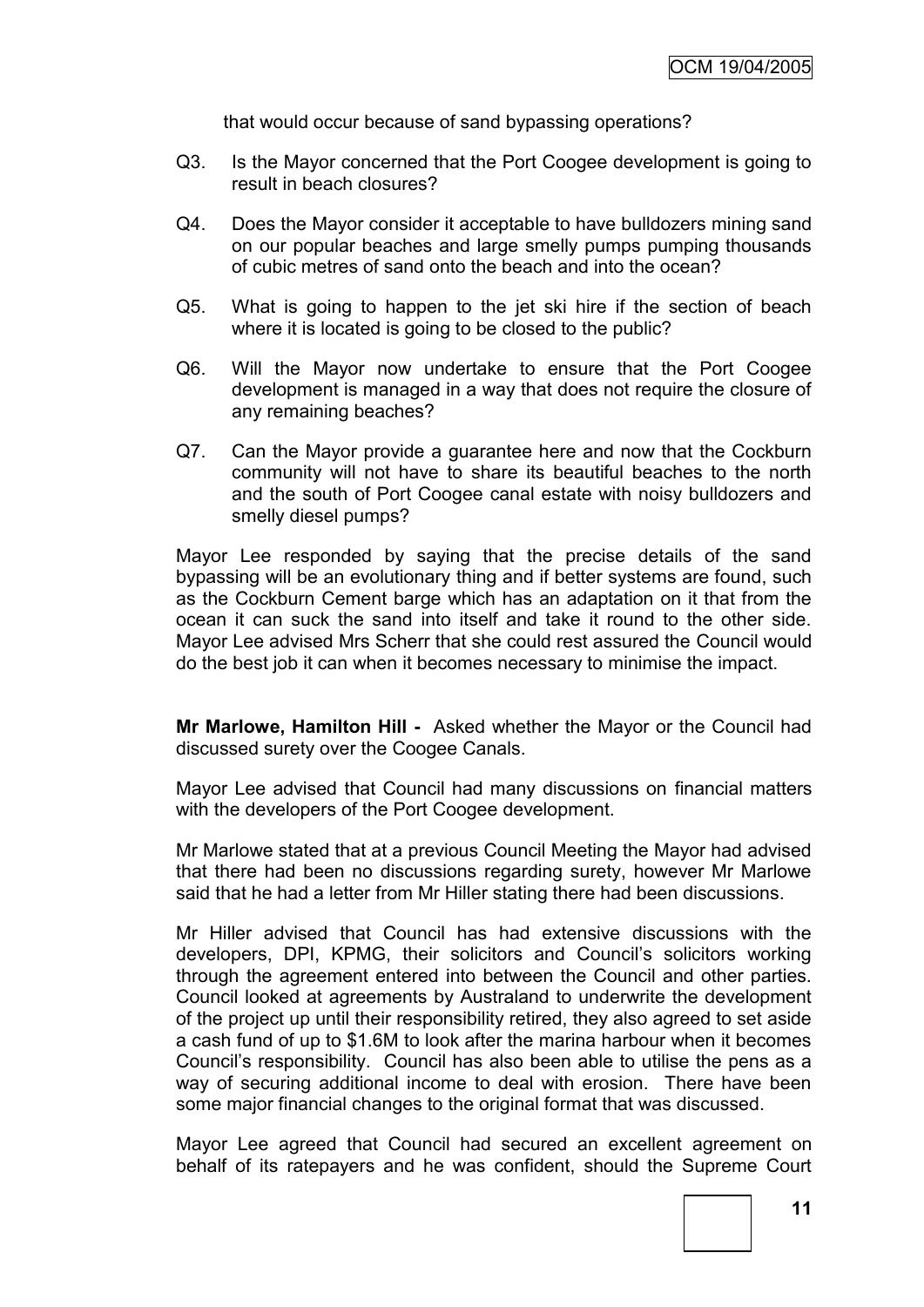that would occur because of sand bypassing operations?

Q3. Is the Mayor concerned that the Port Coogee development is going to result in beach closures?

Q4. Does the Mayor consider it acceptable to have bulldozers mining sand on our popular beaches and large smelly pumps pumping thousands of cubic metres of sand onto the beach and into the ocean?

Q5. What is going to happen to the jet ski hire if the section of beach where it is located is going to be closed to the public?

Q6. Will the Mayor now undertake to ensure that the Port Coogee development is managed in a way that does not require the closure of any remaining beaches?

Q7. Can the Mayor provide a guarantee here and now that the Cockburn community will not have to share its beautiful beaches to the north and the south of Port Coogee canal estate with noisy bulldozers and smelly diesel pumps?

Mayor Lee responded by saying that the precise details of the sand bypassing will be an evolutionary thing and if better systems are found, such as the Cockburn Cement barge which has an adaptation on it that from the ocean it can suck the sand into itself and take it round to the other side. Mayor Lee advised Mrs Scherr that she could rest assured the Council would do the best job it can when it becomes necessary to minimise the impact.

**Mr Marlowe, Hamilton Hill -** Asked whether the Mayor or the Council had discussed surety over the Coogee Canals.

Mayor Lee advised that Council had many discussions on financial matters with the developers of the Port Coogee development.

Mr Marlowe stated that at a previous Council Meeting the Mayor had advised that there had been no discussions regarding surety, however Mr Marlowe said that he had a letter from Mr Hiller stating there had been discussions.

Mr Hiller advised that Council has had extensive discussions with the developers, DPI, KPMG, their solicitors and Council's solicitors working through the agreement entered into between the Council and other parties. Council looked at agreements by Australand to underwrite the development of the project up until their responsibility retired, they also agreed to set aside a cash fund of up to $1.6M to look after the marina harbour when it becomes Council's responsibility. Council has also been able to utilise the pens as a way of securing additional income to deal with erosion. There have been some major financial changes to the original format that was discussed.

Mayor Lee agreed that Council had secured an excellent agreement on behalf of its ratepayers and he was confident, should the Supreme Court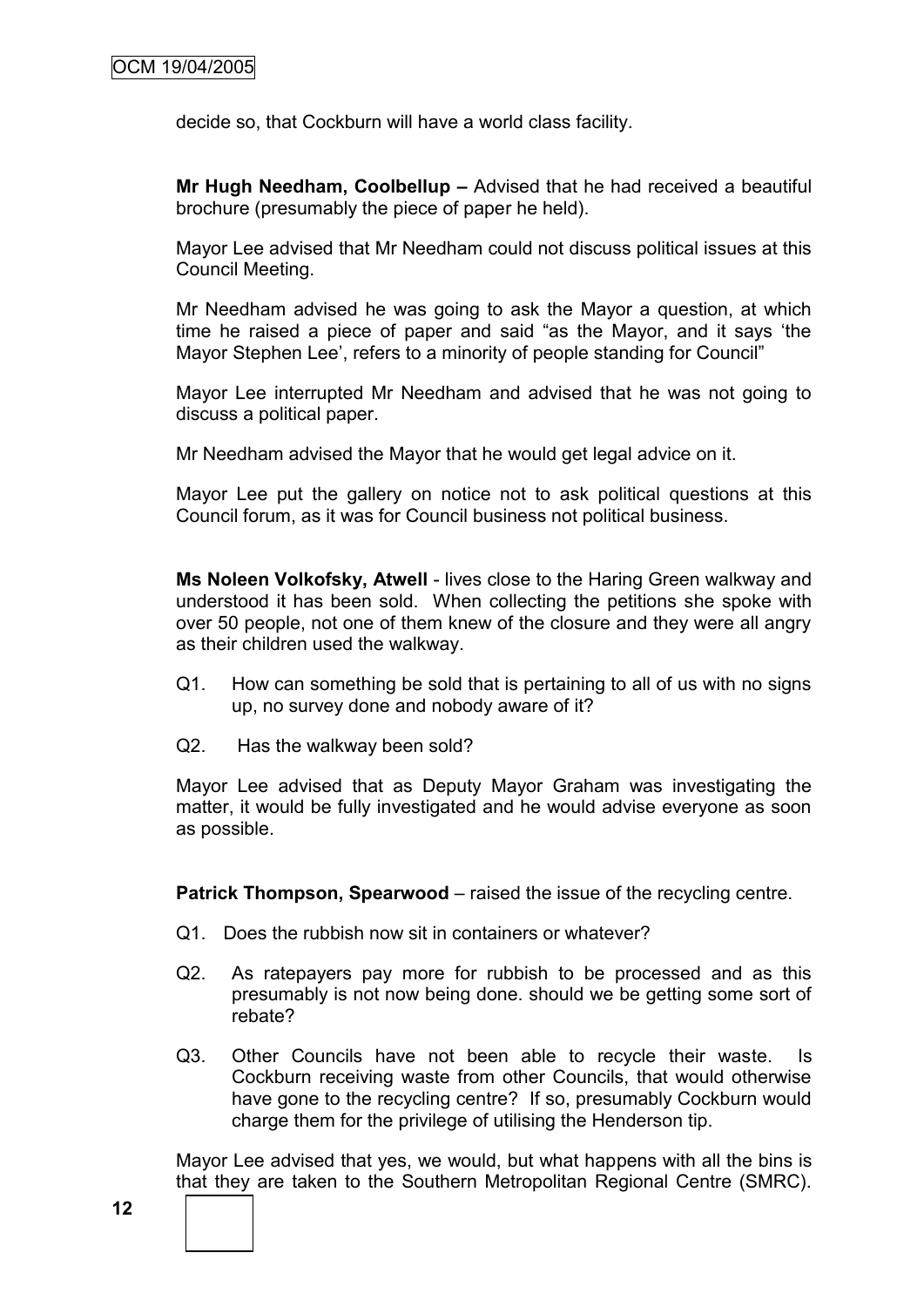decide so, that Cockburn will have a world class facility.

**Mr Hugh Needham, Coolbellup –** Advised that he had received a beautiful brochure (presumably the piece of paper he held).

Mayor Lee advised that Mr Needham could not discuss political issues at this Council Meeting.

Mr Needham advised he was going to ask the Mayor a question, at which time he raised a piece of paper and said "as the Mayor, and it says 'the Mayor Stephen Lee', refers to a minority of people standing for Council"

Mayor Lee interrupted Mr Needham and advised that he was not going to discuss a political paper.

Mr Needham advised the Mayor that he would get legal advice on it.

Mayor Lee put the gallery on notice not to ask political questions at this Council forum, as it was for Council business not political business.

**Ms Noleen Volkofsky, Atwell** - lives close to the Haring Green walkway and understood it has been sold. When collecting the petitions she spoke with over 50 people, not one of them knew of the closure and they were all angry as their children used the walkway.

Q1. How can something be sold that is pertaining to all of us with no signs up, no survey done and nobody aware of it?

Q2. Has the walkway been sold?

Mayor Lee advised that as Deputy Mayor Graham was investigating the matter, it would be fully investigated and he would advise everyone as soon as possible.

**Patrick Thompson, Spearwood** – raised the issue of the recycling centre.

Q1. Does the rubbish now sit in containers or whatever?

Q2. As ratepayers pay more for rubbish to be processed and as this presumably is not now being done. should we be getting some sort of rebate?

Q3. Other Councils have not been able to recycle their waste. Is Cockburn receiving waste from other Councils, that would otherwise have gone to the recycling centre? If so, presumably Cockburn would charge them for the privilege of utilising the Henderson tip.

Mayor Lee advised that yes, we would, but what happens with all the bins is that they are taken to the Southern Metropolitan Regional Centre (SMRC).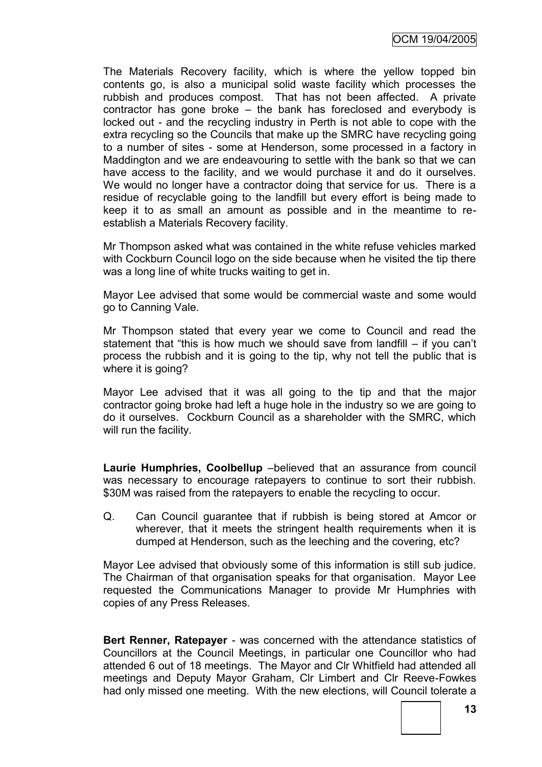The Materials Recovery facility, which is where the yellow topped bin contents go, is also a municipal solid waste facility which processes the rubbish and produces compost. That has not been affected. A private contractor has gone broke – the bank has foreclosed and everybody is locked out - and the recycling industry in Perth is not able to cope with the extra recycling so the Councils that make up the SMRC have recycling going to a number of sites - some at Henderson, some processed in a factory in Maddington and we are endeavouring to settle with the bank so that we can have access to the facility, and we would purchase it and do it ourselves. We would no longer have a contractor doing that service for us. There is a residue of recyclable going to the landfill but every effort is being made to keep it to as small an amount as possible and in the meantime to re-establish a Materials Recovery facility.

Mr Thompson asked what was contained in the white refuse vehicles marked with Cockburn Council logo on the side because when he visited the tip there was a long line of white trucks waiting to get in.

Mayor Lee advised that some would be commercial waste and some would go to Canning Vale.

Mr Thompson stated that every year we come to Council and read the statement that "this is how much we should save from landfill – if you can't process the rubbish and it is going to the tip, why not tell the public that is where it is going?

Mayor Lee advised that it was all going to the tip and that the major contractor going broke had left a huge hole in the industry so we are going to do it ourselves. Cockburn Council as a shareholder with the SMRC, which will run the facility.

**Laurie Humphries, Coolbellup** –believed that an assurance from council was necessary to encourage ratepayers to continue to sort their rubbish. $30M was raised from the ratepayers to enable the recycling to occur.

Q. Can Council guarantee that if rubbish is being stored at Amcor or wherever, that it meets the stringent health requirements when it is dumped at Henderson, such as the leeching and the covering, etc?

Mayor Lee advised that obviously some of this information is still sub judice. The Chairman of that organisation speaks for that organisation. Mayor Lee requested the Communications Manager to provide Mr Humphries with copies of any Press Releases.

**Bert Renner, Ratepayer** - was concerned with the attendance statistics of Councillors at the Council Meetings, in particular one Councillor who had attended 6 out of 18 meetings. The Mayor and Clr Whitfield had attended all meetings and Deputy Mayor Graham, Clr Limbert and Clr Reeve-Fowkes had only missed one meeting. With the new elections, will Council tolerate a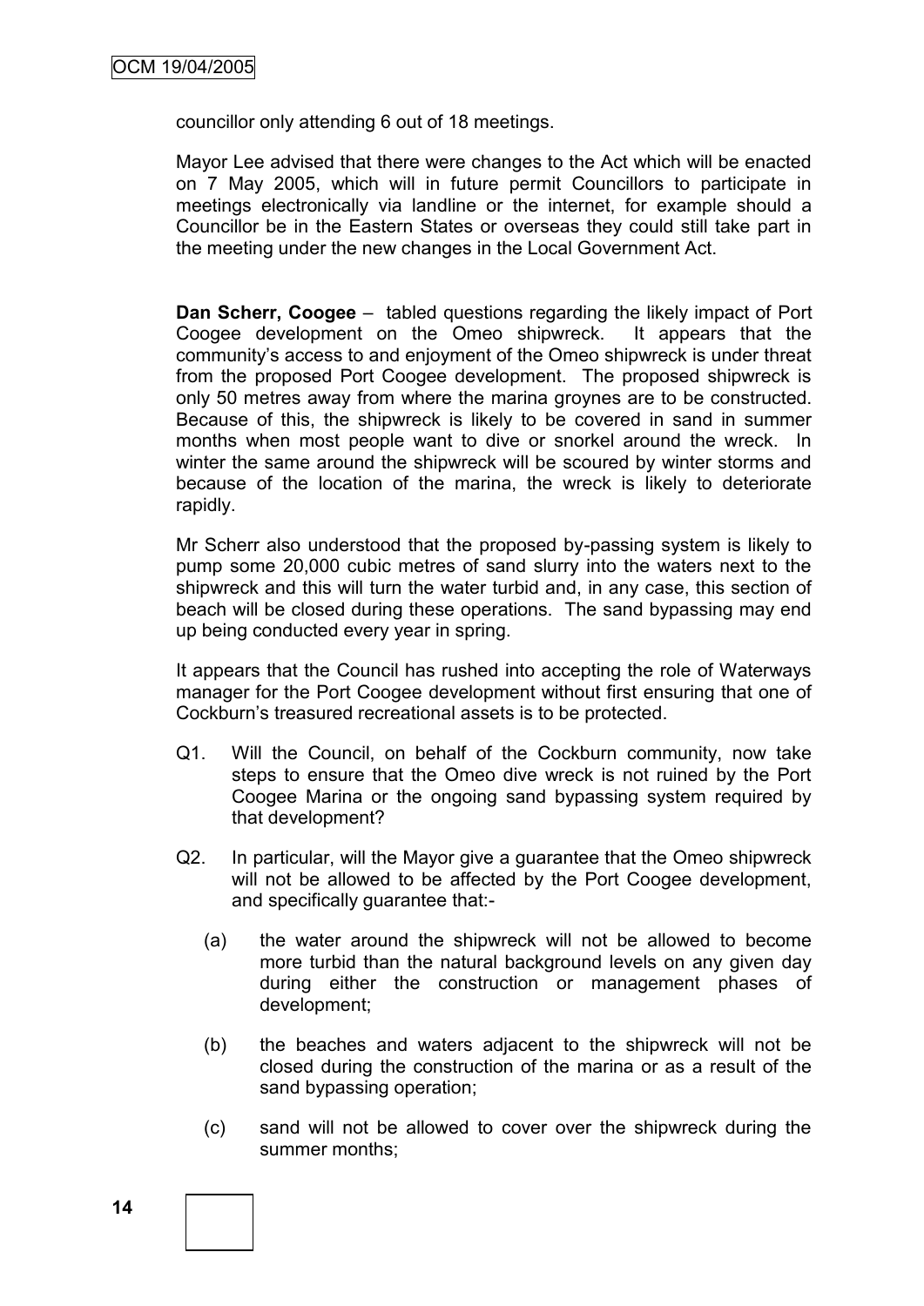councillor only attending 6 out of 18 meetings.

Mayor Lee advised that there were changes to the Act which will be enacted on 7 May 2005, which will in future permit Councillors to participate in meetings electronically via landline or the internet, for example should a Councillor be in the Eastern States or overseas they could still take part in the meeting under the new changes in the Local Government Act.

**Dan Scherr, Coogee** – tabled questions regarding the likely impact of Port Coogee development on the Omeo shipwreck. It appears that the community's access to and enjoyment of the Omeo shipwreck is under threat from the proposed Port Coogee development. The proposed shipwreck is only 50 metres away from where the marina groynes are to be constructed. Because of this, the shipwreck is likely to be covered in sand in summer months when most people want to dive or snorkel around the wreck. In winter the same around the shipwreck will be scoured by winter storms and because of the location of the marina, the wreck is likely to deteriorate rapidly.

Mr Scherr also understood that the proposed by-passing system is likely to pump some 20,000 cubic metres of sand slurry into the waters next to the shipwreck and this will turn the water turbid and, in any case, this section of beach will be closed during these operations. The sand bypassing may end up being conducted every year in spring.

It appears that the Council has rushed into accepting the role of Waterways manager for the Port Coogee development without first ensuring that one of Cockburn's treasured recreational assets is to be protected.

Q1. Will the Council, on behalf of the Cockburn community, now take steps to ensure that the Omeo dive wreck is not ruined by the Port Coogee Marina or the ongoing sand bypassing system required by that development?

Q2. In particular, will the Mayor give a guarantee that the Omeo shipwreck will not be allowed to be affected by the Port Coogee development, and specifically guarantee that:-

(a) the water around the shipwreck will not be allowed to become more turbid than the natural background levels on any given day during either the construction or management phases of development;

(b) the beaches and waters adjacent to the shipwreck will not be closed during the construction of the marina or as a result of the sand bypassing operation;

(c) sand will not be allowed to cover over the shipwreck during the summer months;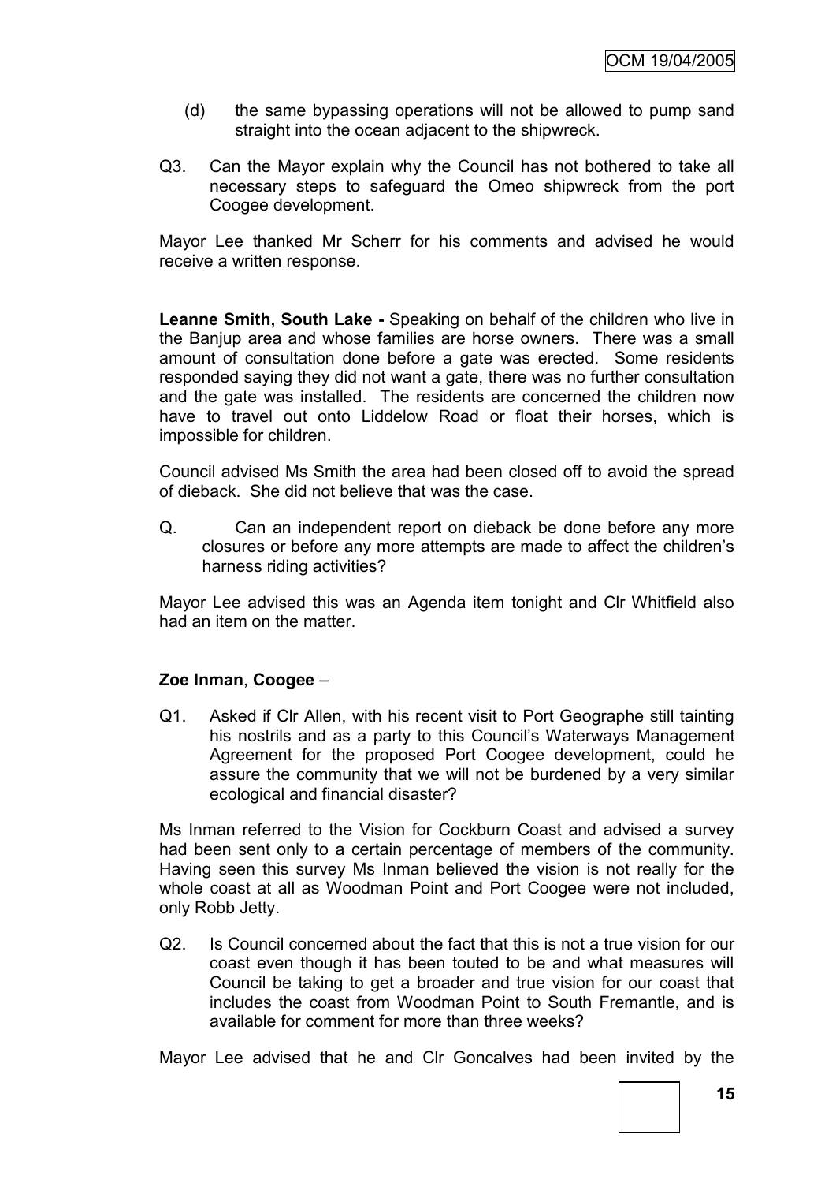(d) the same bypassing operations will not be allowed to pump sand straight into the ocean adjacent to the shipwreck.

Q3. Can the Mayor explain why the Council has not bothered to take all necessary steps to safeguard the Omeo shipwreck from the port Coogee development.

Mayor Lee thanked Mr Scherr for his comments and advised he would receive a written response.

**Leanne Smith, South Lake -** Speaking on behalf of the children who live in the Banjup area and whose families are horse owners. There was a small amount of consultation done before a gate was erected. Some residents responded saying they did not want a gate, there was no further consultation and the gate was installed. The residents are concerned the children now have to travel out onto Liddelow Road or float their horses, which is impossible for children.

Council advised Ms Smith the area had been closed off to avoid the spread of dieback. She did not believe that was the case.

Q. Can an independent report on dieback be done before any more closures or before any more attempts are made to affect the children's harness riding activities?

Mayor Lee advised this was an Agenda item tonight and Clr Whitfield also had an item on the matter.

**Zoe Inman**, **Coogee** –

Q1. Asked if Clr Allen, with his recent visit to Port Geographe still tainting his nostrils and as a party to this Council's Waterways Management Agreement for the proposed Port Coogee development, could he assure the community that we will not be burdened by a very similar ecological and financial disaster?

Ms Inman referred to the Vision for Cockburn Coast and advised a survey had been sent only to a certain percentage of members of the community. Having seen this survey Ms Inman believed the vision is not really for the whole coast at all as Woodman Point and Port Coogee were not included, only Robb Jetty.

Q2. Is Council concerned about the fact that this is not a true vision for our coast even though it has been touted to be and what measures will Council be taking to get a broader and true vision for our coast that includes the coast from Woodman Point to South Fremantle, and is available for comment for more than three weeks?

Mayor Lee advised that he and Clr Goncalves had been invited by the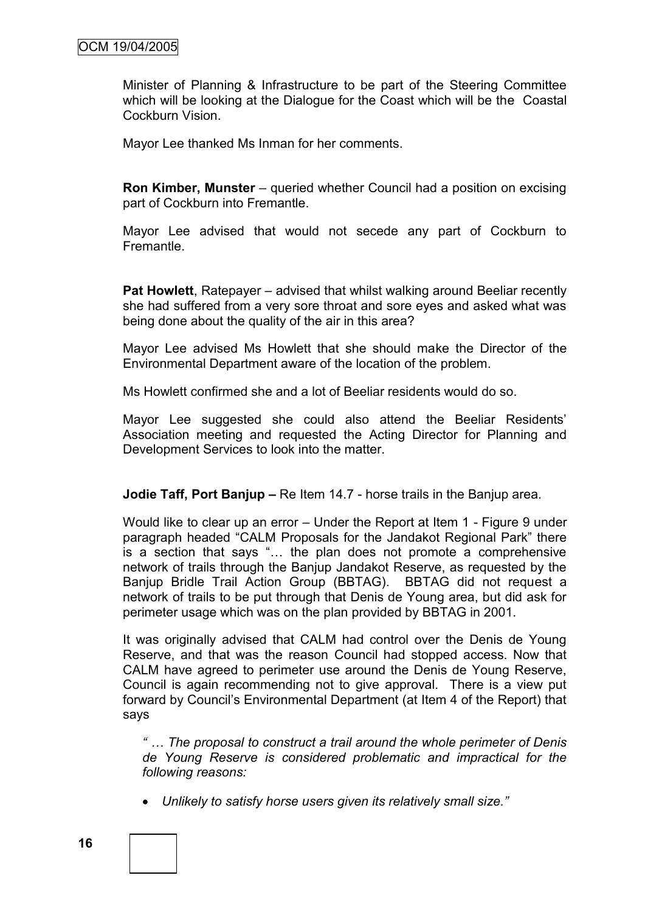Minister of Planning & Infrastructure to be part of the Steering Committee which will be looking at the Dialogue for the Coast which will be the Coastal Cockburn Vision.

Mayor Lee thanked Ms Inman for her comments.

**Ron Kimber, Munster** – queried whether Council had a position on excising part of Cockburn into Fremantle.

Mayor Lee advised that would not secede any part of Cockburn to Fremantle.

**Pat Howlett**, Ratepayer – advised that whilst walking around Beeliar recently she had suffered from a very sore throat and sore eyes and asked what was being done about the quality of the air in this area?

Mayor Lee advised Ms Howlett that she should make the Director of the Environmental Department aware of the location of the problem.

Ms Howlett confirmed she and a lot of Beeliar residents would do so.

Mayor Lee suggested she could also attend the Beeliar Residents' Association meeting and requested the Acting Director for Planning and Development Services to look into the matter.

**Jodie Taff, Port Banjup –** Re Item 14.7 - horse trails in the Banjup area.

Would like to clear up an error – Under the Report at Item 1 - Figure 9 under paragraph headed "CALM Proposals for the Jandakot Regional Park" there is a section that says "… the plan does not promote a comprehensive network of trails through the Banjup Jandakot Reserve, as requested by the Banjup Bridle Trail Action Group (BBTAG). BBTAG did not request a network of trails to be put through that Denis de Young area, but did ask for perimeter usage which was on the plan provided by BBTAG in 2001.

It was originally advised that CALM had control over the Denis de Young Reserve, and that was the reason Council had stopped access. Now that CALM have agreed to perimeter use around the Denis de Young Reserve, Council is again recommending not to give approval. There is a view put forward by Council's Environmental Department (at Item 4 of the Report) that says

*" … The proposal to construct a trail around the whole perimeter of Denis de Young Reserve is considered problematic and impractical for the following reasons:*

- *Unlikely to satisfy horse users given its relatively small size."*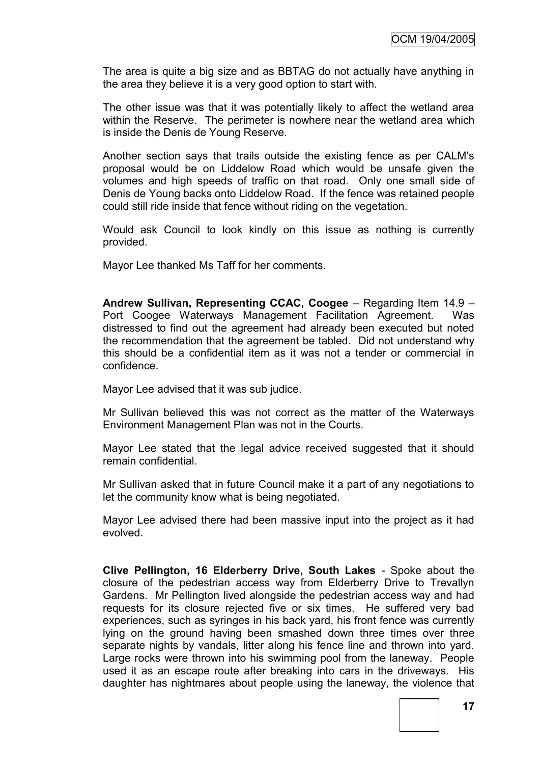The area is quite a big size and as BBTAG do not actually have anything in the area they believe it is a very good option to start with.

The other issue was that it was potentially likely to affect the wetland area within the Reserve. The perimeter is nowhere near the wetland area which is inside the Denis de Young Reserve.

Another section says that trails outside the existing fence as per CALM's proposal would be on Liddelow Road which would be unsafe given the volumes and high speeds of traffic on that road. Only one small side of Denis de Young backs onto Liddelow Road. If the fence was retained people could still ride inside that fence without riding on the vegetation.

Would ask Council to look kindly on this issue as nothing is currently provided.

Mayor Lee thanked Ms Taff for her comments.

**Andrew Sullivan, Representing CCAC, Coogee** – Regarding Item 14.9 – Port Coogee Waterways Management Facilitation Agreement. Was distressed to find out the agreement had already been executed but noted the recommendation that the agreement be tabled. Did not understand why this should be a confidential item as it was not a tender or commercial in confidence.

Mayor Lee advised that it was sub judice.

Mr Sullivan believed this was not correct as the matter of the Waterways Environment Management Plan was not in the Courts.

Mayor Lee stated that the legal advice received suggested that it should remain confidential.

Mr Sullivan asked that in future Council make it a part of any negotiations to let the community know what is being negotiated.

Mayor Lee advised there had been massive input into the project as it had evolved.

**Clive Pellington, 16 Elderberry Drive, South Lakes** - Spoke about the closure of the pedestrian access way from Elderberry Drive to Trevallyn Gardens. Mr Pellington lived alongside the pedestrian access way and had requests for its closure rejected five or six times. He suffered very bad experiences, such as syringes in his back yard, his front fence was currently lying on the ground having been smashed down three times over three separate nights by vandals, litter along his fence line and thrown into yard. Large rocks were thrown into his swimming pool from the laneway. People used it as an escape route after breaking into cars in the driveways. His daughter has nightmares about people using the laneway, the violence that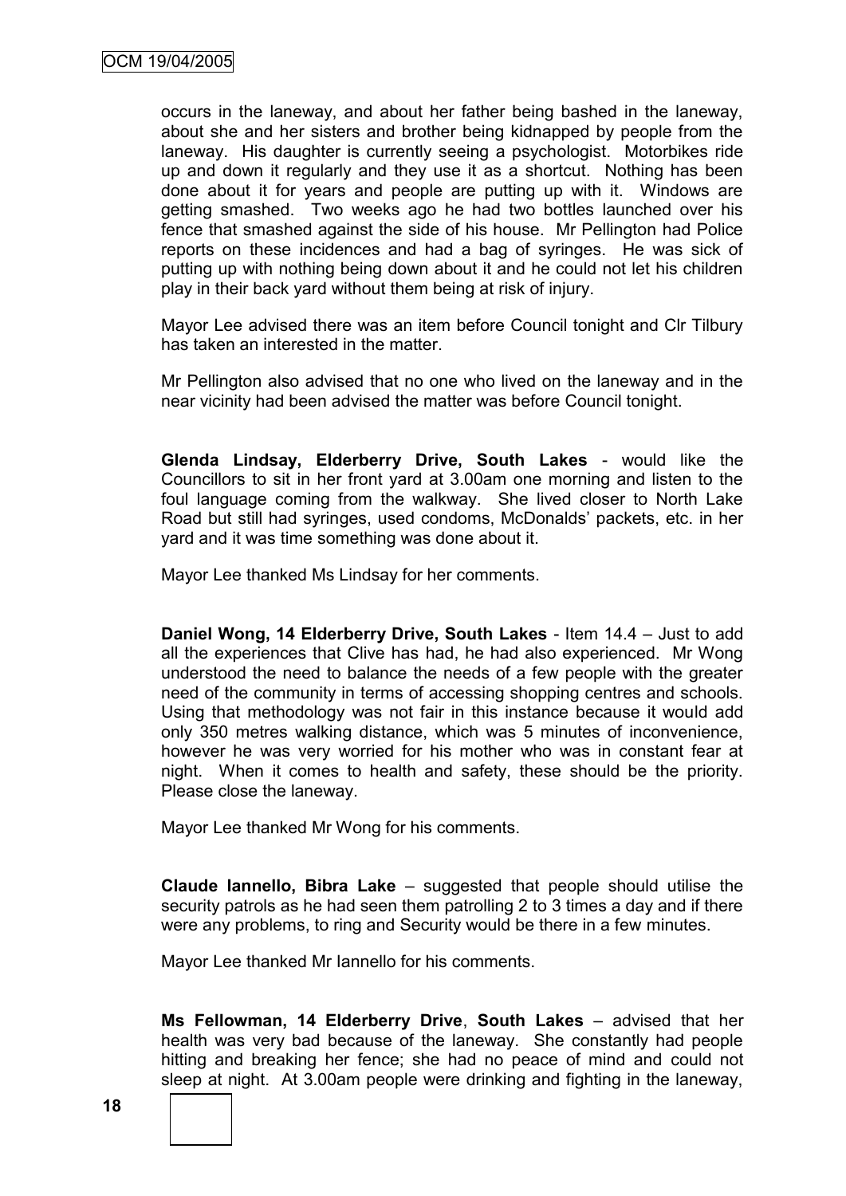occurs in the laneway, and about her father being bashed in the laneway, about she and her sisters and brother being kidnapped by people from the laneway. His daughter is currently seeing a psychologist. Motorbikes ride up and down it regularly and they use it as a shortcut. Nothing has been done about it for years and people are putting up with it. Windows are getting smashed. Two weeks ago he had two bottles launched over his fence that smashed against the side of his house. Mr Pellington had Police reports on these incidences and had a bag of syringes. He was sick of putting up with nothing being down about it and he could not let his children play in their back yard without them being at risk of injury.

Mayor Lee advised there was an item before Council tonight and Clr Tilbury has taken an interested in the matter.

Mr Pellington also advised that no one who lived on the laneway and in the near vicinity had been advised the matter was before Council tonight.

**Glenda Lindsay, Elderberry Drive, South Lakes** - would like the Councillors to sit in her front yard at 3.00am one morning and listen to the foul language coming from the walkway. She lived closer to North Lake Road but still had syringes, used condoms, McDonalds' packets, etc. in her yard and it was time something was done about it.

Mayor Lee thanked Ms Lindsay for her comments.

**Daniel Wong, 14 Elderberry Drive, South Lakes** - Item 14.4 – Just to add all the experiences that Clive has had, he had also experienced. Mr Wong understood the need to balance the needs of a few people with the greater need of the community in terms of accessing shopping centres and schools. Using that methodology was not fair in this instance because it would add only 350 metres walking distance, which was 5 minutes of inconvenience, however he was very worried for his mother who was in constant fear at night. When it comes to health and safety, these should be the priority. Please close the laneway.

Mayor Lee thanked Mr Wong for his comments.

**Claude Iannello, Bibra Lake** – suggested that people should utilise the security patrols as he had seen them patrolling 2 to 3 times a day and if there were any problems, to ring and Security would be there in a few minutes.

Mayor Lee thanked Mr Iannello for his comments.

**Ms Fellowman, 14 Elderberry Drive**, **South Lakes** – advised that her health was very bad because of the laneway. She constantly had people hitting and breaking her fence; she had no peace of mind and could not sleep at night. At 3.00am people were drinking and fighting in the laneway,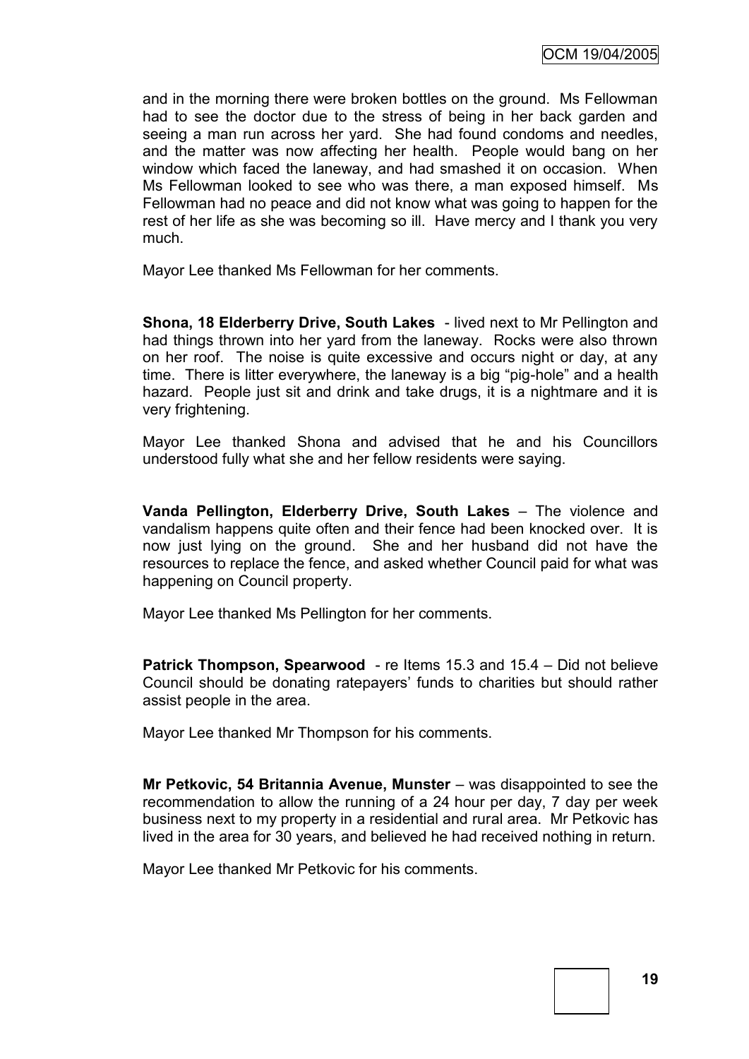and in the morning there were broken bottles on the ground. Ms Fellowman had to see the doctor due to the stress of being in her back garden and seeing a man run across her yard. She had found condoms and needles, and the matter was now affecting her health. People would bang on her window which faced the laneway, and had smashed it on occasion. When Ms Fellowman looked to see who was there, a man exposed himself. Ms Fellowman had no peace and did not know what was going to happen for the rest of her life as she was becoming so ill. Have mercy and I thank you very much.

Mayor Lee thanked Ms Fellowman for her comments.

**Shona, 18 Elderberry Drive, South Lakes** - lived next to Mr Pellington and had things thrown into her yard from the laneway. Rocks were also thrown on her roof. The noise is quite excessive and occurs night or day, at any time. There is litter everywhere, the laneway is a big "pig-hole" and a health hazard. People just sit and drink and take drugs, it is a nightmare and it is very frightening.

Mayor Lee thanked Shona and advised that he and his Councillors understood fully what she and her fellow residents were saying.

**Vanda Pellington, Elderberry Drive, South Lakes** – The violence and vandalism happens quite often and their fence had been knocked over. It is now just lying on the ground. She and her husband did not have the resources to replace the fence, and asked whether Council paid for what was happening on Council property.

Mayor Lee thanked Ms Pellington for her comments.

**Patrick Thompson, Spearwood** - re Items 15.3 and 15.4 – Did not believe Council should be donating ratepayers' funds to charities but should rather assist people in the area.

Mayor Lee thanked Mr Thompson for his comments.

**Mr Petkovic, 54 Britannia Avenue, Munster** – was disappointed to see the recommendation to allow the running of a 24 hour per day, 7 day per week business next to my property in a residential and rural area. Mr Petkovic has lived in the area for 30 years, and believed he had received nothing in return.

Mayor Lee thanked Mr Petkovic for his comments.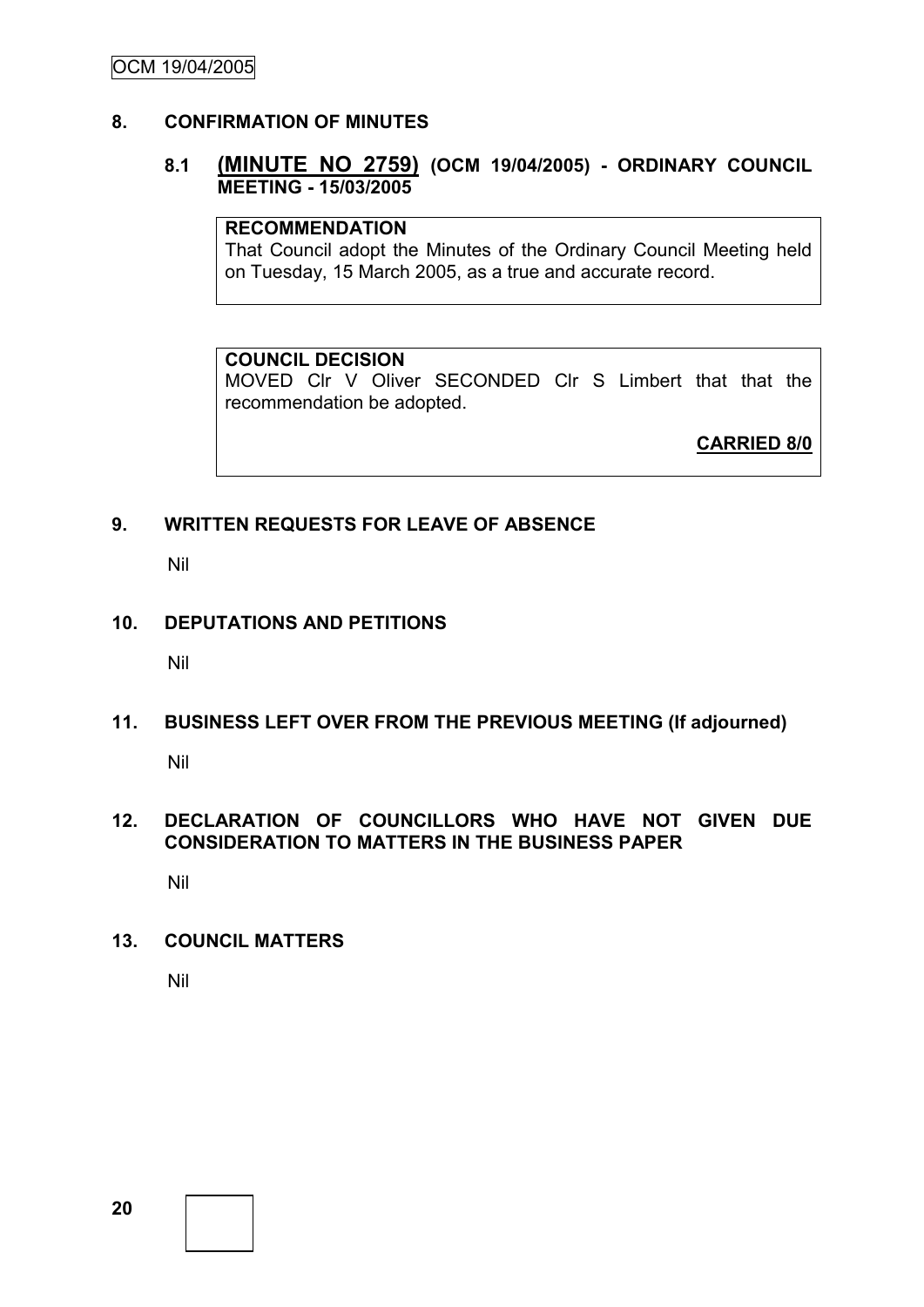## 8. CONFIRMATION OF MINUTES

### 8.1 (MINUTE NO 2759) (OCM 19/04/2005) - ORDINARY COUNCIL MEETING - 15/03/2005

**RECOMMENDATION**
That Council adopt the Minutes of the Ordinary Council Meeting held on Tuesday, 15 March 2005, as a true and accurate record.

**COUNCIL DECISION**
MOVED Clr V Oliver SECONDED Clr S Limbert that that the recommendation be adopted.

**CARRIED 8/0**

## 9. WRITTEN REQUESTS FOR LEAVE OF ABSENCE

Nil

## 10. DEPUTATIONS AND PETITIONS

Nil

## 11. BUSINESS LEFT OVER FROM THE PREVIOUS MEETING (If adjourned)

Nil

## 12. DECLARATION OF COUNCILLORS WHO HAVE NOT GIVEN DUE CONSIDERATION TO MATTERS IN THE BUSINESS PAPER

Nil

## 13. COUNCIL MATTERS

Nil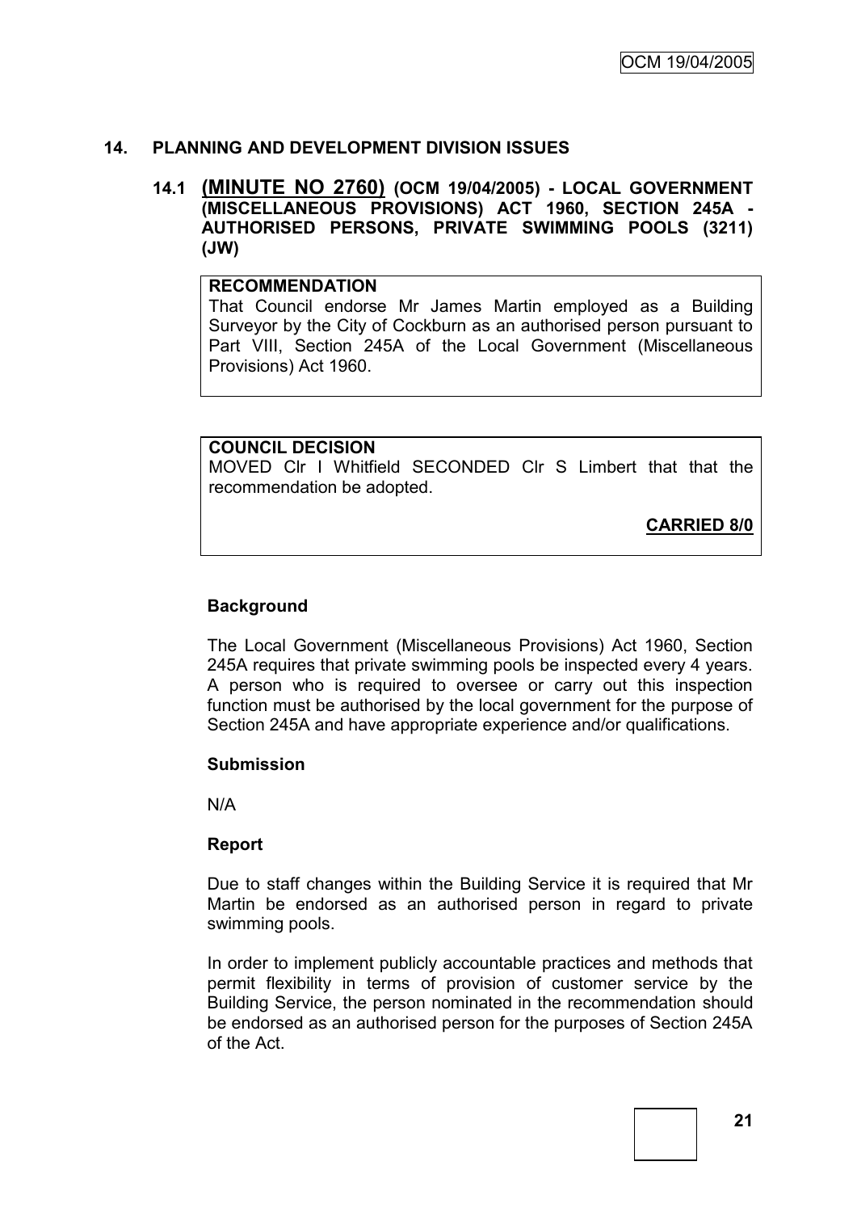## 14. PLANNING AND DEVELOPMENT DIVISION ISSUES

### 14.1 **(MINUTE NO 2760)** (OCM 19/04/2005) - LOCAL GOVERNMENT (MISCELLANEOUS PROVISIONS) ACT 1960, SECTION 245A - AUTHORISED PERSONS, PRIVATE SWIMMING POOLS (3211) (JW)

**RECOMMENDATION**

That Council endorse Mr James Martin employed as a Building Surveyor by the City of Cockburn as an authorised person pursuant to Part VIII, Section 245A of the Local Government (Miscellaneous Provisions) Act 1960.

**COUNCIL DECISION**

MOVED Clr I Whitfield SECONDED Clr S Limbert that that the recommendation be adopted.

**CARRIED 8/0**

**Background**

The Local Government (Miscellaneous Provisions) Act 1960, Section 245A requires that private swimming pools be inspected every 4 years. A person who is required to oversee or carry out this inspection function must be authorised by the local government for the purpose of Section 245A and have appropriate experience and/or qualifications.

**Submission**

N/A

**Report**

Due to staff changes within the Building Service it is required that Mr Martin be endorsed as an authorised person in regard to private swimming pools.

In order to implement publicly accountable practices and methods that permit flexibility in terms of provision of customer service by the Building Service, the person nominated in the recommendation should be endorsed as an authorised person for the purposes of Section 245A of the Act.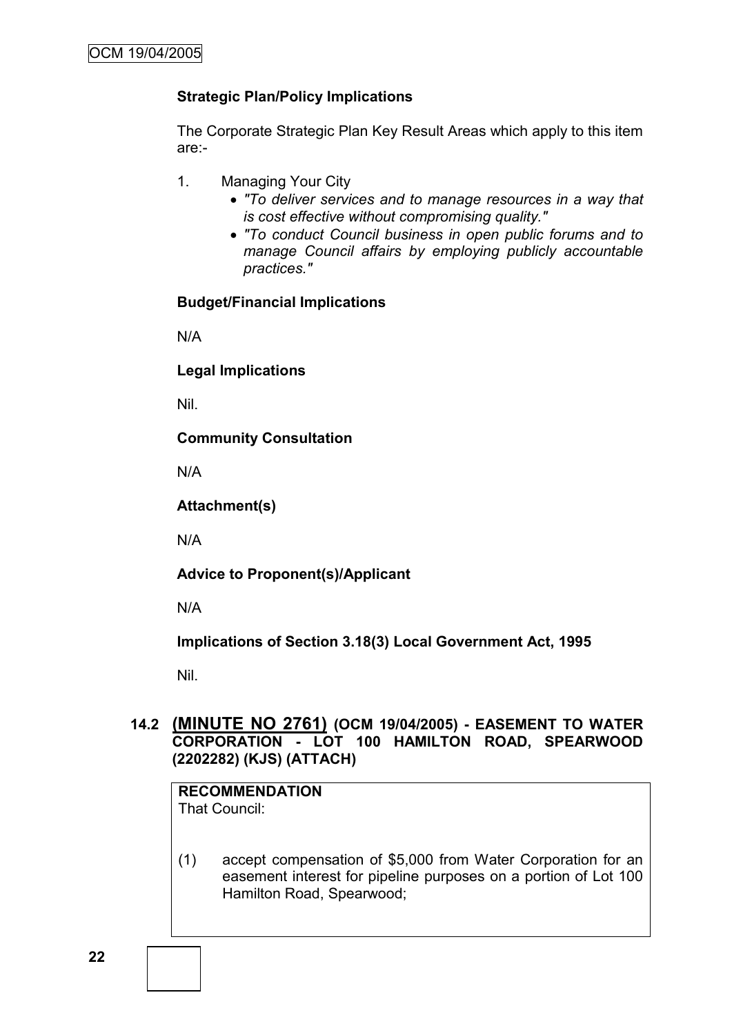**Strategic Plan/Policy Implications**

The Corporate Strategic Plan Key Result Areas which apply to this item are:-

1. Managing Your City
   - *"To deliver services and to manage resources in a way that is cost effective without compromising quality."*
   - *"To conduct Council business in open public forums and to manage Council affairs by employing publicly accountable practices."*

**Budget/Financial Implications**

N/A

**Legal Implications**

Nil.

**Community Consultation**

N/A

**Attachment(s)**

N/A

**Advice to Proponent(s)/Applicant**

N/A

**Implications of Section 3.18(3) Local Government Act, 1995**

Nil.

### 14.2 (MINUTE NO 2761) (OCM 19/04/2005) - EASEMENT TO WATER CORPORATION - LOT 100 HAMILTON ROAD, SPEARWOOD (2202282) (KJS) (ATTACH)

**RECOMMENDATION**
That Council:

(1) accept compensation of $5,000 from Water Corporation for an easement interest for pipeline purposes on a portion of Lot 100 Hamilton Road, Spearwood;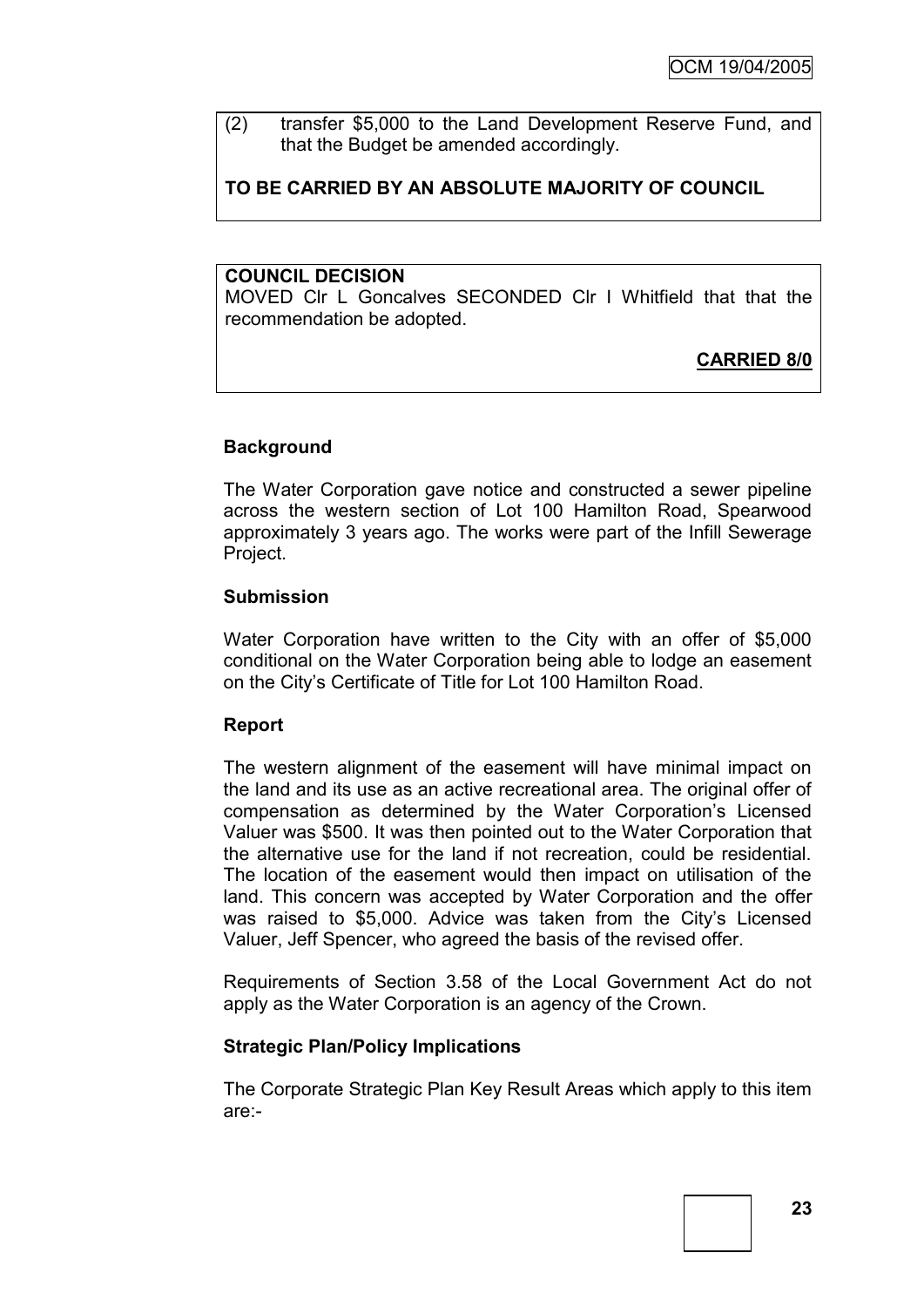(2) transfer $5,000 to the Land Development Reserve Fund, and that the Budget be amended accordingly.

**TO BE CARRIED BY AN ABSOLUTE MAJORITY OF COUNCIL**

**COUNCIL DECISION**

MOVED Clr L Goncalves SECONDED Clr I Whitfield that that the recommendation be adopted.

**CARRIED 8/0**

**Background**

The Water Corporation gave notice and constructed a sewer pipeline across the western section of Lot 100 Hamilton Road, Spearwood approximately 3 years ago. The works were part of the Infill Sewerage Project.

**Submission**

Water Corporation have written to the City with an offer of $5,000 conditional on the Water Corporation being able to lodge an easement on the City's Certificate of Title for Lot 100 Hamilton Road.

**Report**

The western alignment of the easement will have minimal impact on the land and its use as an active recreational area. The original offer of compensation as determined by the Water Corporation's Licensed Valuer was $500. It was then pointed out to the Water Corporation that the alternative use for the land if not recreation, could be residential. The location of the easement would then impact on utilisation of the land. This concern was accepted by Water Corporation and the offer was raised to $5,000. Advice was taken from the City's Licensed Valuer, Jeff Spencer, who agreed the basis of the revised offer.

Requirements of Section 3.58 of the Local Government Act do not apply as the Water Corporation is an agency of the Crown.

**Strategic Plan/Policy Implications**

The Corporate Strategic Plan Key Result Areas which apply to this item are:-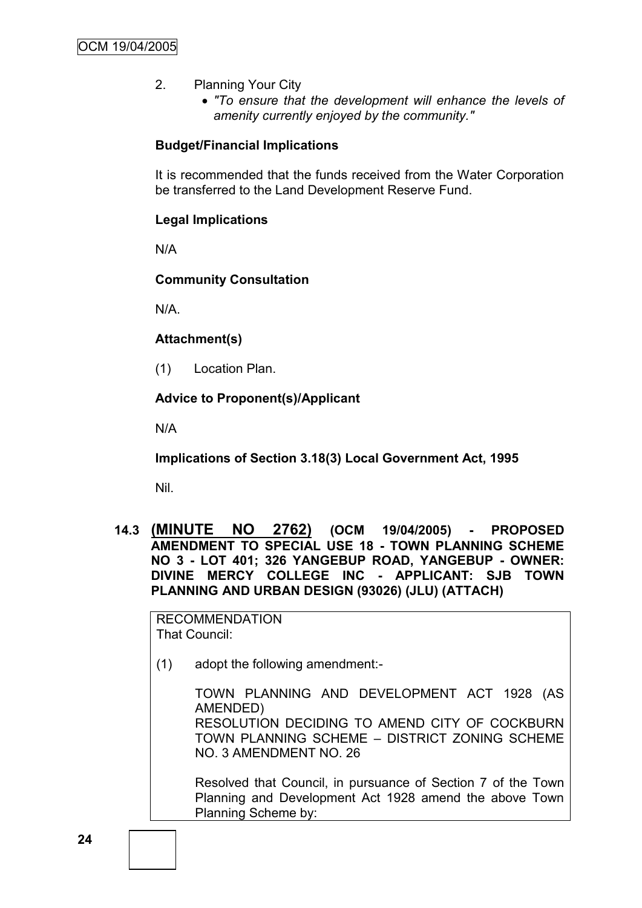2. Planning Your City
   - *"To ensure that the development will enhance the levels of amenity currently enjoyed by the community."*

**Budget/Financial Implications**

It is recommended that the funds received from the Water Corporation be transferred to the Land Development Reserve Fund.

**Legal Implications**

N/A

**Community Consultation**

N/A.

**Attachment(s)**

(1) Location Plan.

**Advice to Proponent(s)/Applicant**

N/A

**Implications of Section 3.18(3) Local Government Act, 1995**

Nil.

### 14.3 (MINUTE NO 2762) (OCM 19/04/2005) - PROPOSED AMENDMENT TO SPECIAL USE 18 - TOWN PLANNING SCHEME NO 3 - LOT 401; 326 YANGEBUP ROAD, YANGEBUP - OWNER: DIVINE MERCY COLLEGE INC - APPLICANT: SJB TOWN PLANNING AND URBAN DESIGN (93026) (JLU) (ATTACH)

RECOMMENDATION
That Council:

(1) adopt the following amendment:-

TOWN PLANNING AND DEVELOPMENT ACT 1928 (AS AMENDED)
RESOLUTION DECIDING TO AMEND CITY OF COCKBURN TOWN PLANNING SCHEME – DISTRICT ZONING SCHEME NO. 3 AMENDMENT NO. 26

Resolved that Council, in pursuance of Section 7 of the Town Planning and Development Act 1928 amend the above Town Planning Scheme by: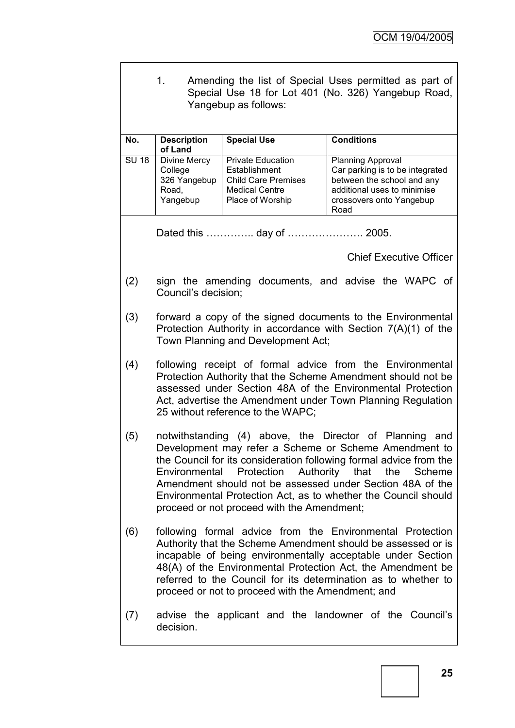1. Amending the list of Special Uses permitted as part of Special Use 18 for Lot 401 (No. 326) Yangebup Road, Yangebup as follows:

| No. | Description of Land | Special Use | Conditions |
|---|---|---|---|
| SU 18 | Divine Mercy College 326 Yangebup Road, Yangebup | Private Education Establishment<br>Child Care Premises<br>Medical Centre<br>Place of Worship | Planning Approval<br>Car parking is to be integrated between the school and any additional uses to minimise crossovers onto Yangebup Road |

Dated this ………….. day of …………………. 2005.

Chief Executive Officer

(2) sign the amending documents, and advise the WAPC of Council's decision;

(3) forward a copy of the signed documents to the Environmental Protection Authority in accordance with Section 7(A)(1) of the Town Planning and Development Act;

(4) following receipt of formal advice from the Environmental Protection Authority that the Scheme Amendment should not be assessed under Section 48A of the Environmental Protection Act, advertise the Amendment under Town Planning Regulation 25 without reference to the WAPC;

(5) notwithstanding (4) above, the Director of Planning and Development may refer a Scheme or Scheme Amendment to the Council for its consideration following formal advice from the Environmental Protection Authority that the Scheme Amendment should not be assessed under Section 48A of the Environmental Protection Act, as to whether the Council should proceed or not proceed with the Amendment;

(6) following formal advice from the Environmental Protection Authority that the Scheme Amendment should be assessed or is incapable of being environmentally acceptable under Section 48(A) of the Environmental Protection Act, the Amendment be referred to the Council for its determination as to whether to proceed or not to proceed with the Amendment; and

(7) advise the applicant and the landowner of the Council's decision.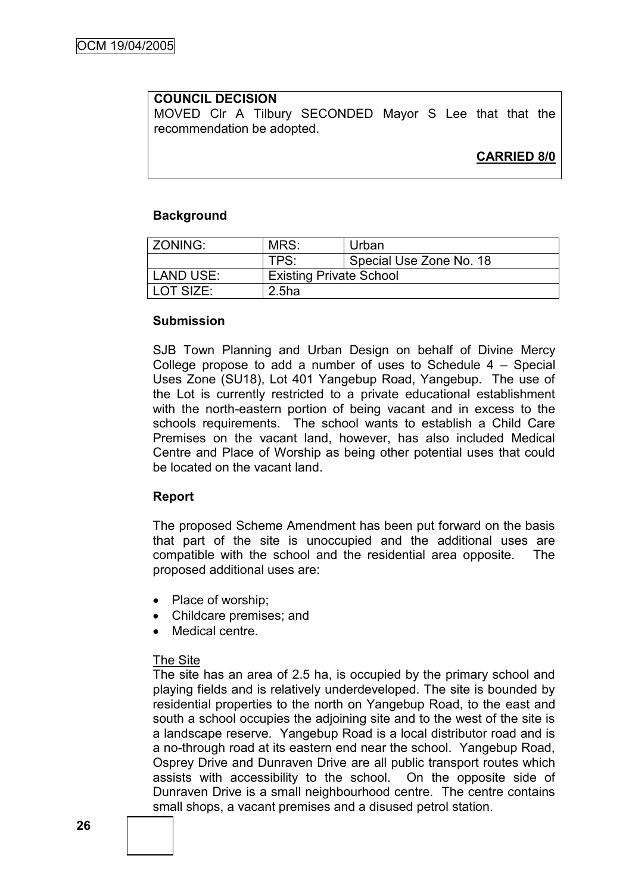**COUNCIL DECISION**

MOVED Clr A Tilbury SECONDED Mayor S Lee that that the recommendation be adopted.

**CARRIED 8/0**

**Background**

| ZONING: | MRS: | Urban |
|---|---|---|
| | TPS: | Special Use Zone No. 18 |
| LAND USE: | Existing Private School | |
| LOT SIZE: | 2.5ha | |

**Submission**

SJB Town Planning and Urban Design on behalf of Divine Mercy College propose to add a number of uses to Schedule 4 – Special Uses Zone (SU18), Lot 401 Yangebup Road, Yangebup. The use of the Lot is currently restricted to a private educational establishment with the north-eastern portion of being vacant and in excess to the schools requirements. The school wants to establish a Child Care Premises on the vacant land, however, has also included Medical Centre and Place of Worship as being other potential uses that could be located on the vacant land.

**Report**

The proposed Scheme Amendment has been put forward on the basis that part of the site is unoccupied and the additional uses are compatible with the school and the residential area opposite. The proposed additional uses are:

- Place of worship;
- Childcare premises; and
- Medical centre.

The Site

The site has an area of 2.5 ha, is occupied by the primary school and playing fields and is relatively underdeveloped. The site is bounded by residential properties to the north on Yangebup Road, to the east and south a school occupies the adjoining site and to the west of the site is a landscape reserve. Yangebup Road is a local distributor road and is a no-through road at its eastern end near the school. Yangebup Road, Osprey Drive and Dunraven Drive are all public transport routes which assists with accessibility to the school. On the opposite side of Dunraven Drive is a small neighbourhood centre. The centre contains small shops, a vacant premises and a disused petrol station.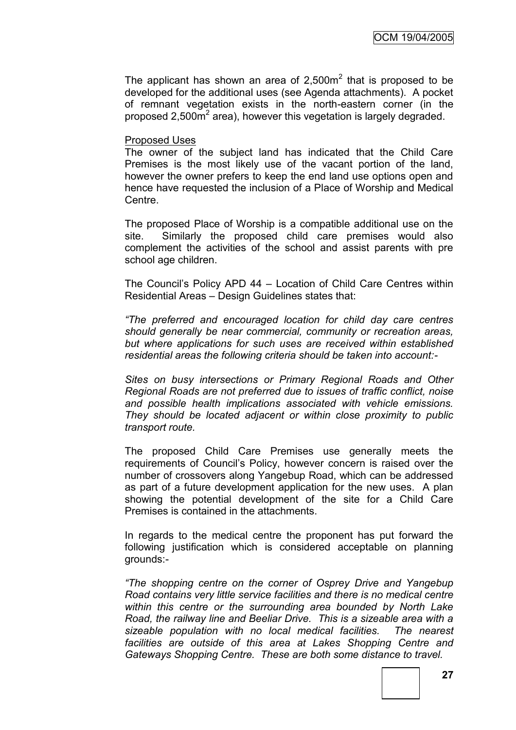The applicant has shown an area of 2,500m$^2$ that is proposed to be developed for the additional uses (see Agenda attachments). A pocket of remnant vegetation exists in the north-eastern corner (in the proposed 2,500m$^2$ area), however this vegetation is largely degraded.

Proposed Uses

The owner of the subject land has indicated that the Child Care Premises is the most likely use of the vacant portion of the land, however the owner prefers to keep the end land use options open and hence have requested the inclusion of a Place of Worship and Medical Centre.

The proposed Place of Worship is a compatible additional use on the site. Similarly the proposed child care premises would also complement the activities of the school and assist parents with pre school age children.

The Council's Policy APD 44 – Location of Child Care Centres within Residential Areas – Design Guidelines states that:

*"The preferred and encouraged location for child day care centres should generally be near commercial, community or recreation areas, but where applications for such uses are received within established residential areas the following criteria should be taken into account:-*

*Sites on busy intersections or Primary Regional Roads and Other Regional Roads are not preferred due to issues of traffic conflict, noise and possible health implications associated with vehicle emissions. They should be located adjacent or within close proximity to public transport route.*

The proposed Child Care Premises use generally meets the requirements of Council's Policy, however concern is raised over the number of crossovers along Yangebup Road, which can be addressed as part of a future development application for the new uses. A plan showing the potential development of the site for a Child Care Premises is contained in the attachments.

In regards to the medical centre the proponent has put forward the following justification which is considered acceptable on planning grounds:-

*"The shopping centre on the corner of Osprey Drive and Yangebup Road contains very little service facilities and there is no medical centre within this centre or the surrounding area bounded by North Lake Road, the railway line and Beeliar Drive. This is a sizeable area with a sizeable population with no local medical facilities. The nearest facilities are outside of this area at Lakes Shopping Centre and Gateways Shopping Centre. These are both some distance to travel.*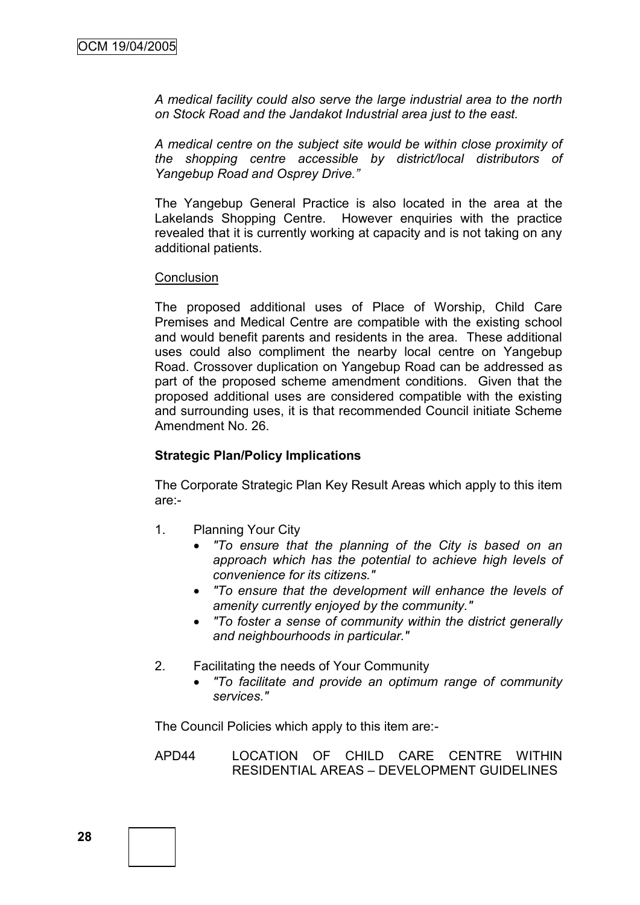*A medical facility could also serve the large industrial area to the north on Stock Road and the Jandakot Industrial area just to the east.*

*A medical centre on the subject site would be within close proximity of the shopping centre accessible by district/local distributors of Yangebup Road and Osprey Drive."*

The Yangebup General Practice is also located in the area at the Lakelands Shopping Centre. However enquiries with the practice revealed that it is currently working at capacity and is not taking on any additional patients.

Conclusion

The proposed additional uses of Place of Worship, Child Care Premises and Medical Centre are compatible with the existing school and would benefit parents and residents in the area. These additional uses could also compliment the nearby local centre on Yangebup Road. Crossover duplication on Yangebup Road can be addressed as part of the proposed scheme amendment conditions. Given that the proposed additional uses are considered compatible with the existing and surrounding uses, it is that recommended Council initiate Scheme Amendment No. 26.

**Strategic Plan/Policy Implications**

The Corporate Strategic Plan Key Result Areas which apply to this item are:-

1. Planning Your City
   - *"To ensure that the planning of the City is based on an approach which has the potential to achieve high levels of convenience for its citizens."*
   - *"To ensure that the development will enhance the levels of amenity currently enjoyed by the community."*
   - *"To foster a sense of community within the district generally and neighbourhoods in particular."*
2. Facilitating the needs of Your Community
   - *"To facilitate and provide an optimum range of community services."*

The Council Policies which apply to this item are:-

APD44 LOCATION OF CHILD CARE CENTRE WITHIN RESIDENTIAL AREAS – DEVELOPMENT GUIDELINES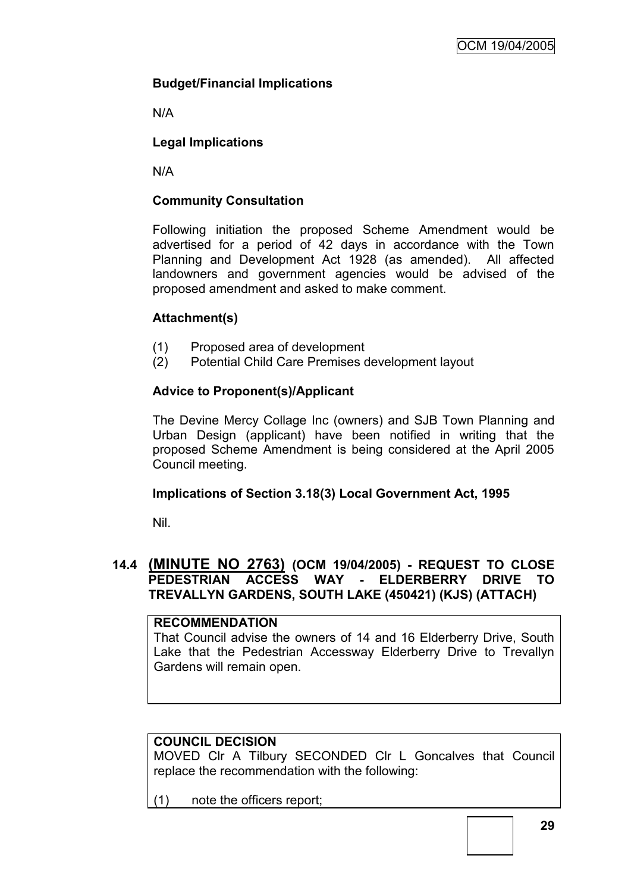**Budget/Financial Implications**

N/A

**Legal Implications**

N/A

**Community Consultation**

Following initiation the proposed Scheme Amendment would be advertised for a period of 42 days in accordance with the Town Planning and Development Act 1928 (as amended). All affected landowners and government agencies would be advised of the proposed amendment and asked to make comment.

**Attachment(s)**

(1) Proposed area of development
(2) Potential Child Care Premises development layout

**Advice to Proponent(s)/Applicant**

The Devine Mercy Collage Inc (owners) and SJB Town Planning and Urban Design (applicant) have been notified in writing that the proposed Scheme Amendment is being considered at the April 2005 Council meeting.

**Implications of Section 3.18(3) Local Government Act, 1995**

Nil.

## 14.4 (MINUTE NO 2763) (OCM 19/04/2005) - REQUEST TO CLOSE PEDESTRIAN ACCESS WAY - ELDERBERRY DRIVE TO TREVALLYN GARDENS, SOUTH LAKE (450421) (KJS) (ATTACH)

**RECOMMENDATION**
That Council advise the owners of 14 and 16 Elderberry Drive, South Lake that the Pedestrian Accessway Elderberry Drive to Trevallyn Gardens will remain open.

**COUNCIL DECISION**
MOVED Clr A Tilbury SECONDED Clr L Goncalves that Council replace the recommendation with the following:

(1) note the officers report;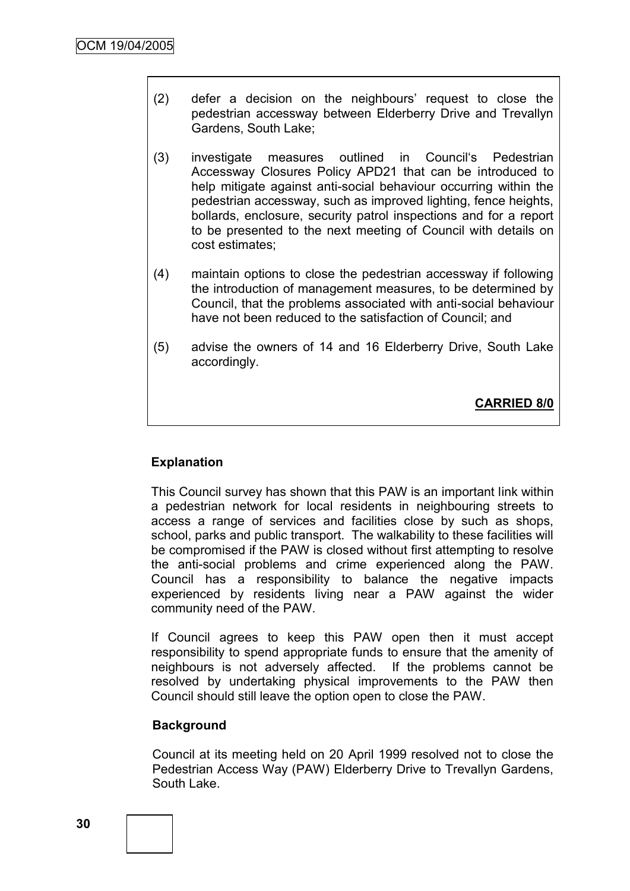(2) defer a decision on the neighbours' request to close the pedestrian accessway between Elderberry Drive and Trevallyn Gardens, South Lake;

(3) investigate measures outlined in Council's Pedestrian Accessway Closures Policy APD21 that can be introduced to help mitigate against anti-social behaviour occurring within the pedestrian accessway, such as improved lighting, fence heights, bollards, enclosure, security patrol inspections and for a report to be presented to the next meeting of Council with details on cost estimates;

(4) maintain options to close the pedestrian accessway if following the introduction of management measures, to be determined by Council, that the problems associated with anti-social behaviour have not been reduced to the satisfaction of Council; and

(5) advise the owners of 14 and 16 Elderberry Drive, South Lake accordingly.

**CARRIED 8/0**

**Explanation**

This Council survey has shown that this PAW is an important link within a pedestrian network for local residents in neighbouring streets to access a range of services and facilities close by such as shops, school, parks and public transport. The walkability to these facilities will be compromised if the PAW is closed without first attempting to resolve the anti-social problems and crime experienced along the PAW. Council has a responsibility to balance the negative impacts experienced by residents living near a PAW against the wider community need of the PAW.

If Council agrees to keep this PAW open then it must accept responsibility to spend appropriate funds to ensure that the amenity of neighbours is not adversely affected. If the problems cannot be resolved by undertaking physical improvements to the PAW then Council should still leave the option open to close the PAW.

**Background**

Council at its meeting held on 20 April 1999 resolved not to close the Pedestrian Access Way (PAW) Elderberry Drive to Trevallyn Gardens, South Lake.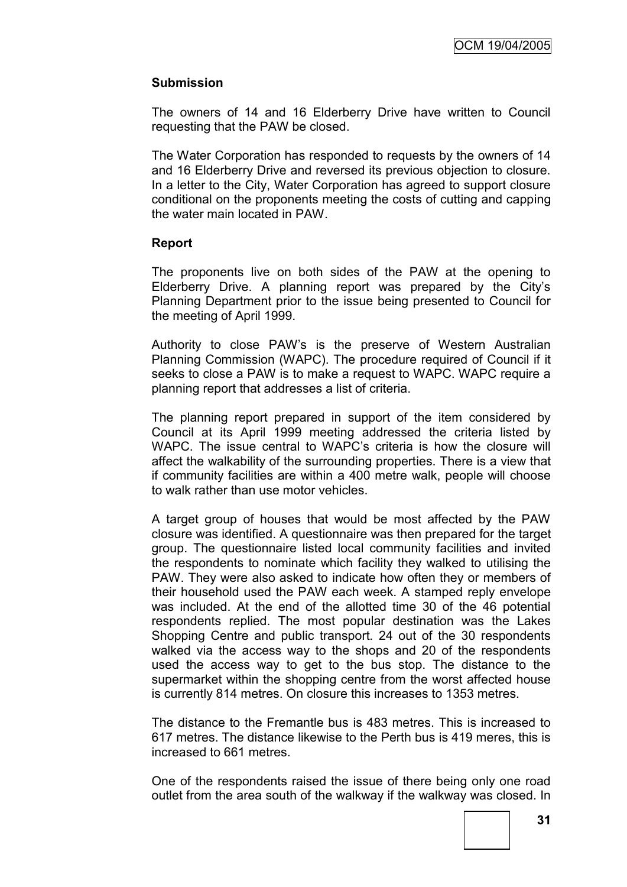**Submission**

The owners of 14 and 16 Elderberry Drive have written to Council requesting that the PAW be closed.

The Water Corporation has responded to requests by the owners of 14 and 16 Elderberry Drive and reversed its previous objection to closure. In a letter to the City, Water Corporation has agreed to support closure conditional on the proponents meeting the costs of cutting and capping the water main located in PAW.

**Report**

The proponents live on both sides of the PAW at the opening to Elderberry Drive. A planning report was prepared by the City's Planning Department prior to the issue being presented to Council for the meeting of April 1999.

Authority to close PAW's is the preserve of Western Australian Planning Commission (WAPC). The procedure required of Council if it seeks to close a PAW is to make a request to WAPC. WAPC require a planning report that addresses a list of criteria.

The planning report prepared in support of the item considered by Council at its April 1999 meeting addressed the criteria listed by WAPC. The issue central to WAPC's criteria is how the closure will affect the walkability of the surrounding properties. There is a view that if community facilities are within a 400 metre walk, people will choose to walk rather than use motor vehicles.

A target group of houses that would be most affected by the PAW closure was identified. A questionnaire was then prepared for the target group. The questionnaire listed local community facilities and invited the respondents to nominate which facility they walked to utilising the PAW. They were also asked to indicate how often they or members of their household used the PAW each week. A stamped reply envelope was included. At the end of the allotted time 30 of the 46 potential respondents replied. The most popular destination was the Lakes Shopping Centre and public transport. 24 out of the 30 respondents walked via the access way to the shops and 20 of the respondents used the access way to get to the bus stop. The distance to the supermarket within the shopping centre from the worst affected house is currently 814 metres. On closure this increases to 1353 metres.

The distance to the Fremantle bus is 483 metres. This is increased to 617 metres. The distance likewise to the Perth bus is 419 meres, this is increased to 661 metres.

One of the respondents raised the issue of there being only one road outlet from the area south of the walkway if the walkway was closed. In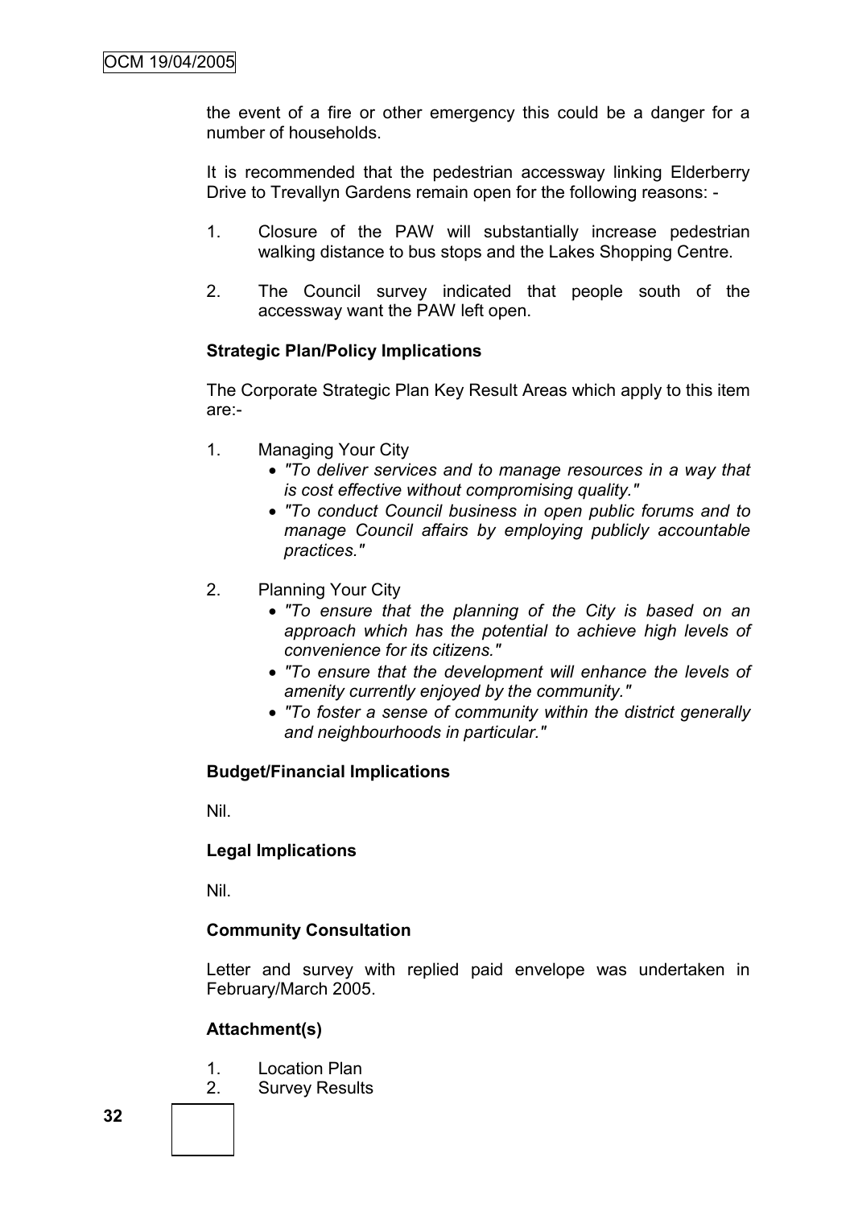the event of a fire or other emergency this could be a danger for a number of households.

It is recommended that the pedestrian accessway linking Elderberry Drive to Trevallyn Gardens remain open for the following reasons: -

1. Closure of the PAW will substantially increase pedestrian walking distance to bus stops and the Lakes Shopping Centre.

2. The Council survey indicated that people south of the accessway want the PAW left open.

**Strategic Plan/Policy Implications**

The Corporate Strategic Plan Key Result Areas which apply to this item are:-

1. Managing Your City
   - *"To deliver services and to manage resources in a way that is cost effective without compromising quality."*
   - *"To conduct Council business in open public forums and to manage Council affairs by employing publicly accountable practices."*

2. Planning Your City
   - *"To ensure that the planning of the City is based on an approach which has the potential to achieve high levels of convenience for its citizens."*
   - *"To ensure that the development will enhance the levels of amenity currently enjoyed by the community."*
   - *"To foster a sense of community within the district generally and neighbourhoods in particular."*

**Budget/Financial Implications**

Nil.

**Legal Implications**

Nil.

**Community Consultation**

Letter and survey with replied paid envelope was undertaken in February/March 2005.

**Attachment(s)**

1. Location Plan
2. Survey Results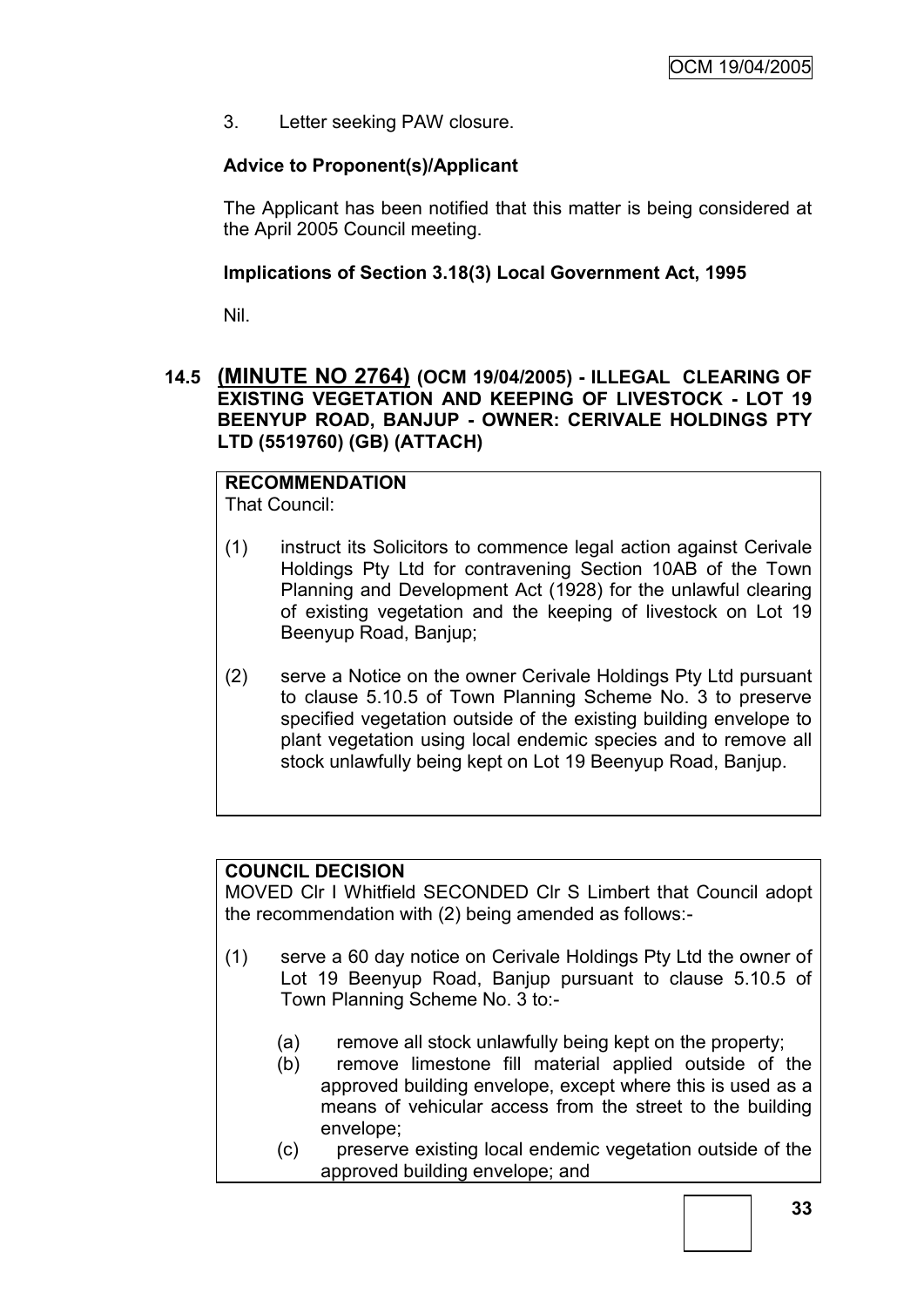3. Letter seeking PAW closure.

**Advice to Proponent(s)/Applicant**

The Applicant has been notified that this matter is being considered at the April 2005 Council meeting.

**Implications of Section 3.18(3) Local Government Act, 1995**

Nil.

### 14.5 (MINUTE NO 2764) (OCM 19/04/2005) - ILLEGAL CLEARING OF EXISTING VEGETATION AND KEEPING OF LIVESTOCK - LOT 19 BEENYUP ROAD, BANJUP - OWNER: CERIVALE HOLDINGS PTY LTD (5519760) (GB) (ATTACH)

**RECOMMENDATION**

That Council:

(1) instruct its Solicitors to commence legal action against Cerivale Holdings Pty Ltd for contravening Section 10AB of the Town Planning and Development Act (1928) for the unlawful clearing of existing vegetation and the keeping of livestock on Lot 19 Beenyup Road, Banjup;

(2) serve a Notice on the owner Cerivale Holdings Pty Ltd pursuant to clause 5.10.5 of Town Planning Scheme No. 3 to preserve specified vegetation outside of the existing building envelope to plant vegetation using local endemic species and to remove all stock unlawfully being kept on Lot 19 Beenyup Road, Banjup.

**COUNCIL DECISION**

MOVED Clr I Whitfield SECONDED Clr S Limbert that Council adopt the recommendation with (2) being amended as follows:-

(1) serve a 60 day notice on Cerivale Holdings Pty Ltd the owner of Lot 19 Beenyup Road, Banjup pursuant to clause 5.10.5 of Town Planning Scheme No. 3 to:-

(a) remove all stock unlawfully being kept on the property;

(b) remove limestone fill material applied outside of the approved building envelope, except where this is used as a means of vehicular access from the street to the building envelope;

(c) preserve existing local endemic vegetation outside of the approved building envelope; and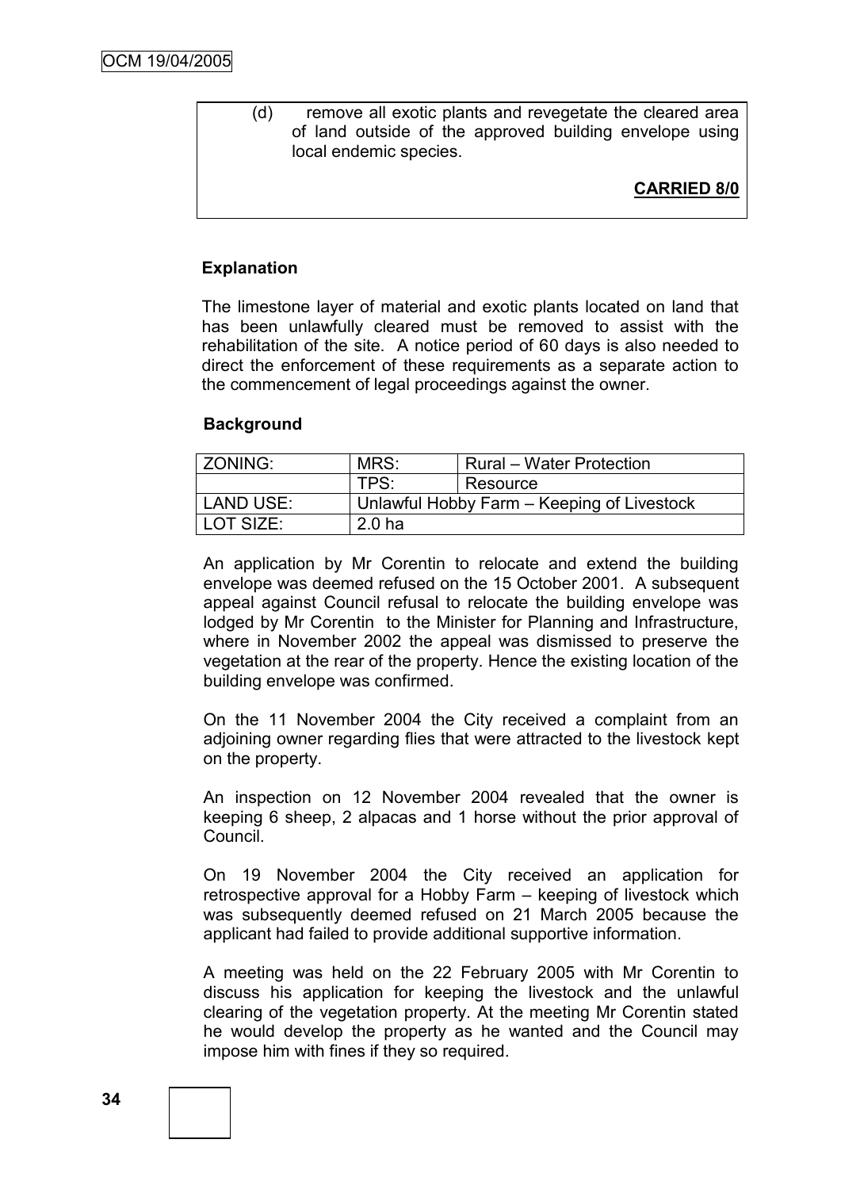(d) remove all exotic plants and revegetate the cleared area of land outside of the approved building envelope using local endemic species.

**CARRIED 8/0**

**Explanation**

The limestone layer of material and exotic plants located on land that has been unlawfully cleared must be removed to assist with the rehabilitation of the site. A notice period of 60 days is also needed to direct the enforcement of these requirements as a separate action to the commencement of legal proceedings against the owner.

**Background**

| ZONING: | MRS: | Rural – Water Protection |
|---|---|---|
| | TPS: | Resource |
| LAND USE: | Unlawful Hobby Farm – Keeping of Livestock | |
| LOT SIZE: | 2.0 ha | |

An application by Mr Corentin to relocate and extend the building envelope was deemed refused on the 15 October 2001. A subsequent appeal against Council refusal to relocate the building envelope was lodged by Mr Corentin to the Minister for Planning and Infrastructure, where in November 2002 the appeal was dismissed to preserve the vegetation at the rear of the property. Hence the existing location of the building envelope was confirmed.

On the 11 November 2004 the City received a complaint from an adjoining owner regarding flies that were attracted to the livestock kept on the property.

An inspection on 12 November 2004 revealed that the owner is keeping 6 sheep, 2 alpacas and 1 horse without the prior approval of Council.

On 19 November 2004 the City received an application for retrospective approval for a Hobby Farm – keeping of livestock which was subsequently deemed refused on 21 March 2005 because the applicant had failed to provide additional supportive information.

A meeting was held on the 22 February 2005 with Mr Corentin to discuss his application for keeping the livestock and the unlawful clearing of the vegetation property. At the meeting Mr Corentin stated he would develop the property as he wanted and the Council may impose him with fines if they so required.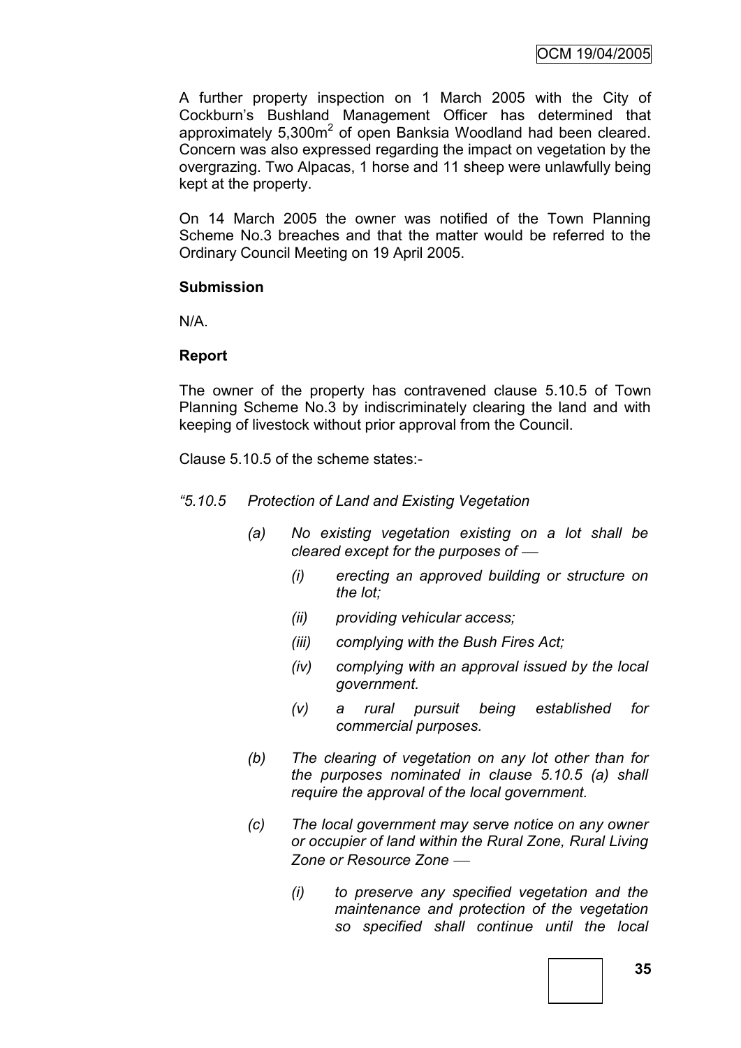A further property inspection on 1 March 2005 with the City of Cockburn's Bushland Management Officer has determined that approximately 5,300m$^2$ of open Banksia Woodland had been cleared. Concern was also expressed regarding the impact on vegetation by the overgrazing. Two Alpacas, 1 horse and 11 sheep were unlawfully being kept at the property.

On 14 March 2005 the owner was notified of the Town Planning Scheme No.3 breaches and that the matter would be referred to the Ordinary Council Meeting on 19 April 2005.

**Submission**

N/A.

**Report**

The owner of the property has contravened clause 5.10.5 of Town Planning Scheme No.3 by indiscriminately clearing the land and with keeping of livestock without prior approval from the Council.

Clause 5.10.5 of the scheme states:-

*"5.10.5 Protection of Land and Existing Vegetation*

*(a) No existing vegetation existing on a lot shall be cleared except for the purposes of —*

*(i) erecting an approved building or structure on the lot;*

*(ii) providing vehicular access;*

*(iii) complying with the Bush Fires Act;*

*(iv) complying with an approval issued by the local government.*

*(v) a rural pursuit being established for commercial purposes.*

*(b) The clearing of vegetation on any lot other than for the purposes nominated in clause 5.10.5 (a) shall require the approval of the local government.*

*(c) The local government may serve notice on any owner or occupier of land within the Rural Zone, Rural Living Zone or Resource Zone —*

*(i) to preserve any specified vegetation and the maintenance and protection of the vegetation so specified shall continue until the local*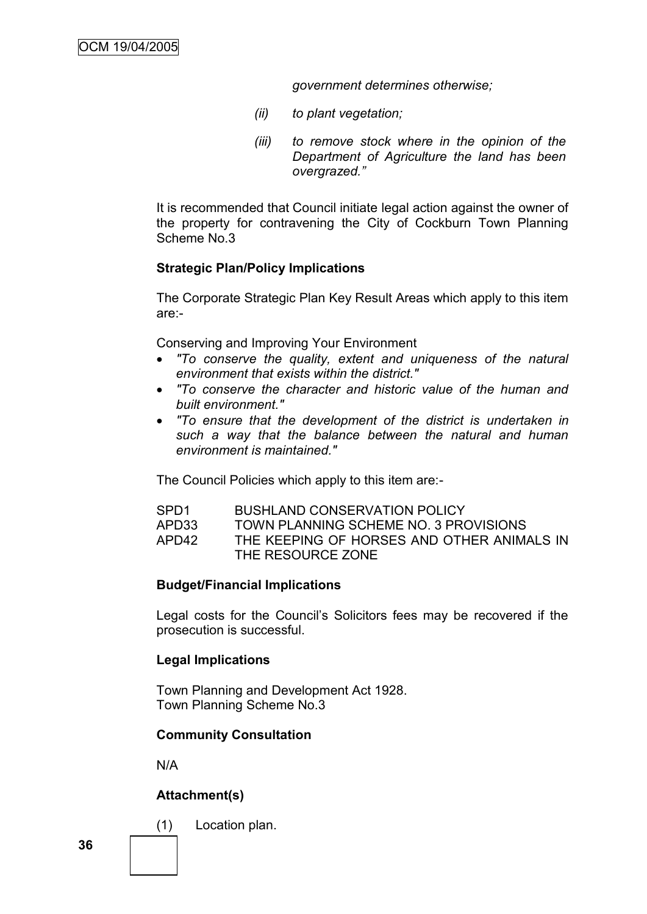*government determines otherwise;*

*(ii) to plant vegetation;*

*(iii) to remove stock where in the opinion of the Department of Agriculture the land has been overgrazed."*

It is recommended that Council initiate legal action against the owner of the property for contravening the City of Cockburn Town Planning Scheme No.3

**Strategic Plan/Policy Implications**

The Corporate Strategic Plan Key Result Areas which apply to this item are:-

Conserving and Improving Your Environment

- *"To conserve the quality, extent and uniqueness of the natural environment that exists within the district."*
- *"To conserve the character and historic value of the human and built environment."*
- *"To ensure that the development of the district is undertaken in such a way that the balance between the natural and human environment is maintained."*

The Council Policies which apply to this item are:-

| | |
|---|---|
| SPD1 | BUSHLAND CONSERVATION POLICY |
| APD33 | TOWN PLANNING SCHEME NO. 3 PROVISIONS |
| APD42 | THE KEEPING OF HORSES AND OTHER ANIMALS IN THE RESOURCE ZONE |

**Budget/Financial Implications**

Legal costs for the Council's Solicitors fees may be recovered if the prosecution is successful.

**Legal Implications**

Town Planning and Development Act 1928.
Town Planning Scheme No.3

**Community Consultation**

N/A

**Attachment(s)**

(1) Location plan.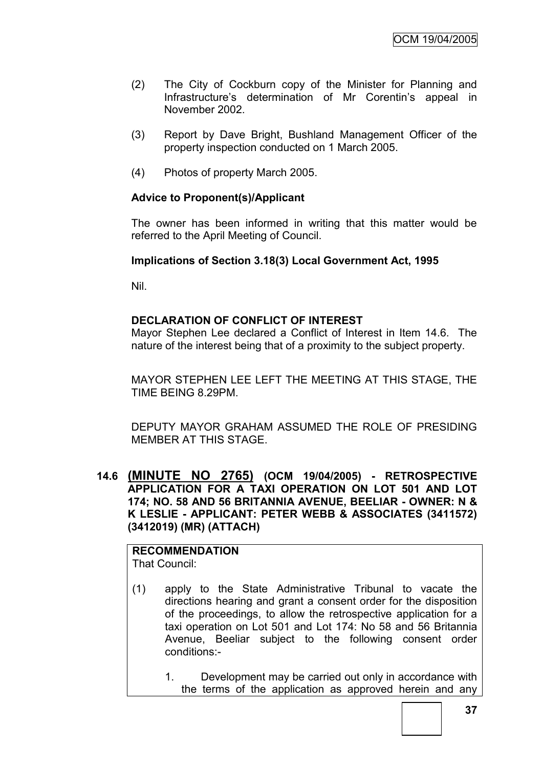(2) The City of Cockburn copy of the Minister for Planning and Infrastructure's determination of Mr Corentin's appeal in November 2002.

(3) Report by Dave Bright, Bushland Management Officer of the property inspection conducted on 1 March 2005.

(4) Photos of property March 2005.

**Advice to Proponent(s)/Applicant**

The owner has been informed in writing that this matter would be referred to the April Meeting of Council.

**Implications of Section 3.18(3) Local Government Act, 1995**

Nil.

**DECLARATION OF CONFLICT OF INTEREST**

Mayor Stephen Lee declared a Conflict of Interest in Item 14.6. The nature of the interest being that of a proximity to the subject property.

MAYOR STEPHEN LEE LEFT THE MEETING AT THIS STAGE, THE TIME BEING 8.29PM.

DEPUTY MAYOR GRAHAM ASSUMED THE ROLE OF PRESIDING MEMBER AT THIS STAGE.

### 14.6 (MINUTE NO 2765) (OCM 19/04/2005) - RETROSPECTIVE APPLICATION FOR A TAXI OPERATION ON LOT 501 AND LOT 174; NO. 58 AND 56 BRITANNIA AVENUE, BEELIAR - OWNER: N & K LESLIE - APPLICANT: PETER WEBB & ASSOCIATES (3411572) (3412019) (MR) (ATTACH)

**RECOMMENDATION**

That Council:

(1) apply to the State Administrative Tribunal to vacate the directions hearing and grant a consent order for the disposition of the proceedings, to allow the retrospective application for a taxi operation on Lot 501 and Lot 174: No 58 and 56 Britannia Avenue, Beeliar subject to the following consent order conditions:-

1. Development may be carried out only in accordance with the terms of the application as approved herein and any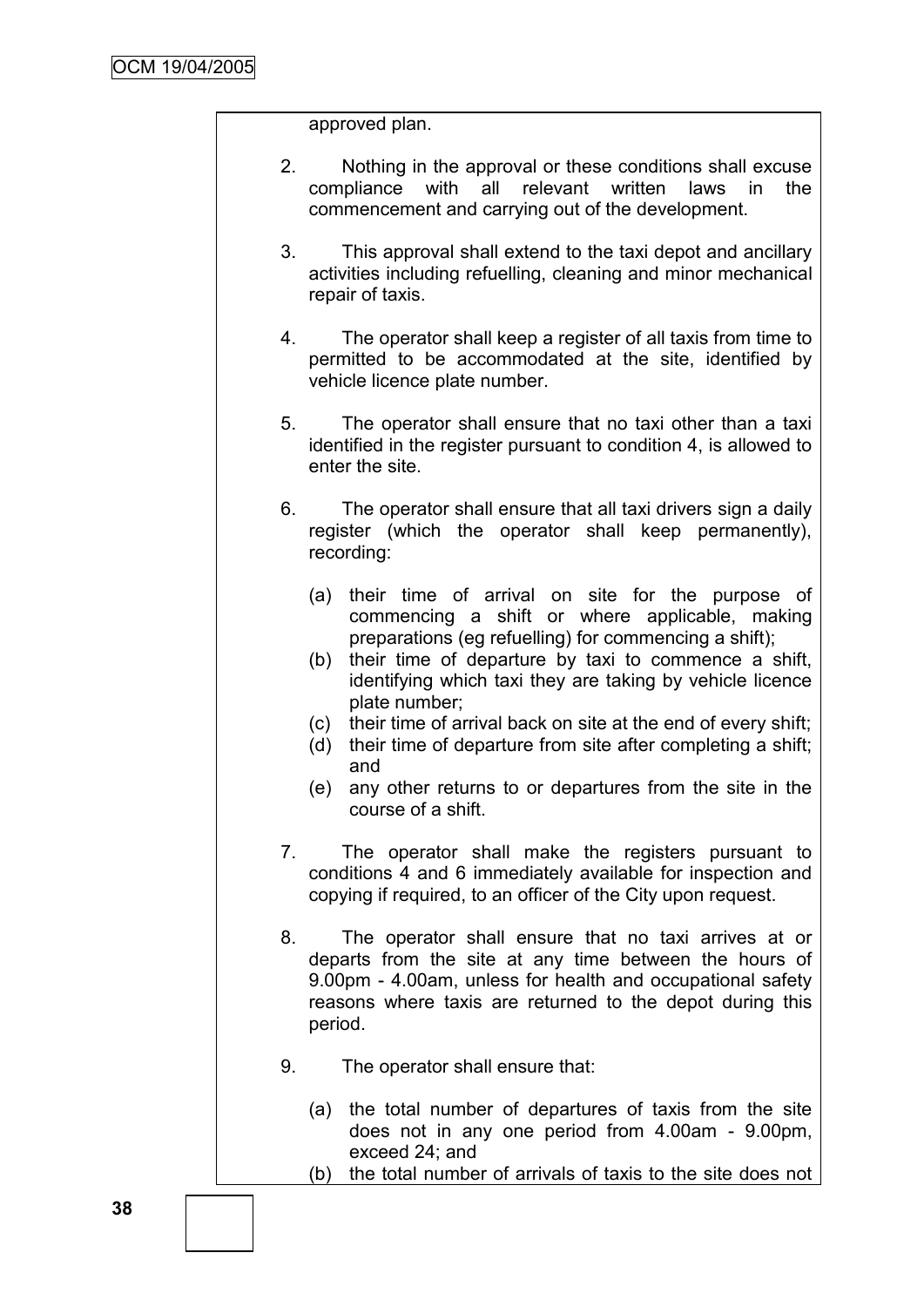approved plan.

2. Nothing in the approval or these conditions shall excuse compliance with all relevant written laws in the commencement and carrying out of the development.

3. This approval shall extend to the taxi depot and ancillary activities including refuelling, cleaning and minor mechanical repair of taxis.

4. The operator shall keep a register of all taxis from time to permitted to be accommodated at the site, identified by vehicle licence plate number.

5. The operator shall ensure that no taxi other than a taxi identified in the register pursuant to condition 4, is allowed to enter the site.

6. The operator shall ensure that all taxi drivers sign a daily register (which the operator shall keep permanently), recording:

   (a) their time of arrival on site for the purpose of commencing a shift or where applicable, making preparations (eg refuelling) for commencing a shift);
   (b) their time of departure by taxi to commence a shift, identifying which taxi they are taking by vehicle licence plate number;
   (c) their time of arrival back on site at the end of every shift;
   (d) their time of departure from site after completing a shift; and
   (e) any other returns to or departures from the site in the course of a shift.

7. The operator shall make the registers pursuant to conditions 4 and 6 immediately available for inspection and copying if required, to an officer of the City upon request.

8. The operator shall ensure that no taxi arrives at or departs from the site at any time between the hours of 9.00pm - 4.00am, unless for health and occupational safety reasons where taxis are returned to the depot during this period.

9. The operator shall ensure that:

   (a) the total number of departures of taxis from the site does not in any one period from 4.00am - 9.00pm, exceed 24; and
   (b) the total number of arrivals of taxis to the site does not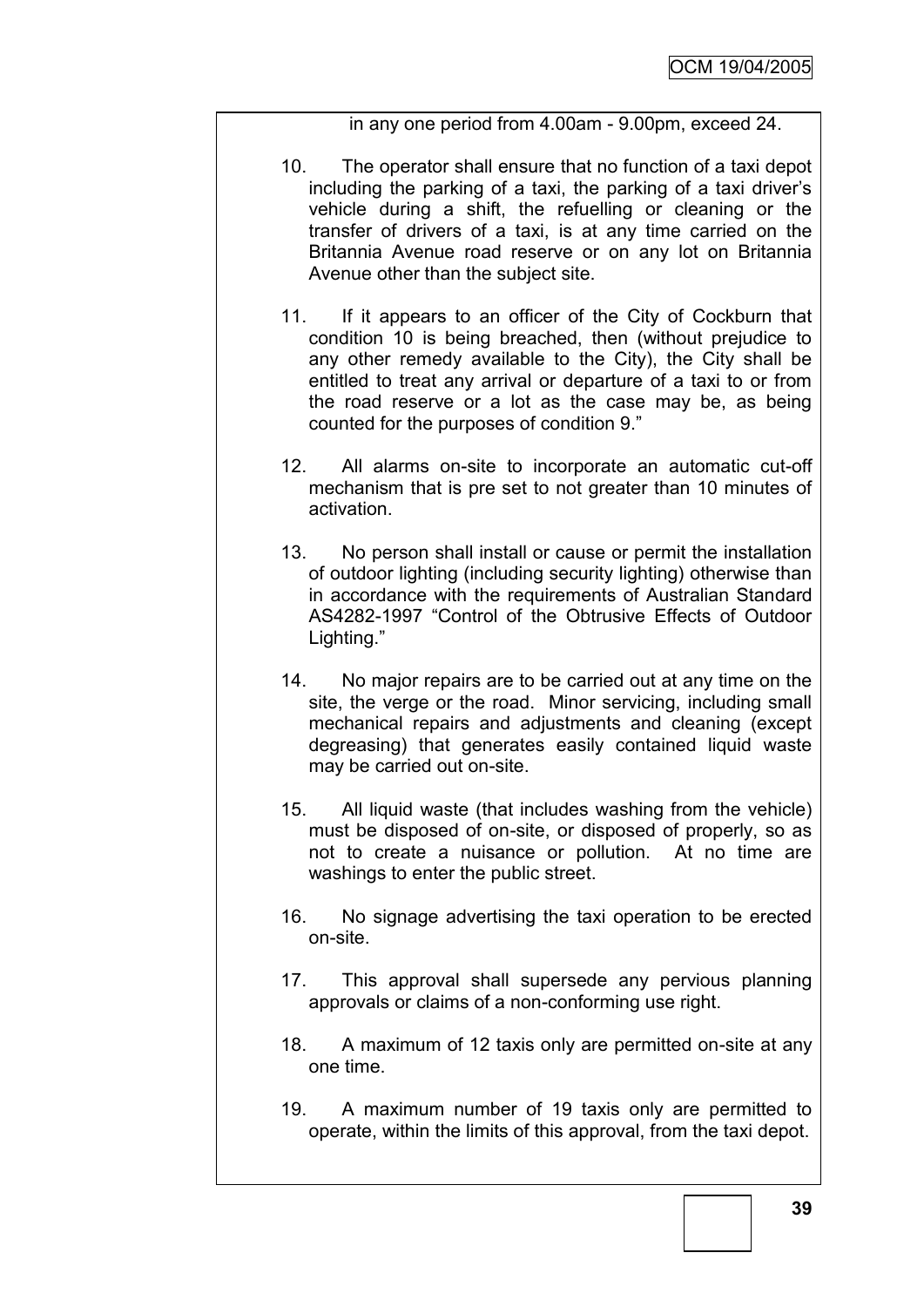in any one period from 4.00am - 9.00pm, exceed 24.

10. The operator shall ensure that no function of a taxi depot including the parking of a taxi, the parking of a taxi driver's vehicle during a shift, the refuelling or cleaning or the transfer of drivers of a taxi, is at any time carried on the Britannia Avenue road reserve or on any lot on Britannia Avenue other than the subject site.

11. If it appears to an officer of the City of Cockburn that condition 10 is being breached, then (without prejudice to any other remedy available to the City), the City shall be entitled to treat any arrival or departure of a taxi to or from the road reserve or a lot as the case may be, as being counted for the purposes of condition 9."

12. All alarms on-site to incorporate an automatic cut-off mechanism that is pre set to not greater than 10 minutes of activation.

13. No person shall install or cause or permit the installation of outdoor lighting (including security lighting) otherwise than in accordance with the requirements of Australian Standard AS4282-1997 "Control of the Obtrusive Effects of Outdoor Lighting."

14. No major repairs are to be carried out at any time on the site, the verge or the road. Minor servicing, including small mechanical repairs and adjustments and cleaning (except degreasing) that generates easily contained liquid waste may be carried out on-site.

15. All liquid waste (that includes washing from the vehicle) must be disposed of on-site, or disposed of properly, so as not to create a nuisance or pollution. At no time are washings to enter the public street.

16. No signage advertising the taxi operation to be erected on-site.

17. This approval shall supersede any pervious planning approvals or claims of a non-conforming use right.

18. A maximum of 12 taxis only are permitted on-site at any one time.

19. A maximum number of 19 taxis only are permitted to operate, within the limits of this approval, from the taxi depot.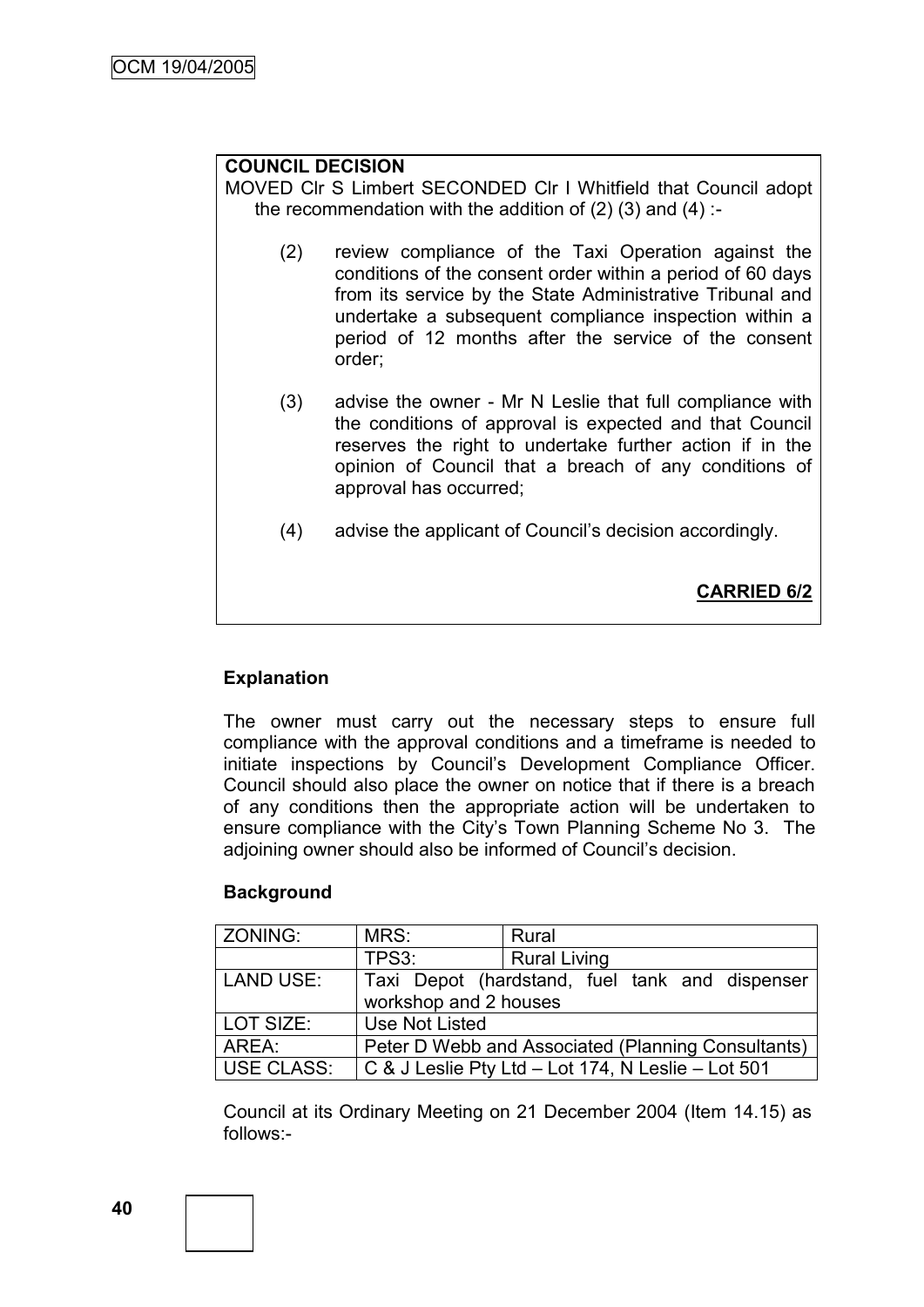**COUNCIL DECISION**

MOVED Clr S Limbert SECONDED Clr I Whitfield that Council adopt the recommendation with the addition of (2) (3) and (4) :-

(2) review compliance of the Taxi Operation against the conditions of the consent order within a period of 60 days from its service by the State Administrative Tribunal and undertake a subsequent compliance inspection within a period of 12 months after the service of the consent order;

(3) advise the owner - Mr N Leslie that full compliance with the conditions of approval is expected and that Council reserves the right to undertake further action if in the opinion of Council that a breach of any conditions of approval has occurred;

(4) advise the applicant of Council's decision accordingly.

**CARRIED 6/2**

**Explanation**

The owner must carry out the necessary steps to ensure full compliance with the approval conditions and a timeframe is needed to initiate inspections by Council's Development Compliance Officer. Council should also place the owner on notice that if there is a breach of any conditions then the appropriate action will be undertaken to ensure compliance with the City's Town Planning Scheme No 3. The adjoining owner should also be informed of Council's decision.

**Background**

| ZONING: | MRS: | Rural |
|---|---|---|
| | TPS3: | Rural Living |
| LAND USE: | Taxi Depot (hardstand, fuel tank and dispenser workshop and 2 houses | |
| LOT SIZE: | Use Not Listed | |
| AREA: | Peter D Webb and Associated (Planning Consultants) | |
| USE CLASS: | C & J Leslie Pty Ltd – Lot 174, N Leslie – Lot 501 | |

Council at its Ordinary Meeting on 21 December 2004 (Item 14.15) as follows:-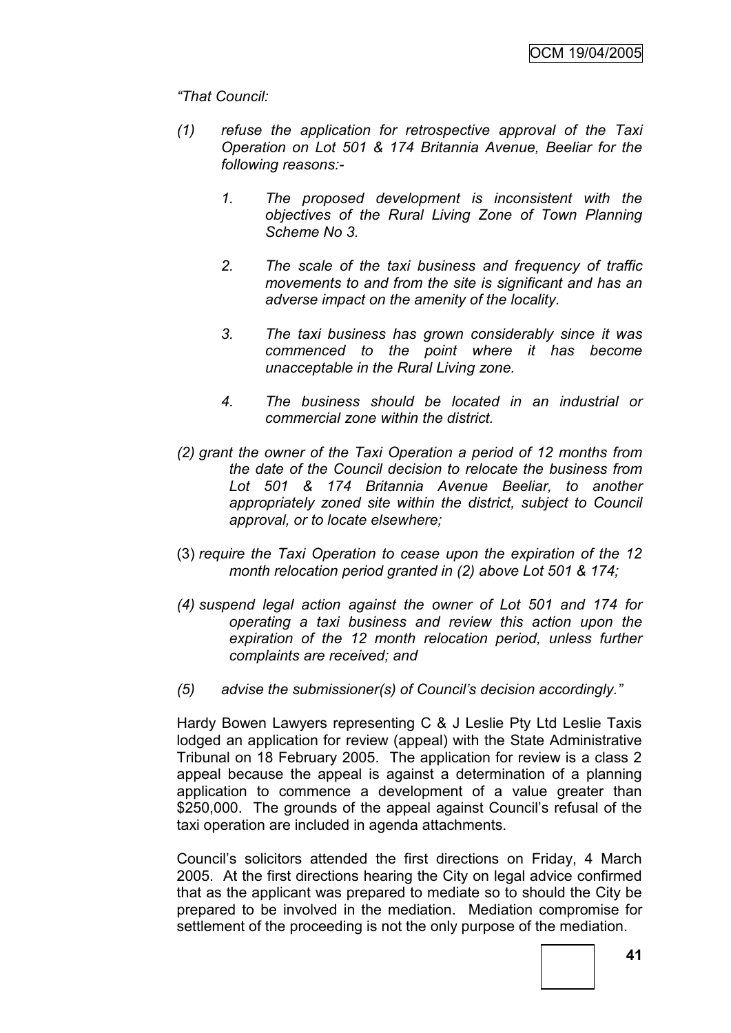*"That Council:*

*(1) refuse the application for retrospective approval of the Taxi Operation on Lot 501 & 174 Britannia Avenue, Beeliar for the following reasons:-*

*1. The proposed development is inconsistent with the objectives of the Rural Living Zone of Town Planning Scheme No 3.*

*2. The scale of the taxi business and frequency of traffic movements to and from the site is significant and has an adverse impact on the amenity of the locality.*

*3. The taxi business has grown considerably since it was commenced to the point where it has become unacceptable in the Rural Living zone.*

*4. The business should be located in an industrial or commercial zone within the district.*

*(2) grant the owner of the Taxi Operation a period of 12 months from the date of the Council decision to relocate the business from Lot 501 & 174 Britannia Avenue Beeliar, to another appropriately zoned site within the district, subject to Council approval, or to locate elsewhere;*

(3) *require the Taxi Operation to cease upon the expiration of the 12 month relocation period granted in (2) above Lot 501 & 174;*

*(4) suspend legal action against the owner of Lot 501 and 174 for operating a taxi business and review this action upon the expiration of the 12 month relocation period, unless further complaints are received; and*

*(5) advise the submissioner(s) of Council's decision accordingly."*

Hardy Bowen Lawyers representing C & J Leslie Pty Ltd Leslie Taxis lodged an application for review (appeal) with the State Administrative Tribunal on 18 February 2005. The application for review is a class 2 appeal because the appeal is against a determination of a planning application to commence a development of a value greater than $250,000. The grounds of the appeal against Council's refusal of the taxi operation are included in agenda attachments.

Council's solicitors attended the first directions on Friday, 4 March 2005. At the first directions hearing the City on legal advice confirmed that as the applicant was prepared to mediate so to should the City be prepared to be involved in the mediation. Mediation compromise for settlement of the proceeding is not the only purpose of the mediation.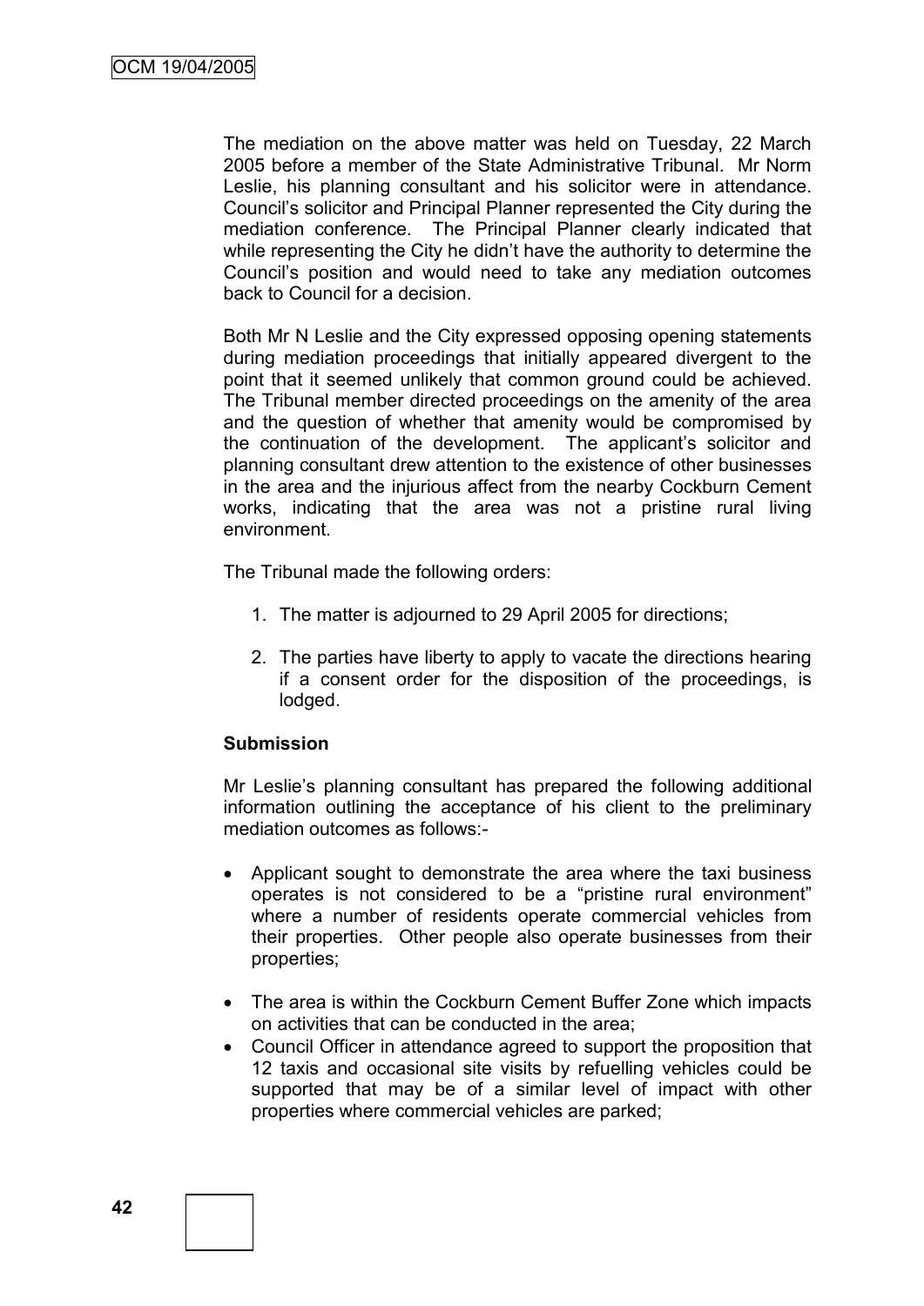The mediation on the above matter was held on Tuesday, 22 March 2005 before a member of the State Administrative Tribunal. Mr Norm Leslie, his planning consultant and his solicitor were in attendance. Council's solicitor and Principal Planner represented the City during the mediation conference. The Principal Planner clearly indicated that while representing the City he didn't have the authority to determine the Council's position and would need to take any mediation outcomes back to Council for a decision.

Both Mr N Leslie and the City expressed opposing opening statements during mediation proceedings that initially appeared divergent to the point that it seemed unlikely that common ground could be achieved. The Tribunal member directed proceedings on the amenity of the area and the question of whether that amenity would be compromised by the continuation of the development. The applicant's solicitor and planning consultant drew attention to the existence of other businesses in the area and the injurious affect from the nearby Cockburn Cement works, indicating that the area was not a pristine rural living environment.

The Tribunal made the following orders:

1. The matter is adjourned to 29 April 2005 for directions;

2. The parties have liberty to apply to vacate the directions hearing if a consent order for the disposition of the proceedings, is lodged.

**Submission**

Mr Leslie's planning consultant has prepared the following additional information outlining the acceptance of his client to the preliminary mediation outcomes as follows:-

- Applicant sought to demonstrate the area where the taxi business operates is not considered to be a "pristine rural environment" where a number of residents operate commercial vehicles from their properties. Other people also operate businesses from their properties;

- The area is within the Cockburn Cement Buffer Zone which impacts on activities that can be conducted in the area;
- Council Officer in attendance agreed to support the proposition that 12 taxis and occasional site visits by refuelling vehicles could be supported that may be of a similar level of impact with other properties where commercial vehicles are parked;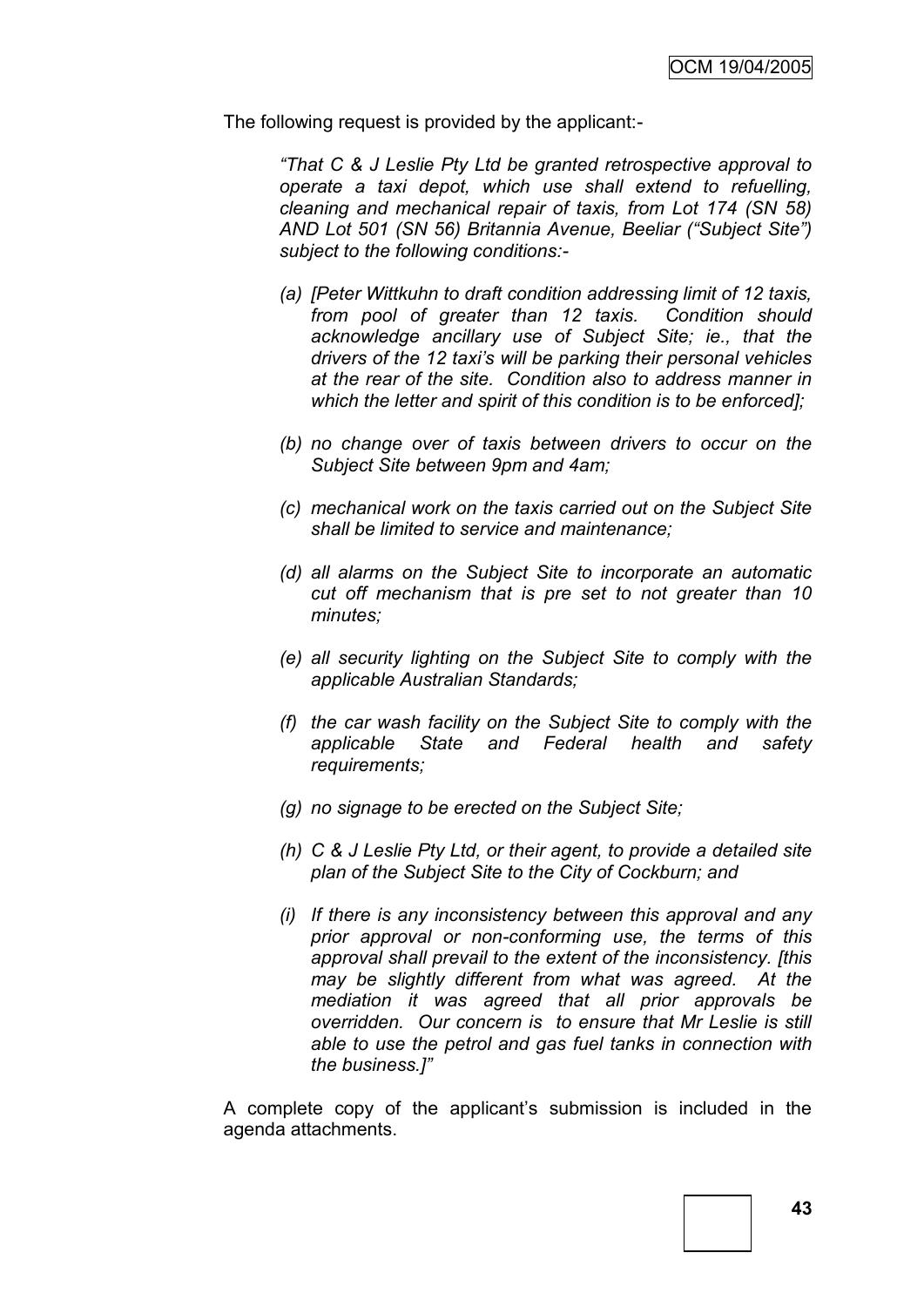The following request is provided by the applicant:-

> *"That C & J Leslie Pty Ltd be granted retrospective approval to operate a taxi depot, which use shall extend to refuelling, cleaning and mechanical repair of taxis, from Lot 174 (SN 58) AND Lot 501 (SN 56) Britannia Avenue, Beeliar ("Subject Site") subject to the following conditions:-*
>
> *(a) [Peter Wittkuhn to draft condition addressing limit of 12 taxis, from pool of greater than 12 taxis. Condition should acknowledge ancillary use of Subject Site; ie., that the drivers of the 12 taxi's will be parking their personal vehicles at the rear of the site. Condition also to address manner in which the letter and spirit of this condition is to be enforced];*
>
> *(b) no change over of taxis between drivers to occur on the Subject Site between 9pm and 4am;*
>
> *(c) mechanical work on the taxis carried out on the Subject Site shall be limited to service and maintenance;*
>
> *(d) all alarms on the Subject Site to incorporate an automatic cut off mechanism that is pre set to not greater than 10 minutes;*
>
> *(e) all security lighting on the Subject Site to comply with the applicable Australian Standards;*
>
> *(f) the car wash facility on the Subject Site to comply with the applicable State and Federal health and safety requirements;*
>
> *(g) no signage to be erected on the Subject Site;*
>
> *(h) C & J Leslie Pty Ltd, or their agent, to provide a detailed site plan of the Subject Site to the City of Cockburn; and*
>
> *(i) If there is any inconsistency between this approval and any prior approval or non-conforming use, the terms of this approval shall prevail to the extent of the inconsistency. [this may be slightly different from what was agreed. At the mediation it was agreed that all prior approvals be overridden. Our concern is to ensure that Mr Leslie is still able to use the petrol and gas fuel tanks in connection with the business.]"*

A complete copy of the applicant's submission is included in the agenda attachments.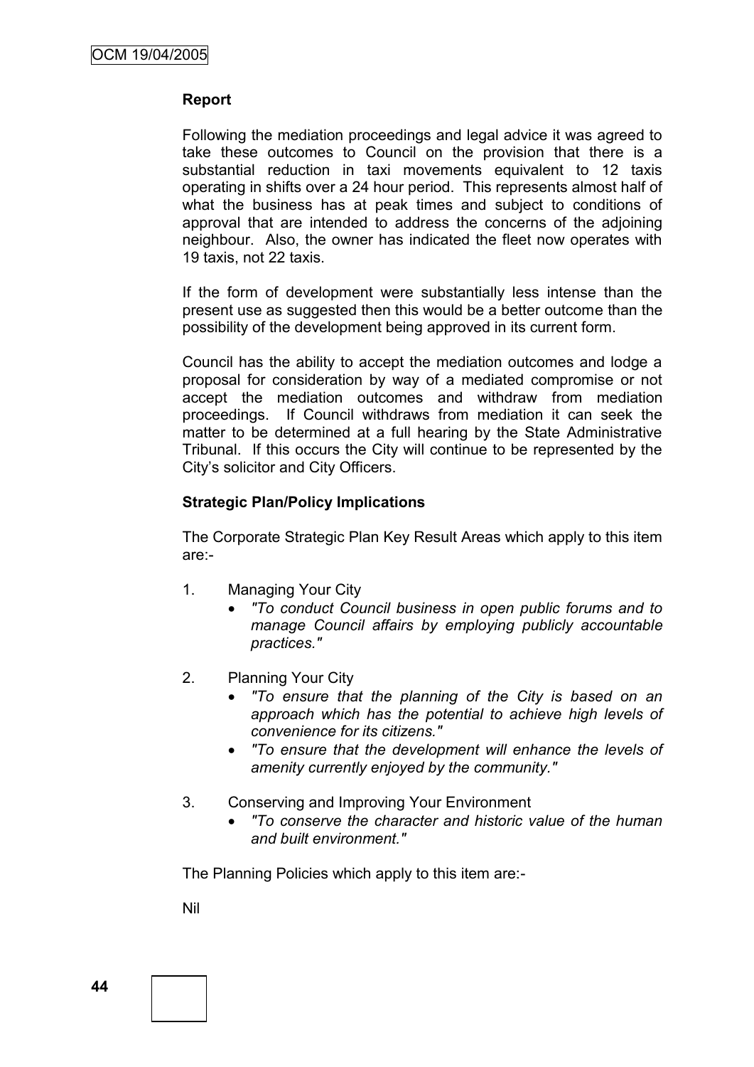**Report**

Following the mediation proceedings and legal advice it was agreed to take these outcomes to Council on the provision that there is a substantial reduction in taxi movements equivalent to 12 taxis operating in shifts over a 24 hour period. This represents almost half of what the business has at peak times and subject to conditions of approval that are intended to address the concerns of the adjoining neighbour. Also, the owner has indicated the fleet now operates with 19 taxis, not 22 taxis.

If the form of development were substantially less intense than the present use as suggested then this would be a better outcome than the possibility of the development being approved in its current form.

Council has the ability to accept the mediation outcomes and lodge a proposal for consideration by way of a mediated compromise or not accept the mediation outcomes and withdraw from mediation proceedings. If Council withdraws from mediation it can seek the matter to be determined at a full hearing by the State Administrative Tribunal. If this occurs the City will continue to be represented by the City's solicitor and City Officers.

**Strategic Plan/Policy Implications**

The Corporate Strategic Plan Key Result Areas which apply to this item are:-

1. Managing Your City
   - *"To conduct Council business in open public forums and to manage Council affairs by employing publicly accountable practices."*
2. Planning Your City
   - *"To ensure that the planning of the City is based on an approach which has the potential to achieve high levels of convenience for its citizens."*
   - *"To ensure that the development will enhance the levels of amenity currently enjoyed by the community."*
3. Conserving and Improving Your Environment
   - *"To conserve the character and historic value of the human and built environment."*

The Planning Policies which apply to this item are:-

Nil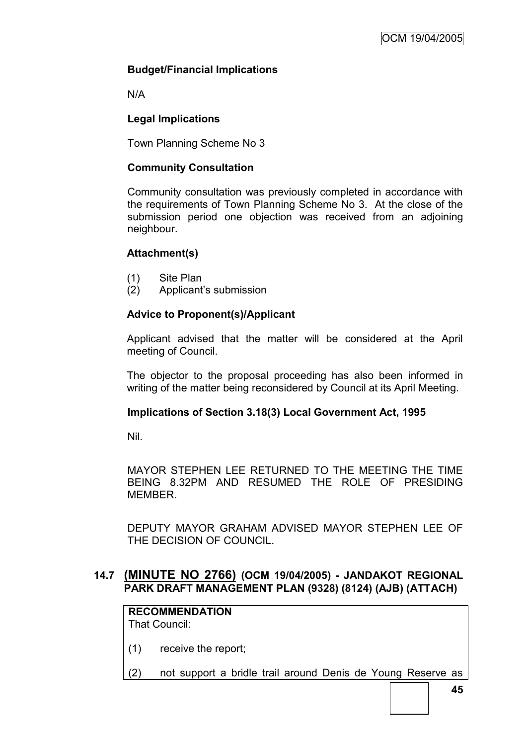**Budget/Financial Implications**

N/A

**Legal Implications**

Town Planning Scheme No 3

**Community Consultation**

Community consultation was previously completed in accordance with the requirements of Town Planning Scheme No 3. At the close of the submission period one objection was received from an adjoining neighbour.

**Attachment(s)**

(1) Site Plan
(2) Applicant's submission

**Advice to Proponent(s)/Applicant**

Applicant advised that the matter will be considered at the April meeting of Council.

The objector to the proposal proceeding has also been informed in writing of the matter being reconsidered by Council at its April Meeting.

**Implications of Section 3.18(3) Local Government Act, 1995**

Nil.

MAYOR STEPHEN LEE RETURNED TO THE MEETING THE TIME BEING 8.32PM AND RESUMED THE ROLE OF PRESIDING MEMBER.

DEPUTY MAYOR GRAHAM ADVISED MAYOR STEPHEN LEE OF THE DECISION OF COUNCIL.

## 14.7 (MINUTE NO 2766) (OCM 19/04/2005) - JANDAKOT REGIONAL PARK DRAFT MANAGEMENT PLAN (9328) (8124) (AJB) (ATTACH)

**RECOMMENDATION**
That Council:

(1) receive the report;

(2) not support a bridle trail around Denis de Young Reserve as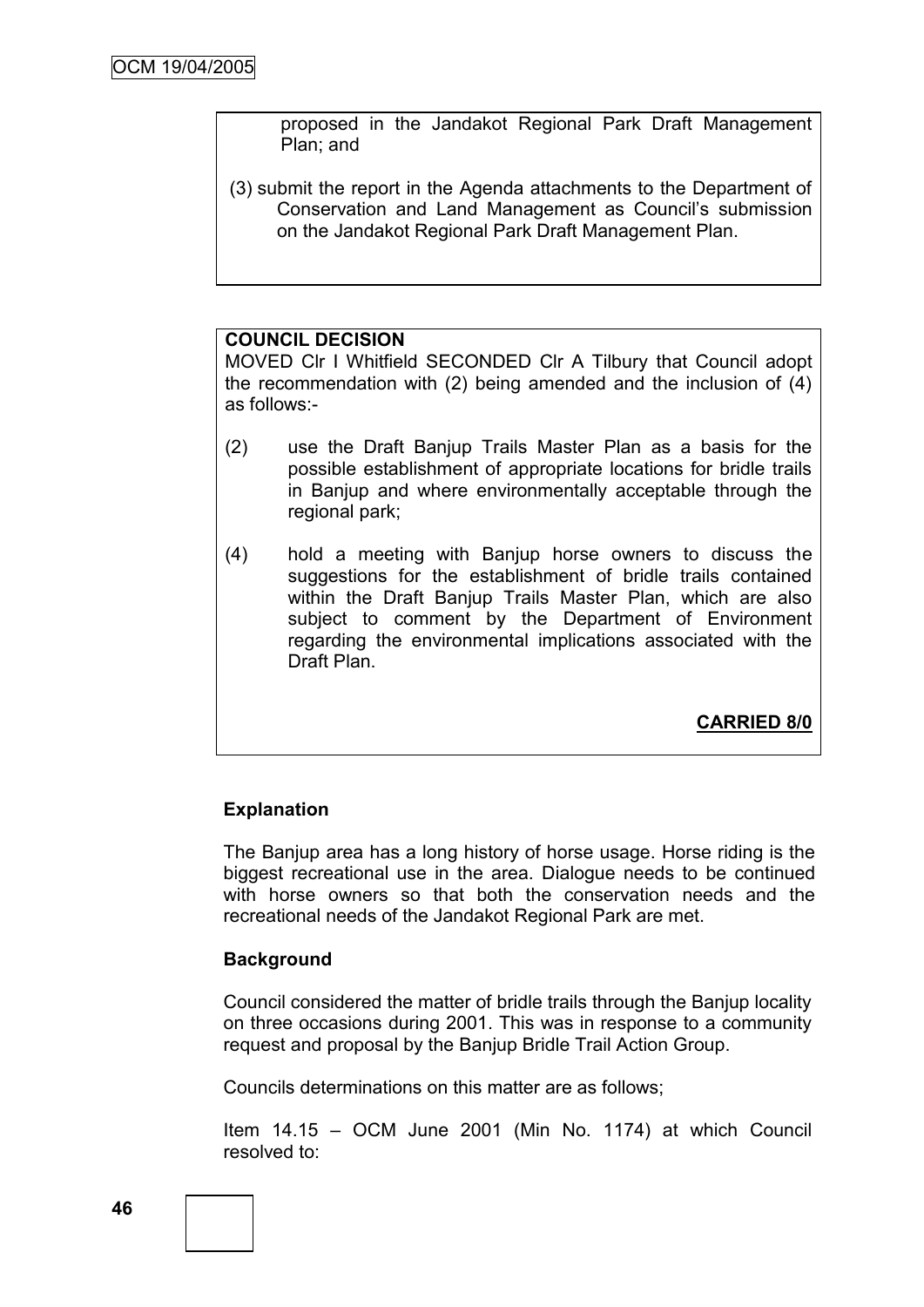proposed in the Jandakot Regional Park Draft Management Plan; and

(3) submit the report in the Agenda attachments to the Department of Conservation and Land Management as Council's submission on the Jandakot Regional Park Draft Management Plan.

**COUNCIL DECISION**

MOVED Clr I Whitfield SECONDED Clr A Tilbury that Council adopt the recommendation with (2) being amended and the inclusion of (4) as follows:-

(2) use the Draft Banjup Trails Master Plan as a basis for the possible establishment of appropriate locations for bridle trails in Banjup and where environmentally acceptable through the regional park;

(4) hold a meeting with Banjup horse owners to discuss the suggestions for the establishment of bridle trails contained within the Draft Banjup Trails Master Plan, which are also subject to comment by the Department of Environment regarding the environmental implications associated with the Draft Plan.

**CARRIED 8/0**

**Explanation**

The Banjup area has a long history of horse usage. Horse riding is the biggest recreational use in the area. Dialogue needs to be continued with horse owners so that both the conservation needs and the recreational needs of the Jandakot Regional Park are met.

**Background**

Council considered the matter of bridle trails through the Banjup locality on three occasions during 2001. This was in response to a community request and proposal by the Banjup Bridle Trail Action Group.

Councils determinations on this matter are as follows;

Item 14.15 – OCM June 2001 (Min No. 1174) at which Council resolved to: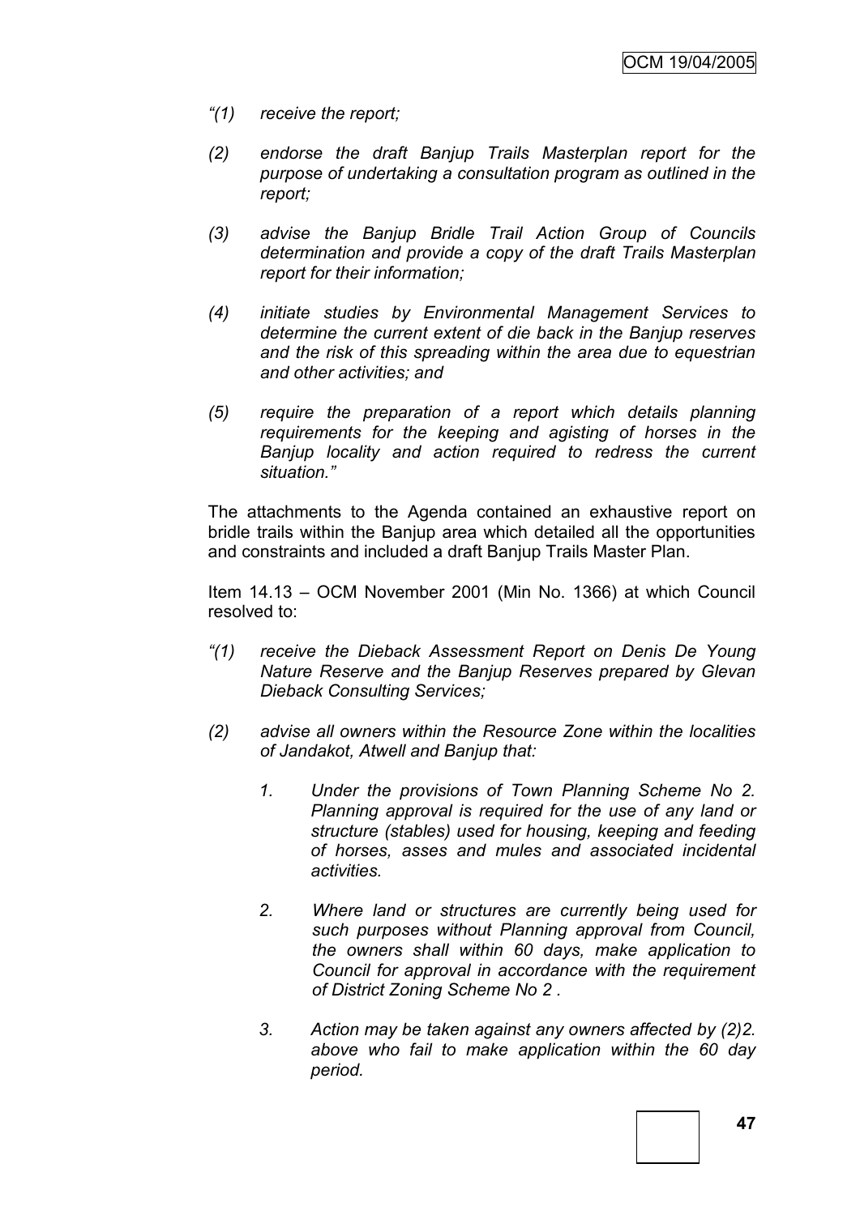*"(1) receive the report;*

*(2) endorse the draft Banjup Trails Masterplan report for the purpose of undertaking a consultation program as outlined in the report;*

*(3) advise the Banjup Bridle Trail Action Group of Councils determination and provide a copy of the draft Trails Masterplan report for their information;*

*(4) initiate studies by Environmental Management Services to determine the current extent of die back in the Banjup reserves and the risk of this spreading within the area due to equestrian and other activities; and*

*(5) require the preparation of a report which details planning requirements for the keeping and agisting of horses in the Banjup locality and action required to redress the current situation."*

The attachments to the Agenda contained an exhaustive report on bridle trails within the Banjup area which detailed all the opportunities and constraints and included a draft Banjup Trails Master Plan.

Item 14.13 – OCM November 2001 (Min No. 1366) at which Council resolved to:

*"(1) receive the Dieback Assessment Report on Denis De Young Nature Reserve and the Banjup Reserves prepared by Glevan Dieback Consulting Services;*

*(2) advise all owners within the Resource Zone within the localities of Jandakot, Atwell and Banjup that:*

> *1. Under the provisions of Town Planning Scheme No 2. Planning approval is required for the use of any land or structure (stables) used for housing, keeping and feeding of horses, asses and mules and associated incidental activities.*
>
> *2. Where land or structures are currently being used for such purposes without Planning approval from Council, the owners shall within 60 days, make application to Council for approval in accordance with the requirement of District Zoning Scheme No 2 .*
>
> *3. Action may be taken against any owners affected by (2)2. above who fail to make application within the 60 day period.*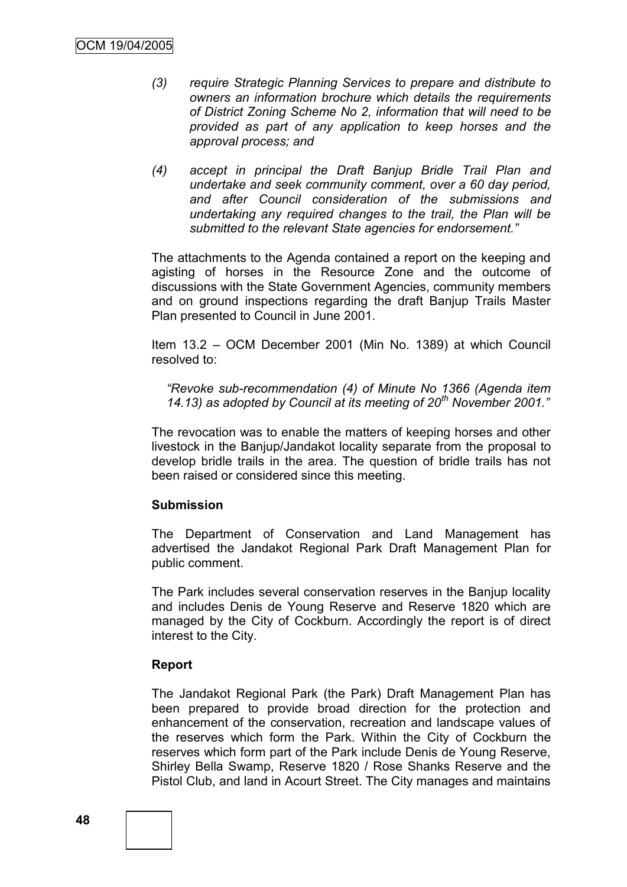*(3) require Strategic Planning Services to prepare and distribute to owners an information brochure which details the requirements of District Zoning Scheme No 2, information that will need to be provided as part of any application to keep horses and the approval process; and*

*(4) accept in principal the Draft Banjup Bridle Trail Plan and undertake and seek community comment, over a 60 day period, and after Council consideration of the submissions and undertaking any required changes to the trail, the Plan will be submitted to the relevant State agencies for endorsement."*

The attachments to the Agenda contained a report on the keeping and agisting of horses in the Resource Zone and the outcome of discussions with the State Government Agencies, community members and on ground inspections regarding the draft Banjup Trails Master Plan presented to Council in June 2001.

Item 13.2 – OCM December 2001 (Min No. 1389) at which Council resolved to:

*"Revoke sub-recommendation (4) of Minute No 1366 (Agenda item 14.13) as adopted by Council at its meeting of 20th November 2001."*

The revocation was to enable the matters of keeping horses and other livestock in the Banjup/Jandakot locality separate from the proposal to develop bridle trails in the area. The question of bridle trails has not been raised or considered since this meeting.

**Submission**

The Department of Conservation and Land Management has advertised the Jandakot Regional Park Draft Management Plan for public comment.

The Park includes several conservation reserves in the Banjup locality and includes Denis de Young Reserve and Reserve 1820 which are managed by the City of Cockburn. Accordingly the report is of direct interest to the City.

**Report**

The Jandakot Regional Park (the Park) Draft Management Plan has been prepared to provide broad direction for the protection and enhancement of the conservation, recreation and landscape values of the reserves which form the Park. Within the City of Cockburn the reserves which form part of the Park include Denis de Young Reserve, Shirley Bella Swamp, Reserve 1820 / Rose Shanks Reserve and the Pistol Club, and land in Acourt Street. The City manages and maintains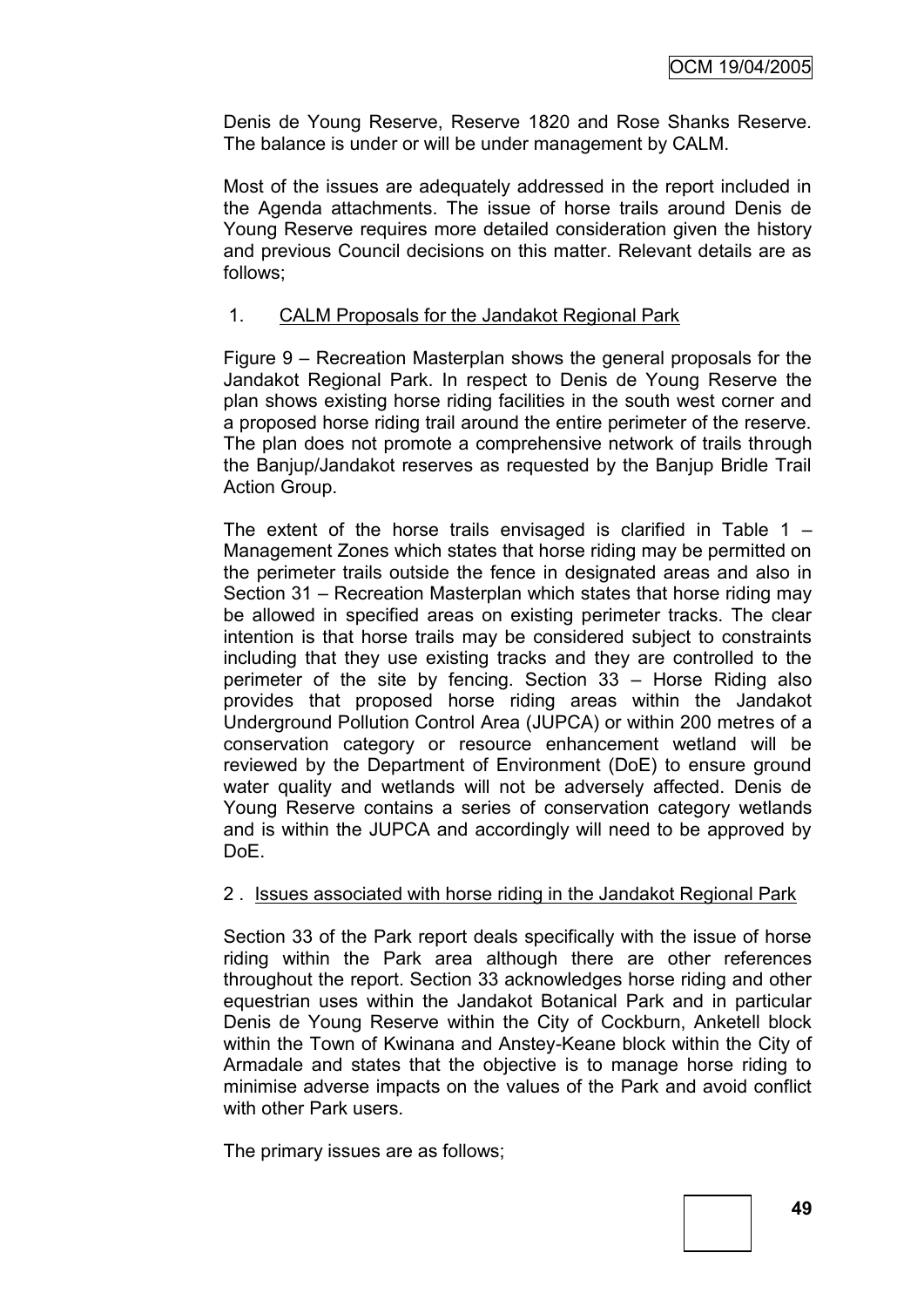Denis de Young Reserve, Reserve 1820 and Rose Shanks Reserve. The balance is under or will be under management by CALM.

Most of the issues are adequately addressed in the report included in the Agenda attachments. The issue of horse trails around Denis de Young Reserve requires more detailed consideration given the history and previous Council decisions on this matter. Relevant details are as follows;

1. <u>CALM Proposals for the Jandakot Regional Park</u>

Figure 9 – Recreation Masterplan shows the general proposals for the Jandakot Regional Park. In respect to Denis de Young Reserve the plan shows existing horse riding facilities in the south west corner and a proposed horse riding trail around the entire perimeter of the reserve. The plan does not promote a comprehensive network of trails through the Banjup/Jandakot reserves as requested by the Banjup Bridle Trail Action Group.

The extent of the horse trails envisaged is clarified in Table 1 – Management Zones which states that horse riding may be permitted on the perimeter trails outside the fence in designated areas and also in Section 31 – Recreation Masterplan which states that horse riding may be allowed in specified areas on existing perimeter tracks. The clear intention is that horse trails may be considered subject to constraints including that they use existing tracks and they are controlled to the perimeter of the site by fencing. Section 33 – Horse Riding also provides that proposed horse riding areas within the Jandakot Underground Pollution Control Area (JUPCA) or within 200 metres of a conservation category or resource enhancement wetland will be reviewed by the Department of Environment (DoE) to ensure ground water quality and wetlands will not be adversely affected. Denis de Young Reserve contains a series of conservation category wetlands and is within the JUPCA and accordingly will need to be approved by DoE.

2 . <u>Issues associated with horse riding in the Jandakot Regional Park</u>

Section 33 of the Park report deals specifically with the issue of horse riding within the Park area although there are other references throughout the report. Section 33 acknowledges horse riding and other equestrian uses within the Jandakot Botanical Park and in particular Denis de Young Reserve within the City of Cockburn, Anketell block within the Town of Kwinana and Anstey-Keane block within the City of Armadale and states that the objective is to manage horse riding to minimise adverse impacts on the values of the Park and avoid conflict with other Park users.

The primary issues are as follows;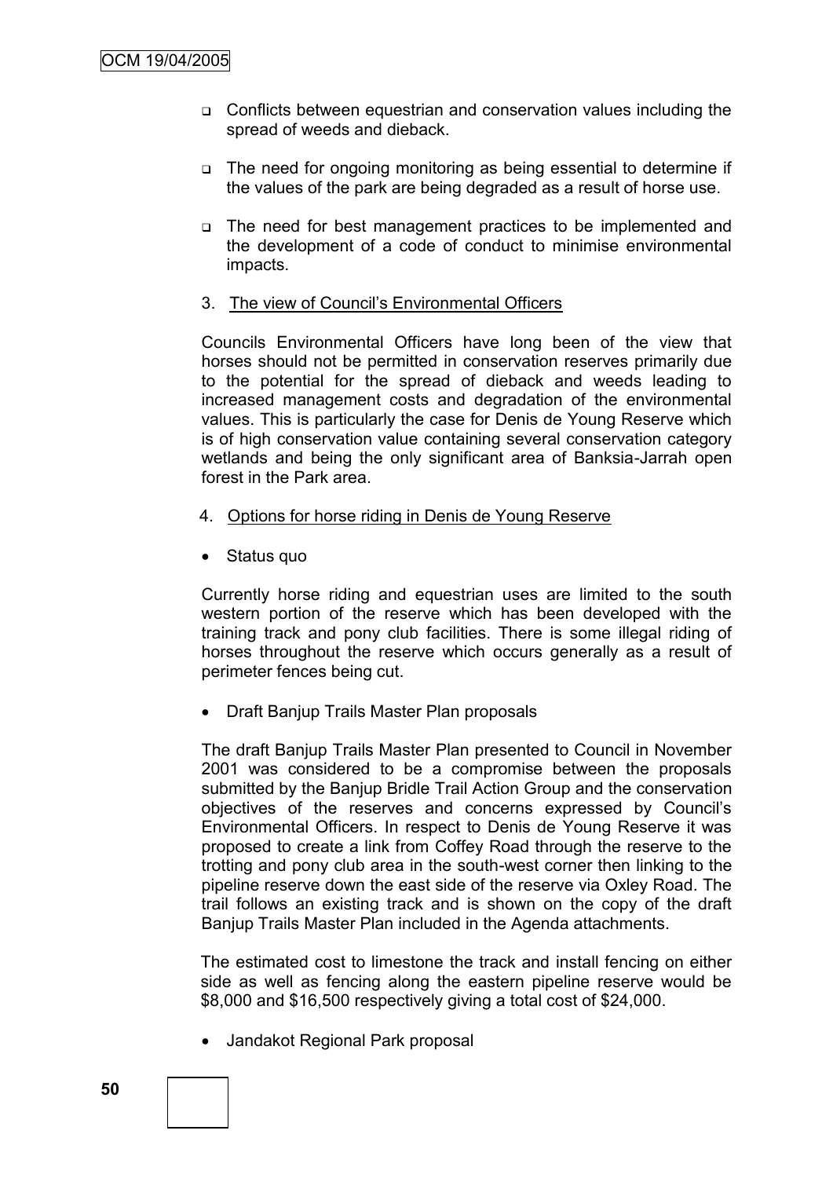- Conflicts between equestrian and conservation values including the spread of weeds and dieback.
- The need for ongoing monitoring as being essential to determine if the values of the park are being degraded as a result of horse use.
- The need for best management practices to be implemented and the development of a code of conduct to minimise environmental impacts.

3. The view of Council's Environmental Officers

Councils Environmental Officers have long been of the view that horses should not be permitted in conservation reserves primarily due to the potential for the spread of dieback and weeds leading to increased management costs and degradation of the environmental values. This is particularly the case for Denis de Young Reserve which is of high conservation value containing several conservation category wetlands and being the only significant area of Banksia-Jarrah open forest in the Park area.

4. Options for horse riding in Denis de Young Reserve

- Status quo

Currently horse riding and equestrian uses are limited to the south western portion of the reserve which has been developed with the training track and pony club facilities. There is some illegal riding of horses throughout the reserve which occurs generally as a result of perimeter fences being cut.

- Draft Banjup Trails Master Plan proposals

The draft Banjup Trails Master Plan presented to Council in November 2001 was considered to be a compromise between the proposals submitted by the Banjup Bridle Trail Action Group and the conservation objectives of the reserves and concerns expressed by Council's Environmental Officers. In respect to Denis de Young Reserve it was proposed to create a link from Coffey Road through the reserve to the trotting and pony club area in the south-west corner then linking to the pipeline reserve down the east side of the reserve via Oxley Road. The trail follows an existing track and is shown on the copy of the draft Banjup Trails Master Plan included in the Agenda attachments.

The estimated cost to limestone the track and install fencing on either side as well as fencing along the eastern pipeline reserve would be $8,000 and $16,500 respectively giving a total cost of $24,000.

- Jandakot Regional Park proposal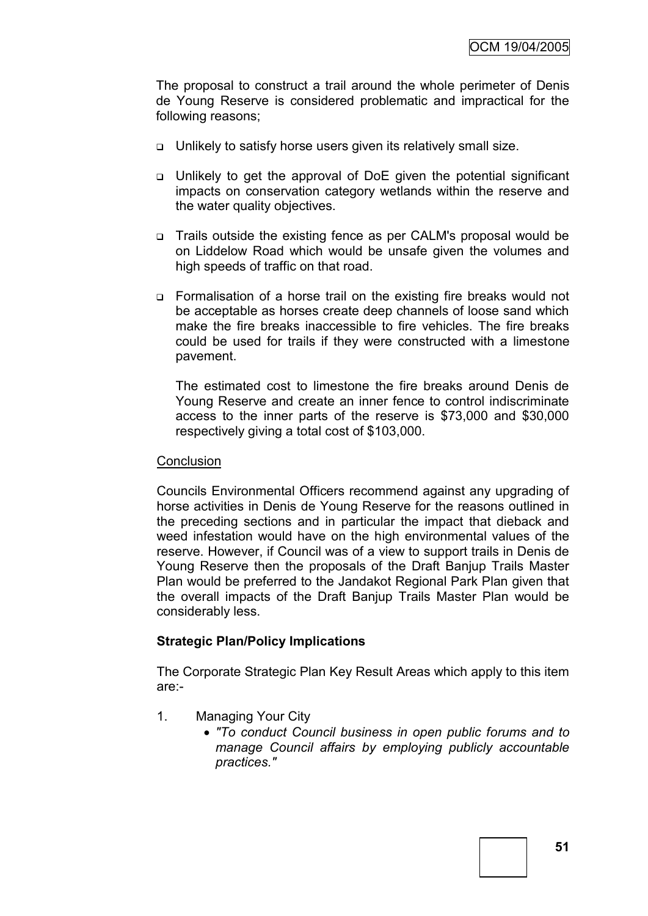The proposal to construct a trail around the whole perimeter of Denis de Young Reserve is considered problematic and impractical for the following reasons;

- Unlikely to satisfy horse users given its relatively small size.
- Unlikely to get the approval of DoE given the potential significant impacts on conservation category wetlands within the reserve and the water quality objectives.
- Trails outside the existing fence as per CALM's proposal would be on Liddelow Road which would be unsafe given the volumes and high speeds of traffic on that road.
- Formalisation of a horse trail on the existing fire breaks would not be acceptable as horses create deep channels of loose sand which make the fire breaks inaccessible to fire vehicles. The fire breaks could be used for trails if they were constructed with a limestone pavement.

  The estimated cost to limestone the fire breaks around Denis de Young Reserve and create an inner fence to control indiscriminate access to the inner parts of the reserve is $73,000 and $30,000 respectively giving a total cost of $103,000.

Conclusion

Councils Environmental Officers recommend against any upgrading of horse activities in Denis de Young Reserve for the reasons outlined in the preceding sections and in particular the impact that dieback and weed infestation would have on the high environmental values of the reserve. However, if Council was of a view to support trails in Denis de Young Reserve then the proposals of the Draft Banjup Trails Master Plan would be preferred to the Jandakot Regional Park Plan given that the overall impacts of the Draft Banjup Trails Master Plan would be considerably less.

**Strategic Plan/Policy Implications**

The Corporate Strategic Plan Key Result Areas which apply to this item are:-

1. Managing Your City
   - *"To conduct Council business in open public forums and to manage Council affairs by employing publicly accountable practices."*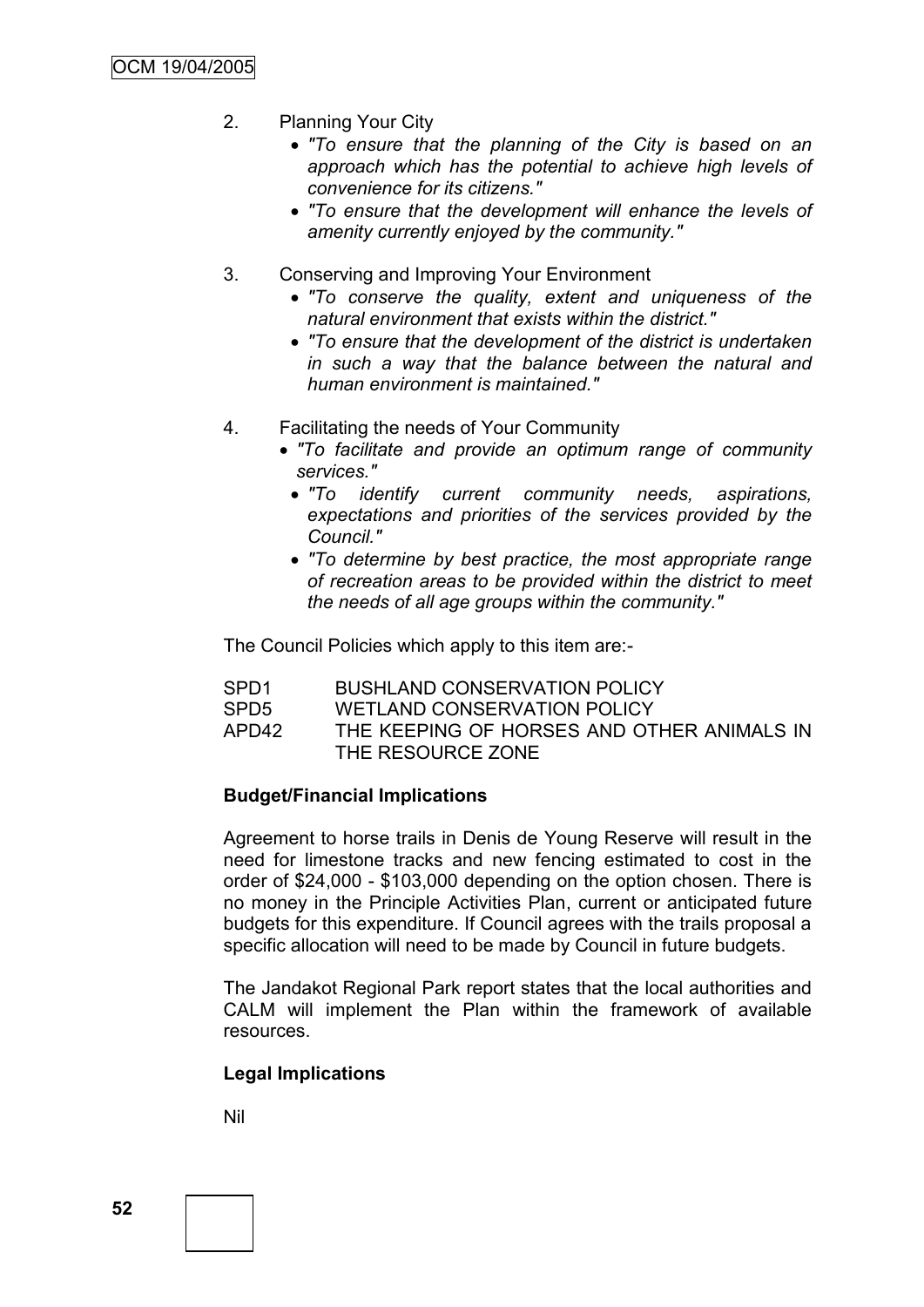2. Planning Your City
    - *"To ensure that the planning of the City is based on an approach which has the potential to achieve high levels of convenience for its citizens."*
    - *"To ensure that the development will enhance the levels of amenity currently enjoyed by the community."*

3. Conserving and Improving Your Environment
    - *"To conserve the quality, extent and uniqueness of the natural environment that exists within the district."*
    - *"To ensure that the development of the district is undertaken in such a way that the balance between the natural and human environment is maintained."*

4. Facilitating the needs of Your Community
    - *"To facilitate and provide an optimum range of community services."*
    - *"To identify current community needs, aspirations, expectations and priorities of the services provided by the Council."*
    - *"To determine by best practice, the most appropriate range of recreation areas to be provided within the district to meet the needs of all age groups within the community."*

The Council Policies which apply to this item are:-

| | |
|---|---|
| SPD1 | BUSHLAND CONSERVATION POLICY |
| SPD5 | WETLAND CONSERVATION POLICY |
| APD42 | THE KEEPING OF HORSES AND OTHER ANIMALS IN THE RESOURCE ZONE |

**Budget/Financial Implications**

Agreement to horse trails in Denis de Young Reserve will result in the need for limestone tracks and new fencing estimated to cost in the order of $24,000 - $103,000 depending on the option chosen. There is no money in the Principle Activities Plan, current or anticipated future budgets for this expenditure. If Council agrees with the trails proposal a specific allocation will need to be made by Council in future budgets.

The Jandakot Regional Park report states that the local authorities and CALM will implement the Plan within the framework of available resources.

**Legal Implications**

Nil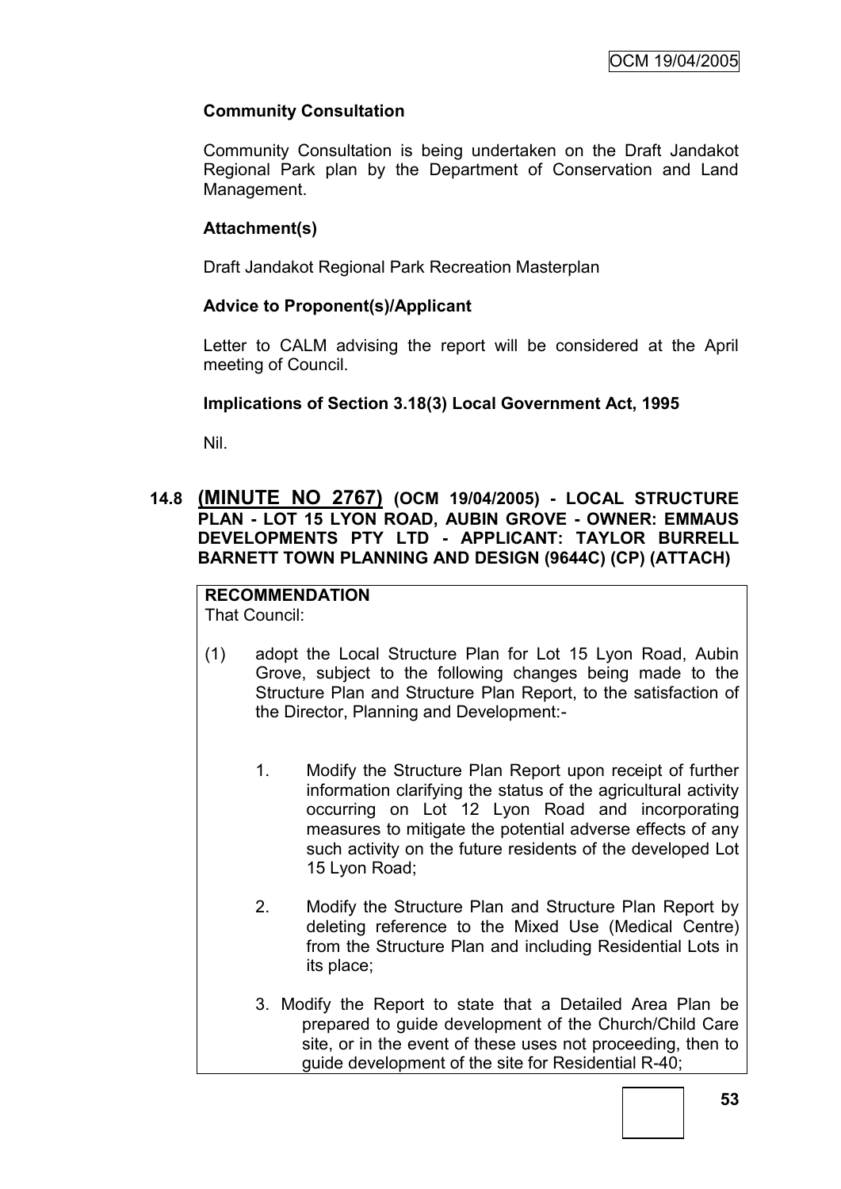**Community Consultation**

Community Consultation is being undertaken on the Draft Jandakot Regional Park plan by the Department of Conservation and Land Management.

**Attachment(s)**

Draft Jandakot Regional Park Recreation Masterplan

**Advice to Proponent(s)/Applicant**

Letter to CALM advising the report will be considered at the April meeting of Council.

**Implications of Section 3.18(3) Local Government Act, 1995**

Nil.

## 14.8 (MINUTE NO 2767) (OCM 19/04/2005) - LOCAL STRUCTURE PLAN - LOT 15 LYON ROAD, AUBIN GROVE - OWNER: EMMAUS DEVELOPMENTS PTY LTD - APPLICANT: TAYLOR BURRELL BARNETT TOWN PLANNING AND DESIGN (9644C) (CP) (ATTACH)

**RECOMMENDATION**
That Council:

(1) adopt the Local Structure Plan for Lot 15 Lyon Road, Aubin Grove, subject to the following changes being made to the Structure Plan and Structure Plan Report, to the satisfaction of the Director, Planning and Development:-

1. Modify the Structure Plan Report upon receipt of further information clarifying the status of the agricultural activity occurring on Lot 12 Lyon Road and incorporating measures to mitigate the potential adverse effects of any such activity on the future residents of the developed Lot 15 Lyon Road;

2. Modify the Structure Plan and Structure Plan Report by deleting reference to the Mixed Use (Medical Centre) from the Structure Plan and including Residential Lots in its place;

3. Modify the Report to state that a Detailed Area Plan be prepared to guide development of the Church/Child Care site, or in the event of these uses not proceeding, then to guide development of the site for Residential R-40;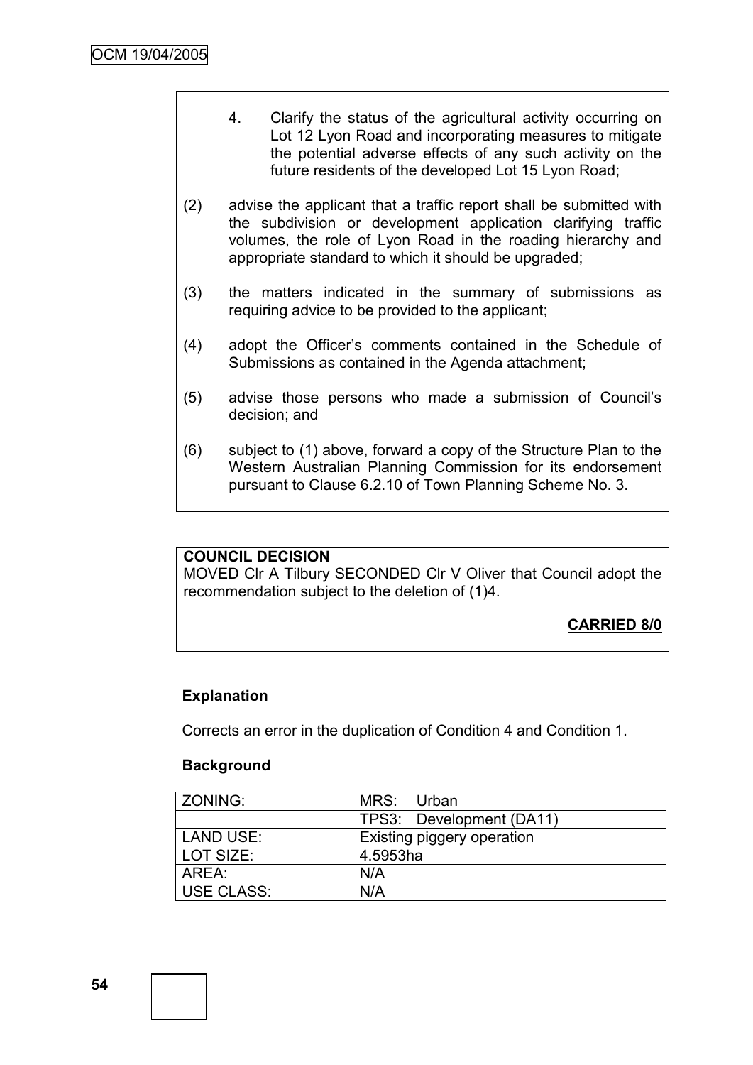4. Clarify the status of the agricultural activity occurring on Lot 12 Lyon Road and incorporating measures to mitigate the potential adverse effects of any such activity on the future residents of the developed Lot 15 Lyon Road;

(2) advise the applicant that a traffic report shall be submitted with the subdivision or development application clarifying traffic volumes, the role of Lyon Road in the roading hierarchy and appropriate standard to which it should be upgraded;

(3) the matters indicated in the summary of submissions as requiring advice to be provided to the applicant;

(4) adopt the Officer's comments contained in the Schedule of Submissions as contained in the Agenda attachment;

(5) advise those persons who made a submission of Council's decision; and

(6) subject to (1) above, forward a copy of the Structure Plan to the Western Australian Planning Commission for its endorsement pursuant to Clause 6.2.10 of Town Planning Scheme No. 3.

**COUNCIL DECISION**

MOVED Clr A Tilbury SECONDED Clr V Oliver that Council adopt the recommendation subject to the deletion of (1)4.

**CARRIED 8/0**

**Explanation**

Corrects an error in the duplication of Condition 4 and Condition 1.

**Background**

| ZONING: | MRS: | Urban |
|---|---|---|
| | TPS3: | Development (DA11) |
| LAND USE: | Existing piggery operation | |
| LOT SIZE: | 4.5953ha | |
| AREA: | N/A | |
| USE CLASS: | N/A | |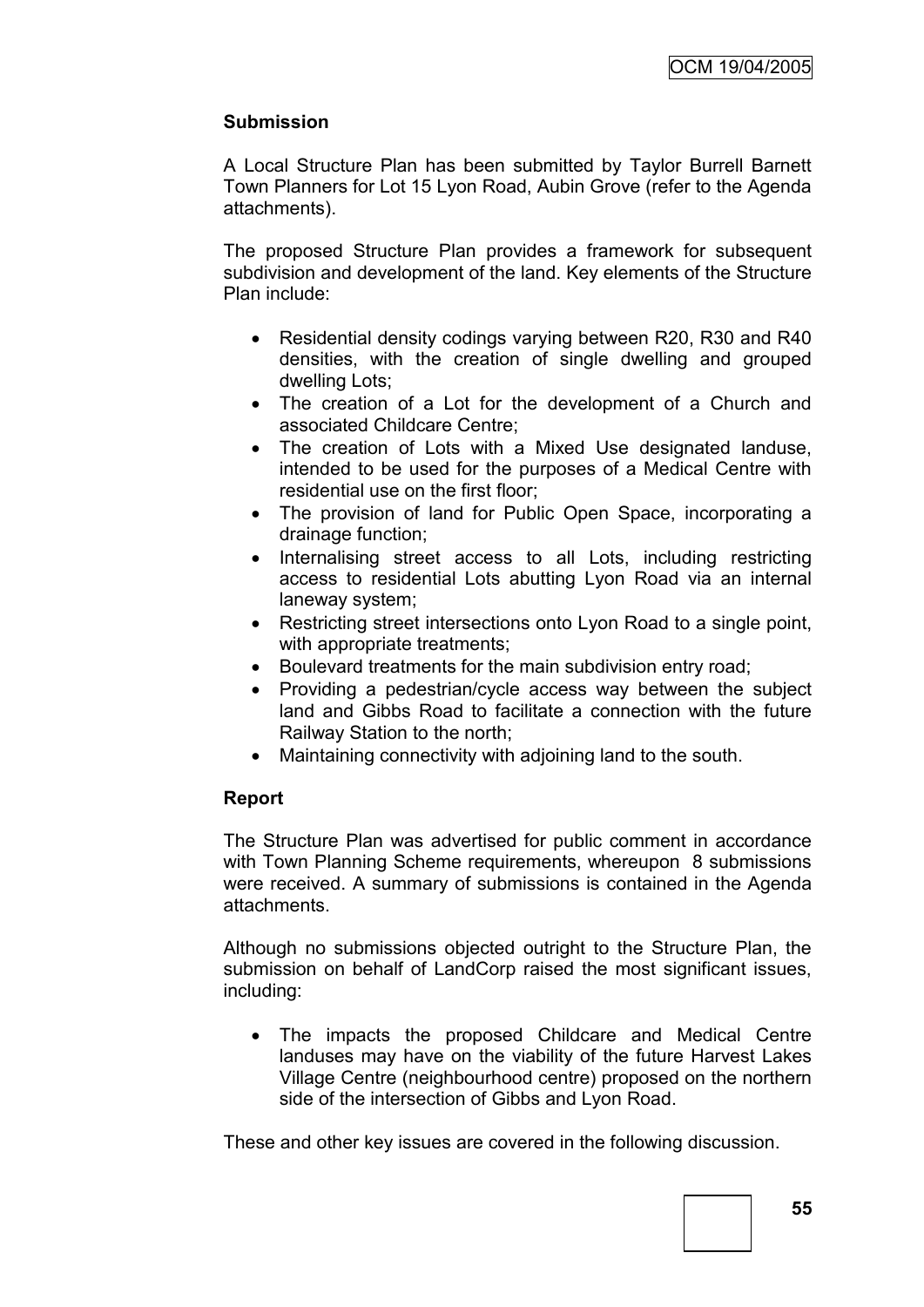**Submission**

A Local Structure Plan has been submitted by Taylor Burrell Barnett Town Planners for Lot 15 Lyon Road, Aubin Grove (refer to the Agenda attachments).

The proposed Structure Plan provides a framework for subsequent subdivision and development of the land. Key elements of the Structure Plan include:

- Residential density codings varying between R20, R30 and R40 densities, with the creation of single dwelling and grouped dwelling Lots;
- The creation of a Lot for the development of a Church and associated Childcare Centre;
- The creation of Lots with a Mixed Use designated landuse, intended to be used for the purposes of a Medical Centre with residential use on the first floor;
- The provision of land for Public Open Space, incorporating a drainage function;
- Internalising street access to all Lots, including restricting access to residential Lots abutting Lyon Road via an internal laneway system;
- Restricting street intersections onto Lyon Road to a single point, with appropriate treatments;
- Boulevard treatments for the main subdivision entry road;
- Providing a pedestrian/cycle access way between the subject land and Gibbs Road to facilitate a connection with the future Railway Station to the north;
- Maintaining connectivity with adjoining land to the south.

**Report**

The Structure Plan was advertised for public comment in accordance with Town Planning Scheme requirements, whereupon 8 submissions were received. A summary of submissions is contained in the Agenda attachments.

Although no submissions objected outright to the Structure Plan, the submission on behalf of LandCorp raised the most significant issues, including:

- The impacts the proposed Childcare and Medical Centre landuses may have on the viability of the future Harvest Lakes Village Centre (neighbourhood centre) proposed on the northern side of the intersection of Gibbs and Lyon Road.

These and other key issues are covered in the following discussion.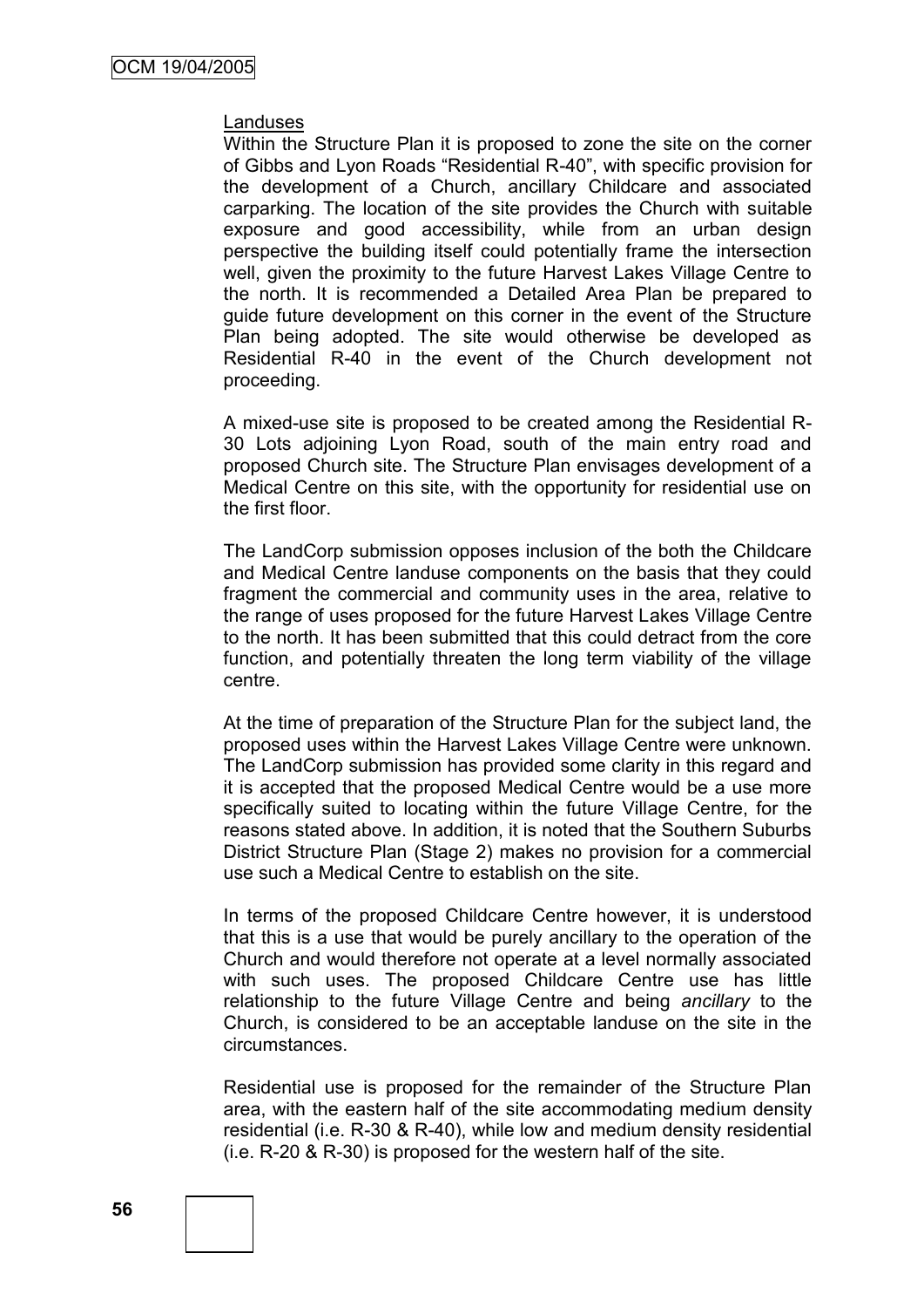Landuses

Within the Structure Plan it is proposed to zone the site on the corner of Gibbs and Lyon Roads "Residential R-40", with specific provision for the development of a Church, ancillary Childcare and associated carparking. The location of the site provides the Church with suitable exposure and good accessibility, while from an urban design perspective the building itself could potentially frame the intersection well, given the proximity to the future Harvest Lakes Village Centre to the north. It is recommended a Detailed Area Plan be prepared to guide future development on this corner in the event of the Structure Plan being adopted. The site would otherwise be developed as Residential R-40 in the event of the Church development not proceeding.

A mixed-use site is proposed to be created among the Residential R-30 Lots adjoining Lyon Road, south of the main entry road and proposed Church site. The Structure Plan envisages development of a Medical Centre on this site, with the opportunity for residential use on the first floor.

The LandCorp submission opposes inclusion of the both the Childcare and Medical Centre landuse components on the basis that they could fragment the commercial and community uses in the area, relative to the range of uses proposed for the future Harvest Lakes Village Centre to the north. It has been submitted that this could detract from the core function, and potentially threaten the long term viability of the village centre.

At the time of preparation of the Structure Plan for the subject land, the proposed uses within the Harvest Lakes Village Centre were unknown. The LandCorp submission has provided some clarity in this regard and it is accepted that the proposed Medical Centre would be a use more specifically suited to locating within the future Village Centre, for the reasons stated above. In addition, it is noted that the Southern Suburbs District Structure Plan (Stage 2) makes no provision for a commercial use such a Medical Centre to establish on the site.

In terms of the proposed Childcare Centre however, it is understood that this is a use that would be purely ancillary to the operation of the Church and would therefore not operate at a level normally associated with such uses. The proposed Childcare Centre use has little relationship to the future Village Centre and being *ancillary* to the Church, is considered to be an acceptable landuse on the site in the circumstances.

Residential use is proposed for the remainder of the Structure Plan area, with the eastern half of the site accommodating medium density residential (i.e. R-30 & R-40), while low and medium density residential (i.e. R-20 & R-30) is proposed for the western half of the site.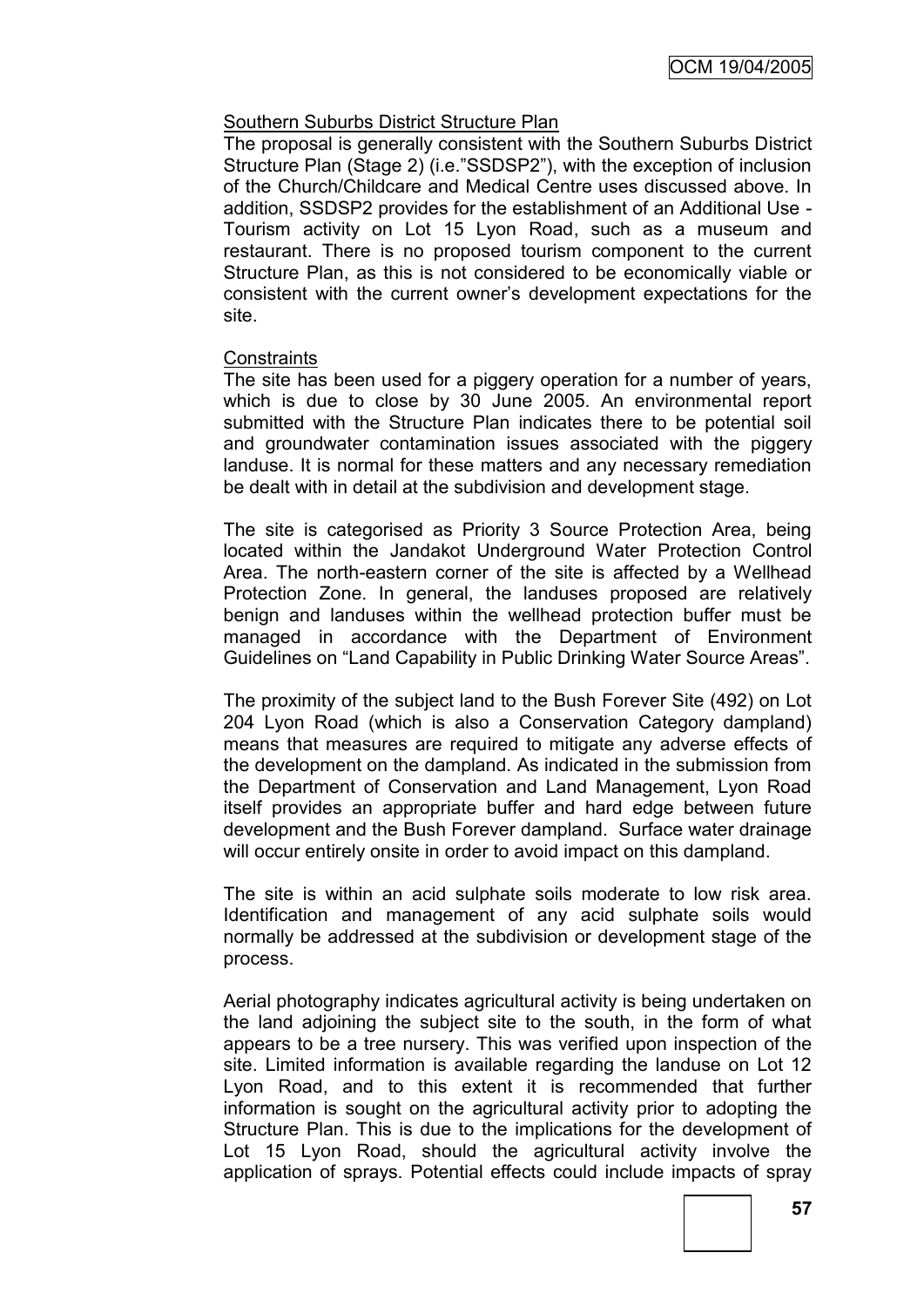Southern Suburbs District Structure Plan

The proposal is generally consistent with the Southern Suburbs District Structure Plan (Stage 2) (i.e."SSDSP2"), with the exception of inclusion of the Church/Childcare and Medical Centre uses discussed above. In addition, SSDSP2 provides for the establishment of an Additional Use - Tourism activity on Lot 15 Lyon Road, such as a museum and restaurant. There is no proposed tourism component to the current Structure Plan, as this is not considered to be economically viable or consistent with the current owner's development expectations for the site.

Constraints

The site has been used for a piggery operation for a number of years, which is due to close by 30 June 2005. An environmental report submitted with the Structure Plan indicates there to be potential soil and groundwater contamination issues associated with the piggery landuse. It is normal for these matters and any necessary remediation be dealt with in detail at the subdivision and development stage.

The site is categorised as Priority 3 Source Protection Area, being located within the Jandakot Underground Water Protection Control Area. The north-eastern corner of the site is affected by a Wellhead Protection Zone. In general, the landuses proposed are relatively benign and landuses within the wellhead protection buffer must be managed in accordance with the Department of Environment Guidelines on "Land Capability in Public Drinking Water Source Areas".

The proximity of the subject land to the Bush Forever Site (492) on Lot 204 Lyon Road (which is also a Conservation Category dampland) means that measures are required to mitigate any adverse effects of the development on the dampland. As indicated in the submission from the Department of Conservation and Land Management, Lyon Road itself provides an appropriate buffer and hard edge between future development and the Bush Forever dampland. Surface water drainage will occur entirely onsite in order to avoid impact on this dampland.

The site is within an acid sulphate soils moderate to low risk area. Identification and management of any acid sulphate soils would normally be addressed at the subdivision or development stage of the process.

Aerial photography indicates agricultural activity is being undertaken on the land adjoining the subject site to the south, in the form of what appears to be a tree nursery. This was verified upon inspection of the site. Limited information is available regarding the landuse on Lot 12 Lyon Road, and to this extent it is recommended that further information is sought on the agricultural activity prior to adopting the Structure Plan. This is due to the implications for the development of Lot 15 Lyon Road, should the agricultural activity involve the application of sprays. Potential effects could include impacts of spray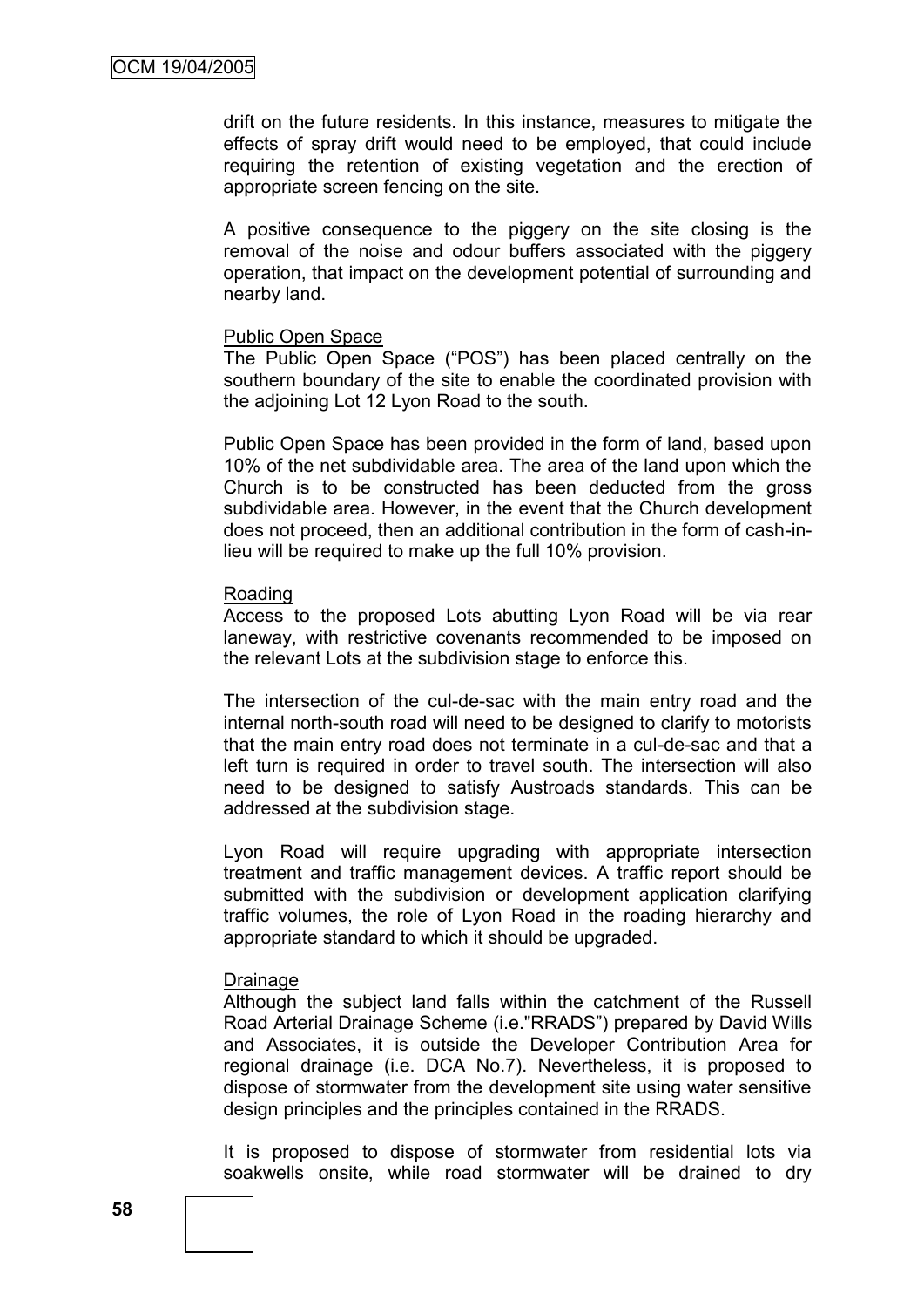drift on the future residents. In this instance, measures to mitigate the effects of spray drift would need to be employed, that could include requiring the retention of existing vegetation and the erection of appropriate screen fencing on the site.

A positive consequence to the piggery on the site closing is the removal of the noise and odour buffers associated with the piggery operation, that impact on the development potential of surrounding and nearby land.

Public Open Space

The Public Open Space ("POS") has been placed centrally on the southern boundary of the site to enable the coordinated provision with the adjoining Lot 12 Lyon Road to the south.

Public Open Space has been provided in the form of land, based upon 10% of the net subdividable area. The area of the land upon which the Church is to be constructed has been deducted from the gross subdividable area. However, in the event that the Church development does not proceed, then an additional contribution in the form of cash-in-lieu will be required to make up the full 10% provision.

Roading

Access to the proposed Lots abutting Lyon Road will be via rear laneway, with restrictive covenants recommended to be imposed on the relevant Lots at the subdivision stage to enforce this.

The intersection of the cul-de-sac with the main entry road and the internal north-south road will need to be designed to clarify to motorists that the main entry road does not terminate in a cul-de-sac and that a left turn is required in order to travel south. The intersection will also need to be designed to satisfy Austroads standards. This can be addressed at the subdivision stage.

Lyon Road will require upgrading with appropriate intersection treatment and traffic management devices. A traffic report should be submitted with the subdivision or development application clarifying traffic volumes, the role of Lyon Road in the roading hierarchy and appropriate standard to which it should be upgraded.

Drainage

Although the subject land falls within the catchment of the Russell Road Arterial Drainage Scheme (i.e."RRADS") prepared by David Wills and Associates, it is outside the Developer Contribution Area for regional drainage (i.e. DCA No.7). Nevertheless, it is proposed to dispose of stormwater from the development site using water sensitive design principles and the principles contained in the RRADS.

It is proposed to dispose of stormwater from residential lots via soakwells onsite, while road stormwater will be drained to dry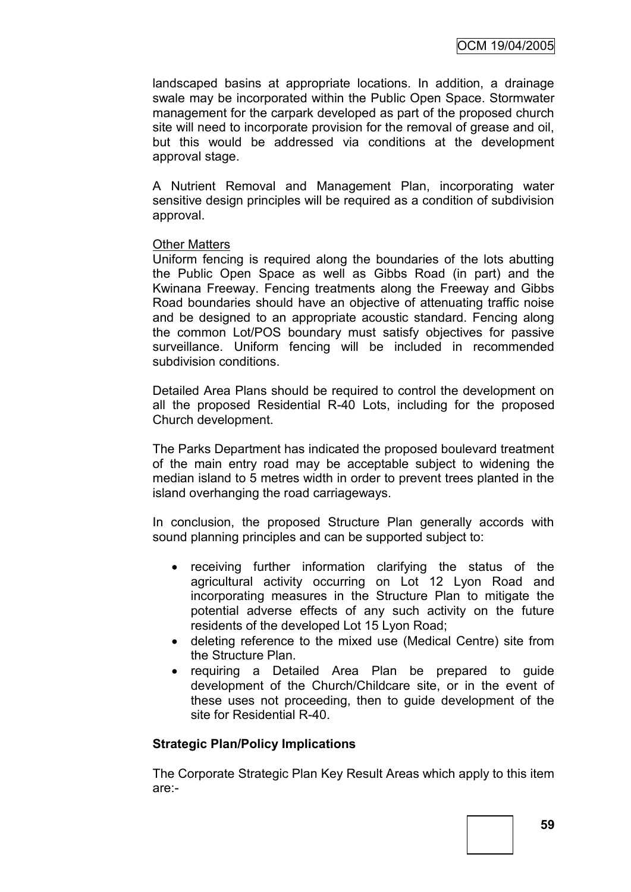landscaped basins at appropriate locations. In addition, a drainage swale may be incorporated within the Public Open Space. Stormwater management for the carpark developed as part of the proposed church site will need to incorporate provision for the removal of grease and oil, but this would be addressed via conditions at the development approval stage.

A Nutrient Removal and Management Plan, incorporating water sensitive design principles will be required as a condition of subdivision approval.

<u>Other Matters</u>
Uniform fencing is required along the boundaries of the lots abutting the Public Open Space as well as Gibbs Road (in part) and the Kwinana Freeway. Fencing treatments along the Freeway and Gibbs Road boundaries should have an objective of attenuating traffic noise and be designed to an appropriate acoustic standard. Fencing along the common Lot/POS boundary must satisfy objectives for passive surveillance. Uniform fencing will be included in recommended subdivision conditions.

Detailed Area Plans should be required to control the development on all the proposed Residential R-40 Lots, including for the proposed Church development.

The Parks Department has indicated the proposed boulevard treatment of the main entry road may be acceptable subject to widening the median island to 5 metres width in order to prevent trees planted in the island overhanging the road carriageways.

In conclusion, the proposed Structure Plan generally accords with sound planning principles and can be supported subject to:

- receiving further information clarifying the status of the agricultural activity occurring on Lot 12 Lyon Road and incorporating measures in the Structure Plan to mitigate the potential adverse effects of any such activity on the future residents of the developed Lot 15 Lyon Road;
- deleting reference to the mixed use (Medical Centre) site from the Structure Plan.
- requiring a Detailed Area Plan be prepared to guide development of the Church/Childcare site, or in the event of these uses not proceeding, then to guide development of the site for Residential R-40.

**Strategic Plan/Policy Implications**

The Corporate Strategic Plan Key Result Areas which apply to this item are:-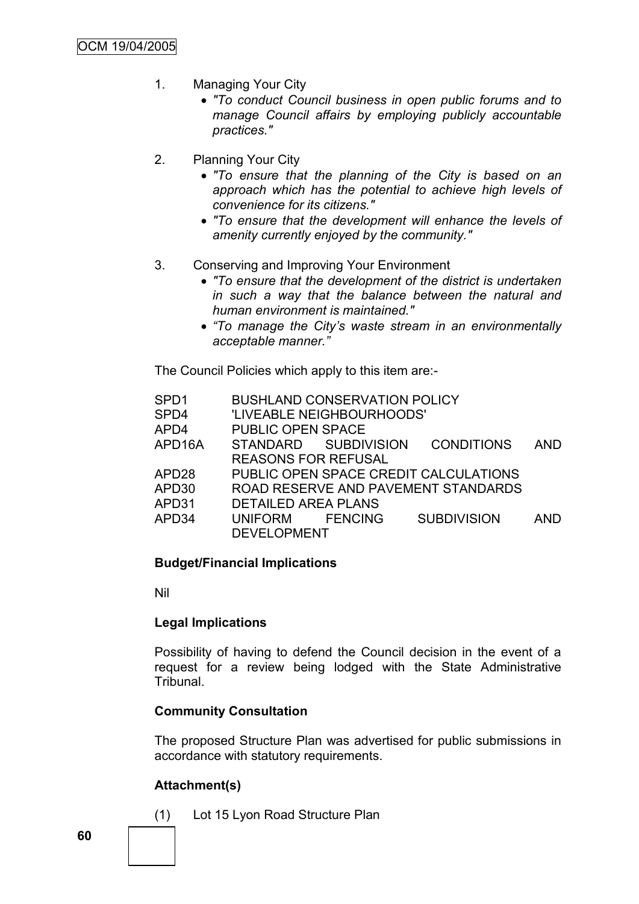1. Managing Your City
   - *"To conduct Council business in open public forums and to manage Council affairs by employing publicly accountable practices."*

2. Planning Your City
   - *"To ensure that the planning of the City is based on an approach which has the potential to achieve high levels of convenience for its citizens."*
   - *"To ensure that the development will enhance the levels of amenity currently enjoyed by the community."*

3. Conserving and Improving Your Environment
   - *"To ensure that the development of the district is undertaken in such a way that the balance between the natural and human environment is maintained."*
   - *"To manage the City's waste stream in an environmentally acceptable manner."*

The Council Policies which apply to this item are:-

| | |
|---|---|
| SPD1 | BUSHLAND CONSERVATION POLICY |
| SPD4 | 'LIVEABLE NEIGHBOURHOODS' |
| APD4 | PUBLIC OPEN SPACE |
| APD16A | STANDARD SUBDIVISION CONDITIONS AND REASONS FOR REFUSAL |
| APD28 | PUBLIC OPEN SPACE CREDIT CALCULATIONS |
| APD30 | ROAD RESERVE AND PAVEMENT STANDARDS |
| APD31 | DETAILED AREA PLANS |
| APD34 | UNIFORM FENCING SUBDIVISION AND DEVELOPMENT |

**Budget/Financial Implications**

Nil

**Legal Implications**

Possibility of having to defend the Council decision in the event of a request for a review being lodged with the State Administrative Tribunal.

**Community Consultation**

The proposed Structure Plan was advertised for public submissions in accordance with statutory requirements.

**Attachment(s)**

(1) Lot 15 Lyon Road Structure Plan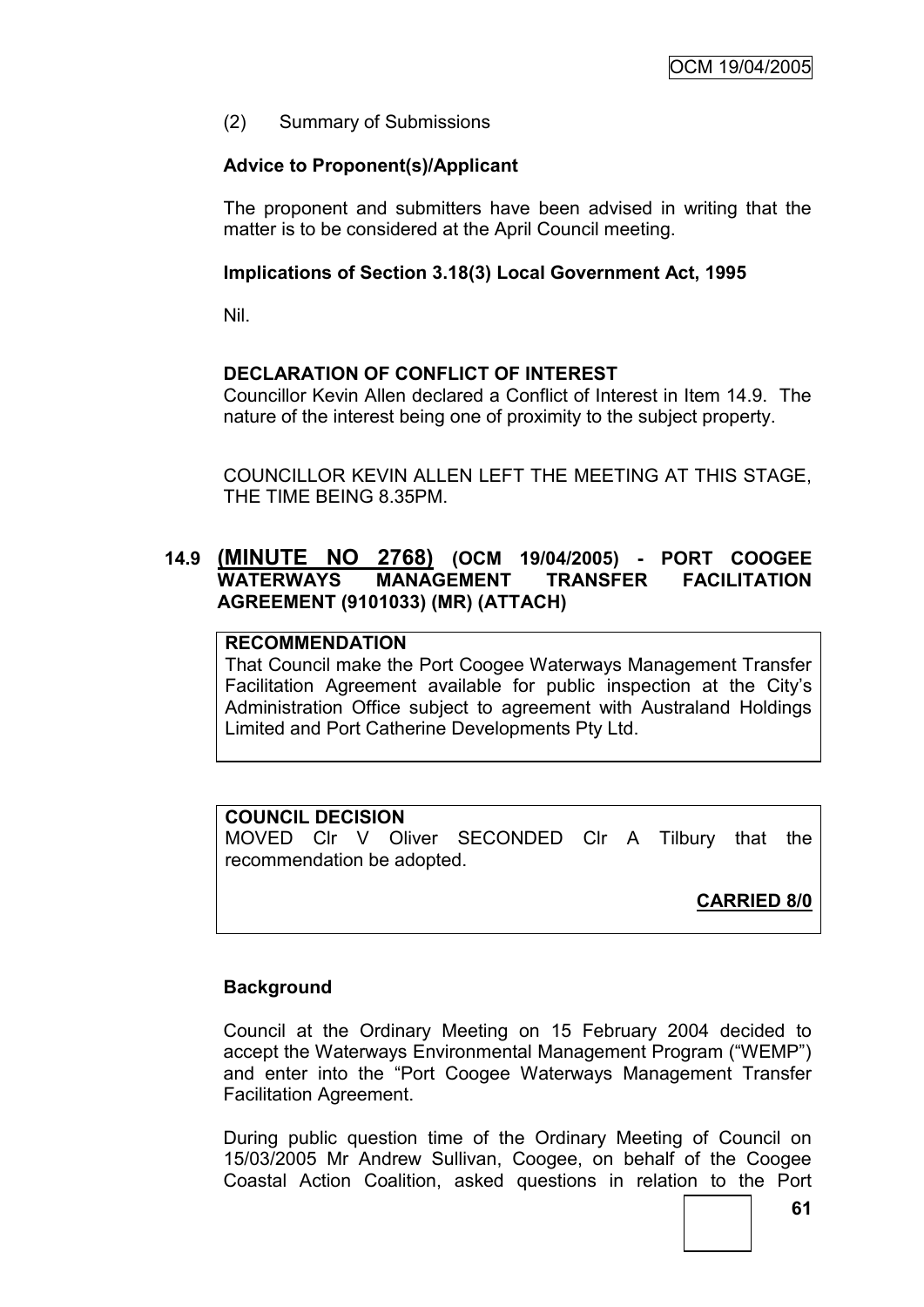(2) Summary of Submissions

**Advice to Proponent(s)/Applicant**

The proponent and submitters have been advised in writing that the matter is to be considered at the April Council meeting.

**Implications of Section 3.18(3) Local Government Act, 1995**

Nil.

**DECLARATION OF CONFLICT OF INTEREST**

Councillor Kevin Allen declared a Conflict of Interest in Item 14.9. The nature of the interest being one of proximity to the subject property.

COUNCILLOR KEVIN ALLEN LEFT THE MEETING AT THIS STAGE, THE TIME BEING 8.35PM.

## 14.9 (MINUTE NO 2768) (OCM 19/04/2005) - PORT COOGEE WATERWAYS MANAGEMENT TRANSFER FACILITATION AGREEMENT (9101033) (MR) (ATTACH)

**RECOMMENDATION**

That Council make the Port Coogee Waterways Management Transfer Facilitation Agreement available for public inspection at the City's Administration Office subject to agreement with Australand Holdings Limited and Port Catherine Developments Pty Ltd.

**COUNCIL DECISION**

MOVED Clr V Oliver SECONDED Clr A Tilbury that the recommendation be adopted.

**CARRIED 8/0**

**Background**

Council at the Ordinary Meeting on 15 February 2004 decided to accept the Waterways Environmental Management Program ("WEMP") and enter into the "Port Coogee Waterways Management Transfer Facilitation Agreement.

During public question time of the Ordinary Meeting of Council on 15/03/2005 Mr Andrew Sullivan, Coogee, on behalf of the Coogee Coastal Action Coalition, asked questions in relation to the Port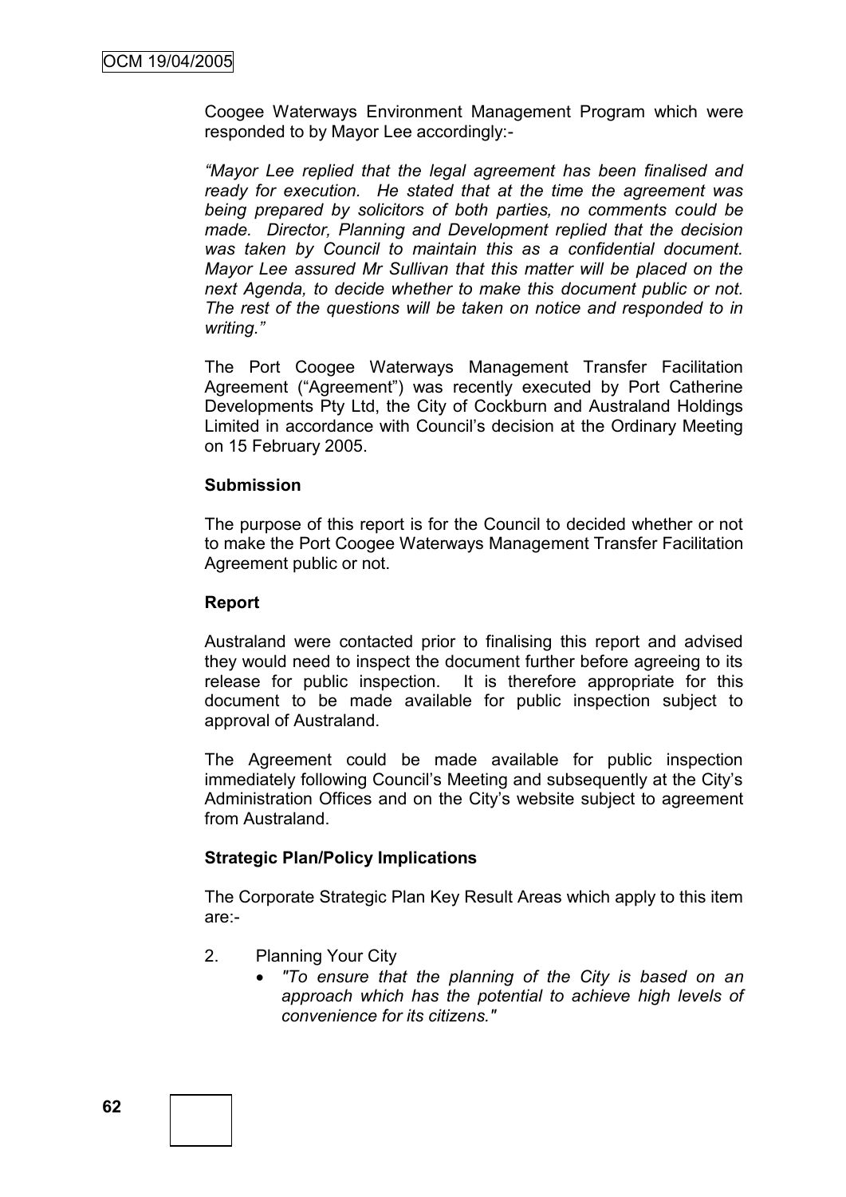Coogee Waterways Environment Management Program which were responded to by Mayor Lee accordingly:-

*"Mayor Lee replied that the legal agreement has been finalised and ready for execution. He stated that at the time the agreement was being prepared by solicitors of both parties, no comments could be made. Director, Planning and Development replied that the decision was taken by Council to maintain this as a confidential document. Mayor Lee assured Mr Sullivan that this matter will be placed on the next Agenda, to decide whether to make this document public or not. The rest of the questions will be taken on notice and responded to in writing."*

The Port Coogee Waterways Management Transfer Facilitation Agreement ("Agreement") was recently executed by Port Catherine Developments Pty Ltd, the City of Cockburn and Australand Holdings Limited in accordance with Council's decision at the Ordinary Meeting on 15 February 2005.

**Submission**

The purpose of this report is for the Council to decided whether or not to make the Port Coogee Waterways Management Transfer Facilitation Agreement public or not.

**Report**

Australand were contacted prior to finalising this report and advised they would need to inspect the document further before agreeing to its release for public inspection. It is therefore appropriate for this document to be made available for public inspection subject to approval of Australand.

The Agreement could be made available for public inspection immediately following Council's Meeting and subsequently at the City's Administration Offices and on the City's website subject to agreement from Australand.

**Strategic Plan/Policy Implications**

The Corporate Strategic Plan Key Result Areas which apply to this item are:-

2. Planning Your City
   - *"To ensure that the planning of the City is based on an approach which has the potential to achieve high levels of convenience for its citizens."*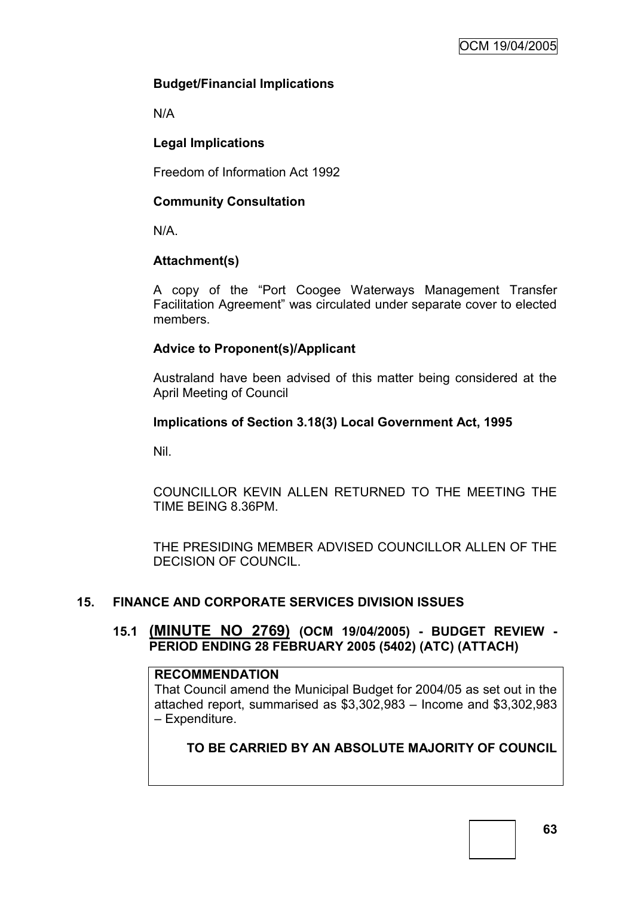**Budget/Financial Implications**

N/A

**Legal Implications**

Freedom of Information Act 1992

**Community Consultation**

N/A.

**Attachment(s)**

A copy of the "Port Coogee Waterways Management Transfer Facilitation Agreement" was circulated under separate cover to elected members.

**Advice to Proponent(s)/Applicant**

Australand have been advised of this matter being considered at the April Meeting of Council

**Implications of Section 3.18(3) Local Government Act, 1995**

Nil.

COUNCILLOR KEVIN ALLEN RETURNED TO THE MEETING THE TIME BEING 8.36PM.

THE PRESIDING MEMBER ADVISED COUNCILLOR ALLEN OF THE DECISION OF COUNCIL.

## 15. FINANCE AND CORPORATE SERVICES DIVISION ISSUES

### 15.1 (MINUTE NO 2769) (OCM 19/04/2005) - BUDGET REVIEW - PERIOD ENDING 28 FEBRUARY 2005 (5402) (ATC) (ATTACH)

**RECOMMENDATION**

That Council amend the Municipal Budget for 2004/05 as set out in the attached report, summarised as $3,302,983 – Income and $3,302,983 – Expenditure.

**TO BE CARRIED BY AN ABSOLUTE MAJORITY OF COUNCIL**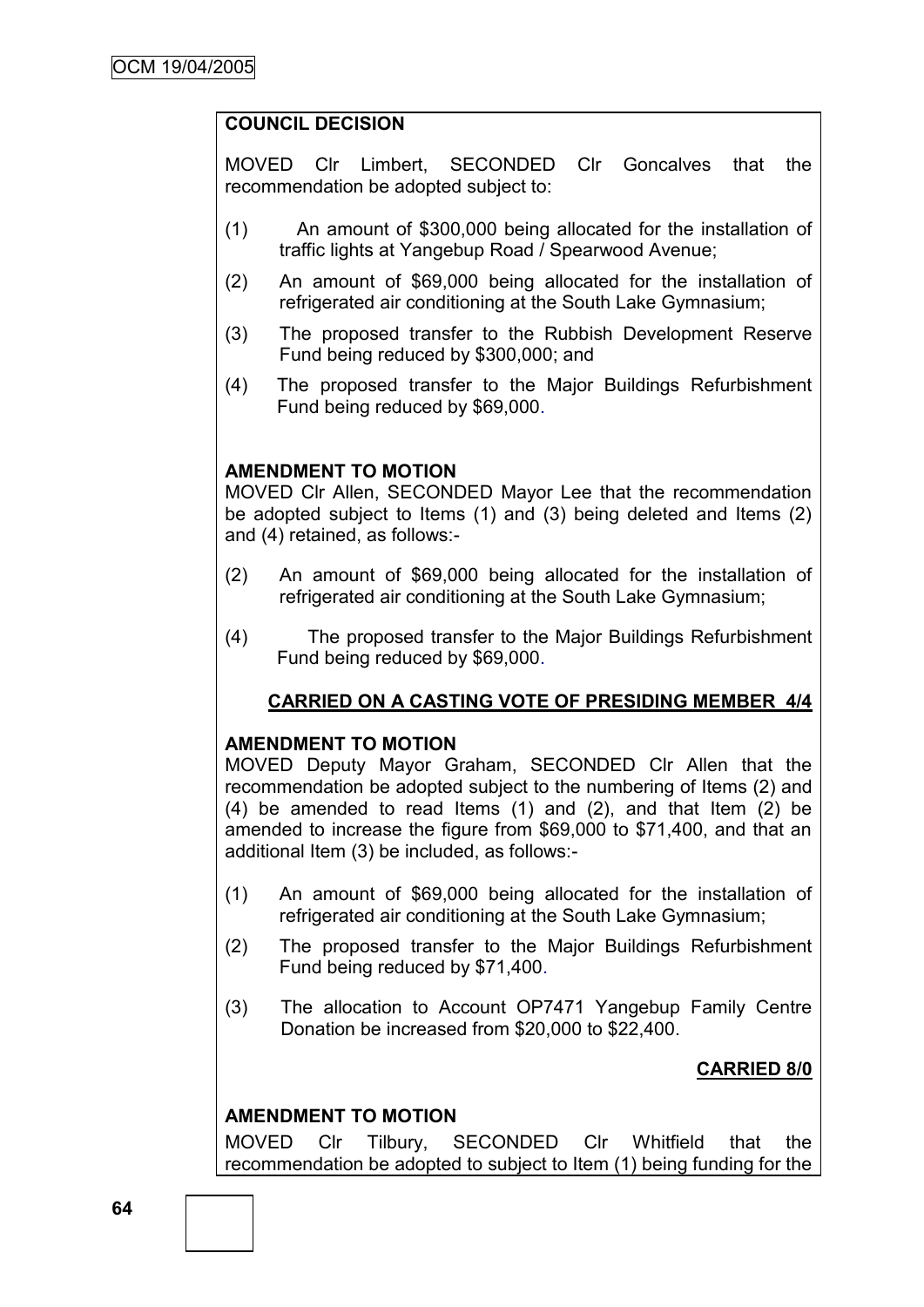**COUNCIL DECISION**

MOVED Clr Limbert, SECONDED Clr Goncalves that the recommendation be adopted subject to:

(1) An amount of $300,000 being allocated for the installation of traffic lights at Yangebup Road / Spearwood Avenue;

(2) An amount of $69,000 being allocated for the installation of refrigerated air conditioning at the South Lake Gymnasium;

(3) The proposed transfer to the Rubbish Development Reserve Fund being reduced by $300,000; and

(4) The proposed transfer to the Major Buildings Refurbishment Fund being reduced by $69,000.

**AMENDMENT TO MOTION**

MOVED Clr Allen, SECONDED Mayor Lee that the recommendation be adopted subject to Items (1) and (3) being deleted and Items (2) and (4) retained, as follows:-

(2) An amount of $69,000 being allocated for the installation of refrigerated air conditioning at the South Lake Gymnasium;

(4) The proposed transfer to the Major Buildings Refurbishment Fund being reduced by $69,000.

**CARRIED ON A CASTING VOTE OF PRESIDING MEMBER 4/4**

**AMENDMENT TO MOTION**

MOVED Deputy Mayor Graham, SECONDED Clr Allen that the recommendation be adopted subject to the numbering of Items (2) and (4) be amended to read Items (1) and (2), and that Item (2) be amended to increase the figure from $69,000 to $71,400, and that an additional Item (3) be included, as follows:-

(1) An amount of $69,000 being allocated for the installation of refrigerated air conditioning at the South Lake Gymnasium;

(2) The proposed transfer to the Major Buildings Refurbishment Fund being reduced by $71,400.

(3) The allocation to Account OP7471 Yangebup Family Centre Donation be increased from $20,000 to $22,400.

**CARRIED 8/0**

**AMENDMENT TO MOTION**

MOVED Clr Tilbury, SECONDED Clr Whitfield that the recommendation be adopted to subject to Item (1) being funding for the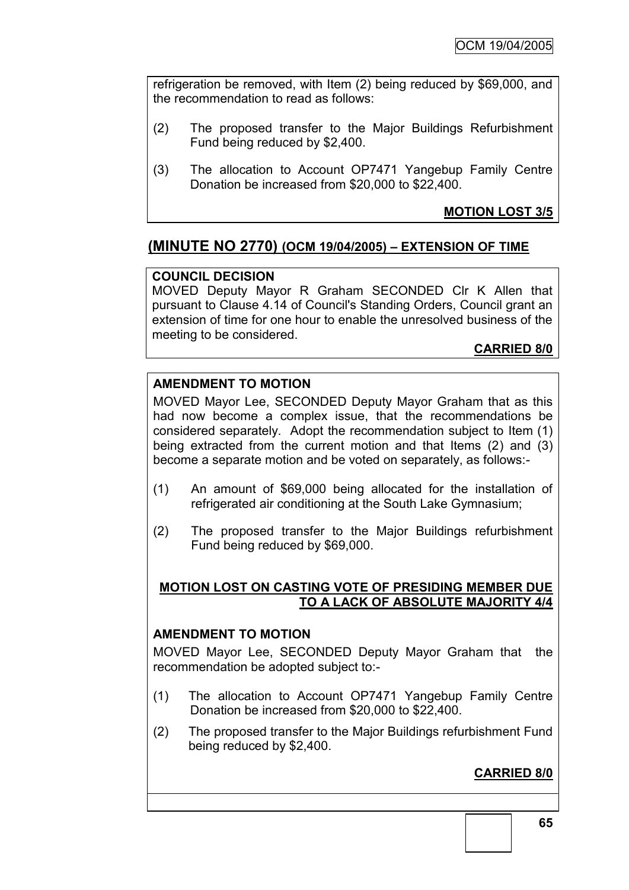refrigeration be removed, with Item (2) being reduced by $69,000, and the recommendation to read as follows:

(2) The proposed transfer to the Major Buildings Refurbishment Fund being reduced by $2,400.

(3) The allocation to Account OP7471 Yangebup Family Centre Donation be increased from $20,000 to $22,400.

**MOTION LOST 3/5**

## (MINUTE NO 2770) (OCM 19/04/2005) – EXTENSION OF TIME

**COUNCIL DECISION**

MOVED Deputy Mayor R Graham SECONDED Clr K Allen that pursuant to Clause 4.14 of Council's Standing Orders, Council grant an extension of time for one hour to enable the unresolved business of the meeting to be considered.

**CARRIED 8/0**

**AMENDMENT TO MOTION**

MOVED Mayor Lee, SECONDED Deputy Mayor Graham that as this had now become a complex issue, that the recommendations be considered separately. Adopt the recommendation subject to Item (1) being extracted from the current motion and that Items (2) and (3) become a separate motion and be voted on separately, as follows:-

(1) An amount of $69,000 being allocated for the installation of refrigerated air conditioning at the South Lake Gymnasium;

(2) The proposed transfer to the Major Buildings refurbishment Fund being reduced by $69,000.

**MOTION LOST ON CASTING VOTE OF PRESIDING MEMBER DUE TO A LACK OF ABSOLUTE MAJORITY 4/4**

**AMENDMENT TO MOTION**

MOVED Mayor Lee, SECONDED Deputy Mayor Graham that the recommendation be adopted subject to:-

(1) The allocation to Account OP7471 Yangebup Family Centre Donation be increased from $20,000 to $22,400.

(2) The proposed transfer to the Major Buildings refurbishment Fund being reduced by $2,400.

**CARRIED 8/0**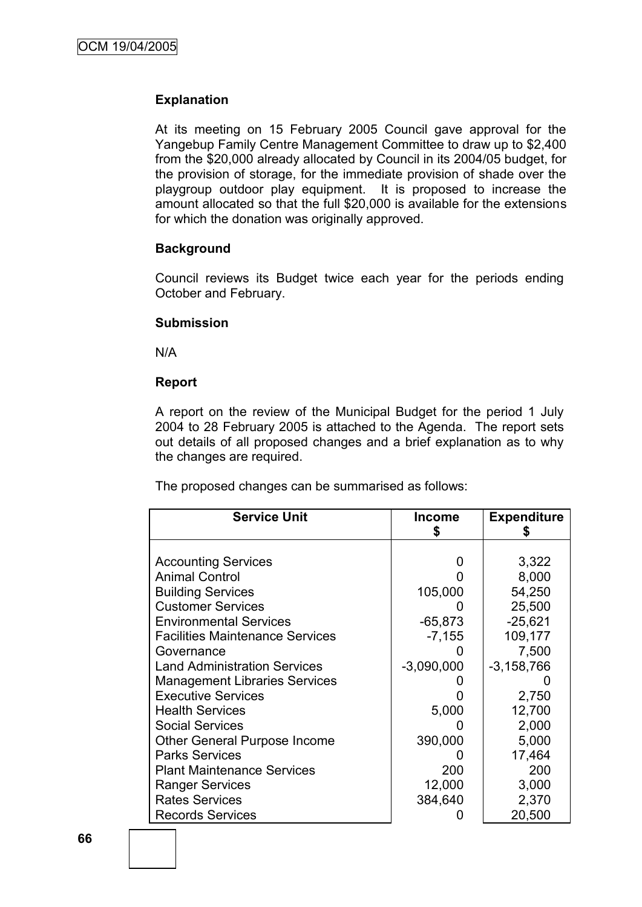**Explanation**

At its meeting on 15 February 2005 Council gave approval for the Yangebup Family Centre Management Committee to draw up to $2,400 from the $20,000 already allocated by Council in its 2004/05 budget, for the provision of storage, for the immediate provision of shade over the playgroup outdoor play equipment. It is proposed to increase the amount allocated so that the full $20,000 is available for the extensions for which the donation was originally approved.

**Background**

Council reviews its Budget twice each year for the periods ending October and February.

**Submission**

N/A

**Report**

A report on the review of the Municipal Budget for the period 1 July 2004 to 28 February 2005 is attached to the Agenda. The report sets out details of all proposed changes and a brief explanation as to why the changes are required.

The proposed changes can be summarised as follows:

| Service Unit | Income $ | Expenditure $ |
|---|---|---|
| Accounting Services | 0 | 3,322 |
| Animal Control | 0 | 8,000 |
| Building Services | 105,000 | 54,250 |
| Customer Services | 0 | 25,500 |
| Environmental Services | -65,873 | -25,621 |
| Facilities Maintenance Services | -7,155 | 109,177 |
| Governance | 0 | 7,500 |
| Land Administration Services | -3,090,000 | -3,158,766 |
| Management Libraries Services | 0 | 0 |
| Executive Services | 0 | 2,750 |
| Health Services | 5,000 | 12,700 |
| Social Services | 0 | 2,000 |
| Other General Purpose Income | 390,000 | 5,000 |
| Parks Services | 0 | 17,464 |
| Plant Maintenance Services | 200 | 200 |
| Ranger Services | 12,000 | 3,000 |
| Rates Services | 384,640 | 2,370 |
| Records Services | 0 | 20,500 |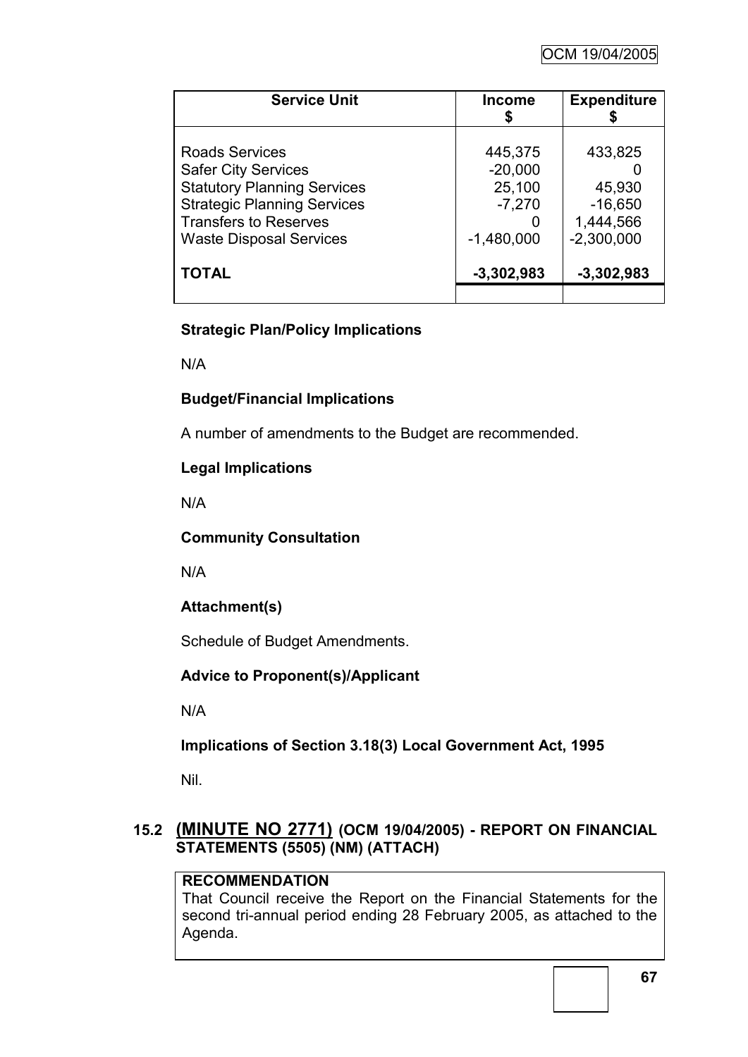| Service Unit | Income $ | Expenditure $ |
|---|---|---|
| Roads Services | 445,375 | 433,825 |
| Safer City Services | -20,000 | 0 |
| Statutory Planning Services | 25,100 | 45,930 |
| Strategic Planning Services | -7,270 | -16,650 |
| Transfers to Reserves | 0 | 1,444,566 |
| Waste Disposal Services | -1,480,000 | -2,300,000 |
| **TOTAL** | **-3,302,983** | **-3,302,983** |

**Strategic Plan/Policy Implications**

N/A

**Budget/Financial Implications**

A number of amendments to the Budget are recommended.

**Legal Implications**

N/A

**Community Consultation**

N/A

**Attachment(s)**

Schedule of Budget Amendments.

**Advice to Proponent(s)/Applicant**

N/A

**Implications of Section 3.18(3) Local Government Act, 1995**

Nil.

## 15.2 (MINUTE NO 2771) (OCM 19/04/2005) - REPORT ON FINANCIAL STATEMENTS (5505) (NM) (ATTACH)

**RECOMMENDATION**
That Council receive the Report on the Financial Statements for the second tri-annual period ending 28 February 2005, as attached to the Agenda.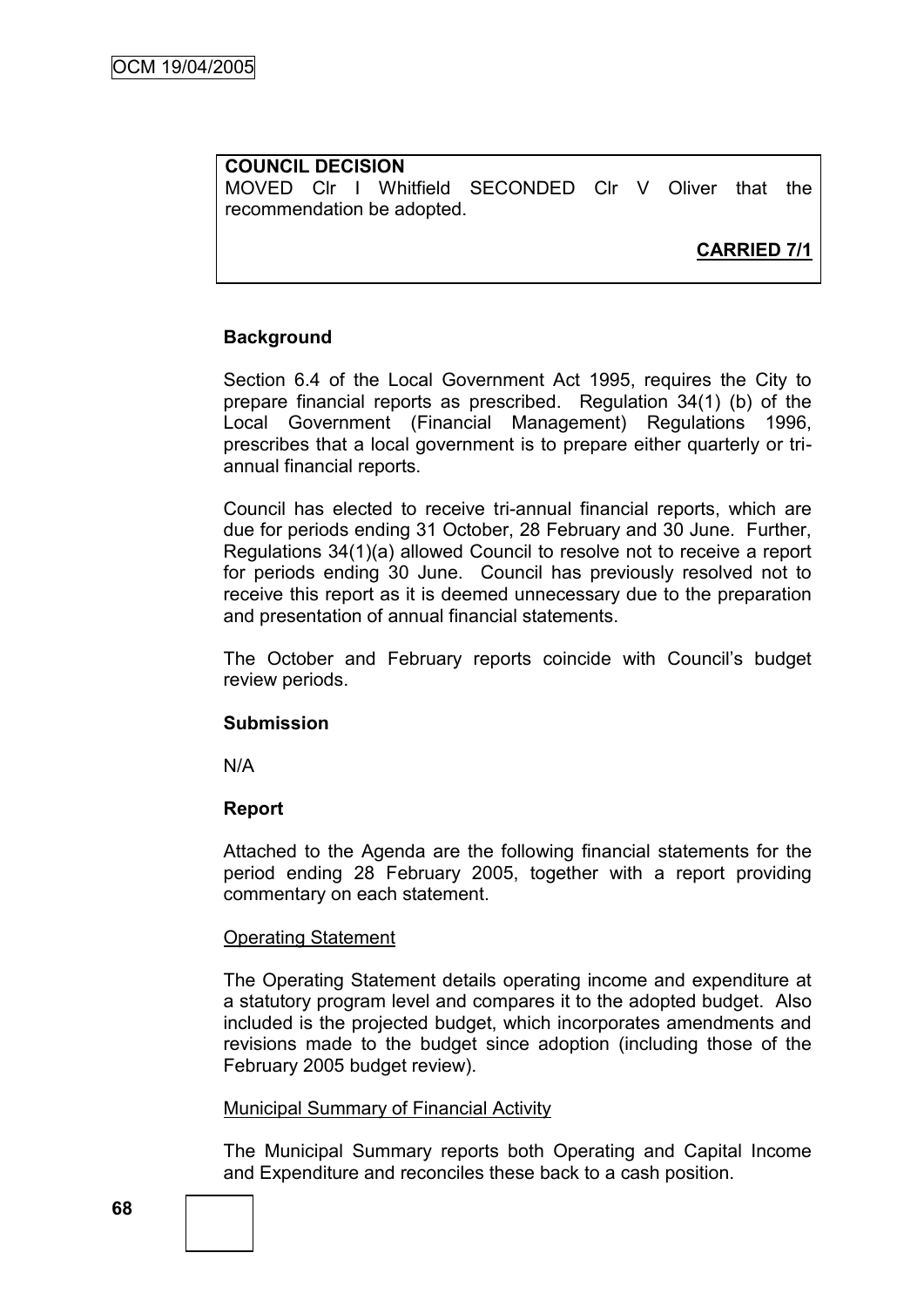**COUNCIL DECISION**

MOVED Clr I Whitfield SECONDED Clr V Oliver that the recommendation be adopted.

**CARRIED 7/1**

**Background**

Section 6.4 of the Local Government Act 1995, requires the City to prepare financial reports as prescribed. Regulation 34(1) (b) of the Local Government (Financial Management) Regulations 1996, prescribes that a local government is to prepare either quarterly or tri-annual financial reports.

Council has elected to receive tri-annual financial reports, which are due for periods ending 31 October, 28 February and 30 June. Further, Regulations 34(1)(a) allowed Council to resolve not to receive a report for periods ending 30 June. Council has previously resolved not to receive this report as it is deemed unnecessary due to the preparation and presentation of annual financial statements.

The October and February reports coincide with Council's budget review periods.

**Submission**

N/A

**Report**

Attached to the Agenda are the following financial statements for the period ending 28 February 2005, together with a report providing commentary on each statement.

Operating Statement

The Operating Statement details operating income and expenditure at a statutory program level and compares it to the adopted budget. Also included is the projected budget, which incorporates amendments and revisions made to the budget since adoption (including those of the February 2005 budget review).

Municipal Summary of Financial Activity

The Municipal Summary reports both Operating and Capital Income and Expenditure and reconciles these back to a cash position.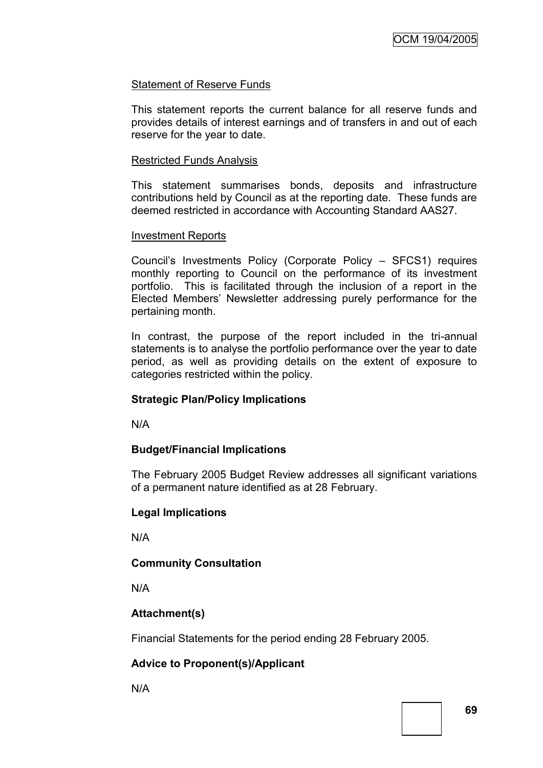Statement of Reserve Funds

This statement reports the current balance for all reserve funds and provides details of interest earnings and of transfers in and out of each reserve for the year to date.

Restricted Funds Analysis

This statement summarises bonds, deposits and infrastructure contributions held by Council as at the reporting date. These funds are deemed restricted in accordance with Accounting Standard AAS27.

Investment Reports

Council's Investments Policy (Corporate Policy – SFCS1) requires monthly reporting to Council on the performance of its investment portfolio. This is facilitated through the inclusion of a report in the Elected Members' Newsletter addressing purely performance for the pertaining month.

In contrast, the purpose of the report included in the tri-annual statements is to analyse the portfolio performance over the year to date period, as well as providing details on the extent of exposure to categories restricted within the policy.

**Strategic Plan/Policy Implications**

N/A

**Budget/Financial Implications**

The February 2005 Budget Review addresses all significant variations of a permanent nature identified as at 28 February.

**Legal Implications**

N/A

**Community Consultation**

N/A

**Attachment(s)**

Financial Statements for the period ending 28 February 2005.

**Advice to Proponent(s)/Applicant**

N/A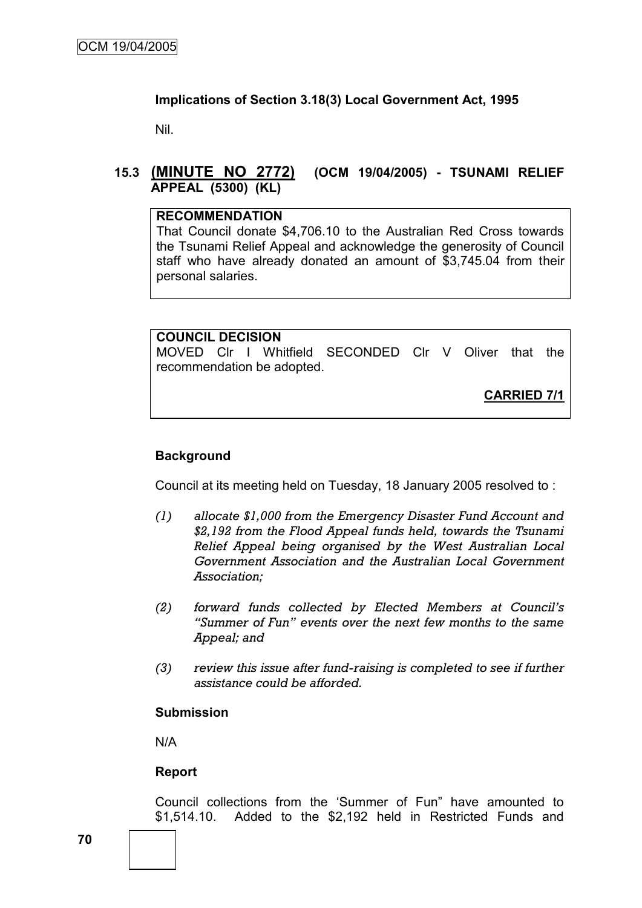**Implications of Section 3.18(3) Local Government Act, 1995**

Nil.

## 15.3 (MINUTE NO 2772) (OCM 19/04/2005) - TSUNAMI RELIEF APPEAL (5300) (KL)

**RECOMMENDATION**

That Council donate $4,706.10 to the Australian Red Cross towards the Tsunami Relief Appeal and acknowledge the generosity of Council staff who have already donated an amount of $3,745.04 from their personal salaries.

**COUNCIL DECISION**

MOVED Clr I Whitfield SECONDED Clr V Oliver that the recommendation be adopted.

**CARRIED 7/1**

**Background**

Council at its meeting held on Tuesday, 18 January 2005 resolved to :

*(1) allocate $1,000 from the Emergency Disaster Fund Account and $2,192 from the Flood Appeal funds held, towards the Tsunami Relief Appeal being organised by the West Australian Local Government Association and the Australian Local Government Association;*

*(2) forward funds collected by Elected Members at Council's "Summer of Fun" events over the next few months to the same Appeal; and*

*(3) review this issue after fund-raising is completed to see if further assistance could be afforded.*

**Submission**

N/A

**Report**

Council collections from the 'Summer of Fun" have amounted to $1,514.10. Added to the $2,192 held in Restricted Funds and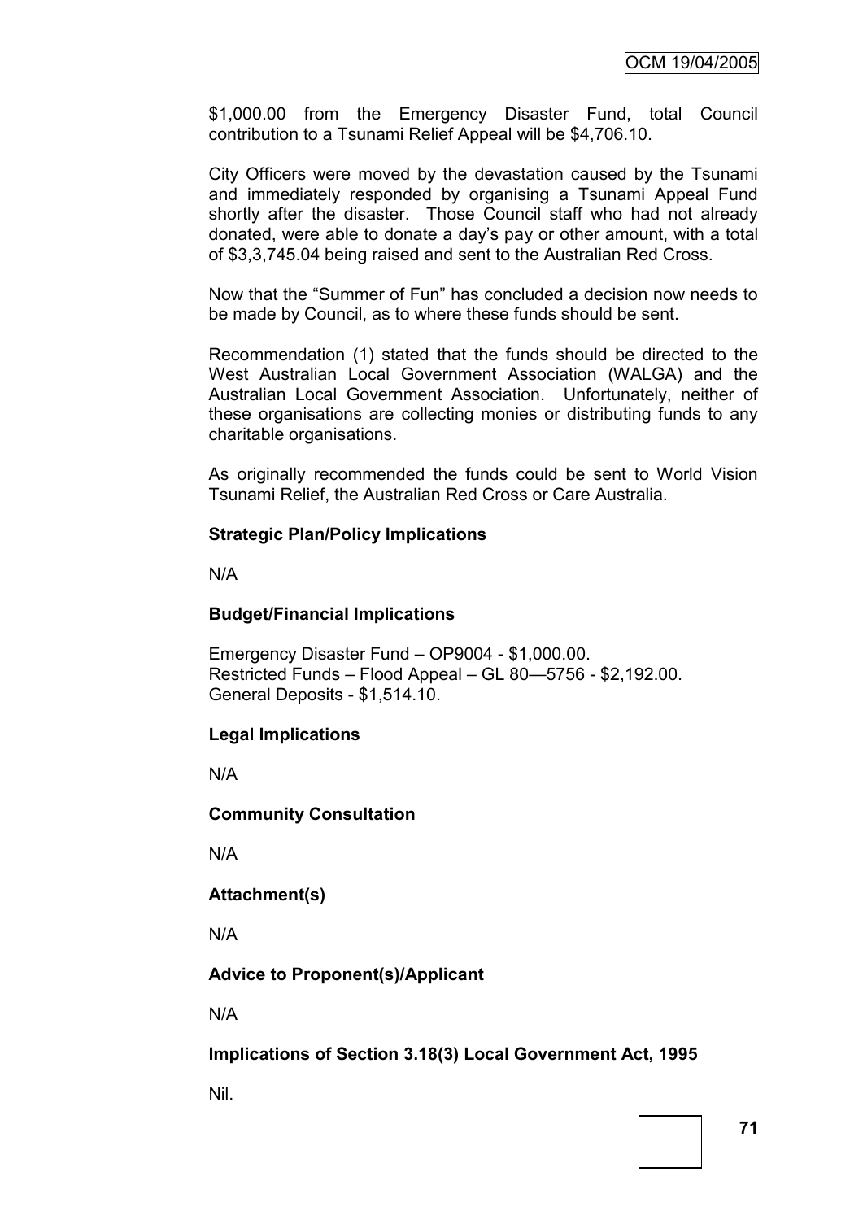$1,000.00 from the Emergency Disaster Fund, total Council contribution to a Tsunami Relief Appeal will be $4,706.10.

City Officers were moved by the devastation caused by the Tsunami and immediately responded by organising a Tsunami Appeal Fund shortly after the disaster. Those Council staff who had not already donated, were able to donate a day's pay or other amount, with a total of $3,3,745.04 being raised and sent to the Australian Red Cross.

Now that the "Summer of Fun" has concluded a decision now needs to be made by Council, as to where these funds should be sent.

Recommendation (1) stated that the funds should be directed to the West Australian Local Government Association (WALGA) and the Australian Local Government Association. Unfortunately, neither of these organisations are collecting monies or distributing funds to any charitable organisations.

As originally recommended the funds could be sent to World Vision Tsunami Relief, the Australian Red Cross or Care Australia.

**Strategic Plan/Policy Implications**

N/A

**Budget/Financial Implications**

Emergency Disaster Fund – OP9004 - $1,000.00.
Restricted Funds – Flood Appeal – GL 80—5756 - $2,192.00.
General Deposits - $1,514.10.

**Legal Implications**

N/A

**Community Consultation**

N/A

**Attachment(s)**

N/A

**Advice to Proponent(s)/Applicant**

N/A

**Implications of Section 3.18(3) Local Government Act, 1995**

Nil.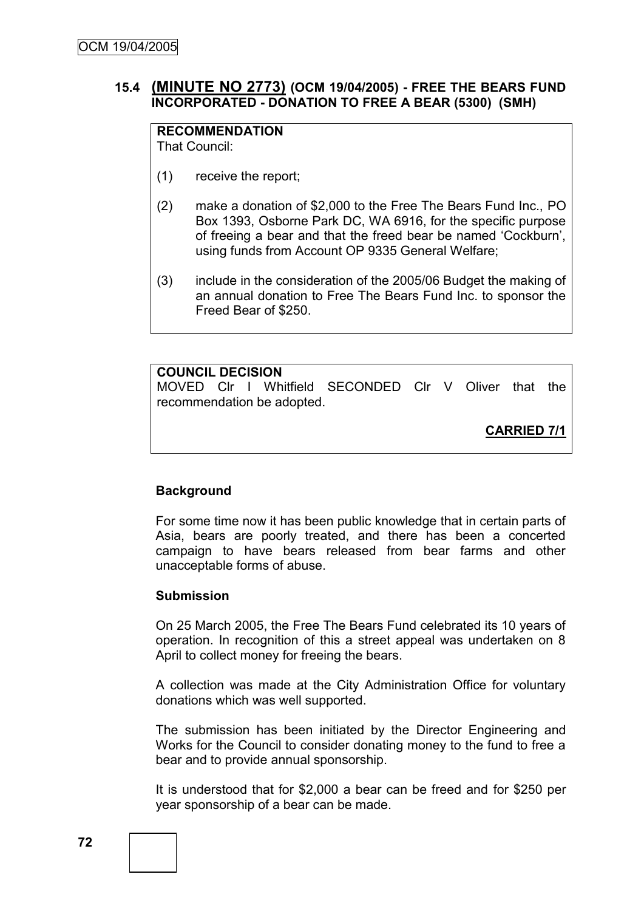### 15.4 (MINUTE NO 2773) (OCM 19/04/2005) - FREE THE BEARS FUND INCORPORATED - DONATION TO FREE A BEAR (5300) (SMH)

**RECOMMENDATION**
That Council:

(1) receive the report;

(2) make a donation of $2,000 to the Free The Bears Fund Inc., PO Box 1393, Osborne Park DC, WA 6916, for the specific purpose of freeing a bear and that the freed bear be named 'Cockburn', using funds from Account OP 9335 General Welfare;

(3) include in the consideration of the 2005/06 Budget the making of an annual donation to Free The Bears Fund Inc. to sponsor the Freed Bear of $250.

**COUNCIL DECISION**
MOVED Clr I Whitfield SECONDED Clr V Oliver that the recommendation be adopted.

**CARRIED 7/1**

**Background**

For some time now it has been public knowledge that in certain parts of Asia, bears are poorly treated, and there has been a concerted campaign to have bears released from bear farms and other unacceptable forms of abuse.

**Submission**

On 25 March 2005, the Free The Bears Fund celebrated its 10 years of operation. In recognition of this a street appeal was undertaken on 8 April to collect money for freeing the bears.

A collection was made at the City Administration Office for voluntary donations which was well supported.

The submission has been initiated by the Director Engineering and Works for the Council to consider donating money to the fund to free a bear and to provide annual sponsorship.

It is understood that for $2,000 a bear can be freed and for $250 per year sponsorship of a bear can be made.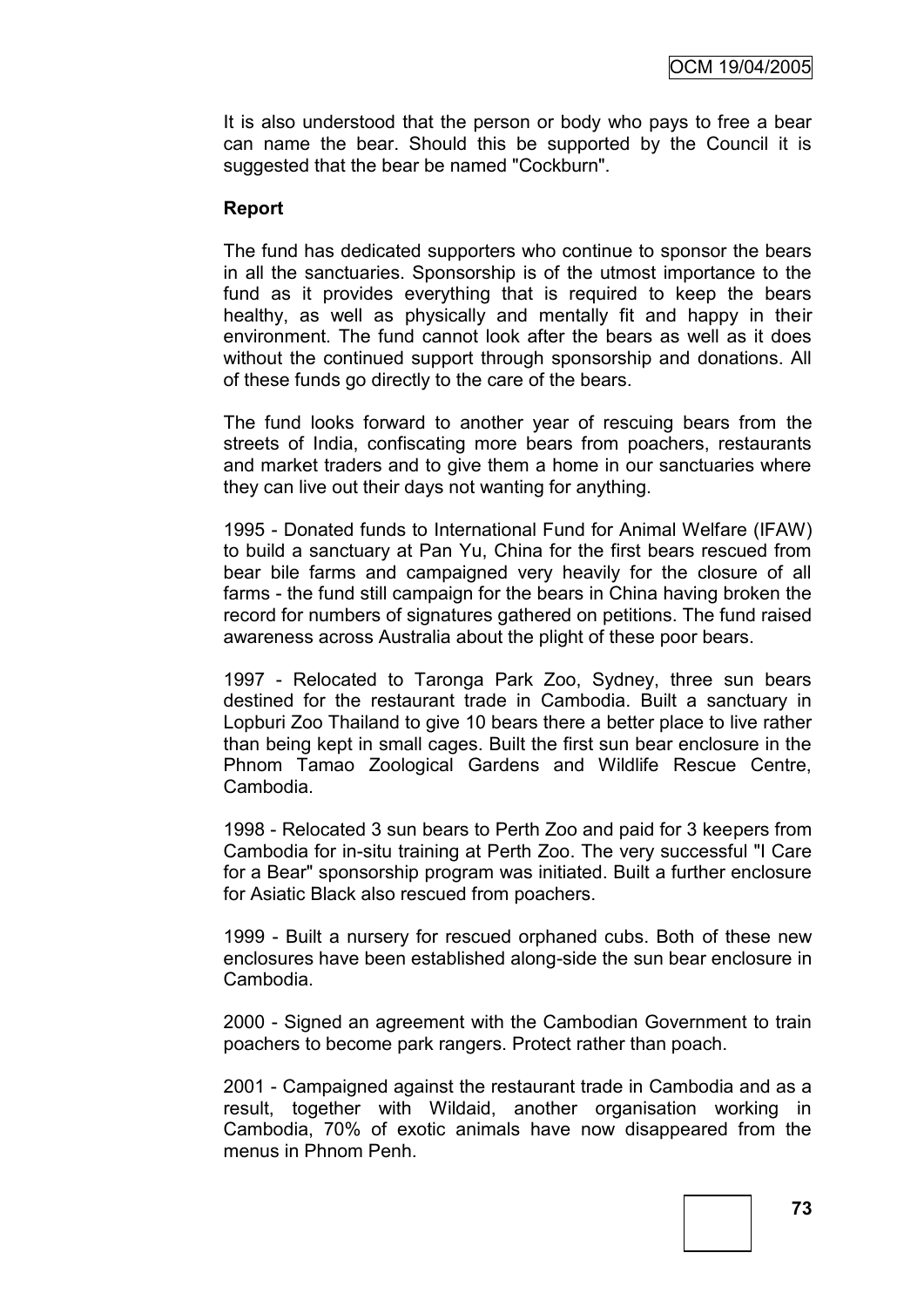It is also understood that the person or body who pays to free a bear can name the bear. Should this be supported by the Council it is suggested that the bear be named "Cockburn".

**Report**

The fund has dedicated supporters who continue to sponsor the bears in all the sanctuaries. Sponsorship is of the utmost importance to the fund as it provides everything that is required to keep the bears healthy, as well as physically and mentally fit and happy in their environment. The fund cannot look after the bears as well as it does without the continued support through sponsorship and donations. All of these funds go directly to the care of the bears.

The fund looks forward to another year of rescuing bears from the streets of India, confiscating more bears from poachers, restaurants and market traders and to give them a home in our sanctuaries where they can live out their days not wanting for anything.

1995 - Donated funds to International Fund for Animal Welfare (IFAW) to build a sanctuary at Pan Yu, China for the first bears rescued from bear bile farms and campaigned very heavily for the closure of all farms - the fund still campaign for the bears in China having broken the record for numbers of signatures gathered on petitions. The fund raised awareness across Australia about the plight of these poor bears.

1997 - Relocated to Taronga Park Zoo, Sydney, three sun bears destined for the restaurant trade in Cambodia. Built a sanctuary in Lopburi Zoo Thailand to give 10 bears there a better place to live rather than being kept in small cages. Built the first sun bear enclosure in the Phnom Tamao Zoological Gardens and Wildlife Rescue Centre, Cambodia.

1998 - Relocated 3 sun bears to Perth Zoo and paid for 3 keepers from Cambodia for in-situ training at Perth Zoo. The very successful "I Care for a Bear" sponsorship program was initiated. Built a further enclosure for Asiatic Black also rescued from poachers.

1999 - Built a nursery for rescued orphaned cubs. Both of these new enclosures have been established along-side the sun bear enclosure in Cambodia.

2000 - Signed an agreement with the Cambodian Government to train poachers to become park rangers. Protect rather than poach.

2001 - Campaigned against the restaurant trade in Cambodia and as a result, together with Wildaid, another organisation working in Cambodia, 70% of exotic animals have now disappeared from the menus in Phnom Penh.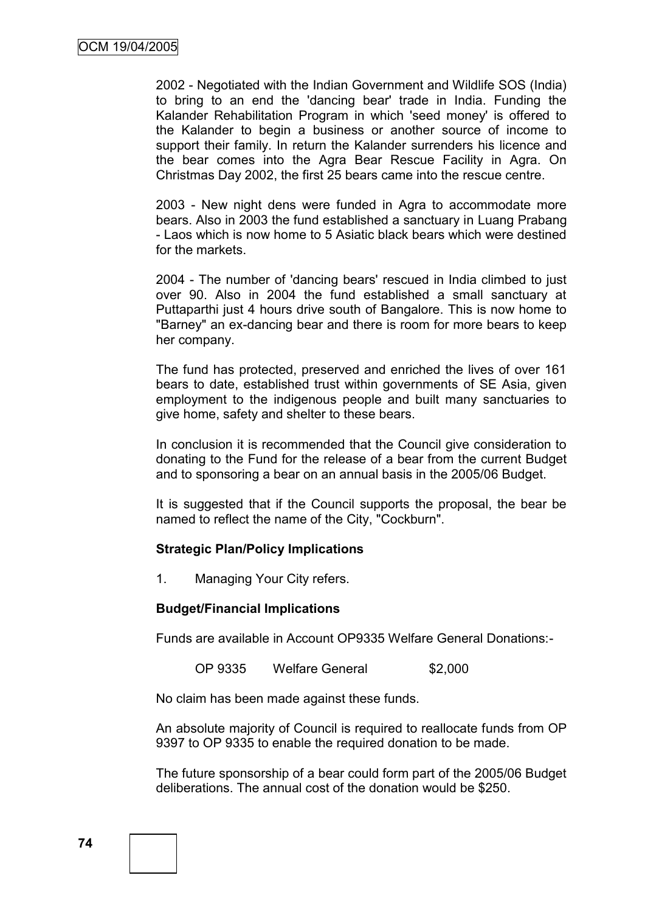2002 - Negotiated with the Indian Government and Wildlife SOS (India) to bring to an end the 'dancing bear' trade in India. Funding the Kalander Rehabilitation Program in which 'seed money' is offered to the Kalander to begin a business or another source of income to support their family. In return the Kalander surrenders his licence and the bear comes into the Agra Bear Rescue Facility in Agra. On Christmas Day 2002, the first 25 bears came into the rescue centre.

2003 - New night dens were funded in Agra to accommodate more bears. Also in 2003 the fund established a sanctuary in Luang Prabang - Laos which is now home to 5 Asiatic black bears which were destined for the markets.

2004 - The number of 'dancing bears' rescued in India climbed to just over 90. Also in 2004 the fund established a small sanctuary at Puttaparthi just 4 hours drive south of Bangalore. This is now home to "Barney" an ex-dancing bear and there is room for more bears to keep her company.

The fund has protected, preserved and enriched the lives of over 161 bears to date, established trust within governments of SE Asia, given employment to the indigenous people and built many sanctuaries to give home, safety and shelter to these bears.

In conclusion it is recommended that the Council give consideration to donating to the Fund for the release of a bear from the current Budget and to sponsoring a bear on an annual basis in the 2005/06 Budget.

It is suggested that if the Council supports the proposal, the bear be named to reflect the name of the City, "Cockburn".

**Strategic Plan/Policy Implications**

1. Managing Your City refers.

**Budget/Financial Implications**

Funds are available in Account OP9335 Welfare General Donations:-

OP 9335 Welfare General $2,000

No claim has been made against these funds.

An absolute majority of Council is required to reallocate funds from OP 9397 to OP 9335 to enable the required donation to be made.

The future sponsorship of a bear could form part of the 2005/06 Budget deliberations. The annual cost of the donation would be $250.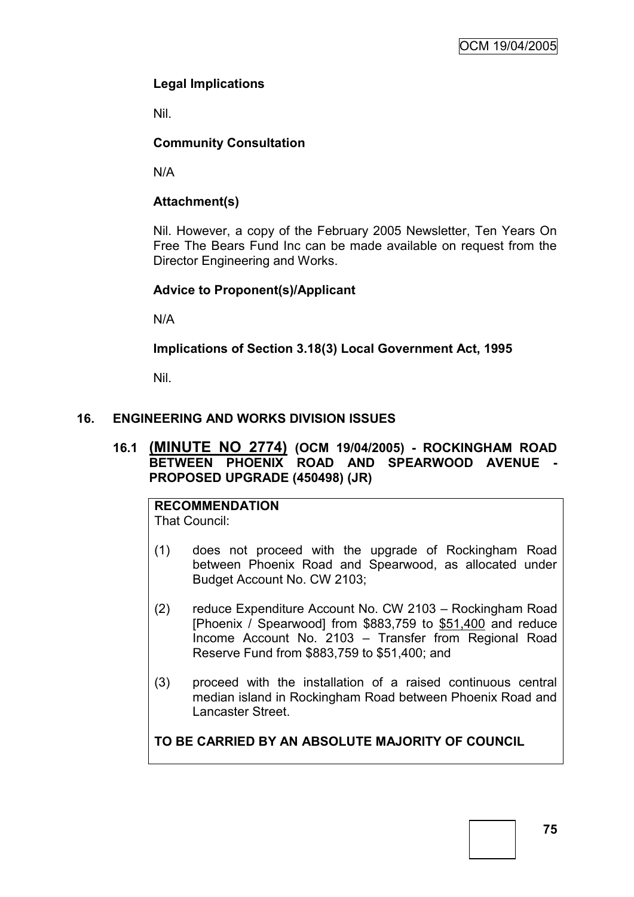**Legal Implications**

Nil.

**Community Consultation**

N/A

**Attachment(s)**

Nil. However, a copy of the February 2005 Newsletter, Ten Years On Free The Bears Fund Inc can be made available on request from the Director Engineering and Works.

**Advice to Proponent(s)/Applicant**

N/A

**Implications of Section 3.18(3) Local Government Act, 1995**

Nil.

## 16. ENGINEERING AND WORKS DIVISION ISSUES

### 16.1 (MINUTE NO 2774) (OCM 19/04/2005) - ROCKINGHAM ROAD BETWEEN PHOENIX ROAD AND SPEARWOOD AVENUE - PROPOSED UPGRADE (450498) (JR)

**RECOMMENDATION**

That Council:

(1) does not proceed with the upgrade of Rockingham Road between Phoenix Road and Spearwood, as allocated under Budget Account No. CW 2103;

(2) reduce Expenditure Account No. CW 2103 – Rockingham Road [Phoenix / Spearwood] from $883,759 to $51,400 and reduce Income Account No. 2103 – Transfer from Regional Road Reserve Fund from $883,759 to $51,400; and

(3) proceed with the installation of a raised continuous central median island in Rockingham Road between Phoenix Road and Lancaster Street.

**TO BE CARRIED BY AN ABSOLUTE MAJORITY OF COUNCIL**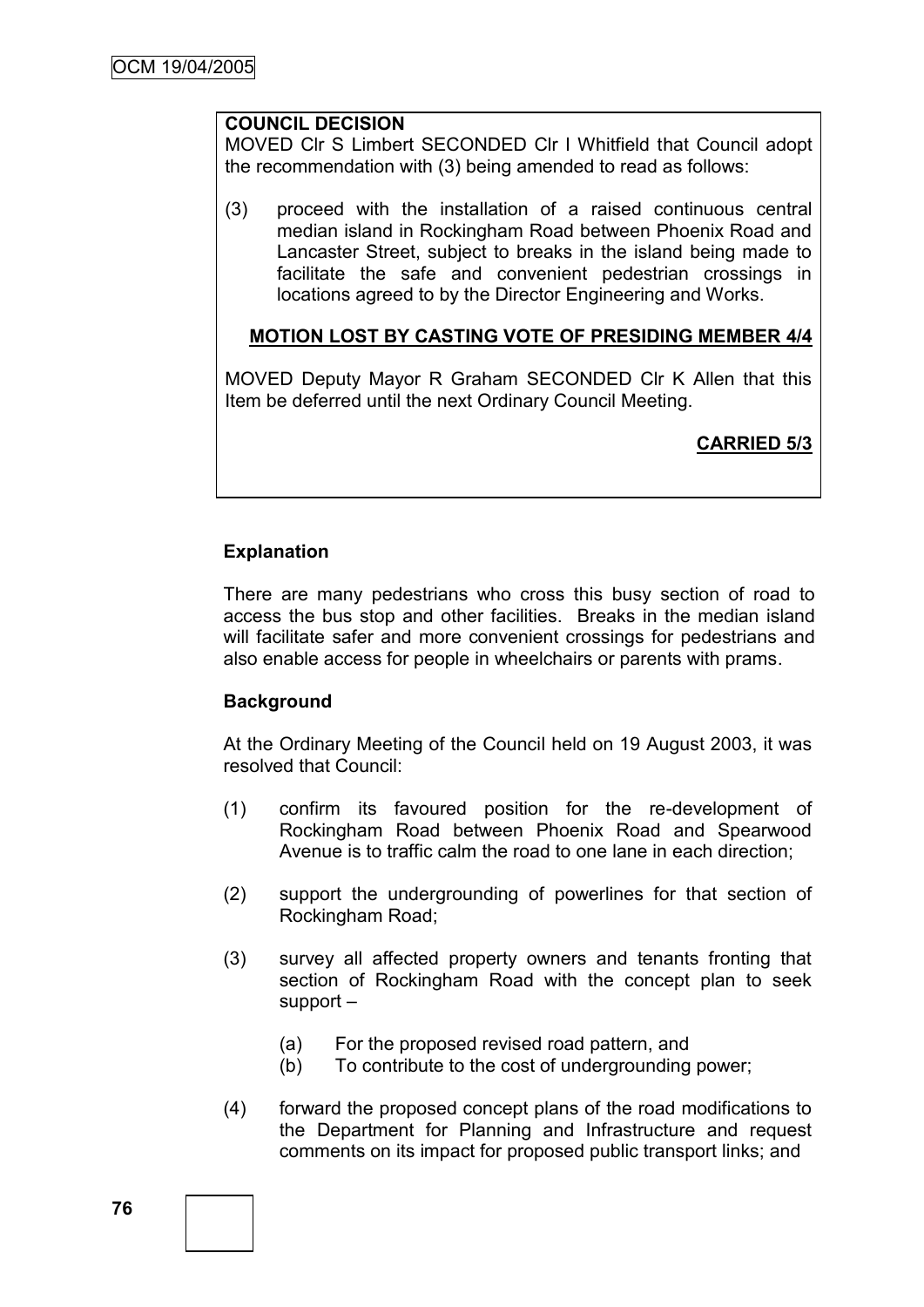**COUNCIL DECISION**

MOVED Clr S Limbert SECONDED Clr I Whitfield that Council adopt the recommendation with (3) being amended to read as follows:

(3) proceed with the installation of a raised continuous central median island in Rockingham Road between Phoenix Road and Lancaster Street, subject to breaks in the island being made to facilitate the safe and convenient pedestrian crossings in locations agreed to by the Director Engineering and Works.

**MOTION LOST BY CASTING VOTE OF PRESIDING MEMBER 4/4**

MOVED Deputy Mayor R Graham SECONDED Clr K Allen that this Item be deferred until the next Ordinary Council Meeting.

**CARRIED 5/3**

**Explanation**

There are many pedestrians who cross this busy section of road to access the bus stop and other facilities. Breaks in the median island will facilitate safer and more convenient crossings for pedestrians and also enable access for people in wheelchairs or parents with prams.

**Background**

At the Ordinary Meeting of the Council held on 19 August 2003, it was resolved that Council:

(1) confirm its favoured position for the re-development of Rockingham Road between Phoenix Road and Spearwood Avenue is to traffic calm the road to one lane in each direction;

(2) support the undergrounding of powerlines for that section of Rockingham Road;

(3) survey all affected property owners and tenants fronting that section of Rockingham Road with the concept plan to seek support –

  (a) For the proposed revised road pattern, and
  (b) To contribute to the cost of undergrounding power;

(4) forward the proposed concept plans of the road modifications to the Department for Planning and Infrastructure and request comments on its impact for proposed public transport links; and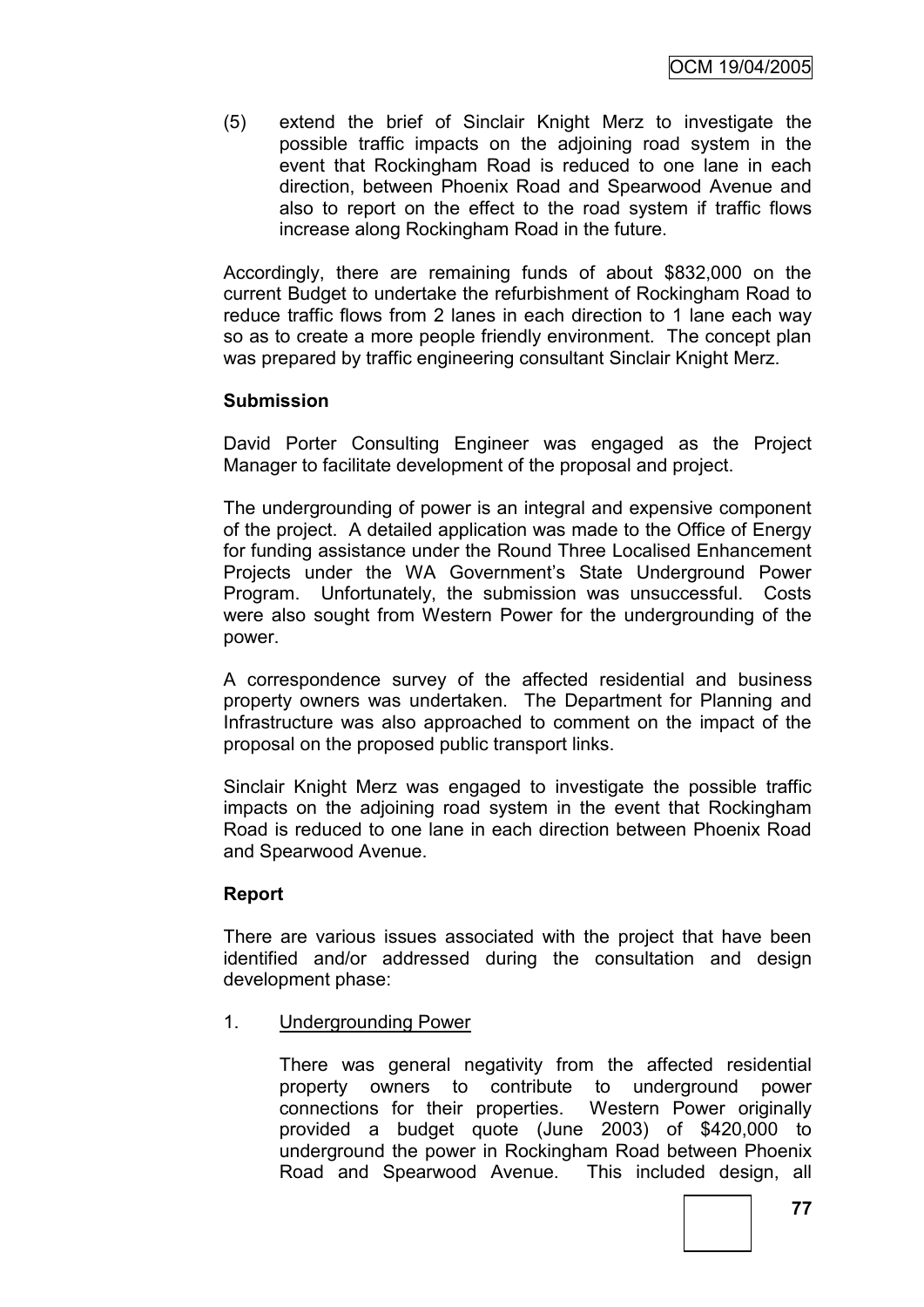(5) extend the brief of Sinclair Knight Merz to investigate the possible traffic impacts on the adjoining road system in the event that Rockingham Road is reduced to one lane in each direction, between Phoenix Road and Spearwood Avenue and also to report on the effect to the road system if traffic flows increase along Rockingham Road in the future.

Accordingly, there are remaining funds of about $832,000 on the current Budget to undertake the refurbishment of Rockingham Road to reduce traffic flows from 2 lanes in each direction to 1 lane each way so as to create a more people friendly environment. The concept plan was prepared by traffic engineering consultant Sinclair Knight Merz.

**Submission**

David Porter Consulting Engineer was engaged as the Project Manager to facilitate development of the proposal and project.

The undergrounding of power is an integral and expensive component of the project. A detailed application was made to the Office of Energy for funding assistance under the Round Three Localised Enhancement Projects under the WA Government's State Underground Power Program. Unfortunately, the submission was unsuccessful. Costs were also sought from Western Power for the undergrounding of the power.

A correspondence survey of the affected residential and business property owners was undertaken. The Department for Planning and Infrastructure was also approached to comment on the impact of the proposal on the proposed public transport links.

Sinclair Knight Merz was engaged to investigate the possible traffic impacts on the adjoining road system in the event that Rockingham Road is reduced to one lane in each direction between Phoenix Road and Spearwood Avenue.

**Report**

There are various issues associated with the project that have been identified and/or addressed during the consultation and design development phase:

1. Undergrounding Power

   There was general negativity from the affected residential property owners to contribute to underground power connections for their properties. Western Power originally provided a budget quote (June 2003) of $420,000 to underground the power in Rockingham Road between Phoenix Road and Spearwood Avenue. This included design, all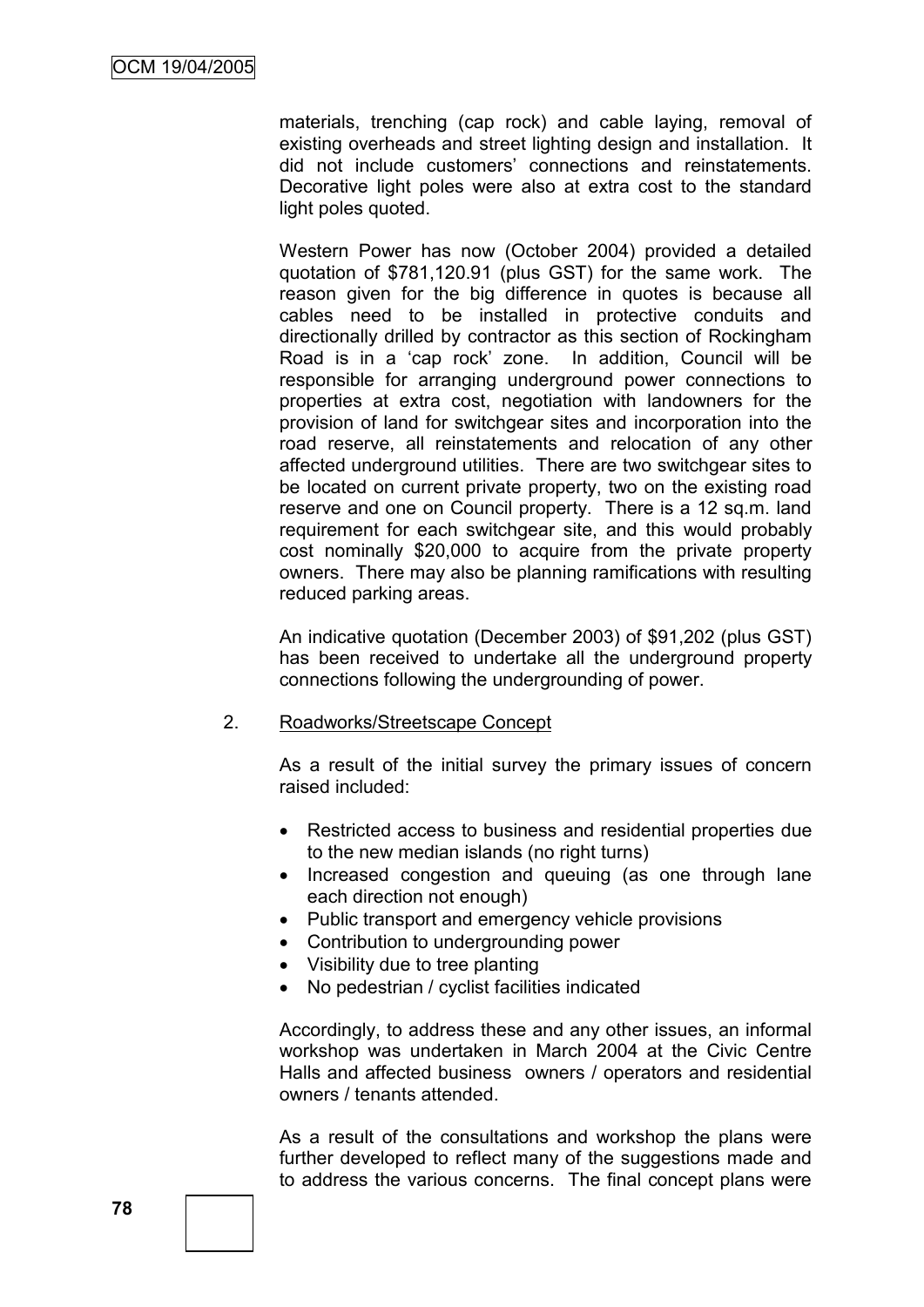materials, trenching (cap rock) and cable laying, removal of existing overheads and street lighting design and installation. It did not include customers' connections and reinstatements. Decorative light poles were also at extra cost to the standard light poles quoted.

Western Power has now (October 2004) provided a detailed quotation of $781,120.91 (plus GST) for the same work. The reason given for the big difference in quotes is because all cables need to be installed in protective conduits and directionally drilled by contractor as this section of Rockingham Road is in a 'cap rock' zone. In addition, Council will be responsible for arranging underground power connections to properties at extra cost, negotiation with landowners for the provision of land for switchgear sites and incorporation into the road reserve, all reinstatements and relocation of any other affected underground utilities. There are two switchgear sites to be located on current private property, two on the existing road reserve and one on Council property. There is a 12 sq.m. land requirement for each switchgear site, and this would probably cost nominally $20,000 to acquire from the private property owners. There may also be planning ramifications with resulting reduced parking areas.

An indicative quotation (December 2003) of $91,202 (plus GST) has been received to undertake all the underground property connections following the undergrounding of power.

2. Roadworks/Streetscape Concept

As a result of the initial survey the primary issues of concern raised included:

- Restricted access to business and residential properties due to the new median islands (no right turns)
- Increased congestion and queuing (as one through lane each direction not enough)
- Public transport and emergency vehicle provisions
- Contribution to undergrounding power
- Visibility due to tree planting
- No pedestrian / cyclist facilities indicated

Accordingly, to address these and any other issues, an informal workshop was undertaken in March 2004 at the Civic Centre Halls and affected business owners / operators and residential owners / tenants attended.

As a result of the consultations and workshop the plans were further developed to reflect many of the suggestions made and to address the various concerns. The final concept plans were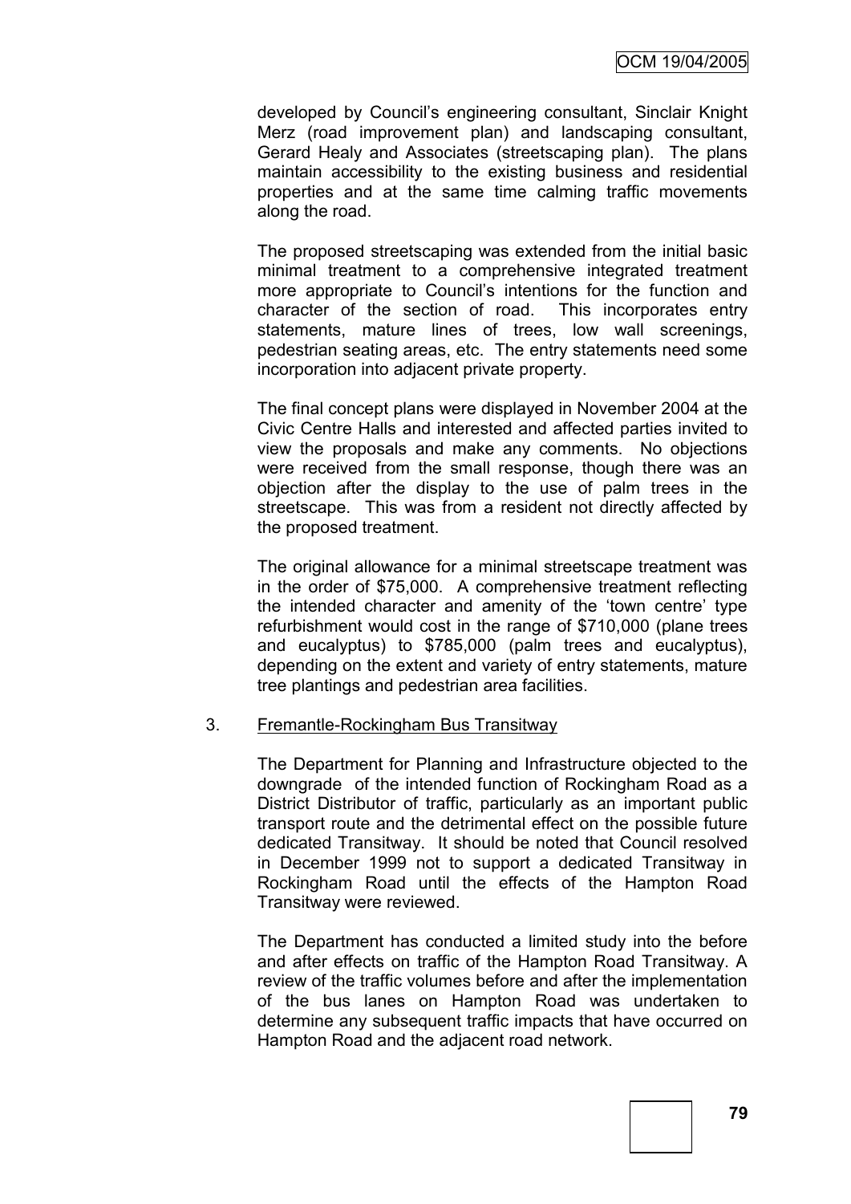developed by Council's engineering consultant, Sinclair Knight Merz (road improvement plan) and landscaping consultant, Gerard Healy and Associates (streetscaping plan). The plans maintain accessibility to the existing business and residential properties and at the same time calming traffic movements along the road.

The proposed streetscaping was extended from the initial basic minimal treatment to a comprehensive integrated treatment more appropriate to Council's intentions for the function and character of the section of road. This incorporates entry statements, mature lines of trees, low wall screenings, pedestrian seating areas, etc. The entry statements need some incorporation into adjacent private property.

The final concept plans were displayed in November 2004 at the Civic Centre Halls and interested and affected parties invited to view the proposals and make any comments. No objections were received from the small response, though there was an objection after the display to the use of palm trees in the streetscape. This was from a resident not directly affected by the proposed treatment.

The original allowance for a minimal streetscape treatment was in the order of $75,000. A comprehensive treatment reflecting the intended character and amenity of the 'town centre' type refurbishment would cost in the range of $710,000 (plane trees and eucalyptus) to $785,000 (palm trees and eucalyptus), depending on the extent and variety of entry statements, mature tree plantings and pedestrian area facilities.

3. <u>Fremantle-Rockingham Bus Transitway</u>

The Department for Planning and Infrastructure objected to the downgrade of the intended function of Rockingham Road as a District Distributor of traffic, particularly as an important public transport route and the detrimental effect on the possible future dedicated Transitway. It should be noted that Council resolved in December 1999 not to support a dedicated Transitway in Rockingham Road until the effects of the Hampton Road Transitway were reviewed.

The Department has conducted a limited study into the before and after effects on traffic of the Hampton Road Transitway. A review of the traffic volumes before and after the implementation of the bus lanes on Hampton Road was undertaken to determine any subsequent traffic impacts that have occurred on Hampton Road and the adjacent road network.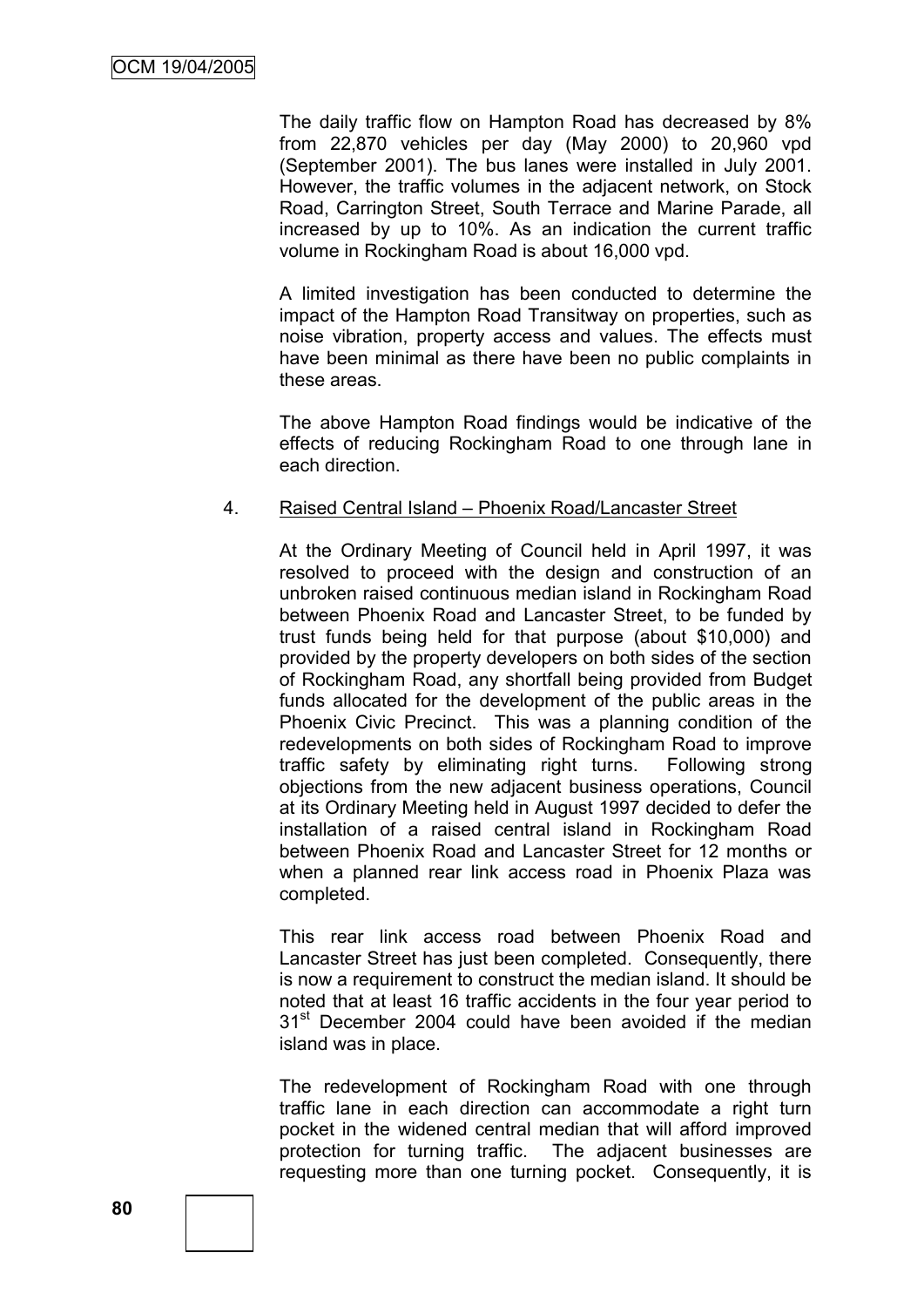The daily traffic flow on Hampton Road has decreased by 8% from 22,870 vehicles per day (May 2000) to 20,960 vpd (September 2001). The bus lanes were installed in July 2001. However, the traffic volumes in the adjacent network, on Stock Road, Carrington Street, South Terrace and Marine Parade, all increased by up to 10%. As an indication the current traffic volume in Rockingham Road is about 16,000 vpd.

A limited investigation has been conducted to determine the impact of the Hampton Road Transitway on properties, such as noise vibration, property access and values. The effects must have been minimal as there have been no public complaints in these areas.

The above Hampton Road findings would be indicative of the effects of reducing Rockingham Road to one through lane in each direction.

4. Raised Central Island – Phoenix Road/Lancaster Street

At the Ordinary Meeting of Council held in April 1997, it was resolved to proceed with the design and construction of an unbroken raised continuous median island in Rockingham Road between Phoenix Road and Lancaster Street, to be funded by trust funds being held for that purpose (about $10,000) and provided by the property developers on both sides of the section of Rockingham Road, any shortfall being provided from Budget funds allocated for the development of the public areas in the Phoenix Civic Precinct. This was a planning condition of the redevelopments on both sides of Rockingham Road to improve traffic safety by eliminating right turns. Following strong objections from the new adjacent business operations, Council at its Ordinary Meeting held in August 1997 decided to defer the installation of a raised central island in Rockingham Road between Phoenix Road and Lancaster Street for 12 months or when a planned rear link access road in Phoenix Plaza was completed.

This rear link access road between Phoenix Road and Lancaster Street has just been completed. Consequently, there is now a requirement to construct the median island. It should be noted that at least 16 traffic accidents in the four year period to 31st December 2004 could have been avoided if the median island was in place.

The redevelopment of Rockingham Road with one through traffic lane in each direction can accommodate a right turn pocket in the widened central median that will afford improved protection for turning traffic. The adjacent businesses are requesting more than one turning pocket. Consequently, it is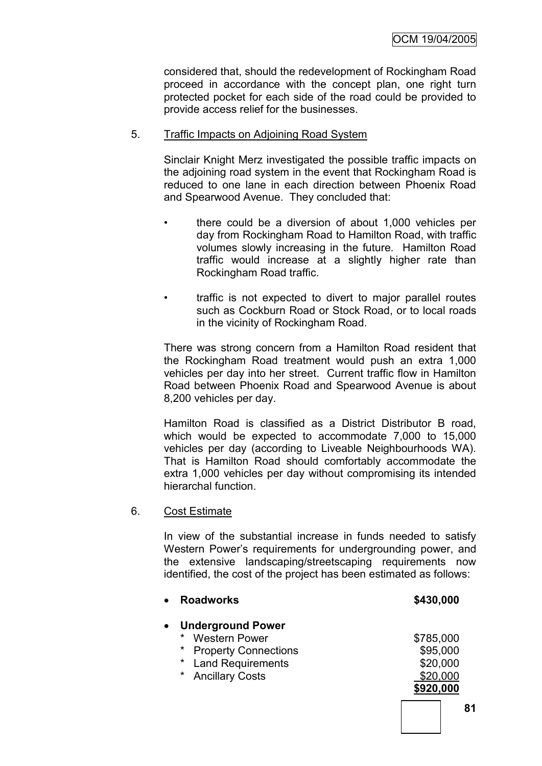considered that, should the redevelopment of Rockingham Road proceed in accordance with the concept plan, one right turn protected pocket for each side of the road could be provided to provide access relief for the businesses.

5. Traffic Impacts on Adjoining Road System

   Sinclair Knight Merz investigated the possible traffic impacts on the adjoining road system in the event that Rockingham Road is reduced to one lane in each direction between Phoenix Road and Spearwood Avenue. They concluded that:

   - there could be a diversion of about 1,000 vehicles per day from Rockingham Road to Hamilton Road, with traffic volumes slowly increasing in the future. Hamilton Road traffic would increase at a slightly higher rate than Rockingham Road traffic.
   - traffic is not expected to divert to major parallel routes such as Cockburn Road or Stock Road, or to local roads in the vicinity of Rockingham Road.

   There was strong concern from a Hamilton Road resident that the Rockingham Road treatment would push an extra 1,000 vehicles per day into her street. Current traffic flow in Hamilton Road between Phoenix Road and Spearwood Avenue is about 8,200 vehicles per day.

   Hamilton Road is classified as a District Distributor B road, which would be expected to accommodate 7,000 to 15,000 vehicles per day (according to Liveable Neighbourhoods WA). That is Hamilton Road should comfortably accommodate the extra 1,000 vehicles per day without compromising its intended hierarchal function.

6. Cost Estimate

   In view of the substantial increase in funds needed to satisfy Western Power's requirements for undergrounding power, and the extensive landscaping/streetscaping requirements now identified, the cost of the project has been estimated as follows:

| | |
|---|---|
| • **Roadworks** | **$430,000** |
| • **Underground Power** | |
| * Western Power | $785,000 |
| * Property Connections | $95,000 |
| * Land Requirements | $20,000 |
| * Ancillary Costs | $20,000 |
| | **$920,000** |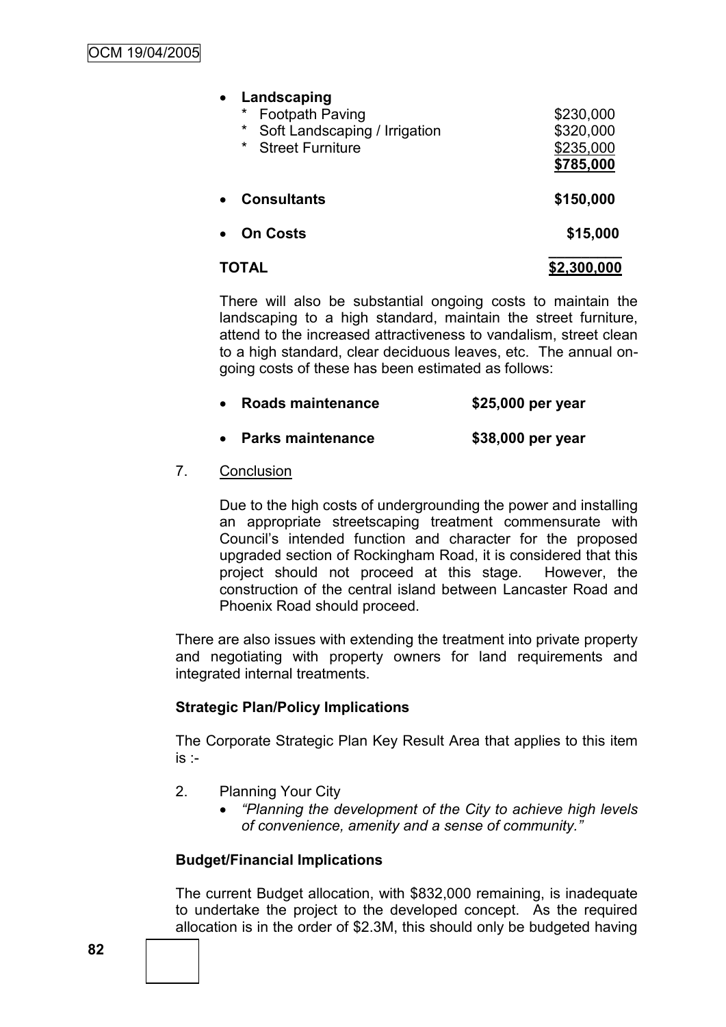- **Landscaping**

| | |
|---|---|
| * Footpath Paving | $230,000 |
| * Soft Landscaping / Irrigation | $320,000 |
| * Street Furniture | $235,000 |
| | **$785,000** |

- **Consultants** **$150,000**

- **On Costs** **$15,000**

**TOTAL** **$2,300,000**

There will also be substantial ongoing costs to maintain the landscaping to a high standard, maintain the street furniture, attend to the increased attractiveness to vandalism, street clean to a high standard, clear deciduous leaves, etc. The annual on-going costs of these has been estimated as follows:

- **Roads maintenance** **$25,000 per year**
- **Parks maintenance** **$38,000 per year**

7. Conclusion

   Due to the high costs of undergrounding the power and installing an appropriate streetscaping treatment commensurate with Council's intended function and character for the proposed upgraded section of Rockingham Road, it is considered that this project should not proceed at this stage. However, the construction of the central island between Lancaster Road and Phoenix Road should proceed.

There are also issues with extending the treatment into private property and negotiating with property owners for land requirements and integrated internal treatments.

**Strategic Plan/Policy Implications**

The Corporate Strategic Plan Key Result Area that applies to this item is :-

2. Planning Your City
   - *"Planning the development of the City to achieve high levels of convenience, amenity and a sense of community."*

**Budget/Financial Implications**

The current Budget allocation, with $832,000 remaining, is inadequate to undertake the project to the developed concept. As the required allocation is in the order of $2.3M, this should only be budgeted having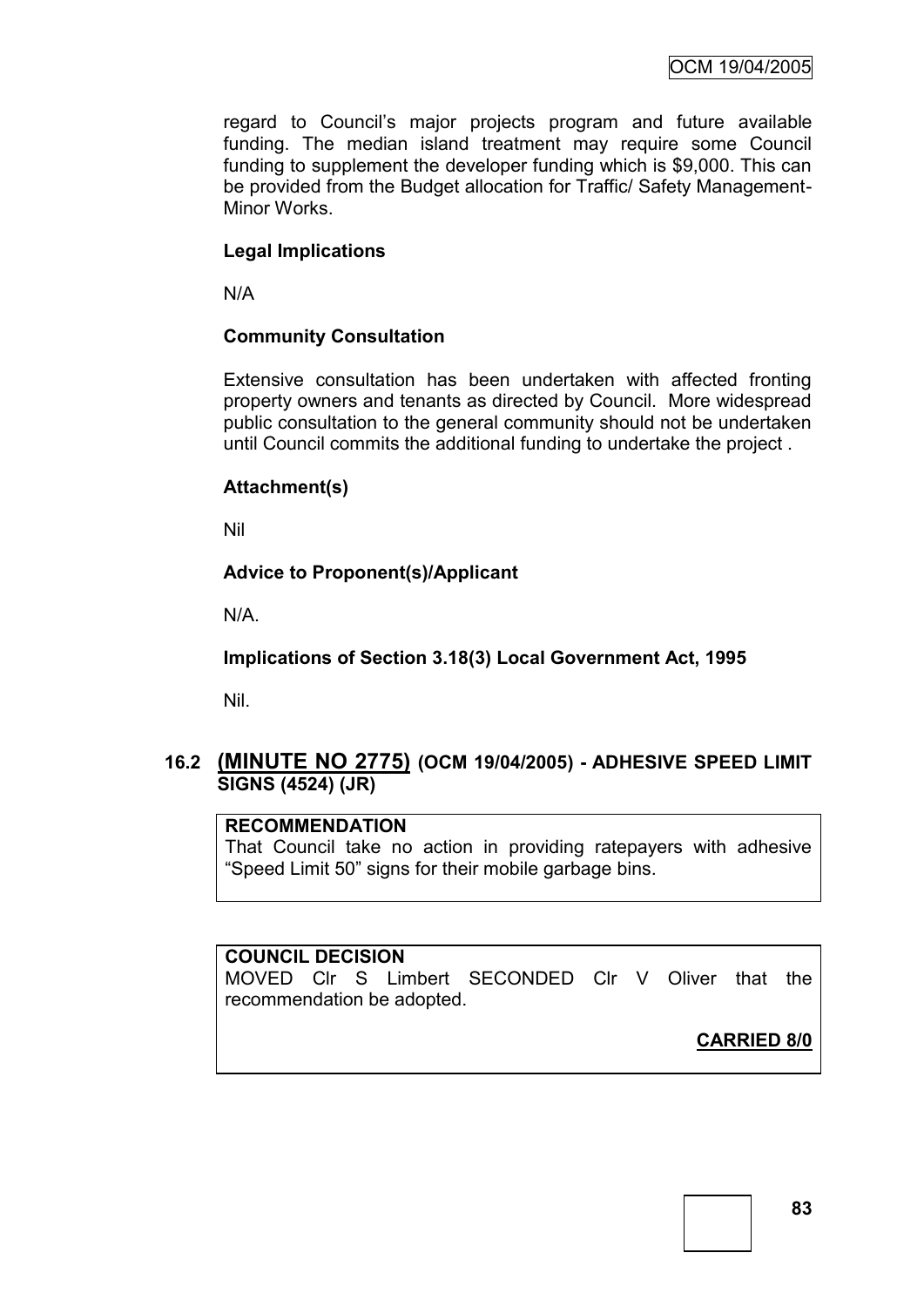regard to Council's major projects program and future available funding. The median island treatment may require some Council funding to supplement the developer funding which is $9,000. This can be provided from the Budget allocation for Traffic/ Safety Management-Minor Works.

**Legal Implications**

N/A

**Community Consultation**

Extensive consultation has been undertaken with affected fronting property owners and tenants as directed by Council. More widespread public consultation to the general community should not be undertaken until Council commits the additional funding to undertake the project .

**Attachment(s)**

Nil

**Advice to Proponent(s)/Applicant**

N/A.

**Implications of Section 3.18(3) Local Government Act, 1995**

Nil.

## 16.2 (MINUTE NO 2775) (OCM 19/04/2005) - ADHESIVE SPEED LIMIT SIGNS (4524) (JR)

**RECOMMENDATION**

That Council take no action in providing ratepayers with adhesive "Speed Limit 50" signs for their mobile garbage bins.

**COUNCIL DECISION**

MOVED Clr S Limbert SECONDED Clr V Oliver that the recommendation be adopted.

**CARRIED 8/0**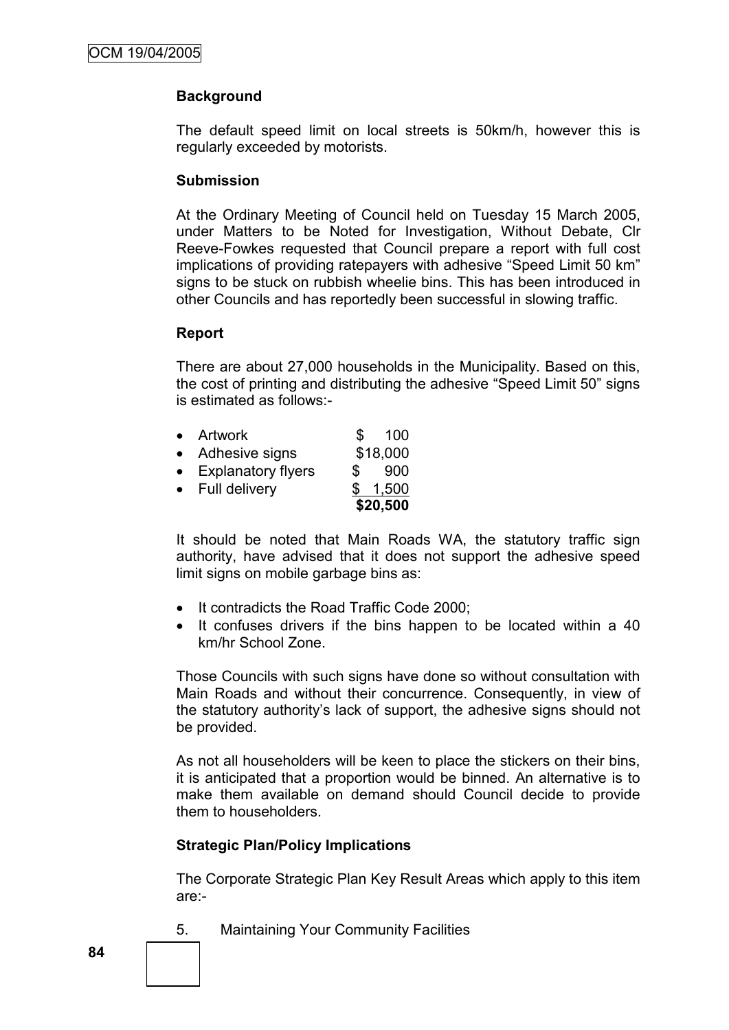**Background**

The default speed limit on local streets is 50km/h, however this is regularly exceeded by motorists.

**Submission**

At the Ordinary Meeting of Council held on Tuesday 15 March 2005, under Matters to be Noted for Investigation, Without Debate, Clr Reeve-Fowkes requested that Council prepare a report with full cost implications of providing ratepayers with adhesive "Speed Limit 50 km" signs to be stuck on rubbish wheelie bins. This has been introduced in other Councils and has reportedly been successful in slowing traffic.

**Report**

There are about 27,000 households in the Municipality. Based on this, the cost of printing and distributing the adhesive "Speed Limit 50" signs is estimated as follows:-

| Item | Cost |
|---|---|
| • Artwork | $ 100 |
| • Adhesive signs | $18,000 |
| • Explanatory flyers | $ 900 |
| • Full delivery | $ 1,500 |
| | **$20,500** |

It should be noted that Main Roads WA, the statutory traffic sign authority, have advised that it does not support the adhesive speed limit signs on mobile garbage bins as:

- It contradicts the Road Traffic Code 2000;
- It confuses drivers if the bins happen to be located within a 40 km/hr School Zone.

Those Councils with such signs have done so without consultation with Main Roads and without their concurrence. Consequently, in view of the statutory authority's lack of support, the adhesive signs should not be provided.

As not all householders will be keen to place the stickers on their bins, it is anticipated that a proportion would be binned. An alternative is to make them available on demand should Council decide to provide them to householders.

**Strategic Plan/Policy Implications**

The Corporate Strategic Plan Key Result Areas which apply to this item are:-

5. Maintaining Your Community Facilities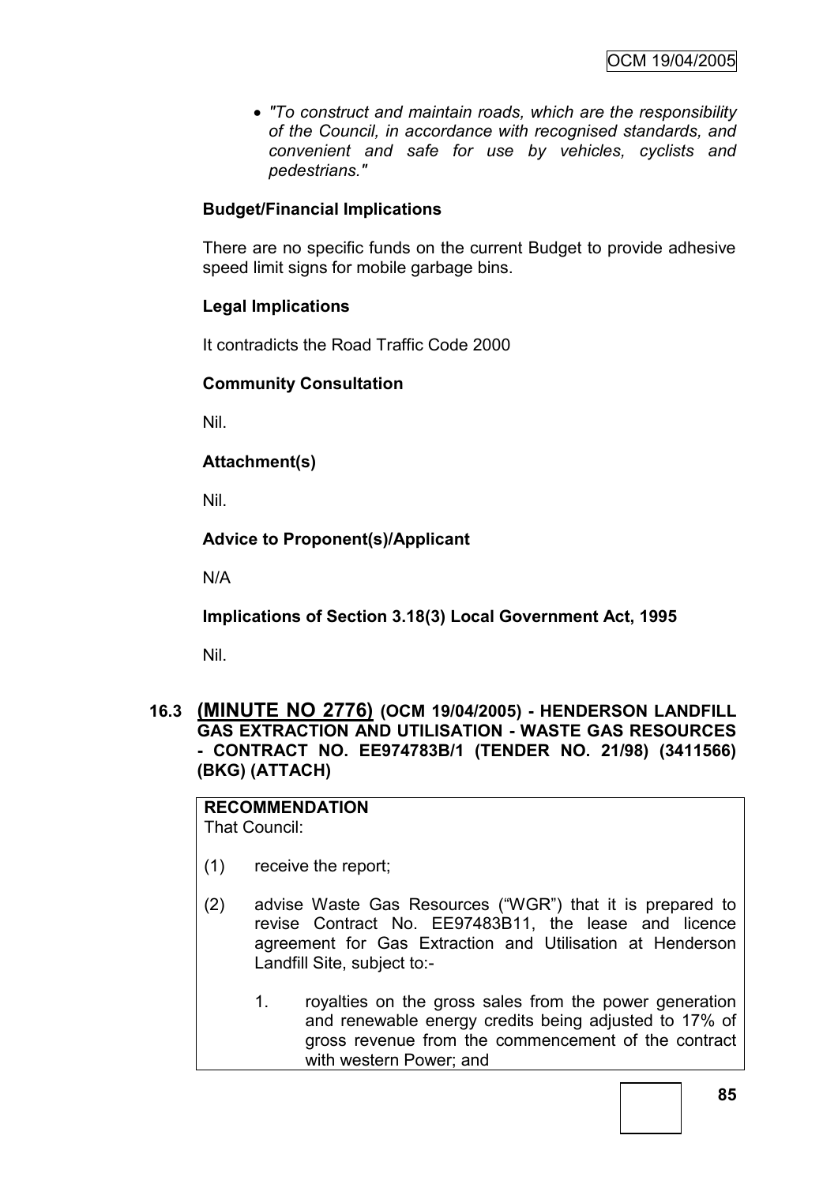- *"To construct and maintain roads, which are the responsibility of the Council, in accordance with recognised standards, and convenient and safe for use by vehicles, cyclists and pedestrians."*

**Budget/Financial Implications**

There are no specific funds on the current Budget to provide adhesive speed limit signs for mobile garbage bins.

**Legal Implications**

It contradicts the Road Traffic Code 2000

**Community Consultation**

Nil.

**Attachment(s)**

Nil.

**Advice to Proponent(s)/Applicant**

N/A

**Implications of Section 3.18(3) Local Government Act, 1995**

Nil.

### 16.3 (MINUTE NO 2776) (OCM 19/04/2005) - HENDERSON LANDFILL GAS EXTRACTION AND UTILISATION - WASTE GAS RESOURCES - CONTRACT NO. EE974783B/1 (TENDER NO. 21/98) (3411566) (BKG) (ATTACH)

**RECOMMENDATION**
That Council:

(1) receive the report;

(2) advise Waste Gas Resources ("WGR") that it is prepared to revise Contract No. EE97483B11, the lease and licence agreement for Gas Extraction and Utilisation at Henderson Landfill Site, subject to:-

1. royalties on the gross sales from the power generation and renewable energy credits being adjusted to 17% of gross revenue from the commencement of the contract with western Power; and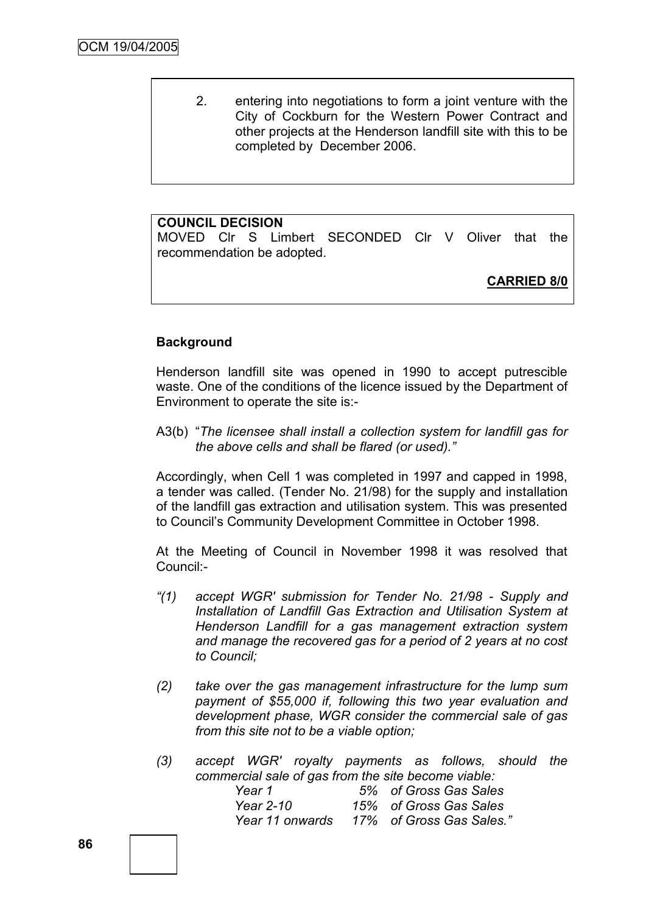2. entering into negotiations to form a joint venture with the City of Cockburn for the Western Power Contract and other projects at the Henderson landfill site with this to be completed by December 2006.

**COUNCIL DECISION**

MOVED Clr S Limbert SECONDED Clr V Oliver that the recommendation be adopted.

**CARRIED 8/0**

**Background**

Henderson landfill site was opened in 1990 to accept putrescible waste. One of the conditions of the licence issued by the Department of Environment to operate the site is:-

A3(b) "*The licensee shall install a collection system for landfill gas for the above cells and shall be flared (or used).*"

Accordingly, when Cell 1 was completed in 1997 and capped in 1998, a tender was called. (Tender No. 21/98) for the supply and installation of the landfill gas extraction and utilisation system. This was presented to Council's Community Development Committee in October 1998.

At the Meeting of Council in November 1998 it was resolved that Council:-

*"(1) accept WGR' submission for Tender No. 21/98 - Supply and Installation of Landfill Gas Extraction and Utilisation System at Henderson Landfill for a gas management extraction system and manage the recovered gas for a period of 2 years at no cost to Council;*

*(2) take over the gas management infrastructure for the lump sum payment of $55,000 if, following this two year evaluation and development phase, WGR consider the commercial sale of gas from this site not to be a viable option;*

*(3) accept WGR' royalty payments as follows, should the commercial sale of gas from the site become viable:*

| | | |
|---|---|---|
| *Year 1* | *5%* | *of Gross Gas Sales* |
| *Year 2-10* | *15%* | *of Gross Gas Sales* |
| *Year 11 onwards* | *17%* | *of Gross Gas Sales."* |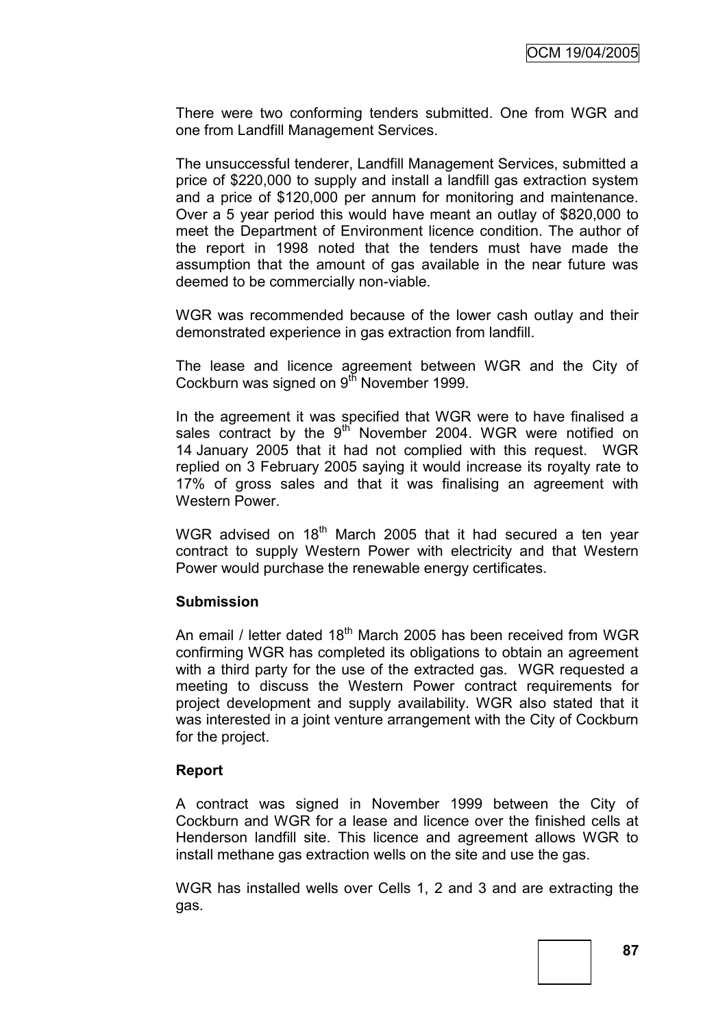There were two conforming tenders submitted. One from WGR and one from Landfill Management Services.

The unsuccessful tenderer, Landfill Management Services, submitted a price of $220,000 to supply and install a landfill gas extraction system and a price of $120,000 per annum for monitoring and maintenance. Over a 5 year period this would have meant an outlay of $820,000 to meet the Department of Environment licence condition. The author of the report in 1998 noted that the tenders must have made the assumption that the amount of gas available in the near future was deemed to be commercially non-viable.

WGR was recommended because of the lower cash outlay and their demonstrated experience in gas extraction from landfill.

The lease and licence agreement between WGR and the City of Cockburn was signed on 9th November 1999.

In the agreement it was specified that WGR were to have finalised a sales contract by the 9th November 2004. WGR were notified on 14 January 2005 that it had not complied with this request. WGR replied on 3 February 2005 saying it would increase its royalty rate to 17% of gross sales and that it was finalising an agreement with Western Power.

WGR advised on 18th March 2005 that it had secured a ten year contract to supply Western Power with electricity and that Western Power would purchase the renewable energy certificates.

**Submission**

An email / letter dated 18th March 2005 has been received from WGR confirming WGR has completed its obligations to obtain an agreement with a third party for the use of the extracted gas. WGR requested a meeting to discuss the Western Power contract requirements for project development and supply availability. WGR also stated that it was interested in a joint venture arrangement with the City of Cockburn for the project.

**Report**

A contract was signed in November 1999 between the City of Cockburn and WGR for a lease and licence over the finished cells at Henderson landfill site. This licence and agreement allows WGR to install methane gas extraction wells on the site and use the gas.

WGR has installed wells over Cells 1, 2 and 3 and are extracting the gas.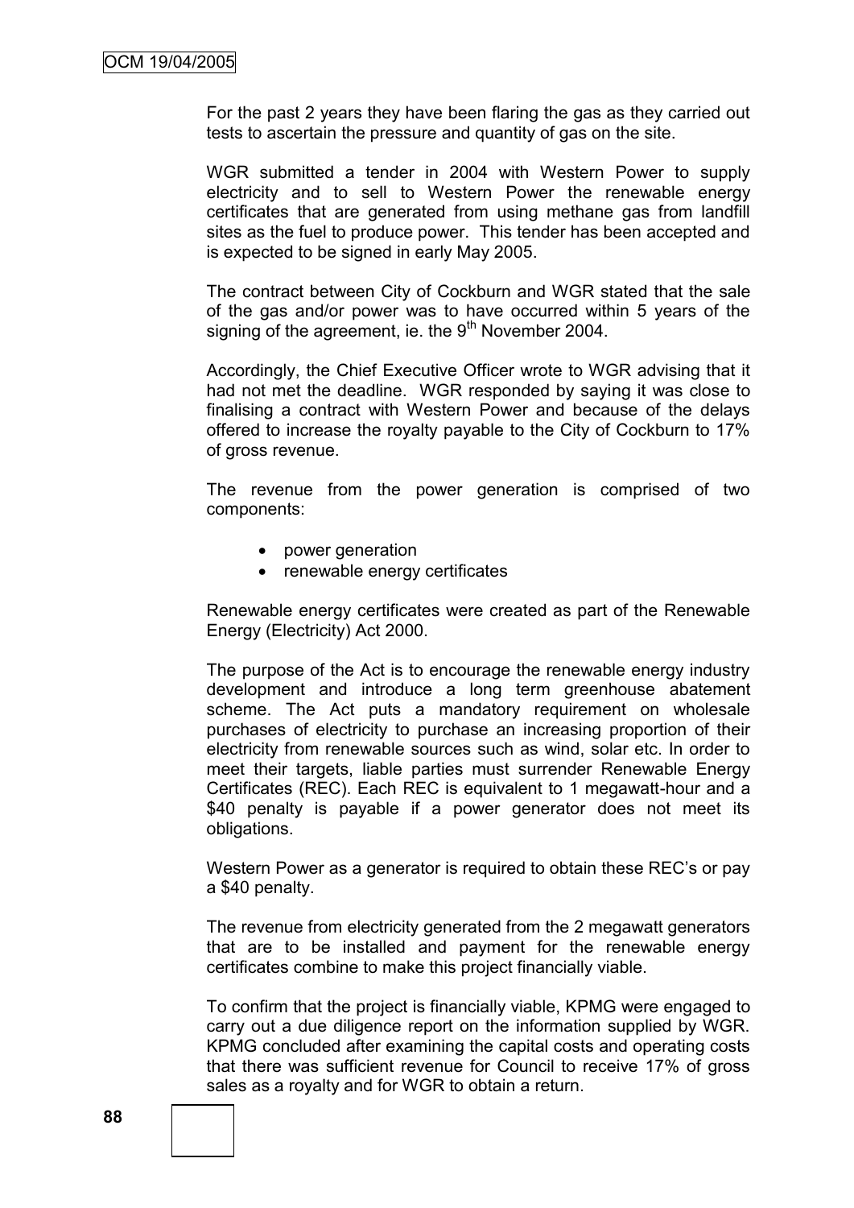For the past 2 years they have been flaring the gas as they carried out tests to ascertain the pressure and quantity of gas on the site.

WGR submitted a tender in 2004 with Western Power to supply electricity and to sell to Western Power the renewable energy certificates that are generated from using methane gas from landfill sites as the fuel to produce power. This tender has been accepted and is expected to be signed in early May 2005.

The contract between City of Cockburn and WGR stated that the sale of the gas and/or power was to have occurred within 5 years of the signing of the agreement, ie. the 9th November 2004.

Accordingly, the Chief Executive Officer wrote to WGR advising that it had not met the deadline. WGR responded by saying it was close to finalising a contract with Western Power and because of the delays offered to increase the royalty payable to the City of Cockburn to 17% of gross revenue.

The revenue from the power generation is comprised of two components:

- power generation
- renewable energy certificates

Renewable energy certificates were created as part of the Renewable Energy (Electricity) Act 2000.

The purpose of the Act is to encourage the renewable energy industry development and introduce a long term greenhouse abatement scheme. The Act puts a mandatory requirement on wholesale purchases of electricity to purchase an increasing proportion of their electricity from renewable sources such as wind, solar etc. In order to meet their targets, liable parties must surrender Renewable Energy Certificates (REC). Each REC is equivalent to 1 megawatt-hour and a $40 penalty is payable if a power generator does not meet its obligations.

Western Power as a generator is required to obtain these REC's or pay a $40 penalty.

The revenue from electricity generated from the 2 megawatt generators that are to be installed and payment for the renewable energy certificates combine to make this project financially viable.

To confirm that the project is financially viable, KPMG were engaged to carry out a due diligence report on the information supplied by WGR. KPMG concluded after examining the capital costs and operating costs that there was sufficient revenue for Council to receive 17% of gross sales as a royalty and for WGR to obtain a return.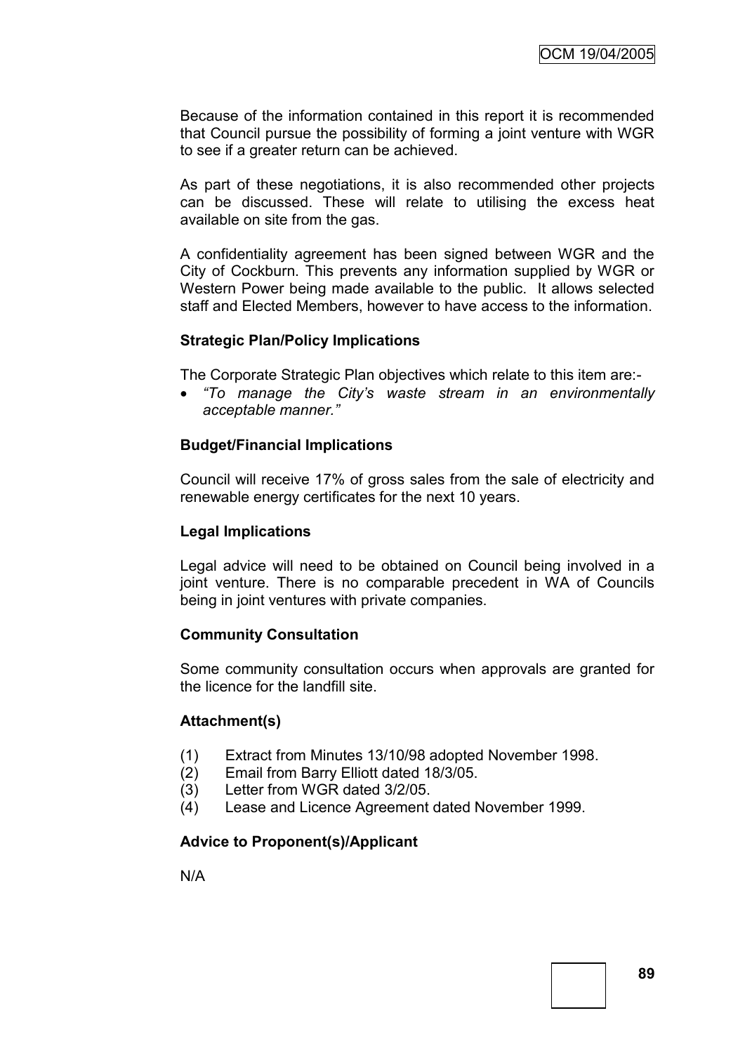Because of the information contained in this report it is recommended that Council pursue the possibility of forming a joint venture with WGR to see if a greater return can be achieved.

As part of these negotiations, it is also recommended other projects can be discussed. These will relate to utilising the excess heat available on site from the gas.

A confidentiality agreement has been signed between WGR and the City of Cockburn. This prevents any information supplied by WGR or Western Power being made available to the public. It allows selected staff and Elected Members, however to have access to the information.

**Strategic Plan/Policy Implications**

The Corporate Strategic Plan objectives which relate to this item are:-

- *"To manage the City's waste stream in an environmentally acceptable manner."*

**Budget/Financial Implications**

Council will receive 17% of gross sales from the sale of electricity and renewable energy certificates for the next 10 years.

**Legal Implications**

Legal advice will need to be obtained on Council being involved in a joint venture. There is no comparable precedent in WA of Councils being in joint ventures with private companies.

**Community Consultation**

Some community consultation occurs when approvals are granted for the licence for the landfill site.

**Attachment(s)**

(1) Extract from Minutes 13/10/98 adopted November 1998.
(2) Email from Barry Elliott dated 18/3/05.
(3) Letter from WGR dated 3/2/05.
(4) Lease and Licence Agreement dated November 1999.

**Advice to Proponent(s)/Applicant**

N/A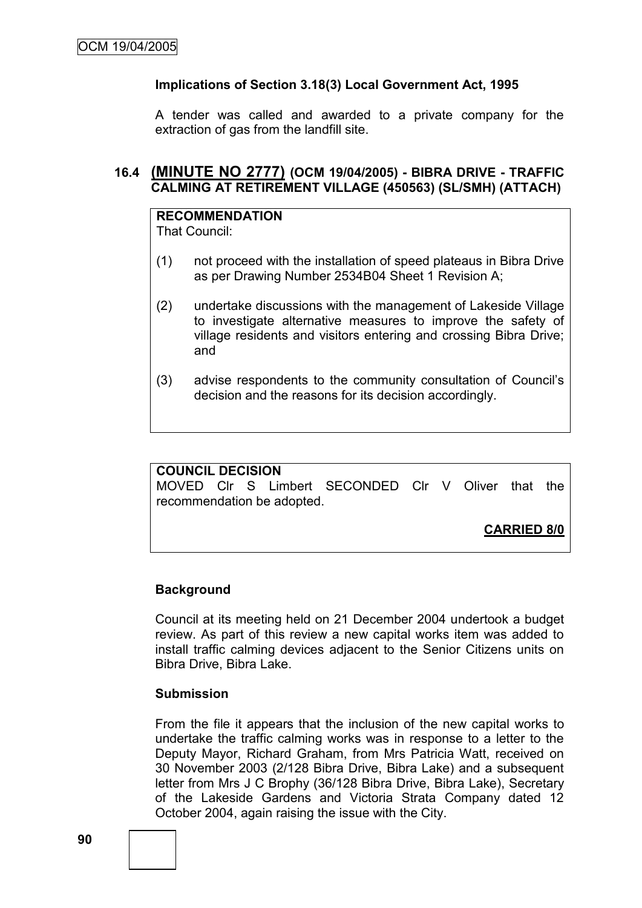**Implications of Section 3.18(3) Local Government Act, 1995**

A tender was called and awarded to a private company for the extraction of gas from the landfill site.

## 16.4 (MINUTE NO 2777) (OCM 19/04/2005) - BIBRA DRIVE - TRAFFIC CALMING AT RETIREMENT VILLAGE (450563) (SL/SMH) (ATTACH)

**RECOMMENDATION**
That Council:

(1) not proceed with the installation of speed plateaus in Bibra Drive as per Drawing Number 2534B04 Sheet 1 Revision A;

(2) undertake discussions with the management of Lakeside Village to investigate alternative measures to improve the safety of village residents and visitors entering and crossing Bibra Drive; and

(3) advise respondents to the community consultation of Council's decision and the reasons for its decision accordingly.

**COUNCIL DECISION**
MOVED Clr S Limbert SECONDED Clr V Oliver that the recommendation be adopted.

**CARRIED 8/0**

**Background**

Council at its meeting held on 21 December 2004 undertook a budget review. As part of this review a new capital works item was added to install traffic calming devices adjacent to the Senior Citizens units on Bibra Drive, Bibra Lake.

**Submission**

From the file it appears that the inclusion of the new capital works to undertake the traffic calming works was in response to a letter to the Deputy Mayor, Richard Graham, from Mrs Patricia Watt, received on 30 November 2003 (2/128 Bibra Drive, Bibra Lake) and a subsequent letter from Mrs J C Brophy (36/128 Bibra Drive, Bibra Lake), Secretary of the Lakeside Gardens and Victoria Strata Company dated 12 October 2004, again raising the issue with the City.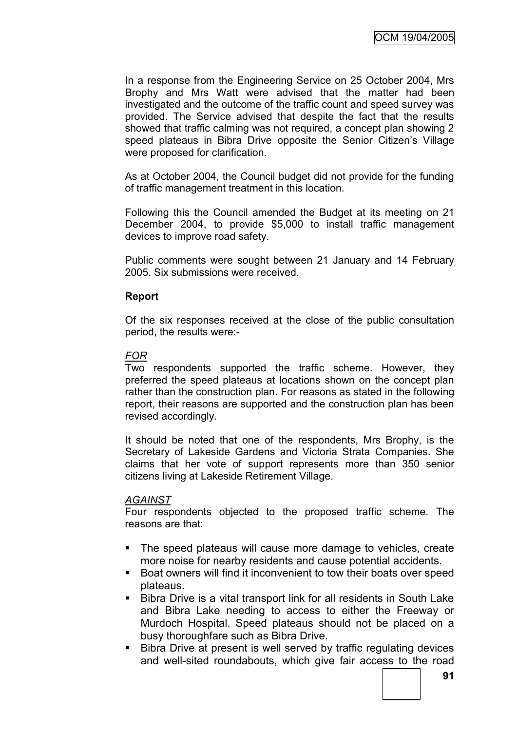In a response from the Engineering Service on 25 October 2004, Mrs Brophy and Mrs Watt were advised that the matter had been investigated and the outcome of the traffic count and speed survey was provided. The Service advised that despite the fact that the results showed that traffic calming was not required, a concept plan showing 2 speed plateaus in Bibra Drive opposite the Senior Citizen's Village were proposed for clarification.

As at October 2004, the Council budget did not provide for the funding of traffic management treatment in this location.

Following this the Council amended the Budget at its meeting on 21 December 2004, to provide $5,000 to install traffic management devices to improve road safety.

Public comments were sought between 21 January and 14 February 2005. Six submissions were received.

**Report**

Of the six responses received at the close of the public consultation period, the results were:-

*FOR*

Two respondents supported the traffic scheme. However, they preferred the speed plateaus at locations shown on the concept plan rather than the construction plan. For reasons as stated in the following report, their reasons are supported and the construction plan has been revised accordingly.

It should be noted that one of the respondents, Mrs Brophy, is the Secretary of Lakeside Gardens and Victoria Strata Companies. She claims that her vote of support represents more than 350 senior citizens living at Lakeside Retirement Village.

*AGAINST*

Four respondents objected to the proposed traffic scheme. The reasons are that:

- The speed plateaus will cause more damage to vehicles, create more noise for nearby residents and cause potential accidents.
- Boat owners will find it inconvenient to tow their boats over speed plateaus.
- Bibra Drive is a vital transport link for all residents in South Lake and Bibra Lake needing to access to either the Freeway or Murdoch Hospital. Speed plateaus should not be placed on a busy thoroughfare such as Bibra Drive.
- Bibra Drive at present is well served by traffic regulating devices and well-sited roundabouts, which give fair access to the road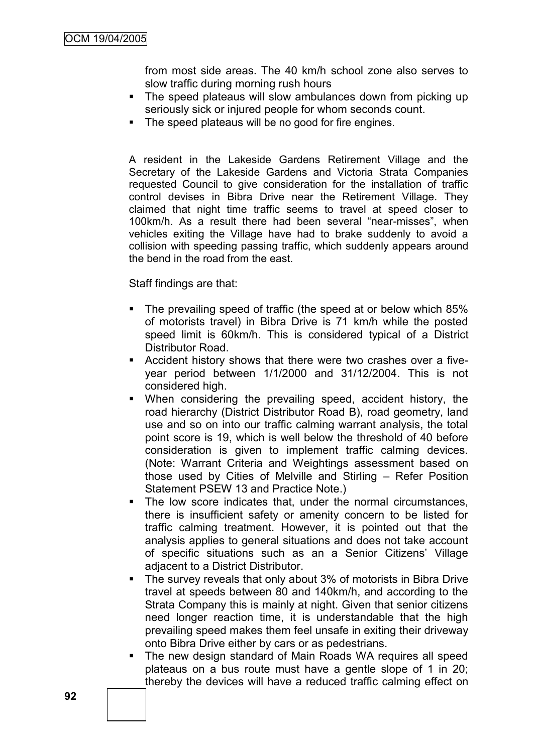from most side areas. The 40 km/h school zone also serves to slow traffic during morning rush hours

- The speed plateaus will slow ambulances down from picking up seriously sick or injured people for whom seconds count.
- The speed plateaus will be no good for fire engines.

A resident in the Lakeside Gardens Retirement Village and the Secretary of the Lakeside Gardens and Victoria Strata Companies requested Council to give consideration for the installation of traffic control devises in Bibra Drive near the Retirement Village. They claimed that night time traffic seems to travel at speed closer to 100km/h. As a result there had been several "near-misses", when vehicles exiting the Village have had to brake suddenly to avoid a collision with speeding passing traffic, which suddenly appears around the bend in the road from the east.

Staff findings are that:

- The prevailing speed of traffic (the speed at or below which 85% of motorists travel) in Bibra Drive is 71 km/h while the posted speed limit is 60km/h. This is considered typical of a District Distributor Road.
- Accident history shows that there were two crashes over a five-year period between 1/1/2000 and 31/12/2004. This is not considered high.
- When considering the prevailing speed, accident history, the road hierarchy (District Distributor Road B), road geometry, land use and so on into our traffic calming warrant analysis, the total point score is 19, which is well below the threshold of 40 before consideration is given to implement traffic calming devices. (Note: Warrant Criteria and Weightings assessment based on those used by Cities of Melville and Stirling – Refer Position Statement PSEW 13 and Practice Note.)
- The low score indicates that, under the normal circumstances, there is insufficient safety or amenity concern to be listed for traffic calming treatment. However, it is pointed out that the analysis applies to general situations and does not take account of specific situations such as an a Senior Citizens' Village adjacent to a District Distributor.
- The survey reveals that only about 3% of motorists in Bibra Drive travel at speeds between 80 and 140km/h, and according to the Strata Company this is mainly at night. Given that senior citizens need longer reaction time, it is understandable that the high prevailing speed makes them feel unsafe in exiting their driveway onto Bibra Drive either by cars or as pedestrians.
- The new design standard of Main Roads WA requires all speed plateaus on a bus route must have a gentle slope of 1 in 20; thereby the devices will have a reduced traffic calming effect on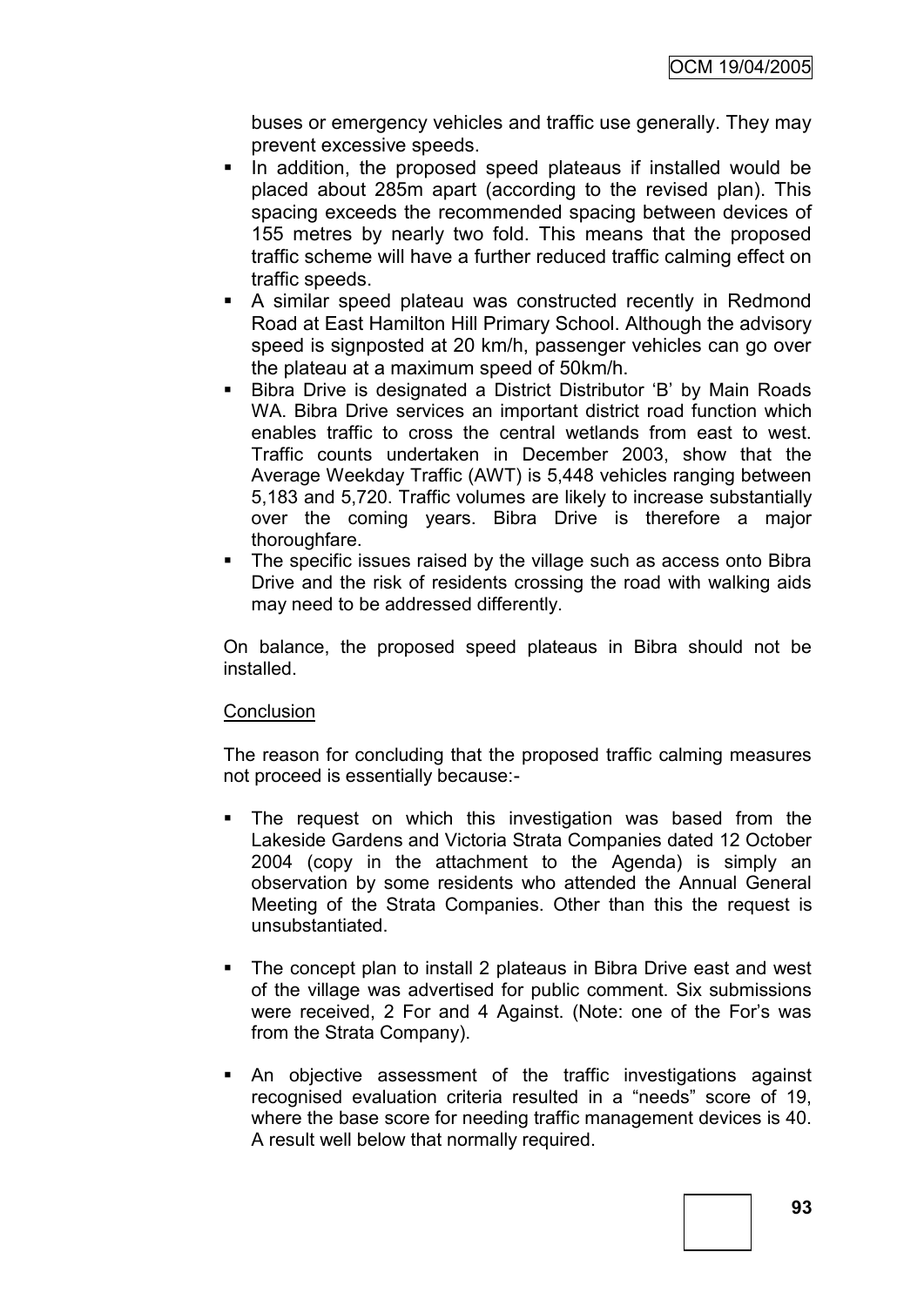buses or emergency vehicles and traffic use generally. They may prevent excessive speeds.

- In addition, the proposed speed plateaus if installed would be placed about 285m apart (according to the revised plan). This spacing exceeds the recommended spacing between devices of 155 metres by nearly two fold. This means that the proposed traffic scheme will have a further reduced traffic calming effect on traffic speeds.
- A similar speed plateau was constructed recently in Redmond Road at East Hamilton Hill Primary School. Although the advisory speed is signposted at 20 km/h, passenger vehicles can go over the plateau at a maximum speed of 50km/h.
- Bibra Drive is designated a District Distributor 'B' by Main Roads WA. Bibra Drive services an important district road function which enables traffic to cross the central wetlands from east to west. Traffic counts undertaken in December 2003, show that the Average Weekday Traffic (AWT) is 5,448 vehicles ranging between 5,183 and 5,720. Traffic volumes are likely to increase substantially over the coming years. Bibra Drive is therefore a major thoroughfare.
- The specific issues raised by the village such as access onto Bibra Drive and the risk of residents crossing the road with walking aids may need to be addressed differently.

On balance, the proposed speed plateaus in Bibra should not be installed.

<u>Conclusion</u>

The reason for concluding that the proposed traffic calming measures not proceed is essentially because:-

- The request on which this investigation was based from the Lakeside Gardens and Victoria Strata Companies dated 12 October 2004 (copy in the attachment to the Agenda) is simply an observation by some residents who attended the Annual General Meeting of the Strata Companies. Other than this the request is unsubstantiated.

- The concept plan to install 2 plateaus in Bibra Drive east and west of the village was advertised for public comment. Six submissions were received, 2 For and 4 Against. (Note: one of the For's was from the Strata Company).

- An objective assessment of the traffic investigations against recognised evaluation criteria resulted in a "needs" score of 19, where the base score for needing traffic management devices is 40. A result well below that normally required.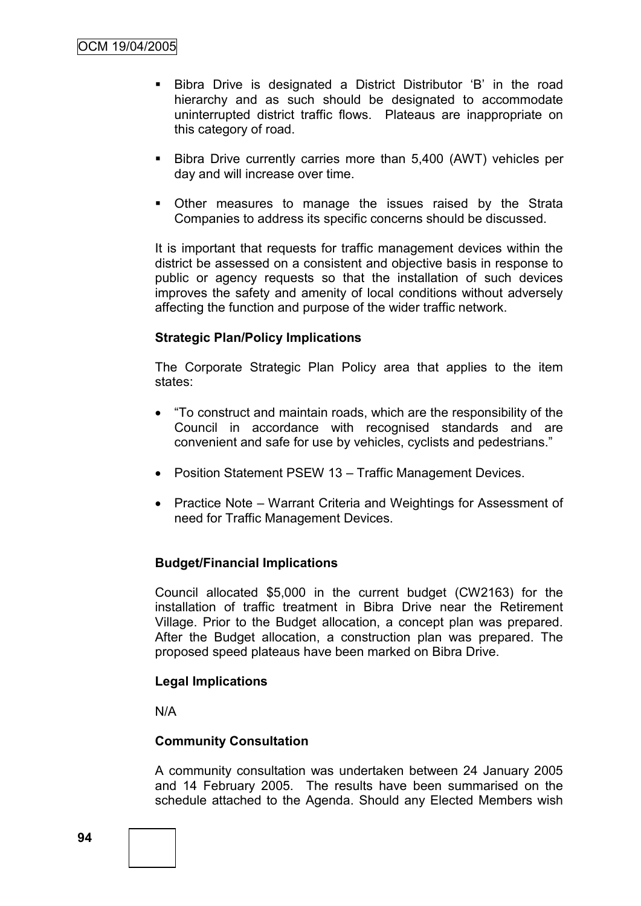- Bibra Drive is designated a District Distributor 'B' in the road hierarchy and as such should be designated to accommodate uninterrupted district traffic flows. Plateaus are inappropriate on this category of road.
- Bibra Drive currently carries more than 5,400 (AWT) vehicles per day and will increase over time.
- Other measures to manage the issues raised by the Strata Companies to address its specific concerns should be discussed.

It is important that requests for traffic management devices within the district be assessed on a consistent and objective basis in response to public or agency requests so that the installation of such devices improves the safety and amenity of local conditions without adversely affecting the function and purpose of the wider traffic network.

**Strategic Plan/Policy Implications**

The Corporate Strategic Plan Policy area that applies to the item states:

- "To construct and maintain roads, which are the responsibility of the Council in accordance with recognised standards and are convenient and safe for use by vehicles, cyclists and pedestrians."
- Position Statement PSEW 13 – Traffic Management Devices.
- Practice Note – Warrant Criteria and Weightings for Assessment of need for Traffic Management Devices.

**Budget/Financial Implications**

Council allocated $5,000 in the current budget (CW2163) for the installation of traffic treatment in Bibra Drive near the Retirement Village. Prior to the Budget allocation, a concept plan was prepared. After the Budget allocation, a construction plan was prepared. The proposed speed plateaus have been marked on Bibra Drive.

**Legal Implications**

N/A

**Community Consultation**

A community consultation was undertaken between 24 January 2005 and 14 February 2005. The results have been summarised on the schedule attached to the Agenda. Should any Elected Members wish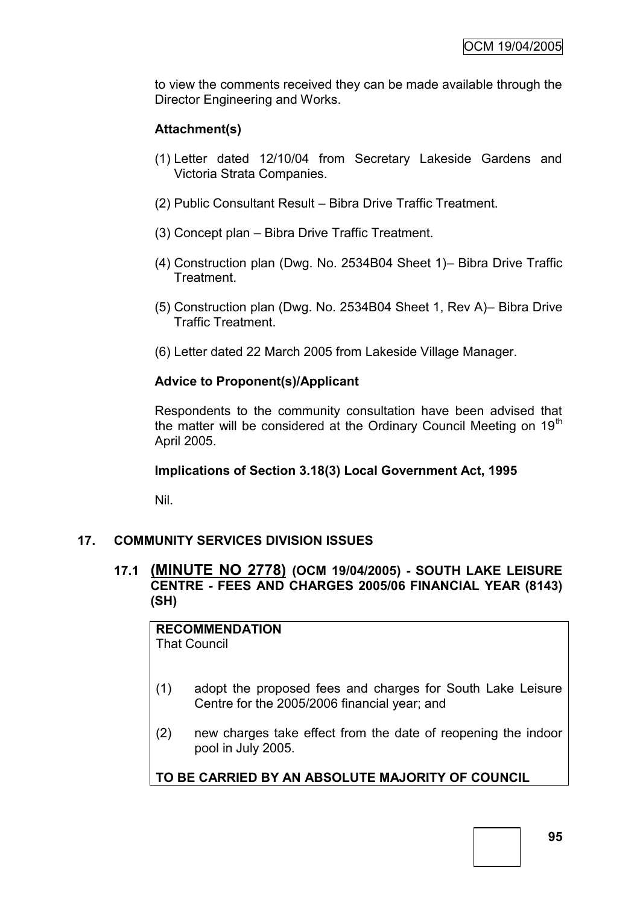to view the comments received they can be made available through the Director Engineering and Works.

**Attachment(s)**

(1) Letter dated 12/10/04 from Secretary Lakeside Gardens and Victoria Strata Companies.

(2) Public Consultant Result – Bibra Drive Traffic Treatment.

(3) Concept plan – Bibra Drive Traffic Treatment.

(4) Construction plan (Dwg. No. 2534B04 Sheet 1)– Bibra Drive Traffic Treatment.

(5) Construction plan (Dwg. No. 2534B04 Sheet 1, Rev A)– Bibra Drive Traffic Treatment.

(6) Letter dated 22 March 2005 from Lakeside Village Manager.

**Advice to Proponent(s)/Applicant**

Respondents to the community consultation have been advised that the matter will be considered at the Ordinary Council Meeting on 19th April 2005.

**Implications of Section 3.18(3) Local Government Act, 1995**

Nil.

## 17. COMMUNITY SERVICES DIVISION ISSUES

### 17.1 (MINUTE NO 2778) (OCM 19/04/2005) - SOUTH LAKE LEISURE CENTRE - FEES AND CHARGES 2005/06 FINANCIAL YEAR (8143) (SH)

**RECOMMENDATION**
That Council

(1) adopt the proposed fees and charges for South Lake Leisure Centre for the 2005/2006 financial year; and

(2) new charges take effect from the date of reopening the indoor pool in July 2005.

**TO BE CARRIED BY AN ABSOLUTE MAJORITY OF COUNCIL**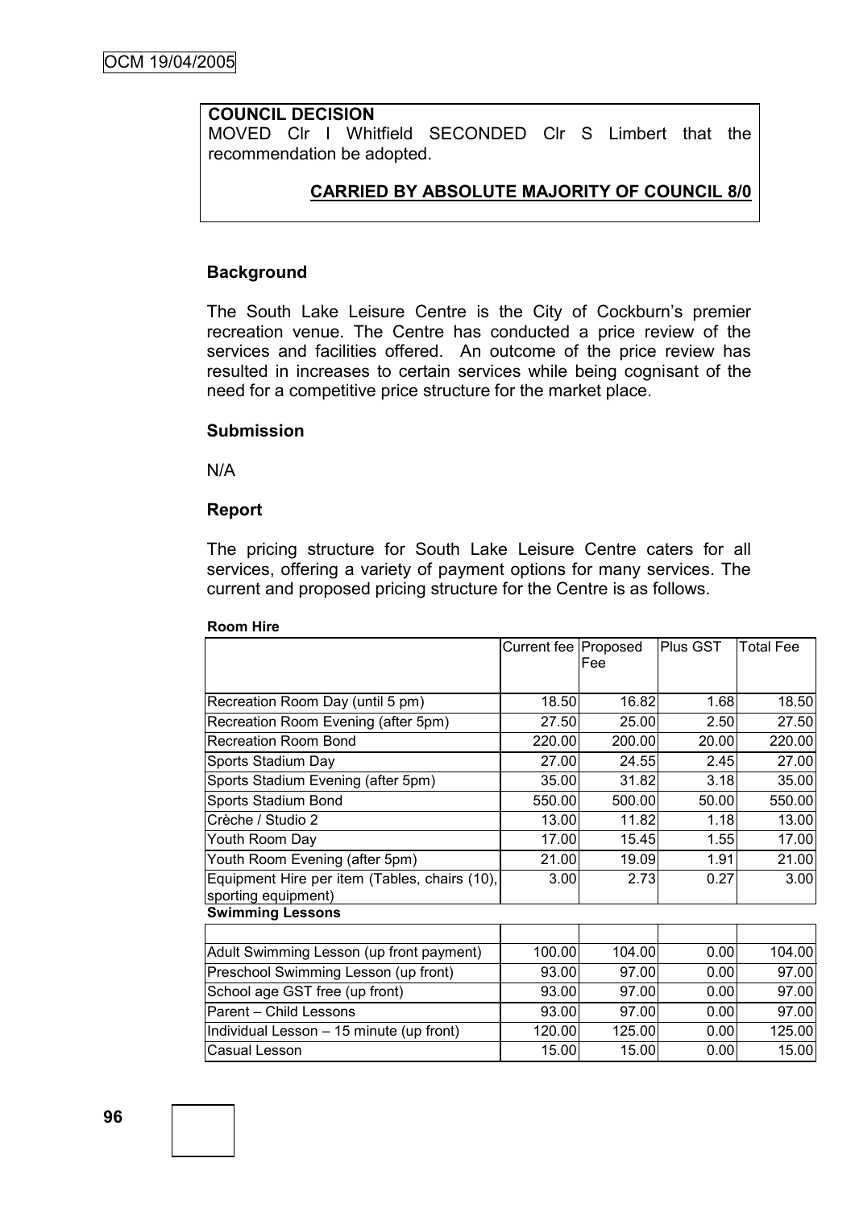**COUNCIL DECISION**
MOVED Clr I Whitfield SECONDED Clr S Limbert that the recommendation be adopted.

**CARRIED BY ABSOLUTE MAJORITY OF COUNCIL 8/0**

## Background

The South Lake Leisure Centre is the City of Cockburn's premier recreation venue. The Centre has conducted a price review of the services and facilities offered. An outcome of the price review has resulted in increases to certain services while being cognisant of the need for a competitive price structure for the market place.

## Submission

N/A

## Report

The pricing structure for South Lake Leisure Centre caters for all services, offering a variety of payment options for many services. The current and proposed pricing structure for the Centre is as follows.

**Room Hire**

| | Current fee | Proposed Fee | Plus GST | Total Fee |
|---|---|---|---|---|
| Recreation Room Day (until 5 pm) | 18.50 | 16.82 | 1.68 | 18.50 |
| Recreation Room Evening (after 5pm) | 27.50 | 25.00 | 2.50 | 27.50 |
| Recreation Room Bond | 220.00 | 200.00 | 20.00 | 220.00 |
| Sports Stadium Day | 27.00 | 24.55 | 2.45 | 27.00 |
| Sports Stadium Evening (after 5pm) | 35.00 | 31.82 | 3.18 | 35.00 |
| Sports Stadium Bond | 550.00 | 500.00 | 50.00 | 550.00 |
| Crèche / Studio 2 | 13.00 | 11.82 | 1.18 | 13.00 |
| Youth Room Day | 17.00 | 15.45 | 1.55 | 17.00 |
| Youth Room Evening (after 5pm) | 21.00 | 19.09 | 1.91 | 21.00 |
| Equipment Hire per item (Tables, chairs (10), sporting equipment) | 3.00 | 2.73 | 0.27 | 3.00 |
| **Swimming Lessons** | | | | |
| Adult Swimming Lesson (up front payment) | 100.00 | 104.00 | 0.00 | 104.00 |
| Preschool Swimming Lesson (up front) | 93.00 | 97.00 | 0.00 | 97.00 |
| School age GST free (up front) | 93.00 | 97.00 | 0.00 | 97.00 |
| Parent – Child Lessons | 93.00 | 97.00 | 0.00 | 97.00 |
| Individual Lesson – 15 minute (up front) | 120.00 | 125.00 | 0.00 | 125.00 |
| Casual Lesson | 15.00 | 15.00 | 0.00 | 15.00 |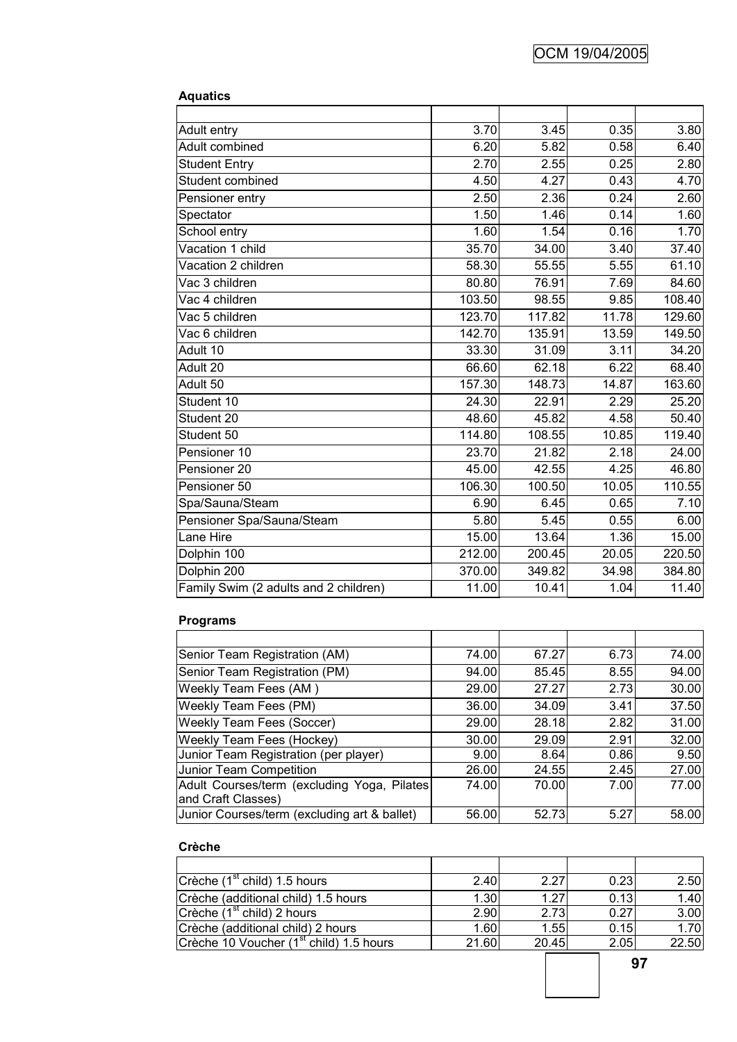**Aquatics**

| | | | | |
|---|---|---|---|---|
| Adult entry | 3.70 | 3.45 | 0.35 | 3.80 |
| Adult combined | 6.20 | 5.82 | 0.58 | 6.40 |
| Student Entry | 2.70 | 2.55 | 0.25 | 2.80 |
| Student combined | 4.50 | 4.27 | 0.43 | 4.70 |
| Pensioner entry | 2.50 | 2.36 | 0.24 | 2.60 |
| Spectator | 1.50 | 1.46 | 0.14 | 1.60 |
| School entry | 1.60 | 1.54 | 0.16 | 1.70 |
| Vacation 1 child | 35.70 | 34.00 | 3.40 | 37.40 |
| Vacation 2 children | 58.30 | 55.55 | 5.55 | 61.10 |
| Vac 3 children | 80.80 | 76.91 | 7.69 | 84.60 |
| Vac 4 children | 103.50 | 98.55 | 9.85 | 108.40 |
| Vac 5 children | 123.70 | 117.82 | 11.78 | 129.60 |
| Vac 6 children | 142.70 | 135.91 | 13.59 | 149.50 |
| Adult 10 | 33.30 | 31.09 | 3.11 | 34.20 |
| Adult 20 | 66.60 | 62.18 | 6.22 | 68.40 |
| Adult 50 | 157.30 | 148.73 | 14.87 | 163.60 |
| Student 10 | 24.30 | 22.91 | 2.29 | 25.20 |
| Student 20 | 48.60 | 45.82 | 4.58 | 50.40 |
| Student 50 | 114.80 | 108.55 | 10.85 | 119.40 |
| Pensioner 10 | 23.70 | 21.82 | 2.18 | 24.00 |
| Pensioner 20 | 45.00 | 42.55 | 4.25 | 46.80 |
| Pensioner 50 | 106.30 | 100.50 | 10.05 | 110.55 |
| Spa/Sauna/Steam | 6.90 | 6.45 | 0.65 | 7.10 |
| Pensioner Spa/Sauna/Steam | 5.80 | 5.45 | 0.55 | 6.00 |
| Lane Hire | 15.00 | 13.64 | 1.36 | 15.00 |
| Dolphin 100 | 212.00 | 200.45 | 20.05 | 220.50 |
| Dolphin 200 | 370.00 | 349.82 | 34.98 | 384.80 |
| Family Swim (2 adults and 2 children) | 11.00 | 10.41 | 1.04 | 11.40 |

**Programs**

| | | | | |
|---|---|---|---|---|
| Senior Team Registration (AM) | 74.00 | 67.27 | 6.73 | 74.00 |
| Senior Team Registration (PM) | 94.00 | 85.45 | 8.55 | 94.00 |
| Weekly Team Fees (AM ) | 29.00 | 27.27 | 2.73 | 30.00 |
| Weekly Team Fees (PM) | 36.00 | 34.09 | 3.41 | 37.50 |
| Weekly Team Fees (Soccer) | 29.00 | 28.18 | 2.82 | 31.00 |
| Weekly Team Fees (Hockey) | 30.00 | 29.09 | 2.91 | 32.00 |
| Junior Team Registration (per player) | 9.00 | 8.64 | 0.86 | 9.50 |
| Junior Team Competition | 26.00 | 24.55 | 2.45 | 27.00 |
| Adult Courses/term (excluding Yoga, Pilates and Craft Classes) | 74.00 | 70.00 | 7.00 | 77.00 |
| Junior Courses/term (excluding art & ballet) | 56.00 | 52.73 | 5.27 | 58.00 |

**Crèche**

| | | | | |
|---|---|---|---|---|
| Crèche (1st child) 1.5 hours | 2.40 | 2.27 | 0.23 | 2.50 |
| Crèche (additional child) 1.5 hours | 1.30 | 1.27 | 0.13 | 1.40 |
| Crèche (1st child) 2 hours | 2.90 | 2.73 | 0.27 | 3.00 |
| Crèche (additional child) 2 hours | 1.60 | 1.55 | 0.15 | 1.70 |
| Crèche 10 Voucher (1st child) 1.5 hours | 21.60 | 20.45 | 2.05 | 22.50 |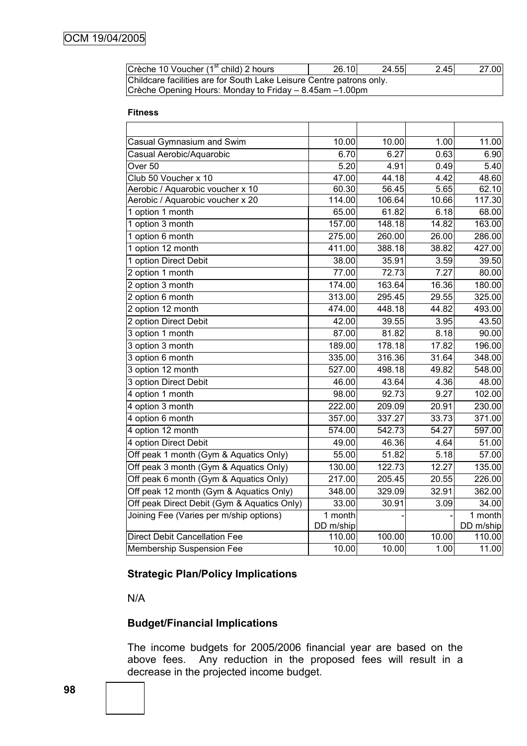| Crèche 10 Voucher (1st child) 2 hours | 26.10 | 24.55 | 2.45 | 27.00 |
|---|---|---|---|---|
| Childcare facilities are for South Lake Leisure Centre patrons only. Crèche Opening Hours: Monday to Friday – 8.45am –1.00pm | | | | |

**Fitness**

| | | | | |
|---|---|---|---|---|
| Casual Gymnasium and Swim | 10.00 | 10.00 | 1.00 | 11.00 |
| Casual Aerobic/Aquarobic | 6.70 | 6.27 | 0.63 | 6.90 |
| Over 50 | 5.20 | 4.91 | 0.49 | 5.40 |
| Club 50 Voucher x 10 | 47.00 | 44.18 | 4.42 | 48.60 |
| Aerobic / Aquarobic voucher x 10 | 60.30 | 56.45 | 5.65 | 62.10 |
| Aerobic / Aquarobic voucher x 20 | 114.00 | 106.64 | 10.66 | 117.30 |
| 1 option 1 month | 65.00 | 61.82 | 6.18 | 68.00 |
| 1 option 3 month | 157.00 | 148.18 | 14.82 | 163.00 |
| 1 option 6 month | 275.00 | 260.00 | 26.00 | 286.00 |
| 1 option 12 month | 411.00 | 388.18 | 38.82 | 427.00 |
| 1 option Direct Debit | 38.00 | 35.91 | 3.59 | 39.50 |
| 2 option 1 month | 77.00 | 72.73 | 7.27 | 80.00 |
| 2 option 3 month | 174.00 | 163.64 | 16.36 | 180.00 |
| 2 option 6 month | 313.00 | 295.45 | 29.55 | 325.00 |
| 2 option 12 month | 474.00 | 448.18 | 44.82 | 493.00 |
| 2 option Direct Debit | 42.00 | 39.55 | 3.95 | 43.50 |
| 3 option 1 month | 87.00 | 81.82 | 8.18 | 90.00 |
| 3 option 3 month | 189.00 | 178.18 | 17.82 | 196.00 |
| 3 option 6 month | 335.00 | 316.36 | 31.64 | 348.00 |
| 3 option 12 month | 527.00 | 498.18 | 49.82 | 548.00 |
| 3 option Direct Debit | 46.00 | 43.64 | 4.36 | 48.00 |
| 4 option 1 month | 98.00 | 92.73 | 9.27 | 102.00 |
| 4 option 3 month | 222.00 | 209.09 | 20.91 | 230.00 |
| 4 option 6 month | 357.00 | 337.27 | 33.73 | 371.00 |
| 4 option 12 month | 574.00 | 542.73 | 54.27 | 597.00 |
| 4 option Direct Debit | 49.00 | 46.36 | 4.64 | 51.00 |
| Off peak 1 month (Gym & Aquatics Only) | 55.00 | 51.82 | 5.18 | 57.00 |
| Off peak 3 month (Gym & Aquatics Only) | 130.00 | 122.73 | 12.27 | 135.00 |
| Off peak 6 month (Gym & Aquatics Only) | 217.00 | 205.45 | 20.55 | 226.00 |
| Off peak 12 month (Gym & Aquatics Only) | 348.00 | 329.09 | 32.91 | 362.00 |
| Off peak Direct Debit (Gym & Aquatics Only) | 33.00 | 30.91 | 3.09 | 34.00 |
| Joining Fee (Varies per m/ship options) | 1 month DD m/ship | - | - | 1 month DD m/ship |
| Direct Debit Cancellation Fee | 110.00 | 100.00 | 10.00 | 110.00 |
| Membership Suspension Fee | 10.00 | 10.00 | 1.00 | 11.00 |

**Strategic Plan/Policy Implications**

N/A

**Budget/Financial Implications**

The income budgets for 2005/2006 financial year are based on the above fees. Any reduction in the proposed fees will result in a decrease in the projected income budget.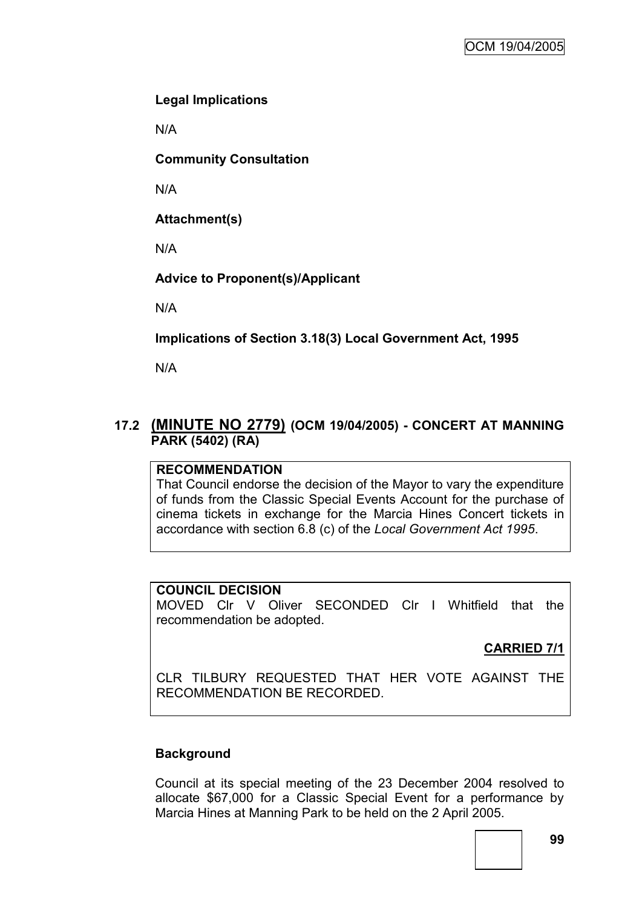**Legal Implications**

N/A

**Community Consultation**

N/A

**Attachment(s)**

N/A

**Advice to Proponent(s)/Applicant**

N/A

**Implications of Section 3.18(3) Local Government Act, 1995**

N/A

## 17.2 (MINUTE NO 2779) (OCM 19/04/2005) - CONCERT AT MANNING PARK (5402) (RA)

**RECOMMENDATION**

That Council endorse the decision of the Mayor to vary the expenditure of funds from the Classic Special Events Account for the purchase of cinema tickets in exchange for the Marcia Hines Concert tickets in accordance with section 6.8 (c) of the *Local Government Act 1995*.

**COUNCIL DECISION**

MOVED Clr V Oliver SECONDED Clr I Whitfield that the recommendation be adopted.

**CARRIED 7/1**

CLR TILBURY REQUESTED THAT HER VOTE AGAINST THE RECOMMENDATION BE RECORDED.

**Background**

Council at its special meeting of the 23 December 2004 resolved to allocate $67,000 for a Classic Special Event for a performance by Marcia Hines at Manning Park to be held on the 2 April 2005.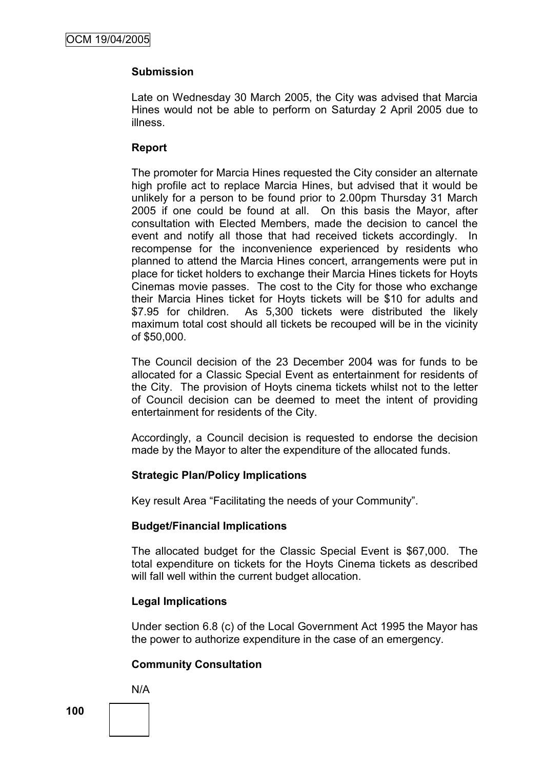**Submission**

Late on Wednesday 30 March 2005, the City was advised that Marcia Hines would not be able to perform on Saturday 2 April 2005 due to illness.

**Report**

The promoter for Marcia Hines requested the City consider an alternate high profile act to replace Marcia Hines, but advised that it would be unlikely for a person to be found prior to 2.00pm Thursday 31 March 2005 if one could be found at all. On this basis the Mayor, after consultation with Elected Members, made the decision to cancel the event and notify all those that had received tickets accordingly. In recompense for the inconvenience experienced by residents who planned to attend the Marcia Hines concert, arrangements were put in place for ticket holders to exchange their Marcia Hines tickets for Hoyts Cinemas movie passes. The cost to the City for those who exchange their Marcia Hines ticket for Hoyts tickets will be $10 for adults and $7.95 for children. As 5,300 tickets were distributed the likely maximum total cost should all tickets be recouped will be in the vicinity of $50,000.

The Council decision of the 23 December 2004 was for funds to be allocated for a Classic Special Event as entertainment for residents of the City. The provision of Hoyts cinema tickets whilst not to the letter of Council decision can be deemed to meet the intent of providing entertainment for residents of the City.

Accordingly, a Council decision is requested to endorse the decision made by the Mayor to alter the expenditure of the allocated funds.

**Strategic Plan/Policy Implications**

Key result Area "Facilitating the needs of your Community".

**Budget/Financial Implications**

The allocated budget for the Classic Special Event is $67,000. The total expenditure on tickets for the Hoyts Cinema tickets as described will fall well within the current budget allocation.

**Legal Implications**

Under section 6.8 (c) of the Local Government Act 1995 the Mayor has the power to authorize expenditure in the case of an emergency.

**Community Consultation**

N/A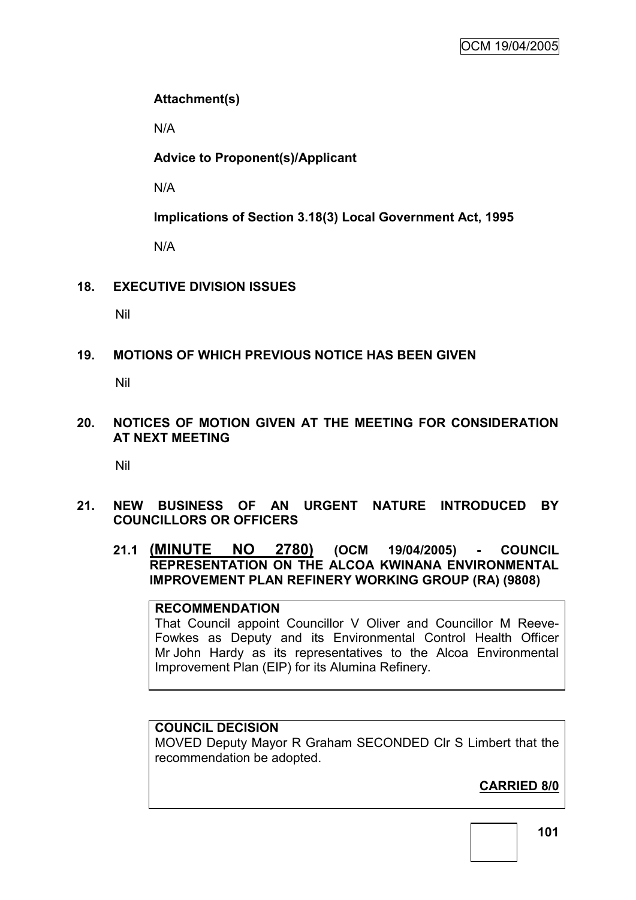**Attachment(s)**

N/A

**Advice to Proponent(s)/Applicant**

N/A

**Implications of Section 3.18(3) Local Government Act, 1995**

N/A

## 18. EXECUTIVE DIVISION ISSUES

Nil

## 19. MOTIONS OF WHICH PREVIOUS NOTICE HAS BEEN GIVEN

Nil

## 20. NOTICES OF MOTION GIVEN AT THE MEETING FOR CONSIDERATION AT NEXT MEETING

Nil

## 21. NEW BUSINESS OF AN URGENT NATURE INTRODUCED BY COUNCILLORS OR OFFICERS

### 21.1 (MINUTE NO 2780) (OCM 19/04/2005) - COUNCIL REPRESENTATION ON THE ALCOA KWINANA ENVIRONMENTAL IMPROVEMENT PLAN REFINERY WORKING GROUP (RA) (9808)

**RECOMMENDATION**

That Council appoint Councillor V Oliver and Councillor M Reeve-Fowkes as Deputy and its Environmental Control Health Officer Mr John Hardy as its representatives to the Alcoa Environmental Improvement Plan (EIP) for its Alumina Refinery.

**COUNCIL DECISION**

MOVED Deputy Mayor R Graham SECONDED Clr S Limbert that the recommendation be adopted.

**CARRIED 8/0**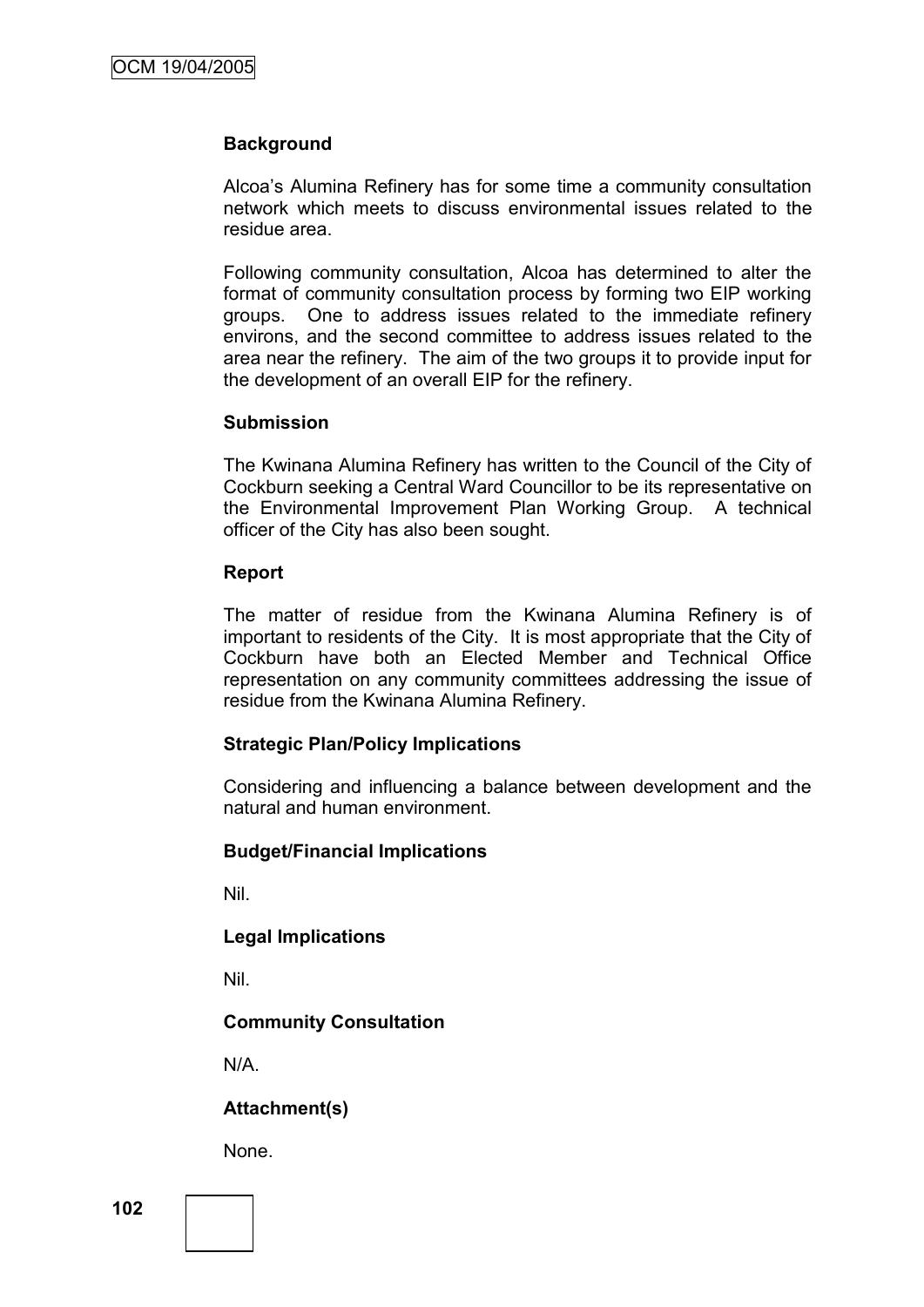**Background**

Alcoa's Alumina Refinery has for some time a community consultation network which meets to discuss environmental issues related to the residue area.

Following community consultation, Alcoa has determined to alter the format of community consultation process by forming two EIP working groups. One to address issues related to the immediate refinery environs, and the second committee to address issues related to the area near the refinery. The aim of the two groups it to provide input for the development of an overall EIP for the refinery.

**Submission**

The Kwinana Alumina Refinery has written to the Council of the City of Cockburn seeking a Central Ward Councillor to be its representative on the Environmental Improvement Plan Working Group. A technical officer of the City has also been sought.

**Report**

The matter of residue from the Kwinana Alumina Refinery is of important to residents of the City. It is most appropriate that the City of Cockburn have both an Elected Member and Technical Office representation on any community committees addressing the issue of residue from the Kwinana Alumina Refinery.

**Strategic Plan/Policy Implications**

Considering and influencing a balance between development and the natural and human environment.

**Budget/Financial Implications**

Nil.

**Legal Implications**

Nil.

**Community Consultation**

N/A.

**Attachment(s)**

None.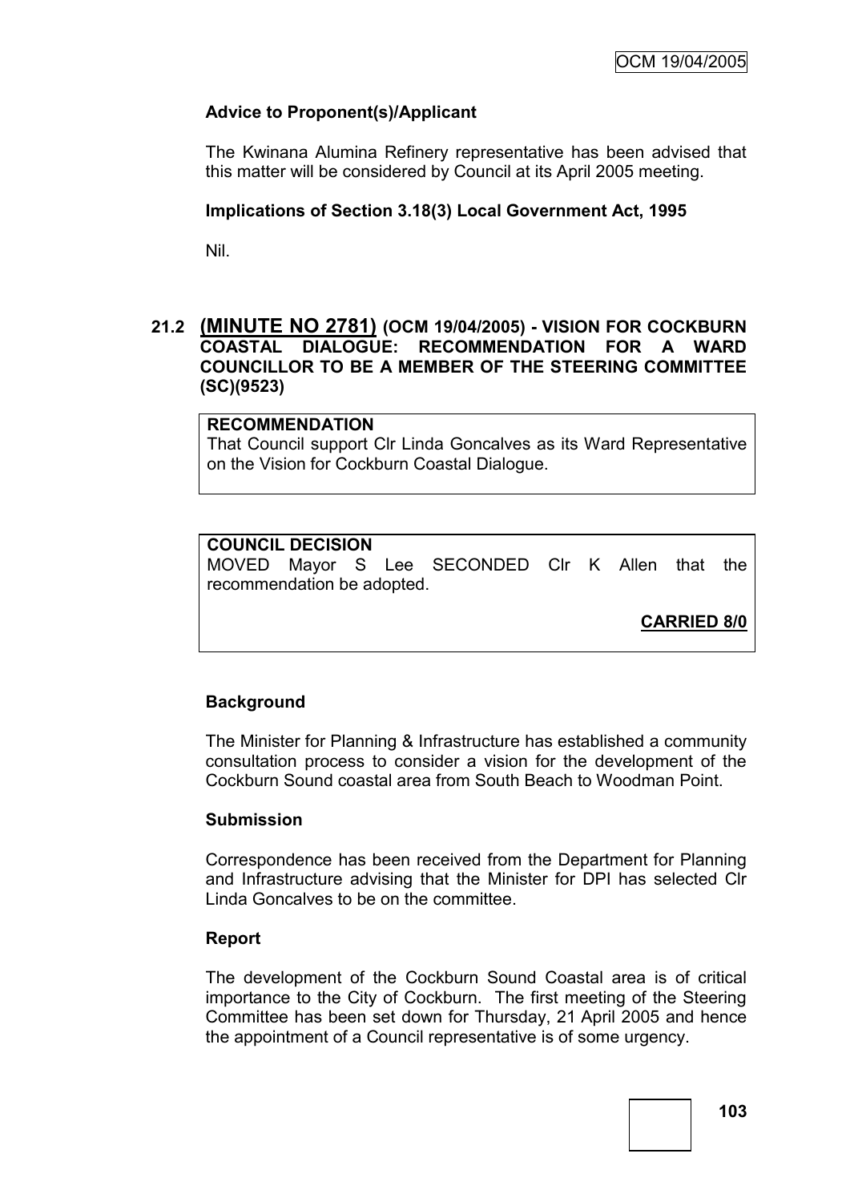### Advice to Proponent(s)/Applicant

The Kwinana Alumina Refinery representative has been advised that this matter will be considered by Council at its April 2005 meeting.

### Implications of Section 3.18(3) Local Government Act, 1995

Nil.

## 21.2 (MINUTE NO 2781) (OCM 19/04/2005) - VISION FOR COCKBURN COASTAL DIALOGUE: RECOMMENDATION FOR A WARD COUNCILLOR TO BE A MEMBER OF THE STEERING COMMITTEE (SC)(9523)

**RECOMMENDATION**
That Council support Clr Linda Goncalves as its Ward Representative on the Vision for Cockburn Coastal Dialogue.

**COUNCIL DECISION**
MOVED Mayor S Lee SECONDED Clr K Allen that the recommendation be adopted.

**CARRIED 8/0**

### Background

The Minister for Planning & Infrastructure has established a community consultation process to consider a vision for the development of the Cockburn Sound coastal area from South Beach to Woodman Point.

### Submission

Correspondence has been received from the Department for Planning and Infrastructure advising that the Minister for DPI has selected Clr Linda Goncalves to be on the committee.

### Report

The development of the Cockburn Sound Coastal area is of critical importance to the City of Cockburn. The first meeting of the Steering Committee has been set down for Thursday, 21 April 2005 and hence the appointment of a Council representative is of some urgency.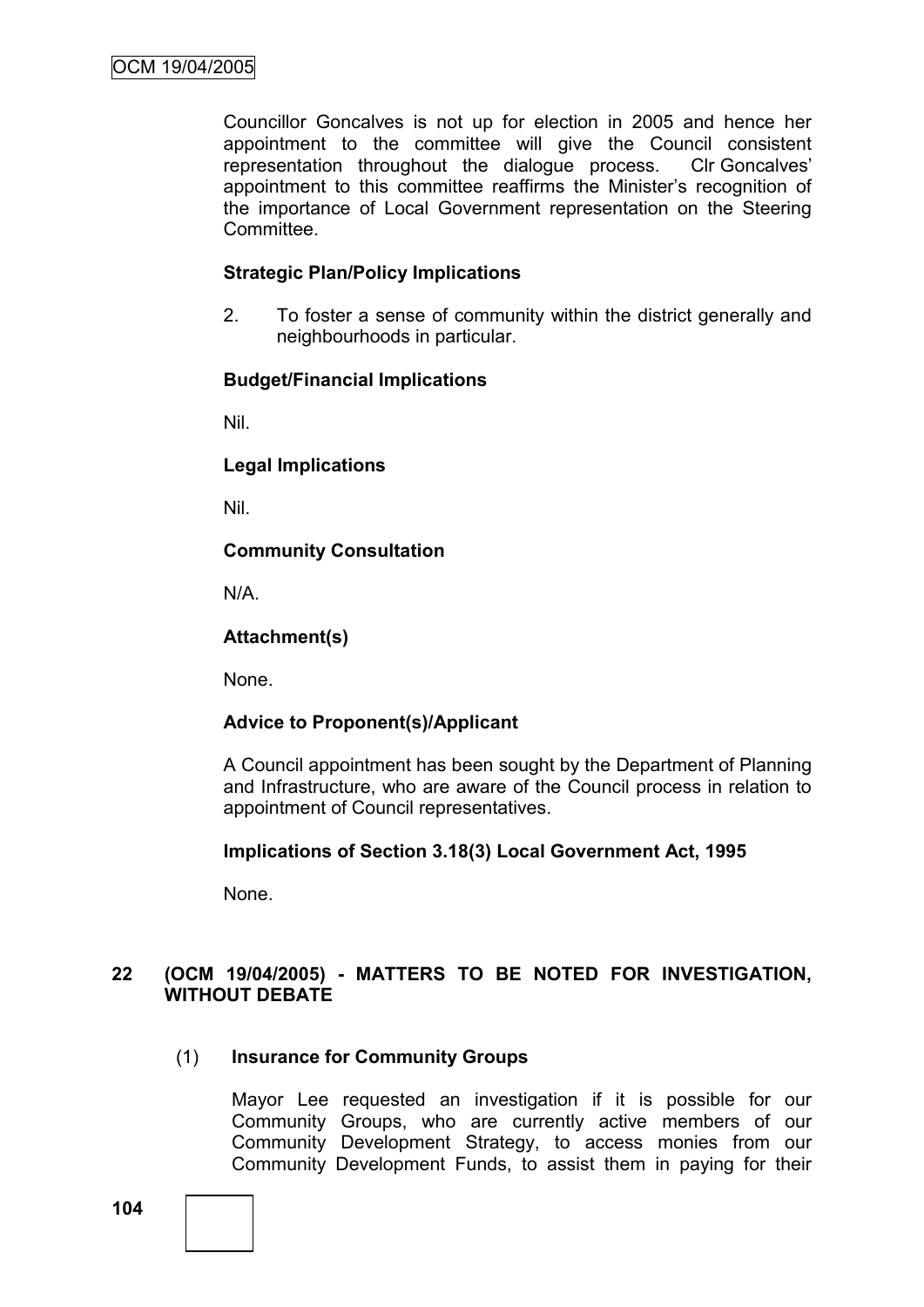Councillor Goncalves is not up for election in 2005 and hence her appointment to the committee will give the Council consistent representation throughout the dialogue process. Clr Goncalves' appointment to this committee reaffirms the Minister's recognition of the importance of Local Government representation on the Steering Committee.

**Strategic Plan/Policy Implications**

2. To foster a sense of community within the district generally and neighbourhoods in particular.

**Budget/Financial Implications**

Nil.

**Legal Implications**

Nil.

**Community Consultation**

N/A.

**Attachment(s)**

None.

**Advice to Proponent(s)/Applicant**

A Council appointment has been sought by the Department of Planning and Infrastructure, who are aware of the Council process in relation to appointment of Council representatives.

**Implications of Section 3.18(3) Local Government Act, 1995**

None.

## 22 (OCM 19/04/2005) - MATTERS TO BE NOTED FOR INVESTIGATION, WITHOUT DEBATE

### (1) Insurance for Community Groups

Mayor Lee requested an investigation if it is possible for our Community Groups, who are currently active members of our Community Development Strategy, to access monies from our Community Development Funds, to assist them in paying for their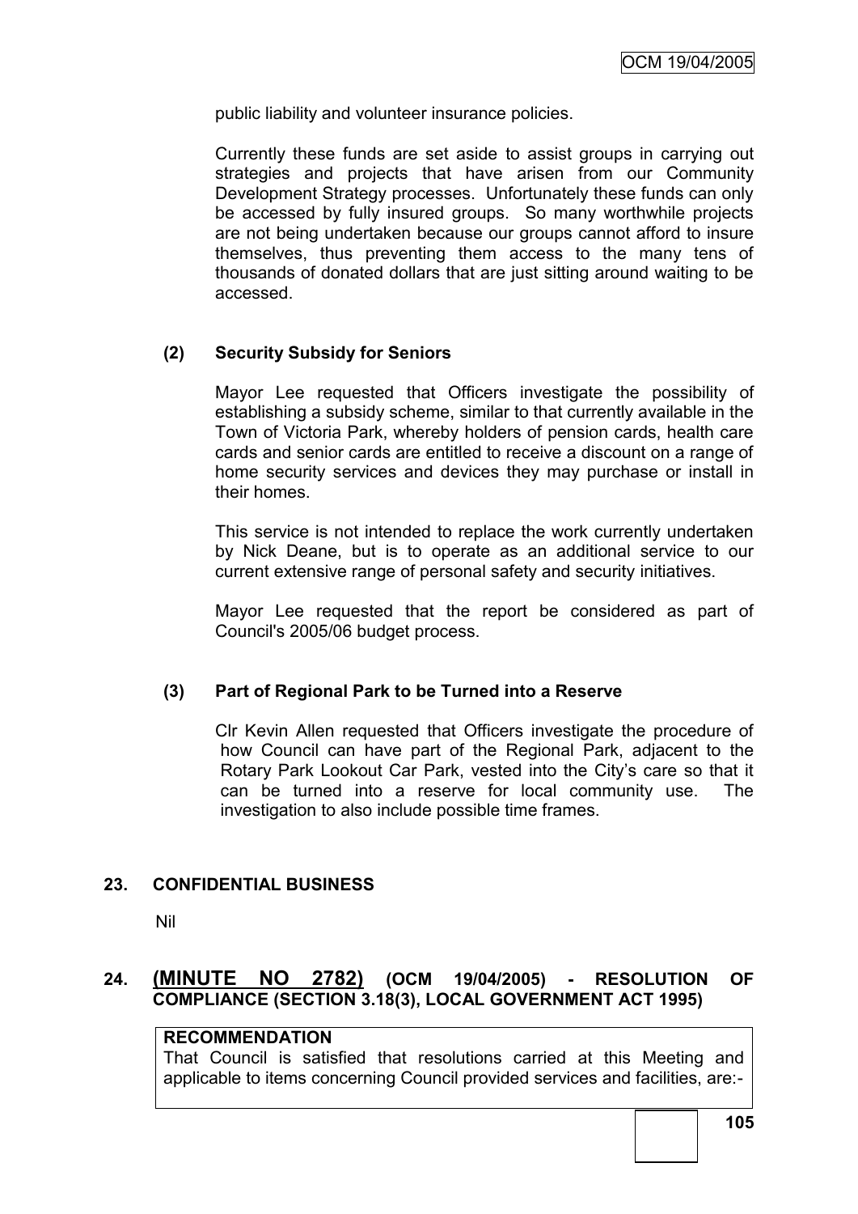public liability and volunteer insurance policies.

Currently these funds are set aside to assist groups in carrying out strategies and projects that have arisen from our Community Development Strategy processes. Unfortunately these funds can only be accessed by fully insured groups. So many worthwhile projects are not being undertaken because our groups cannot afford to insure themselves, thus preventing them access to the many tens of thousands of donated dollars that are just sitting around waiting to be accessed.

**(2) Security Subsidy for Seniors**

Mayor Lee requested that Officers investigate the possibility of establishing a subsidy scheme, similar to that currently available in the Town of Victoria Park, whereby holders of pension cards, health care cards and senior cards are entitled to receive a discount on a range of home security services and devices they may purchase or install in their homes.

This service is not intended to replace the work currently undertaken by Nick Deane, but is to operate as an additional service to our current extensive range of personal safety and security initiatives.

Mayor Lee requested that the report be considered as part of Council's 2005/06 budget process.

**(3) Part of Regional Park to be Turned into a Reserve**

Clr Kevin Allen requested that Officers investigate the procedure of how Council can have part of the Regional Park, adjacent to the Rotary Park Lookout Car Park, vested into the City's care so that it can be turned into a reserve for local community use. The investigation to also include possible time frames.

## 23. CONFIDENTIAL BUSINESS

Nil

## 24. (MINUTE NO 2782) (OCM 19/04/2005) - RESOLUTION OF COMPLIANCE (SECTION 3.18(3), LOCAL GOVERNMENT ACT 1995)

**RECOMMENDATION**

That Council is satisfied that resolutions carried at this Meeting and applicable to items concerning Council provided services and facilities, are:-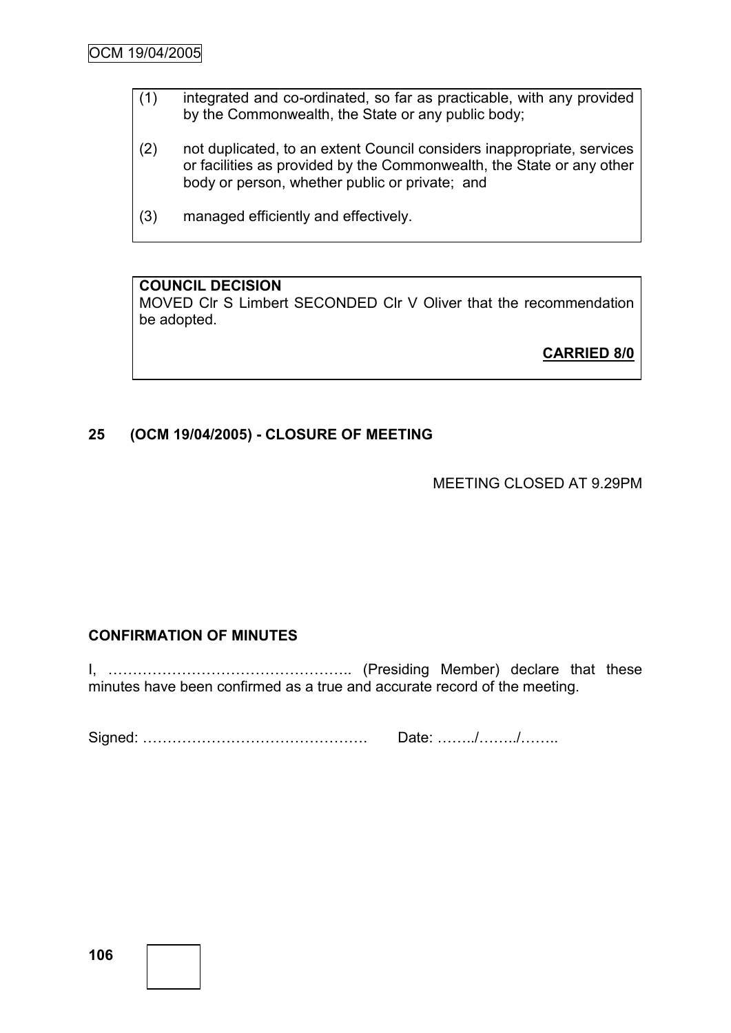(1) integrated and co-ordinated, so far as practicable, with any provided by the Commonwealth, the State or any public body;

(2) not duplicated, to an extent Council considers inappropriate, services or facilities as provided by the Commonwealth, the State or any other body or person, whether public or private; and

(3) managed efficiently and effectively.

**COUNCIL DECISION**
MOVED Clr S Limbert SECONDED Clr V Oliver that the recommendation be adopted.

**CARRIED 8/0**

## 25 (OCM 19/04/2005) - CLOSURE OF MEETING

MEETING CLOSED AT 9.29PM

**CONFIRMATION OF MINUTES**

I, ………………………………………….. (Presiding Member) declare that these minutes have been confirmed as a true and accurate record of the meeting.

Signed: ………………………………………. Date: ……../……../……..